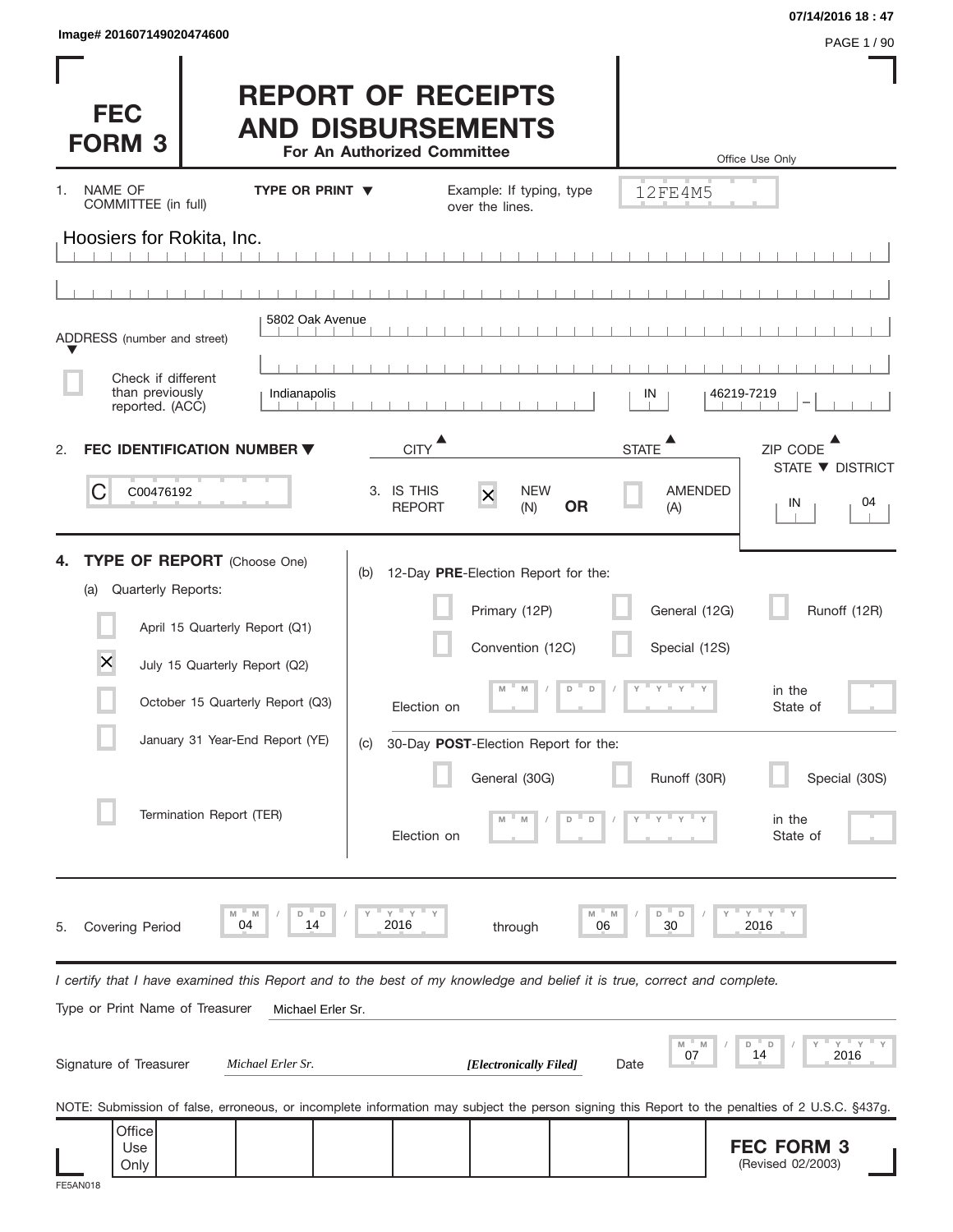Image# 201607149020474600

07/14/2016 18 : 47

# FEC FORM 3

## REPORT OF RECEIPTS AND DISBURSEMENTS

**For An Authorized Committee**

Office Use Only

12FE4M5

1. NAME OF COMMITTEE (in full) — **TYPE OR PRINT ▼** — Example: If typing, type over the lines.

Hoosiers for Rokita, Inc.

ADDRESS (number and street)

5802 Oak Avenue

☐ Check if different than previously reported. (ACC)

| CITY | STATE | ZIP CODE |
|---|---|---|
| Indianapolis | IN | 46219-7219 |

2. **FEC IDENTIFICATION NUMBER ▼**

C00476192

3. IS THIS REPORT [X] NEW (N) **OR** ☐ AMENDED (A)

| STATE | DISTRICT |
|---|---|
| IN | 04 |

4. **TYPE OF REPORT** (Choose One)

(a) Quarterly Reports:

- ☐ April 15 Quarterly Report (Q1)
- [X] July 15 Quarterly Report (Q2)
- ☐ October 15 Quarterly Report (Q3)
- ☐ January 31 Year-End Report (YE)
- ☐ Termination Report (TER)

(b) 12-Day **PRE**-Election Report for the:

- ☐ Primary (12P)
- ☐ General (12G)
- ☐ Runoff (12R)
- ☐ Convention (12C)
- ☐ Special (12S)

Election on MM / DD / YYYY in the State of ____

(c) 30-Day **POST**-Election Report for the:

- ☐ General (30G)
- ☐ Runoff (30R)
- ☐ Special (30S)

Election on MM / DD / YYYY in the State of ____

5. Covering Period 04 / 14 / 2016 through 06 / 30 / 2016

*I certify that I have examined this Report and to the best of my knowledge and belief it is true, correct and complete.*

Type or Print Name of Treasurer: Michael Erler Sr.

Signature of Treasurer: *Michael Erler Sr.* ***[Electronically Filed]*** Date: 07 / 14 / 2016

NOTE: Submission of false, erroneous, or incomplete information may subject the person signing this Report to the penalties of 2 U.S.C. §437g.

Office Use Only

**FEC FORM 3** (Revised 02/2003)

FE5AN018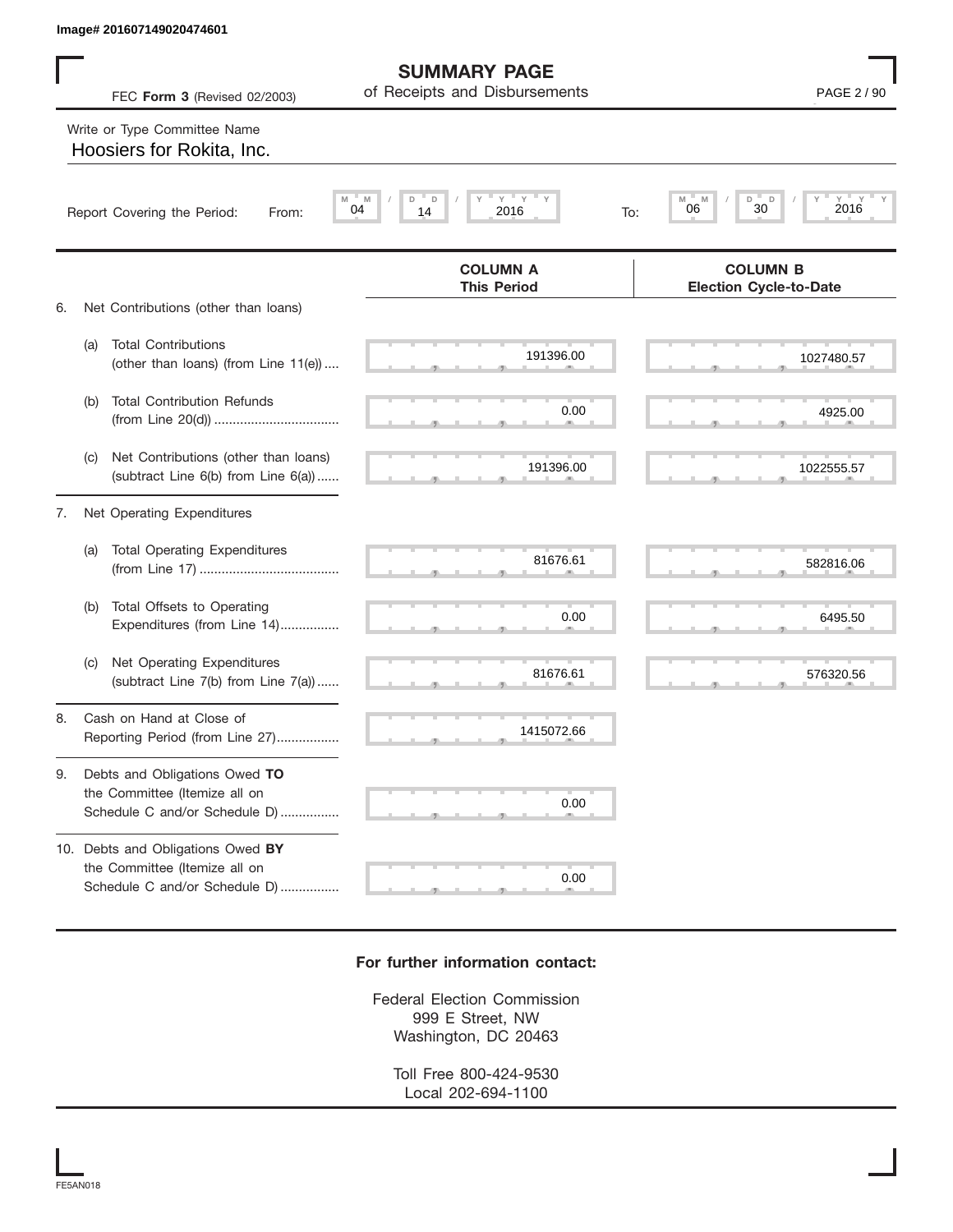Image# 201607149020474601

# SUMMARY PAGE
## of Receipts and Disbursements

FEC **Form 3** (Revised 02/2003)

Write or Type Committee Name

Hoosiers for Rokita, Inc.

Report Covering the Period: From: 04 / 14 / 2016 To: 06 / 30 / 2016

| | | COLUMN A This Period | COLUMN B Election Cycle-to-Date |
|---|---|---|---|
| 6. | Net Contributions (other than loans) | | |
| | (a) Total Contributions (other than loans) (from Line 11(e)) .... | 191396.00 | 1027480.57 |
| | (b) Total Contribution Refunds (from Line 20(d)) .... | 0.00 | 4925.00 |
| | (c) Net Contributions (other than loans) (subtract Line 6(b) from Line 6(a)) ...... | 191396.00 | 1022555.57 |
| 7. | Net Operating Expenditures | | |
| | (a) Total Operating Expenditures (from Line 17) .... | 81676.61 | 582816.06 |
| | (b) Total Offsets to Operating Expenditures (from Line 14).... | 0.00 | 6495.50 |
| | (c) Net Operating Expenditures (subtract Line 7(b) from Line 7(a)) ...... | 81676.61 | 576320.56 |
| 8. | Cash on Hand at Close of Reporting Period (from Line 27).... | 1415072.66 | |
| 9. | Debts and Obligations Owed **TO** the Committee (Itemize all on Schedule C and/or Schedule D) .... | 0.00 | |
| 10. | Debts and Obligations Owed **BY** the Committee (Itemize all on Schedule C and/or Schedule D) .... | 0.00 | |

**For further information contact:**

Federal Election Commission
999 E Street, NW
Washington, DC 20463

Toll Free 800-424-9530
Local 202-694-1100

FE5AN018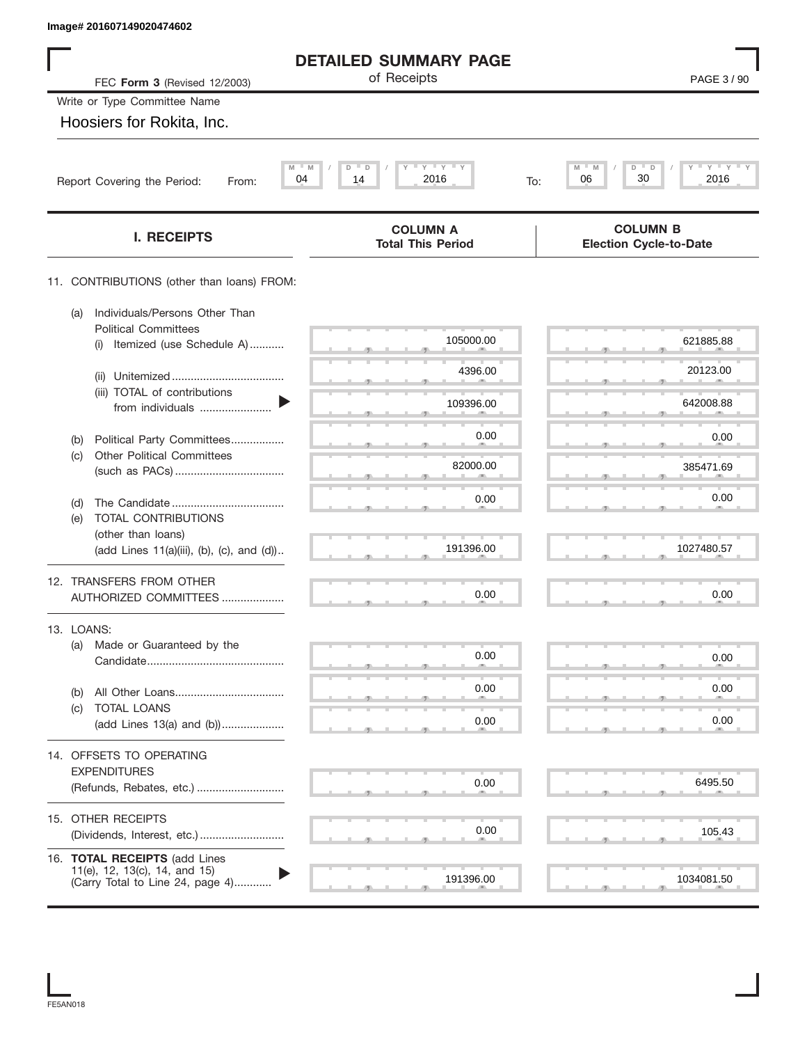Image# 201607149020474602

# DETAILED SUMMARY PAGE

of Receipts

FEC **Form 3** (Revised 12/2003)

Write or Type Committee Name

Hoosiers for Rokita, Inc.

Report Covering the Period: From: 04 / 14 / 2016 To: 06 / 30 / 2016

| I. RECEIPTS | COLUMN A Total This Period | COLUMN B Election Cycle-to-Date |
|---|---|---|
| 11. CONTRIBUTIONS (other than loans) FROM: | | |
| (a) Individuals/Persons Other Than Political Committees (i) Itemized (use Schedule A) | 105000.00 | 621885.88 |
| (ii) Unitemized | 4396.00 | 20123.00 |
| (iii) TOTAL of contributions from individuals | 109396.00 | 642008.88 |
| (b) Political Party Committees | 0.00 | 0.00 |
| (c) Other Political Committees (such as PACs) | 82000.00 | 385471.69 |
| (d) The Candidate | 0.00 | 0.00 |
| (e) TOTAL CONTRIBUTIONS (other than loans) (add Lines 11(a)(iii), (b), (c), and (d)) | 191396.00 | 1027480.57 |
| 12. TRANSFERS FROM OTHER AUTHORIZED COMMITTEES | 0.00 | 0.00 |
| 13. LOANS: | | |
| (a) Made or Guaranteed by the Candidate | 0.00 | 0.00 |
| (b) All Other Loans | 0.00 | 0.00 |
| (c) TOTAL LOANS (add Lines 13(a) and (b)) | 0.00 | 0.00 |
| 14. OFFSETS TO OPERATING EXPENDITURES (Refunds, Rebates, etc.) | 0.00 | 6495.50 |
| 15. OTHER RECEIPTS (Dividends, Interest, etc.) | 0.00 | 105.43 |
| 16. **TOTAL RECEIPTS** (add Lines 11(e), 12, 13(c), 14, and 15) (Carry Total to Line 24, page 4) | 191396.00 | 1034081.50 |

FE5AN018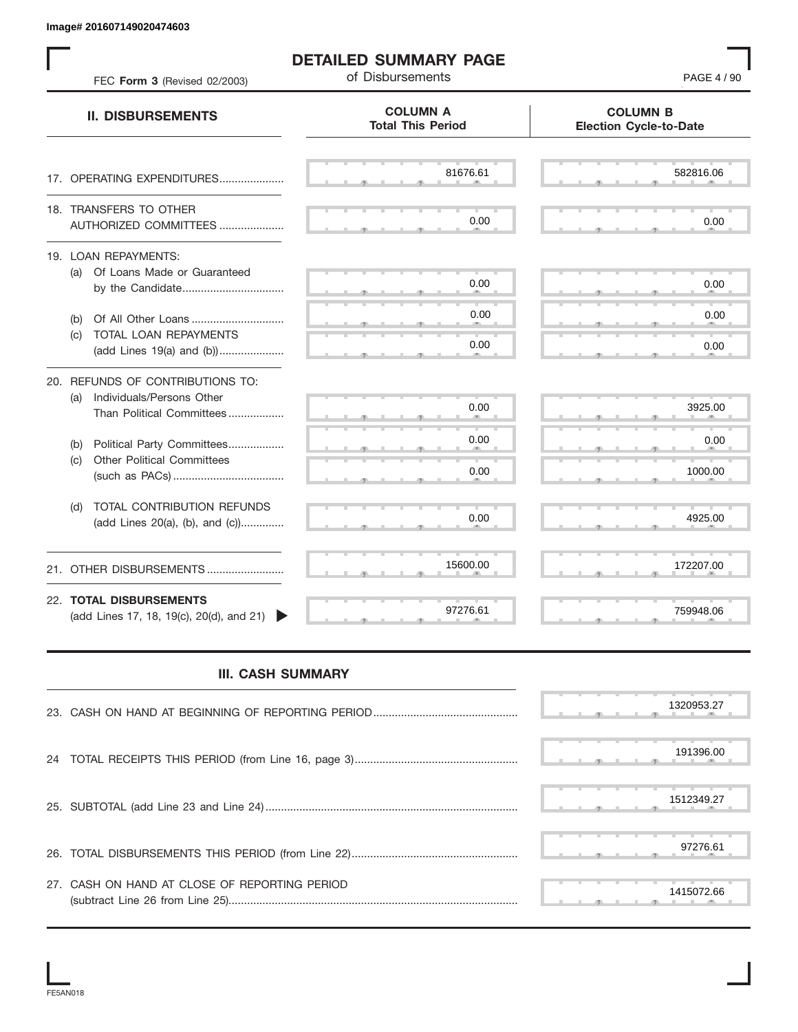Image# 201607149020474603

# DETAILED SUMMARY PAGE

of Disbursements

FEC **Form 3** (Revised 02/2003)

| II. DISBURSEMENTS | COLUMN A Total This Period | COLUMN B Election Cycle-to-Date |
|---|---|---|
| 17. OPERATING EXPENDITURES | 81676.61 | 582816.06 |
| 18. TRANSFERS TO OTHER AUTHORIZED COMMITTEES | 0.00 | 0.00 |
| 19. LOAN REPAYMENTS: | | |
| (a) Of Loans Made or Guaranteed by the Candidate | 0.00 | 0.00 |
| (b) Of All Other Loans | 0.00 | 0.00 |
| (c) TOTAL LOAN REPAYMENTS (add Lines 19(a) and (b)) | 0.00 | 0.00 |
| 20. REFUNDS OF CONTRIBUTIONS TO: | | |
| (a) Individuals/Persons Other Than Political Committees | 0.00 | 3925.00 |
| (b) Political Party Committees | 0.00 | 0.00 |
| (c) Other Political Committees (such as PACs) | 0.00 | 1000.00 |
| (d) TOTAL CONTRIBUTION REFUNDS (add Lines 20(a), (b), and (c)) | 0.00 | 4925.00 |
| 21. OTHER DISBURSEMENTS | 15600.00 | 172207.00 |
| 22. **TOTAL DISBURSEMENTS** (add Lines 17, 18, 19(c), 20(d), and 21) | 97276.61 | 759948.06 |

## III. CASH SUMMARY

| | |
|---|---|
| 23. CASH ON HAND AT BEGINNING OF REPORTING PERIOD | 1320953.27 |
| 24 TOTAL RECEIPTS THIS PERIOD (from Line 16, page 3) | 191396.00 |
| 25. SUBTOTAL (add Line 23 and Line 24) | 1512349.27 |
| 26. TOTAL DISBURSEMENTS THIS PERIOD (from Line 22) | 97276.61 |
| 27. CASH ON HAND AT CLOSE OF REPORTING PERIOD (subtract Line 26 from Line 25) | 1415072.66 |

FE5AN018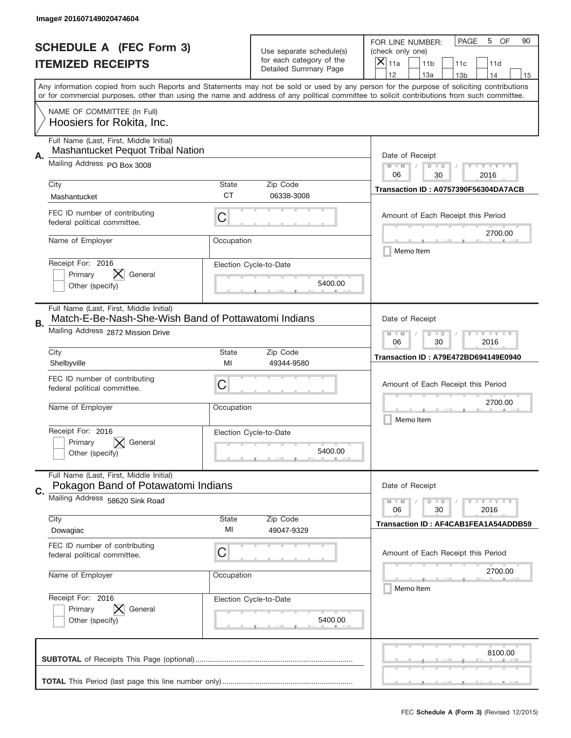Image# 201607149020474604

# SCHEDULE A (FEC Form 3)
## ITEMIZED RECEIPTS

Use separate schedule(s) for each category of the Detailed Summary Page

FOR LINE NUMBER: (check only one)

[X] 11a  [ ] 11b  [ ] 11c  [ ] 11d  [ ] 12  [ ] 13a  [ ] 13b  [ ] 14  [ ] 15

PAGE 5 OF 90

Any information copied from such Reports and Statements may not be sold or used by any person for the purpose of soliciting contributions or for commercial purposes, other than using the name and address of any political committee to solicit contributions from such committee.

NAME OF COMMITTEE (In Full)
Hoosiers for Rokita, Inc.

---

**A.** Full Name (Last, First, Middle Initial): Mashantucket Pequot Tribal Nation

Mailing Address: PO Box 3008

City: Mashantucket | State: CT | Zip Code: 06338-3008

FEC ID number of contributing federal political committee: C

Name of Employer: | Occupation:

Receipt For: 2016 — [ ] Primary [X] General [ ] Other (specify)

Election Cycle-to-Date: 5400.00

Date of Receipt: 06 / 30 / 2016

Transaction ID : A0757390F56304DA7ACB

Amount of Each Receipt this Period: 2700.00

[ ] Memo Item

---

**B.** Full Name (Last, First, Middle Initial): Match-E-Be-Nash-She-Wish Band of Pottawatomi Indians

Mailing Address: 2872 Mission Drive

City: Shelbyville | State: MI | Zip Code: 49344-9580

FEC ID number of contributing federal political committee: C

Name of Employer: | Occupation:

Receipt For: 2016 — [ ] Primary [X] General [ ] Other (specify)

Election Cycle-to-Date: 5400.00

Date of Receipt: 06 / 30 / 2016

Transaction ID : A79E472BD694149E0940

Amount of Each Receipt this Period: 2700.00

[ ] Memo Item

---

**C.** Full Name (Last, First, Middle Initial): Pokagon Band of Potawatomi Indians

Mailing Address: 58620 Sink Road

City: Dowagiac | State: MI | Zip Code: 49047-9329

FEC ID number of contributing federal political committee: C

Name of Employer: | Occupation:

Receipt For: 2016 — [ ] Primary [X] General [ ] Other (specify)

Election Cycle-to-Date: 5400.00

Date of Receipt: 06 / 30 / 2016

Transaction ID : AF4CAB1FEA1A54ADDB59

Amount of Each Receipt this Period: 2700.00

[ ] Memo Item

---

**SUBTOTAL** of Receipts This Page (optional): 8100.00

**TOTAL** This Period (last page this line number only):

FEC **Schedule A** (Form 3) (Revised 12/2015)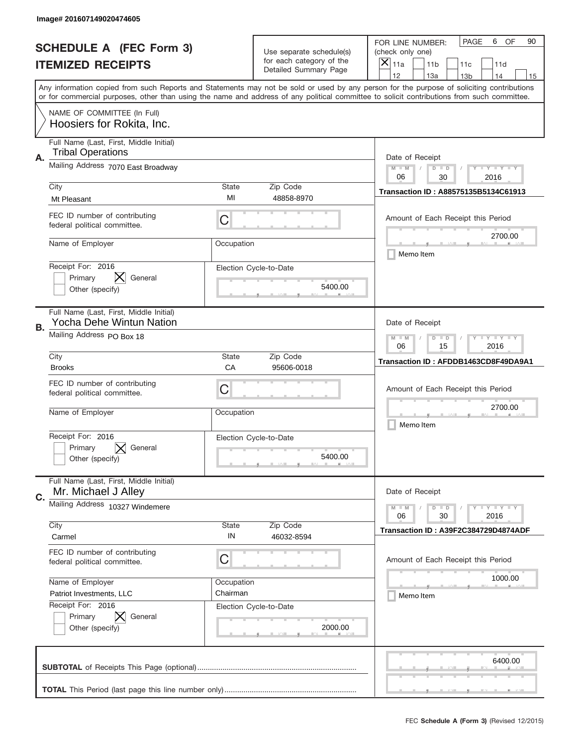Image# 201607149020474605

# SCHEDULE A (FEC Form 3)
## ITEMIZED RECEIPTS

Use separate schedule(s) for each category of the Detailed Summary Page

FOR LINE NUMBER: (check only one)
[X] 11a [ ] 11b [ ] 11c [ ] 11d [ ] 12 [ ] 13a [ ] 13b [ ] 14 [ ] 15

PAGE 6 OF 90

Any information copied from such Reports and Statements may not be sold or used by any person for the purpose of soliciting contributions or for commercial purposes, other than using the name and address of any political committee to solicit contributions from such committee.

NAME OF COMMITTEE (In Full)
Hoosiers for Rokita, Inc.

---

**A.** Full Name (Last, First, Middle Initial): Tribal Operations

Mailing Address: 7070 East Broadway

City: Mt Pleasant | State: MI | Zip Code: 48858-8970

FEC ID number of contributing federal political committee: C

Name of Employer: | Occupation:

Receipt For: 2016 — [ ] Primary [X] General [ ] Other (specify)

Election Cycle-to-Date: 5400.00

Date of Receipt: 06 / 30 / 2016

Transaction ID : A88575135B5134C61913

Amount of Each Receipt this Period: 2700.00

[ ] Memo Item

---

**B.** Full Name (Last, First, Middle Initial): Yocha Dehe Wintun Nation

Mailing Address: PO Box 18

City: Brooks | State: CA | Zip Code: 95606-0018

FEC ID number of contributing federal political committee: C

Name of Employer: | Occupation:

Receipt For: 2016 — [ ] Primary [X] General [ ] Other (specify)

Election Cycle-to-Date: 5400.00

Date of Receipt: 06 / 15 / 2016

Transaction ID : AFDDB1463CD8F49DA9A1

Amount of Each Receipt this Period: 2700.00

[ ] Memo Item

---

**C.** Full Name (Last, First, Middle Initial): Mr. Michael J Alley

Mailing Address: 10327 Windemere

City: Carmel | State: IN | Zip Code: 46032-8594

FEC ID number of contributing federal political committee: C

Name of Employer: Patriot Investments, LLC | Occupation: Chairman

Receipt For: 2016 — [ ] Primary [X] General [ ] Other (specify)

Election Cycle-to-Date: 2000.00

Date of Receipt: 06 / 30 / 2016

Transaction ID : A39F2C384729D4874ADF

Amount of Each Receipt this Period: 1000.00

[ ] Memo Item

---

**SUBTOTAL** of Receipts This Page (optional): 6400.00

**TOTAL** This Period (last page this line number only):

FEC **Schedule A** (Form 3) (Revised 12/2015)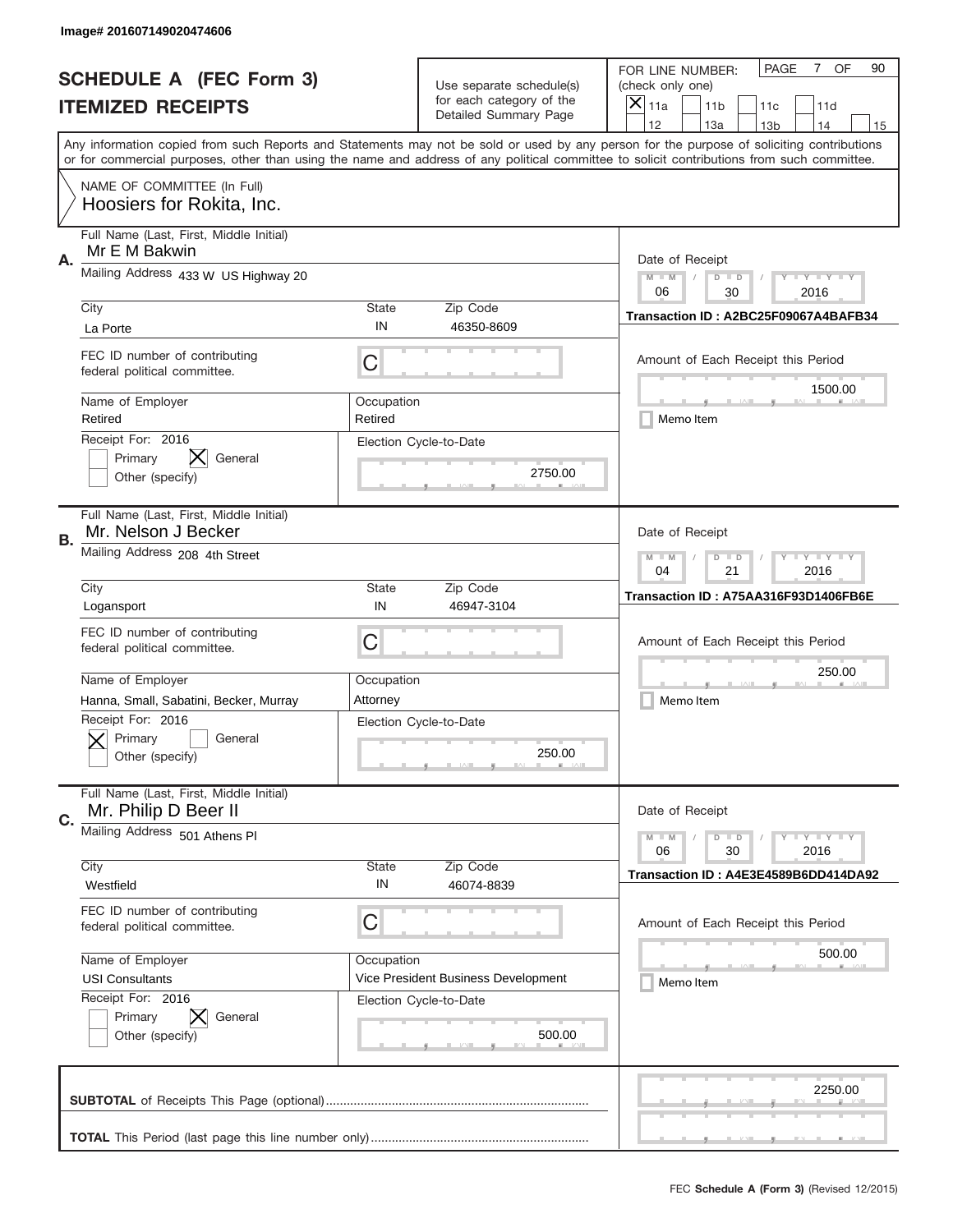Image# 201607149020474606

# SCHEDULE A (FEC Form 3)
# ITEMIZED RECEIPTS

Use separate schedule(s) for each category of the Detailed Summary Page

FOR LINE NUMBER: (check only one)
[X] 11a  [ ] 11b  [ ] 11c  [ ] 11d  [ ] 12  [ ] 13a  [ ] 13b  [ ] 14  [ ] 15

PAGE 7 OF 90

Any information copied from such Reports and Statements may not be sold or used by any person for the purpose of soliciting contributions or for commercial purposes, other than using the name and address of any political committee to solicit contributions from such committee.

NAME OF COMMITTEE (In Full)
Hoosiers for Rokita, Inc.

---

**A.**
Full Name (Last, First, Middle Initial): Mr E M Bakwin
Mailing Address: 433 W US Highway 20
City: La Porte | State: IN | Zip Code: 46350-8609
FEC ID number of contributing federal political committee: C
Name of Employer: Retired
Occupation: Retired
Receipt For: 2016 — [ ] Primary [X] General [ ] Other (specify)
Election Cycle-to-Date: 2750.00
Date of Receipt: 06 / 30 / 2016
Transaction ID : A2BC25F09067A4BAFB34
Amount of Each Receipt this Period: 1500.00
[ ] Memo Item

---

**B.**
Full Name (Last, First, Middle Initial): Mr. Nelson J Becker
Mailing Address: 208 4th Street
City: Logansport | State: IN | Zip Code: 46947-3104
FEC ID number of contributing federal political committee: C
Name of Employer: Hanna, Small, Sabatini, Becker, Murray
Occupation: Attorney
Receipt For: 2016 — [X] Primary [ ] General [ ] Other (specify)
Election Cycle-to-Date: 250.00
Date of Receipt: 04 / 21 / 2016
Transaction ID : A75AA316F93D1406FB6E
Amount of Each Receipt this Period: 250.00
[ ] Memo Item

---

**C.**
Full Name (Last, First, Middle Initial): Mr. Philip D Beer II
Mailing Address: 501 Athens Pl
City: Westfield | State: IN | Zip Code: 46074-8839
FEC ID number of contributing federal political committee: C
Name of Employer: USI Consultants
Occupation: Vice President Business Development
Receipt For: 2016 — [ ] Primary [X] General [ ] Other (specify)
Election Cycle-to-Date: 500.00
Date of Receipt: 06 / 30 / 2016
Transaction ID : A4E3E4589B6DD414DA92
Amount of Each Receipt this Period: 500.00
[ ] Memo Item

---

**SUBTOTAL** of Receipts This Page (optional): 2250.00

**TOTAL** This Period (last page this line number only):

FEC **Schedule A** (Form 3) (Revised 12/2015)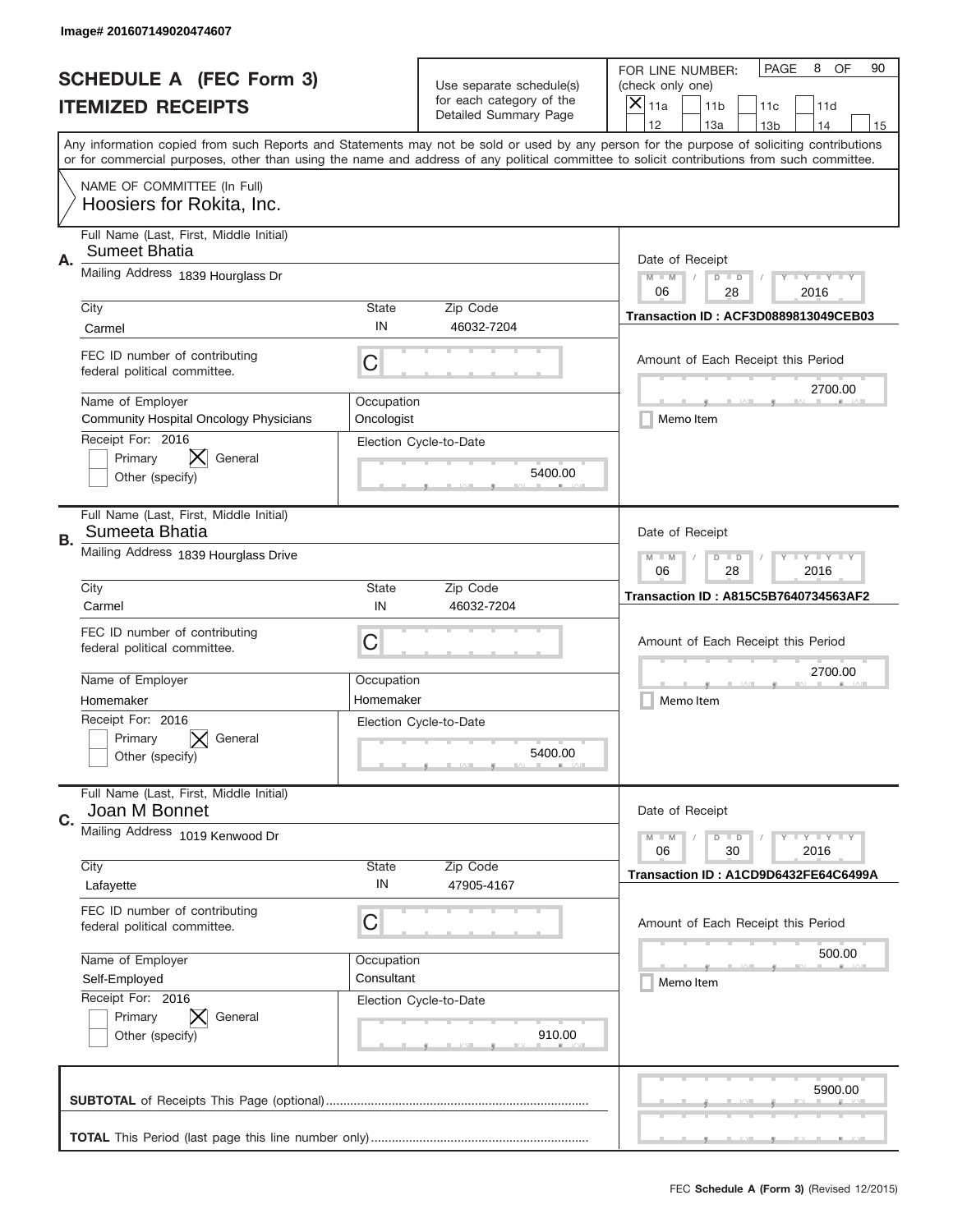Image# 201607149020474607

# SCHEDULE A (FEC Form 3)
## ITEMIZED RECEIPTS

Use separate schedule(s) for each category of the Detailed Summary Page

FOR LINE NUMBER: (check only one)
[X] 11a  [ ] 11b  [ ] 11c  [ ] 11d  [ ] 12  [ ] 13a  [ ] 13b  [ ] 14  [ ] 15

PAGE 8 OF 90

Any information copied from such Reports and Statements may not be sold or used by any person for the purpose of soliciting contributions or for commercial purposes, other than using the name and address of any political committee to solicit contributions from such committee.

NAME OF COMMITTEE (In Full)
Hoosiers for Rokita, Inc.

---

**A.** Full Name (Last, First, Middle Initial): Sumeet Bhatia

Mailing Address: 1839 Hourglass Dr

City: Carmel | State: IN | Zip Code: 46032-7204

FEC ID number of contributing federal political committee: C

Name of Employer: Community Hospital Oncology Physicians

Occupation: Oncologist

Receipt For: 2016 — [ ] Primary [X] General [ ] Other (specify)

Election Cycle-to-Date: 5400.00

Date of Receipt: 06 / 28 / 2016

Transaction ID : ACF3D0889813049CEB03

Amount of Each Receipt this Period: 2700.00

[ ] Memo Item

---

**B.** Full Name (Last, First, Middle Initial): Sumeeta Bhatia

Mailing Address: 1839 Hourglass Drive

City: Carmel | State: IN | Zip Code: 46032-7204

FEC ID number of contributing federal political committee: C

Name of Employer: Homemaker

Occupation: Homemaker

Receipt For: 2016 — [ ] Primary [X] General [ ] Other (specify)

Election Cycle-to-Date: 5400.00

Date of Receipt: 06 / 28 / 2016

Transaction ID : A815C5B7640734563AF2

Amount of Each Receipt this Period: 2700.00

[ ] Memo Item

---

**C.** Full Name (Last, First, Middle Initial): Joan M Bonnet

Mailing Address: 1019 Kenwood Dr

City: Lafayette | State: IN | Zip Code: 47905-4167

FEC ID number of contributing federal political committee: C

Name of Employer: Self-Employed

Occupation: Consultant

Receipt For: 2016 — [ ] Primary [X] General [ ] Other (specify)

Election Cycle-to-Date: 910.00

Date of Receipt: 06 / 30 / 2016

Transaction ID : A1CD9D6432FE64C6499A

Amount of Each Receipt this Period: 500.00

[ ] Memo Item

---

**SUBTOTAL** of Receipts This Page (optional): 5900.00

**TOTAL** This Period (last page this line number only):

FEC **Schedule A (Form 3)** (Revised 12/2015)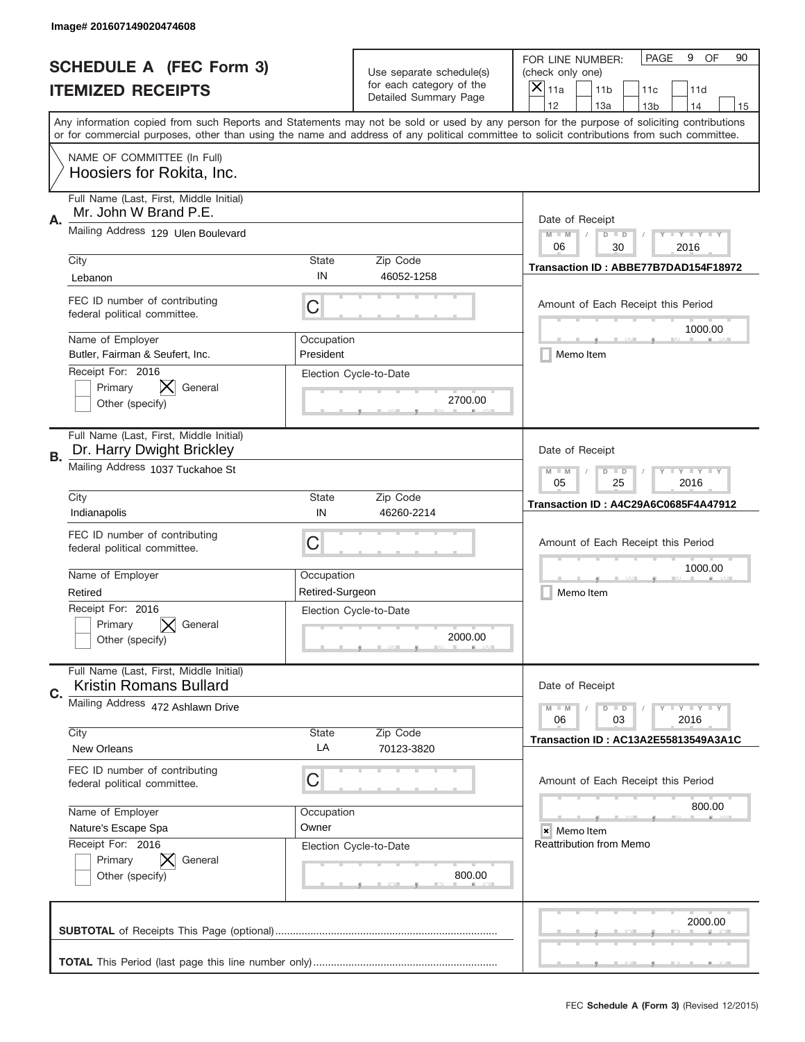Image# 201607149020474608

# SCHEDULE A (FEC Form 3)
# ITEMIZED RECEIPTS

Use separate schedule(s) for each category of the Detailed Summary Page

FOR LINE NUMBER: (check only one)

- [x] 11a
- [ ] 11b
- [ ] 11c
- [ ] 11d
- [ ] 12
- [ ] 13a
- [ ] 13b
- [ ] 14
- [ ] 15

Any information copied from such Reports and Statements may not be sold or used by any person for the purpose of soliciting contributions or for commercial purposes, other than using the name and address of any political committee to solicit contributions from such committee.

NAME OF COMMITTEE (In Full)
Hoosiers for Rokita, Inc.

---

**A.** Full Name (Last, First, Middle Initial): Mr. John W Brand P.E.

Mailing Address: 129 Ulen Boulevard

City: Lebanon | State: IN | Zip Code: 46052-1258

FEC ID number of contributing federal political committee: C

Name of Employer: Butler, Fairman & Seufert, Inc.

Occupation: President

Receipt For: 2016 — Primary [ ] General [x] Other (specify) [ ]

Election Cycle-to-Date: 2700.00

Date of Receipt: 06 / 30 / 2016

Transaction ID : ABBE77B7DAD154F18972

Amount of Each Receipt this Period: 1000.00

Memo Item [ ]

---

**B.** Full Name (Last, First, Middle Initial): Dr. Harry Dwight Brickley

Mailing Address: 1037 Tuckahoe St

City: Indianapolis | State: IN | Zip Code: 46260-2214

FEC ID number of contributing federal political committee: C

Name of Employer: Retired

Occupation: Retired-Surgeon

Receipt For: 2016 — Primary [ ] General [x] Other (specify) [ ]

Election Cycle-to-Date: 2000.00

Date of Receipt: 05 / 25 / 2016

Transaction ID : A4C29A6C0685F4A47912

Amount of Each Receipt this Period: 1000.00

Memo Item [ ]

---

**C.** Full Name (Last, First, Middle Initial): Kristin Romans Bullard

Mailing Address: 472 Ashlawn Drive

City: New Orleans | State: LA | Zip Code: 70123-3820

FEC ID number of contributing federal political committee: C

Name of Employer: Nature's Escape Spa

Occupation: Owner

Receipt For: 2016 — Primary [ ] General [x] Other (specify) [ ]

Election Cycle-to-Date: 800.00

Date of Receipt: 06 / 03 / 2016

Transaction ID : AC13A2E55813549A3A1C

Amount of Each Receipt this Period: 800.00

Memo Item [x]
Reattribution from Memo

---

**SUBTOTAL** of Receipts This Page (optional): 2000.00

**TOTAL** This Period (last page this line number only):

FEC **Schedule A** (Form 3) (Revised 12/2015)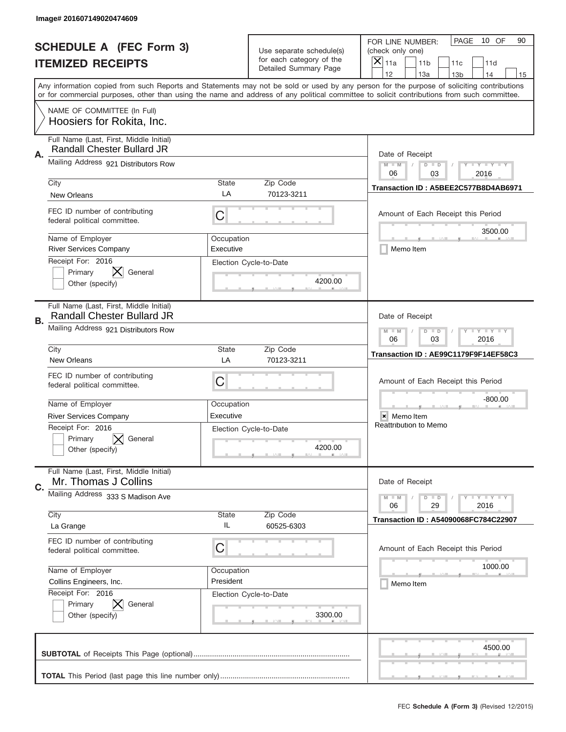Image# 201607149020474609

# SCHEDULE A (FEC Form 3)
## ITEMIZED RECEIPTS

Use separate schedule(s) for each category of the Detailed Summary Page

FOR LINE NUMBER: (check only one)
[X] 11a [ ] 11b [ ] 11c [ ] 11d [ ] 12 [ ] 13a [ ] 13b [ ] 14 [ ] 15

PAGE 10 OF 90

Any information copied from such Reports and Statements may not be sold or used by any person for the purpose of soliciting contributions or for commercial purposes, other than using the name and address of any political committee to solicit contributions from such committee.

NAME OF COMMITTEE (In Full)
Hoosiers for Rokita, Inc.

---

**A.**

Full Name (Last, First, Middle Initial): Randall Chester Bullard JR

Mailing Address: 921 Distributors Row

City: New Orleans | State: LA | Zip Code: 70123-3211

FEC ID number of contributing federal political committee: C

Name of Employer: River Services Company | Occupation: Executive

Receipt For: 2016 — [ ] Primary [X] General [ ] Other (specify)

Election Cycle-to-Date: 4200.00

Date of Receipt: 06 / 03 / 2016

Transaction ID : A5BEE2C577B8D4AB6971

Amount of Each Receipt this Period: 3500.00

[ ] Memo Item

---

**B.**

Full Name (Last, First, Middle Initial): Randall Chester Bullard JR

Mailing Address: 921 Distributors Row

City: New Orleans | State: LA | Zip Code: 70123-3211

FEC ID number of contributing federal political committee: C

Name of Employer: River Services Company | Occupation: Executive

Receipt For: 2016 — [ ] Primary [X] General [ ] Other (specify)

Election Cycle-to-Date: 4200.00

Date of Receipt: 06 / 03 / 2016

Transaction ID : AE99C1179F9F14EF58C3

Amount of Each Receipt this Period: -800.00

[X] Memo Item
Reattribution to Memo

---

**C.**

Full Name (Last, First, Middle Initial): Mr. Thomas J Collins

Mailing Address: 333 S Madison Ave

City: La Grange | State: IL | Zip Code: 60525-6303

FEC ID number of contributing federal political committee: C

Name of Employer: Collins Engineers, Inc. | Occupation: President

Receipt For: 2016 — [ ] Primary [X] General [ ] Other (specify)

Election Cycle-to-Date: 3300.00

Date of Receipt: 06 / 29 / 2016

Transaction ID : A54090068FC784C22907

Amount of Each Receipt this Period: 1000.00

[ ] Memo Item

---

**SUBTOTAL** of Receipts This Page (optional): 4500.00

**TOTAL** This Period (last page this line number only):

FEC **Schedule A** (Form 3) (Revised 12/2015)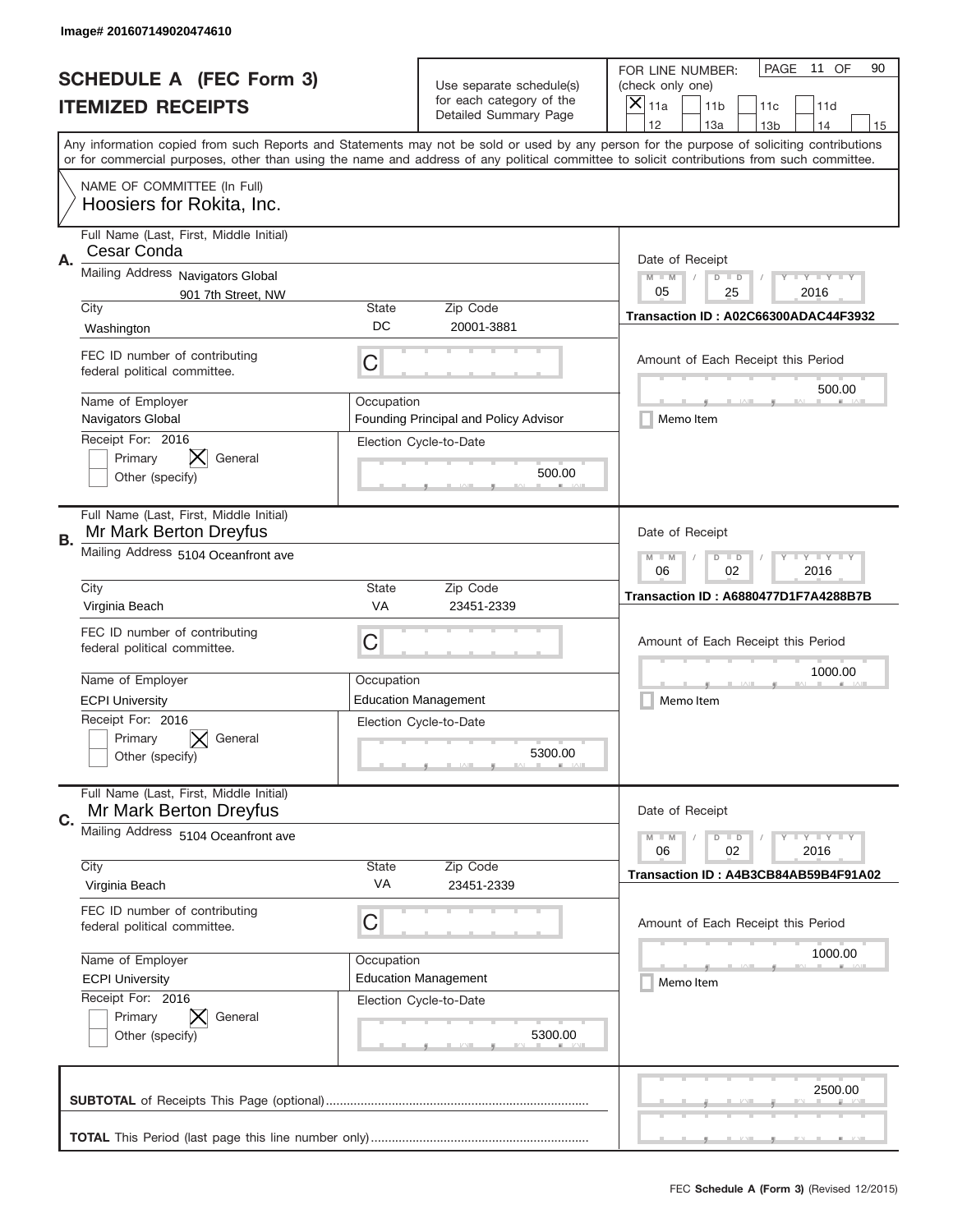Image# 201607149020474610

# SCHEDULE A (FEC Form 3)
## ITEMIZED RECEIPTS

Use separate schedule(s) for each category of the Detailed Summary Page

FOR LINE NUMBER: (check only one)

[X] 11a [ ] 11b [ ] 11c [ ] 11d [ ] 12 [ ] 13a [ ] 13b [ ] 14 [ ] 15

Any information copied from such Reports and Statements may not be sold or used by any person for the purpose of soliciting contributions or for commercial purposes, other than using the name and address of any political committee to solicit contributions from such committee.

NAME OF COMMITTEE (In Full)
Hoosiers for Rokita, Inc.

---

**A.** Full Name (Last, First, Middle Initial): Cesar Conda

Mailing Address: Navigators Global, 901 7th Street, NW

City: Washington | State: DC | Zip Code: 20001-3881

FEC ID number of contributing federal political committee: C

Name of Employer: Navigators Global

Occupation: Founding Principal and Policy Advisor

Receipt For: 2016 — [ ] Primary [X] General [ ] Other (specify)

Election Cycle-to-Date: 500.00

Date of Receipt: 05 / 25 / 2016

Transaction ID : A02C66300ADAC44F3932

Amount of Each Receipt this Period: 500.00

[ ] Memo Item

---

**B.** Full Name (Last, First, Middle Initial): Mr Mark Berton Dreyfus

Mailing Address: 5104 Oceanfront ave

City: Virginia Beach | State: VA | Zip Code: 23451-2339

FEC ID number of contributing federal political committee: C

Name of Employer: ECPI University

Occupation: Education Management

Receipt For: 2016 — [ ] Primary [X] General [ ] Other (specify)

Election Cycle-to-Date: 5300.00

Date of Receipt: 06 / 02 / 2016

Transaction ID : A6880477D1F7A4288B7B

Amount of Each Receipt this Period: 1000.00

[ ] Memo Item

---

**C.** Full Name (Last, First, Middle Initial): Mr Mark Berton Dreyfus

Mailing Address: 5104 Oceanfront ave

City: Virginia Beach | State: VA | Zip Code: 23451-2339

FEC ID number of contributing federal political committee: C

Name of Employer: ECPI University

Occupation: Education Management

Receipt For: 2016 — [ ] Primary [X] General [ ] Other (specify)

Election Cycle-to-Date: 5300.00

Date of Receipt: 06 / 02 / 2016

Transaction ID : A4B3CB84AB59B4F91A02

Amount of Each Receipt this Period: 1000.00

[ ] Memo Item

---

**SUBTOTAL** of Receipts This Page (optional): 2500.00

**TOTAL** This Period (last page this line number only):

FEC **Schedule A (Form 3)** (Revised 12/2015)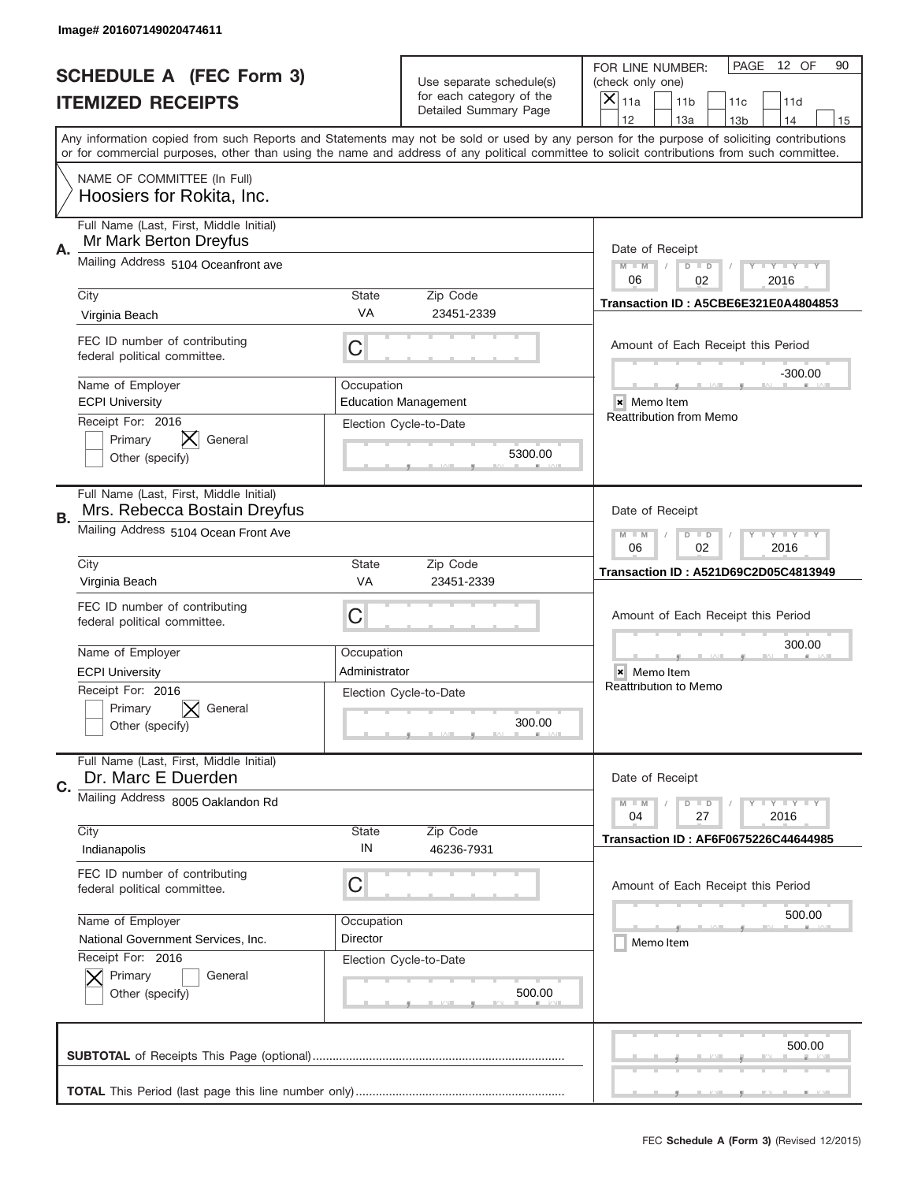Image# 201607149020474611

# SCHEDULE A (FEC Form 3)
## ITEMIZED RECEIPTS

Use separate schedule(s) for each category of the Detailed Summary Page

FOR LINE NUMBER: (check only one)
[X] 11a [ ] 11b [ ] 11c [ ] 11d [ ] 12 [ ] 13a [ ] 13b [ ] 14 [ ] 15

PAGE 12 OF 90

Any information copied from such Reports and Statements may not be sold or used by any person for the purpose of soliciting contributions or for commercial purposes, other than using the name and address of any political committee to solicit contributions from such committee.

NAME OF COMMITTEE (In Full)
Hoosiers for Rokita, Inc.

---

**A.** Full Name (Last, First, Middle Initial): Mr Mark Berton Dreyfus

Mailing Address: 5104 Oceanfront ave

City: Virginia Beach | State: VA | Zip Code: 23451-2339

FEC ID number of contributing federal political committee: C

Name of Employer: ECPI University

Occupation: Education Management

Receipt For: 2016 — [ ] Primary [X] General [ ] Other (specify)

Election Cycle-to-Date: 5300.00

Date of Receipt: 06 / 02 / 2016

Transaction ID : A5CBE6E321E0A4804853

Amount of Each Receipt this Period: -300.00

[x] Memo Item

Reattribution from Memo

---

**B.** Full Name (Last, First, Middle Initial): Mrs. Rebecca Bostain Dreyfus

Mailing Address: 5104 Ocean Front Ave

City: Virginia Beach | State: VA | Zip Code: 23451-2339

FEC ID number of contributing federal political committee: C

Name of Employer: ECPI University

Occupation: Administrator

Receipt For: 2016 — [ ] Primary [X] General [ ] Other (specify)

Election Cycle-to-Date: 300.00

Date of Receipt: 06 / 02 / 2016

Transaction ID : A521D69C2D05C4813949

Amount of Each Receipt this Period: 300.00

[x] Memo Item

Reattribution to Memo

---

**C.** Full Name (Last, First, Middle Initial): Dr. Marc E Duerden

Mailing Address: 8005 Oaklandon Rd

City: Indianapolis | State: IN | Zip Code: 46236-7931

FEC ID number of contributing federal political committee: C

Name of Employer: National Government Services, Inc.

Occupation: Director

Receipt For: 2016 — [X] Primary [ ] General [ ] Other (specify)

Election Cycle-to-Date: 500.00

Date of Receipt: 04 / 27 / 2016

Transaction ID : AF6F0675226C44644985

Amount of Each Receipt this Period: 500.00

[ ] Memo Item

---

**SUBTOTAL** of Receipts This Page (optional): 500.00

**TOTAL** This Period (last page this line number only):

FEC **Schedule A** (Form 3) (Revised 12/2015)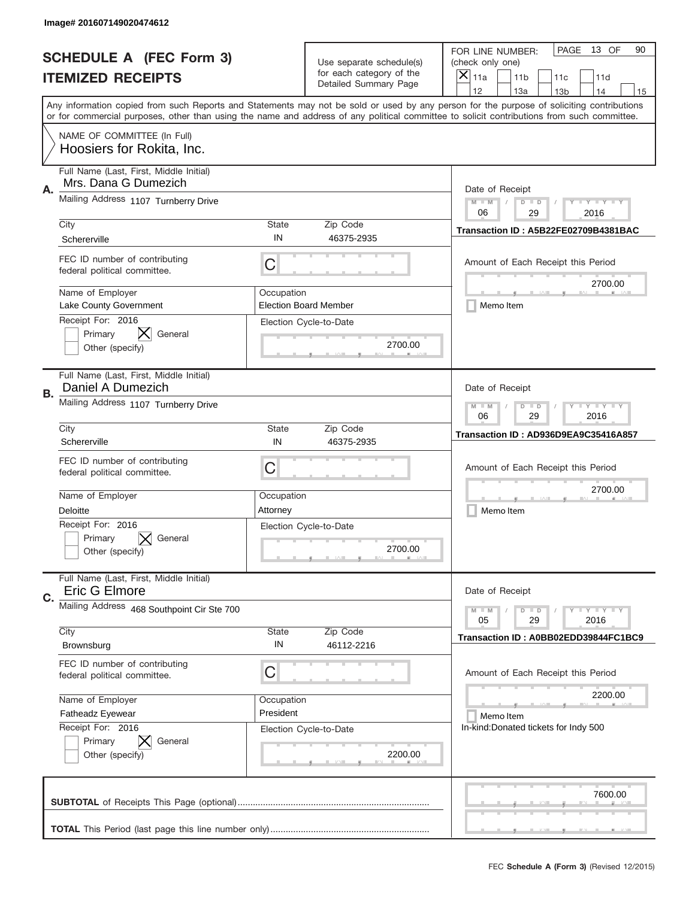Image# 201607149020474612

# SCHEDULE A (FEC Form 3)
## ITEMIZED RECEIPTS

Use separate schedule(s) for each category of the Detailed Summary Page

FOR LINE NUMBER: (check only one)

[X] 11a [ ] 11b [ ] 11c [ ] 11d [ ] 12 [ ] 13a [ ] 13b [ ] 14 [ ] 15

PAGE 13 OF 90

Any information copied from such Reports and Statements may not be sold or used by any person for the purpose of soliciting contributions or for commercial purposes, other than using the name and address of any political committee to solicit contributions from such committee.

NAME OF COMMITTEE (In Full)
Hoosiers for Rokita, Inc.

---

**A.** Full Name (Last, First, Middle Initial): Mrs. Dana G Dumezich

Mailing Address: 1107 Turnberry Drive

City: Schererville | State: IN | Zip Code: 46375-2935

FEC ID number of contributing federal political committee: C

Name of Employer: Lake County Government

Occupation: Election Board Member

Receipt For: 2016 — [ ] Primary [X] General [ ] Other (specify)

Election Cycle-to-Date: 2700.00

Date of Receipt: 06 / 29 / 2016

Transaction ID : A5B22FE02709B4381BAC

Amount of Each Receipt this Period: 2700.00

[ ] Memo Item

---

**B.** Full Name (Last, First, Middle Initial): Daniel A Dumezich

Mailing Address: 1107 Turnberry Drive

City: Schererville | State: IN | Zip Code: 46375-2935

FEC ID number of contributing federal political committee: C

Name of Employer: Deloitte

Occupation: Attorney

Receipt For: 2016 — [ ] Primary [X] General [ ] Other (specify)

Election Cycle-to-Date: 2700.00

Date of Receipt: 06 / 29 / 2016

Transaction ID : AD936D9EA9C35416A857

Amount of Each Receipt this Period: 2700.00

[ ] Memo Item

---

**C.** Full Name (Last, First, Middle Initial): Eric G Elmore

Mailing Address: 468 Southpoint Cir Ste 700

City: Brownsburg | State: IN | Zip Code: 46112-2216

FEC ID number of contributing federal political committee: C

Name of Employer: Fatheadz Eyewear

Occupation: President

Receipt For: 2016 — [ ] Primary [X] General [ ] Other (specify)

Election Cycle-to-Date: 2200.00

Date of Receipt: 05 / 29 / 2016

Transaction ID : A0BB02EDD39844FC1BC9

Amount of Each Receipt this Period: 2200.00

[ ] Memo Item

In-kind:Donated tickets for Indy 500

---

**SUBTOTAL** of Receipts This Page (optional): 7600.00

**TOTAL** This Period (last page this line number only):

FEC **Schedule A (Form 3)** (Revised 12/2015)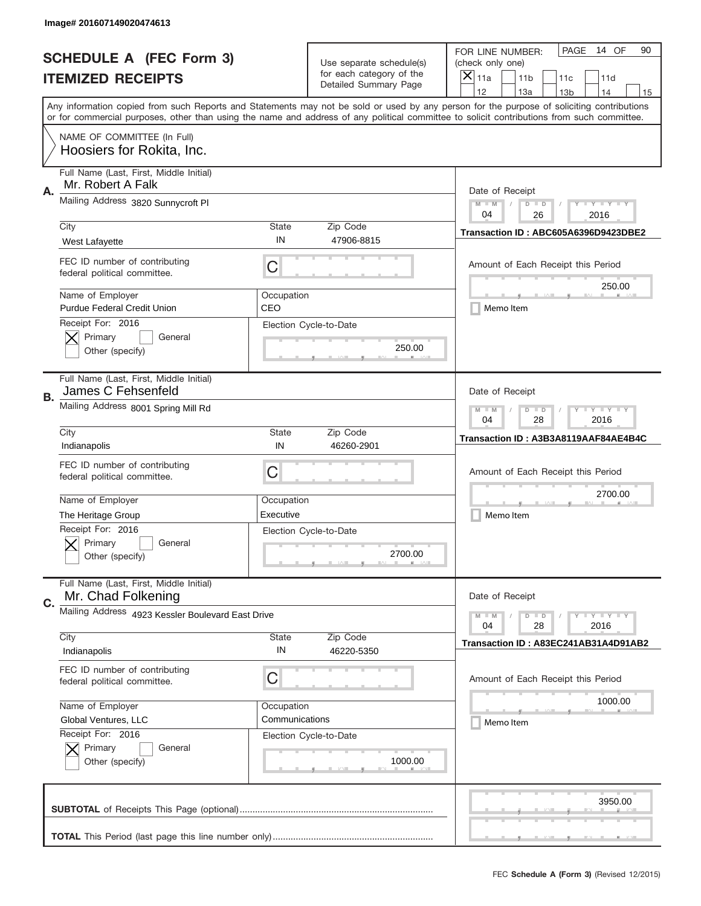Image# 201607149020474613

# SCHEDULE A (FEC Form 3)
## ITEMIZED RECEIPTS

Use separate schedule(s) for each category of the Detailed Summary Page

FOR LINE NUMBER: (check only one)

[X] 11a [ ] 11b [ ] 11c [ ] 11d [ ] 12 [ ] 13a [ ] 13b [ ] 14 [ ] 15

Any information copied from such Reports and Statements may not be sold or used by any person for the purpose of soliciting contributions or for commercial purposes, other than using the name and address of any political committee to solicit contributions from such committee.

NAME OF COMMITTEE (In Full)
Hoosiers for Rokita, Inc.

---

**A.**

Full Name (Last, First, Middle Initial): Mr. Robert A Falk

Mailing Address: 3820 Sunnycroft Pl

City: West Lafayette | State: IN | Zip Code: 47906-8815

FEC ID number of contributing federal political committee: C

Name of Employer: Purdue Federal Credit Union

Occupation: CEO

Receipt For: 2016 — [X] Primary [ ] General [ ] Other (specify)

Election Cycle-to-Date: 250.00

Date of Receipt: 04 / 26 / 2016

Transaction ID : ABC605A6396D9423DBE2

Amount of Each Receipt this Period: 250.00

[ ] Memo Item

---

**B.**

Full Name (Last, First, Middle Initial): James C Fehsenfeld

Mailing Address: 8001 Spring Mill Rd

City: Indianapolis | State: IN | Zip Code: 46260-2901

FEC ID number of contributing federal political committee: C

Name of Employer: The Heritage Group

Occupation: Executive

Receipt For: 2016 — [X] Primary [ ] General [ ] Other (specify)

Election Cycle-to-Date: 2700.00

Date of Receipt: 04 / 28 / 2016

Transaction ID : A3B3A8119AAF84AE4B4C

Amount of Each Receipt this Period: 2700.00

[ ] Memo Item

---

**C.**

Full Name (Last, First, Middle Initial): Mr. Chad Folkening

Mailing Address: 4923 Kessler Boulevard East Drive

City: Indianapolis | State: IN | Zip Code: 46220-5350

FEC ID number of contributing federal political committee: C

Name of Employer: Global Ventures, LLC

Occupation: Communications

Receipt For: 2016 — [X] Primary [ ] General [ ] Other (specify)

Election Cycle-to-Date: 1000.00

Date of Receipt: 04 / 28 / 2016

Transaction ID : A83EC241AB31A4D91AB2

Amount of Each Receipt this Period: 1000.00

[ ] Memo Item

---

**SUBTOTAL** of Receipts This Page (optional): 3950.00

**TOTAL** This Period (last page this line number only):

FEC **Schedule A** (Form 3) (Revised 12/2015)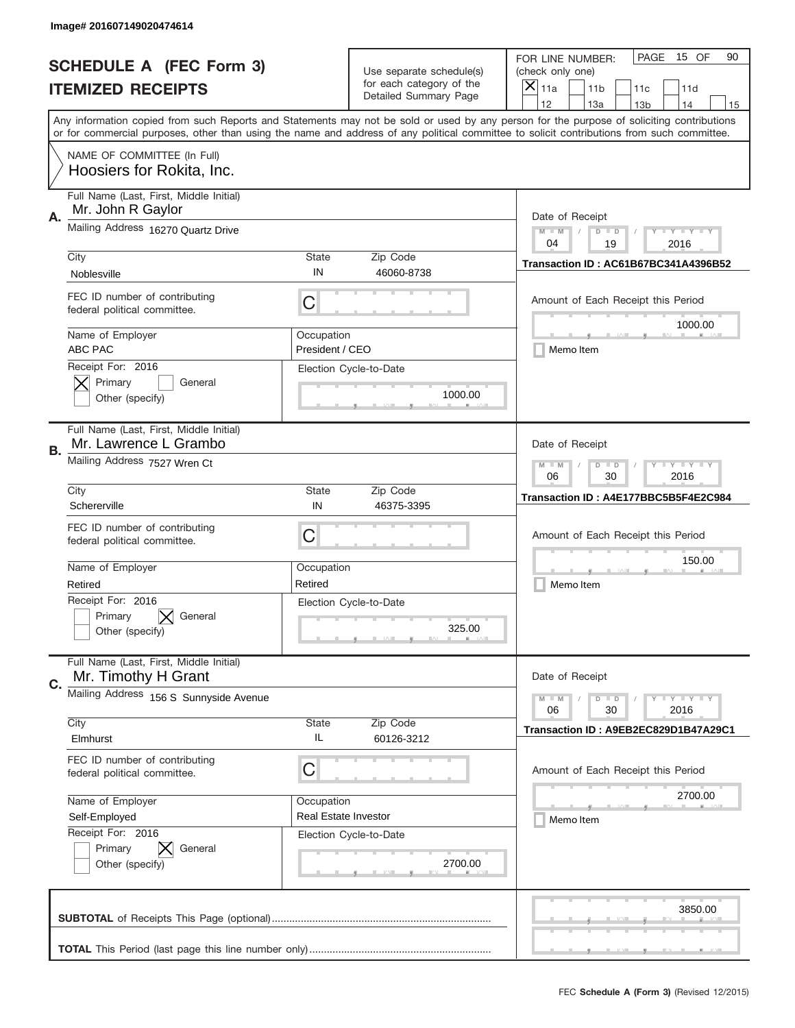Image# 201607149020474614

# SCHEDULE A (FEC Form 3)
## ITEMIZED RECEIPTS

Use separate schedule(s) for each category of the Detailed Summary Page

FOR LINE NUMBER: (check only one)
[X] 11a [ ] 11b [ ] 11c [ ] 11d [ ] 12 [ ] 13a [ ] 13b [ ] 14 [ ] 15

Any information copied from such Reports and Statements may not be sold or used by any person for the purpose of soliciting contributions or for commercial purposes, other than using the name and address of any political committee to solicit contributions from such committee.

NAME OF COMMITTEE (In Full)
Hoosiers for Rokita, Inc.

---

**A.**

Full Name (Last, First, Middle Initial): Mr. John R Gaylor

Mailing Address: 16270 Quartz Drive

| City | State | Zip Code |
|---|---|---|
| Noblesville | IN | 46060-8738 |

FEC ID number of contributing federal political committee: C

| Name of Employer | Occupation |
|---|---|
| ABC PAC | President / CEO |

Receipt For: 2016
[X] Primary [ ] General
[ ] Other (specify)

Election Cycle-to-Date: 1000.00

Date of Receipt: 04 / 19 / 2016

Transaction ID : AC61B67BC341A4396B52

Amount of Each Receipt this Period: 1000.00

[ ] Memo Item

---

**B.**

Full Name (Last, First, Middle Initial): Mr. Lawrence L Grambo

Mailing Address: 7527 Wren Ct

| City | State | Zip Code |
|---|---|---|
| Schererville | IN | 46375-3395 |

FEC ID number of contributing federal political committee: C

| Name of Employer | Occupation |
|---|---|
| Retired | Retired |

Receipt For: 2016
[ ] Primary [X] General
[ ] Other (specify)

Election Cycle-to-Date: 325.00

Date of Receipt: 06 / 30 / 2016

Transaction ID : A4E177BBC5B5F4E2C984

Amount of Each Receipt this Period: 150.00

[ ] Memo Item

---

**C.**

Full Name (Last, First, Middle Initial): Mr. Timothy H Grant

Mailing Address: 156 S Sunnyside Avenue

| City | State | Zip Code |
|---|---|---|
| Elmhurst | IL | 60126-3212 |

FEC ID number of contributing federal political committee: C

| Name of Employer | Occupation |
|---|---|
| Self-Employed | Real Estate Investor |

Receipt For: 2016
[ ] Primary [X] General
[ ] Other (specify)

Election Cycle-to-Date: 2700.00

Date of Receipt: 06 / 30 / 2016

Transaction ID : A9EB2EC829D1B47A29C1

Amount of Each Receipt this Period: 2700.00

[ ] Memo Item

---

**SUBTOTAL** of Receipts This Page (optional): 3850.00

**TOTAL** This Period (last page this line number only):

FEC **Schedule A** (Form 3) (Revised 12/2015)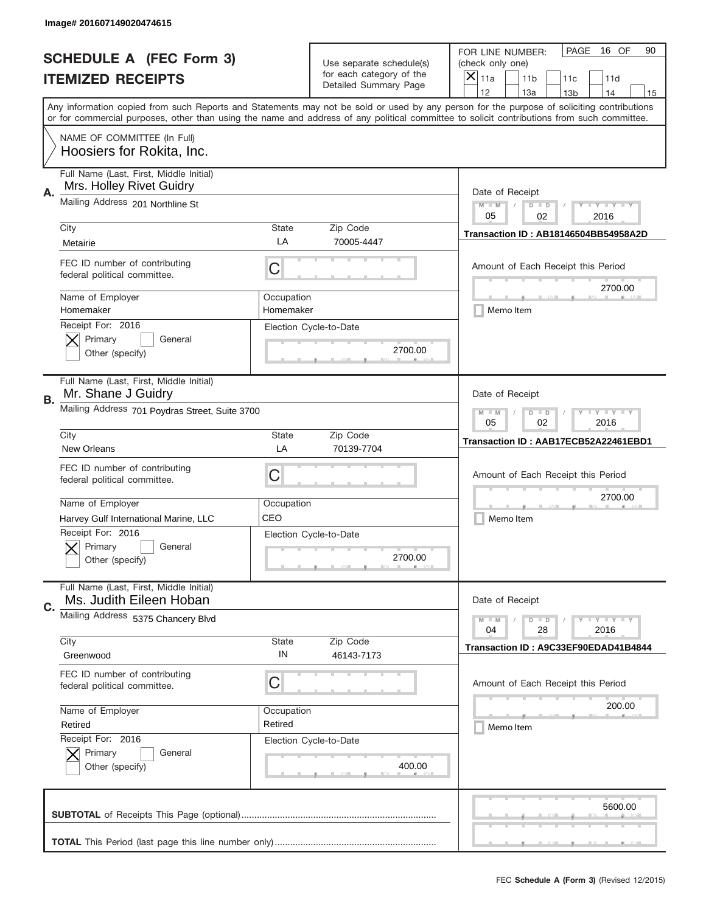Image# 201607149020474615

# SCHEDULE A (FEC Form 3)
## ITEMIZED RECEIPTS

Use separate schedule(s) for each category of the Detailed Summary Page

FOR LINE NUMBER: (check only one)
[X] 11a [ ] 11b [ ] 11c [ ] 11d [ ] 12 [ ] 13a [ ] 13b [ ] 14 [ ] 15

PAGE 16 OF 90

Any information copied from such Reports and Statements may not be sold or used by any person for the purpose of soliciting contributions or for commercial purposes, other than using the name and address of any political committee to solicit contributions from such committee.

NAME OF COMMITTEE (In Full)
Hoosiers for Rokita, Inc.

---

**A.** Full Name (Last, First, Middle Initial): Mrs. Holley Rivet Guidry

Mailing Address: 201 Northline St

City: Metairie | State: LA | Zip Code: 70005-4447

FEC ID number of contributing federal political committee: C

Name of Employer: Homemaker | Occupation: Homemaker

Receipt For: 2016 [X] Primary [ ] General [ ] Other (specify)

Election Cycle-to-Date: 2700.00

Date of Receipt: 05 / 02 / 2016

Transaction ID : AB18146504BB54958A2D

Amount of Each Receipt this Period: 2700.00

[ ] Memo Item

---

**B.** Full Name (Last, First, Middle Initial): Mr. Shane J Guidry

Mailing Address: 701 Poydras Street, Suite 3700

City: New Orleans | State: LA | Zip Code: 70139-7704

FEC ID number of contributing federal political committee: C

Name of Employer: Harvey Gulf International Marine, LLC | Occupation: CEO

Receipt For: 2016 [X] Primary [ ] General [ ] Other (specify)

Election Cycle-to-Date: 2700.00

Date of Receipt: 05 / 02 / 2016

Transaction ID : AAB17ECB52A22461EBD1

Amount of Each Receipt this Period: 2700.00

[ ] Memo Item

---

**C.** Full Name (Last, First, Middle Initial): Ms. Judith Eileen Hoban

Mailing Address: 5375 Chancery Blvd

City: Greenwood | State: IN | Zip Code: 46143-7173

FEC ID number of contributing federal political committee: C

Name of Employer: Retired | Occupation: Retired

Receipt For: 2016 [X] Primary [ ] General [ ] Other (specify)

Election Cycle-to-Date: 400.00

Date of Receipt: 04 / 28 / 2016

Transaction ID : A9C33EF90EDAD41B4844

Amount of Each Receipt this Period: 200.00

[ ] Memo Item

---

**SUBTOTAL** of Receipts This Page (optional): 5600.00

**TOTAL** This Period (last page this line number only):

FEC **Schedule A (Form 3)** (Revised 12/2015)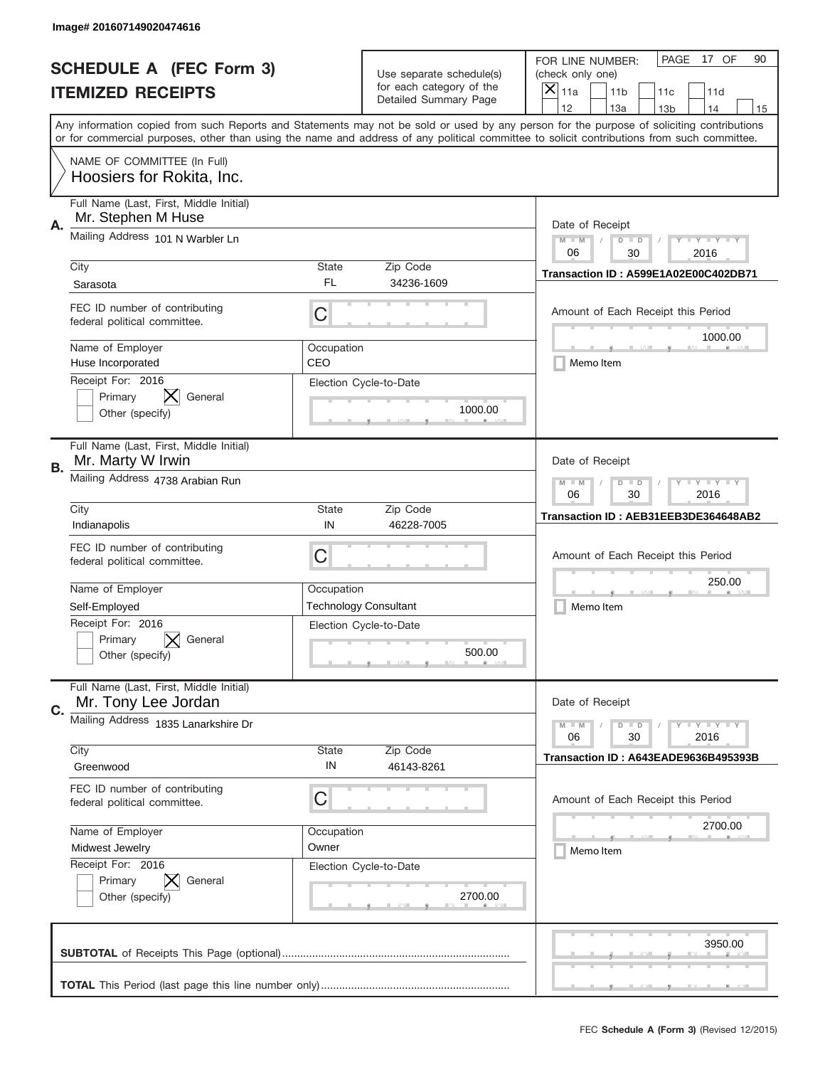Image# 201607149020474616

# SCHEDULE A (FEC Form 3)
## ITEMIZED RECEIPTS

Use separate schedule(s) for each category of the Detailed Summary Page

FOR LINE NUMBER: (check only one)
[X] 11a [ ] 11b [ ] 11c [ ] 11d [ ] 12 [ ] 13a [ ] 13b [ ] 14 [ ] 15

PAGE 17 OF 90

Any information copied from such Reports and Statements may not be sold or used by any person for the purpose of soliciting contributions or for commercial purposes, other than using the name and address of any political committee to solicit contributions from such committee.

NAME OF COMMITTEE (In Full)
Hoosiers for Rokita, Inc.

---

**A.** Full Name (Last, First, Middle Initial): Mr. Stephen M Huse
Mailing Address: 101 N Warbler Ln
City: Sarasota | State: FL | Zip Code: 34236-1609
FEC ID number of contributing federal political committee: C
Name of Employer: Huse Incorporated
Occupation: CEO
Receipt For: 2016 — [ ] Primary [X] General [ ] Other (specify)
Election Cycle-to-Date: 1000.00
Date of Receipt: 06 / 30 / 2016
Transaction ID : A599E1A02E00C402DB71
Amount of Each Receipt this Period: 1000.00
[ ] Memo Item

---

**B.** Full Name (Last, First, Middle Initial): Mr. Marty W Irwin
Mailing Address: 4738 Arabian Run
City: Indianapolis | State: IN | Zip Code: 46228-7005
FEC ID number of contributing federal political committee: C
Name of Employer: Self-Employed
Occupation: Technology Consultant
Receipt For: 2016 — [ ] Primary [X] General [ ] Other (specify)
Election Cycle-to-Date: 500.00
Date of Receipt: 06 / 30 / 2016
Transaction ID : AEB31EEB3DE364648AB2
Amount of Each Receipt this Period: 250.00
[ ] Memo Item

---

**C.** Full Name (Last, First, Middle Initial): Mr. Tony Lee Jordan
Mailing Address: 1835 Lanarkshire Dr
City: Greenwood | State: IN | Zip Code: 46143-8261
FEC ID number of contributing federal political committee: C
Name of Employer: Midwest Jewelry
Occupation: Owner
Receipt For: 2016 — [ ] Primary [X] General [ ] Other (specify)
Election Cycle-to-Date: 2700.00
Date of Receipt: 06 / 30 / 2016
Transaction ID : A643EADE9636B495393B
Amount of Each Receipt this Period: 2700.00
[ ] Memo Item

---

**SUBTOTAL** of Receipts This Page (optional): 3950.00

**TOTAL** This Period (last page this line number only):

FEC **Schedule A (Form 3)** (Revised 12/2015)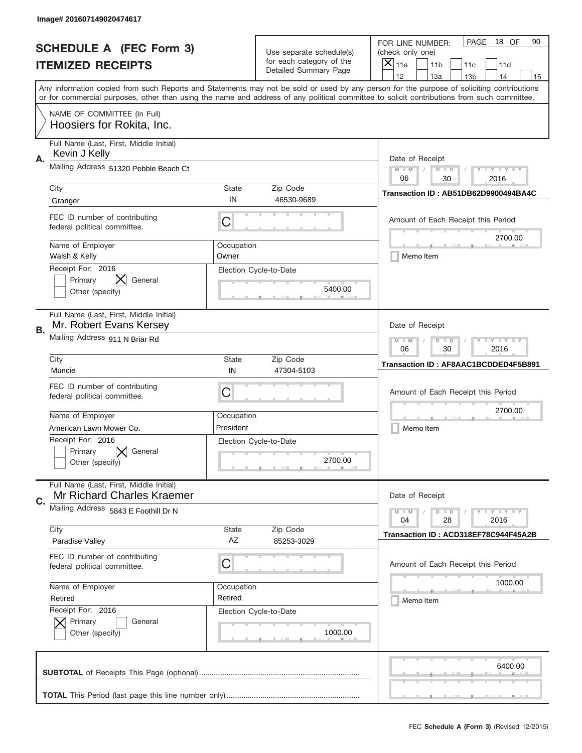Image# 201607149020474617

# SCHEDULE A (FEC Form 3)
## ITEMIZED RECEIPTS

Use separate schedule(s) for each category of the Detailed Summary Page

FOR LINE NUMBER: (check only one)

[X] 11a [ ] 11b [ ] 11c [ ] 11d [ ] 12 [ ] 13a [ ] 13b [ ] 14 [ ] 15

PAGE 18 OF 90

Any information copied from such Reports and Statements may not be sold or used by any person for the purpose of soliciting contributions or for commercial purposes, other than using the name and address of any political committee to solicit contributions from such committee.

NAME OF COMMITTEE (In Full)
Hoosiers for Rokita, Inc.

---

**A.** Full Name (Last, First, Middle Initial): Kevin J Kelly

Mailing Address: 51320 Pebble Beach Ct

City: Granger | State: IN | Zip Code: 46530-9689

FEC ID number of contributing federal political committee: C

Name of Employer: Walsh & Kelly | Occupation: Owner

Receipt For: 2016 — [ ] Primary [X] General [ ] Other (specify)

Election Cycle-to-Date: 5400.00

Date of Receipt: 06 / 30 / 2016

Transaction ID : AB51DB62D9900494BA4C

Amount of Each Receipt this Period: 2700.00

[ ] Memo Item

---

**B.** Full Name (Last, First, Middle Initial): Mr. Robert Evans Kersey

Mailing Address: 911 N Briar Rd

City: Muncie | State: IN | Zip Code: 47304-5103

FEC ID number of contributing federal political committee: C

Name of Employer: American Lawn Mower Co. | Occupation: President

Receipt For: 2016 — [ ] Primary [X] General [ ] Other (specify)

Election Cycle-to-Date: 2700.00

Date of Receipt: 06 / 30 / 2016

Transaction ID : AF8AAC1BCDDED4F5B891

Amount of Each Receipt this Period: 2700.00

[ ] Memo Item

---

**C.** Full Name (Last, First, Middle Initial): Mr Richard Charles Kraemer

Mailing Address: 5843 E Foothill Dr N

City: Paradise Valley | State: AZ | Zip Code: 85253-3029

FEC ID number of contributing federal political committee: C

Name of Employer: Retired | Occupation: Retired

Receipt For: 2016 — [X] Primary [ ] General [ ] Other (specify)

Election Cycle-to-Date: 1000.00

Date of Receipt: 04 / 28 / 2016

Transaction ID : ACD318EF78C944F45A2B

Amount of Each Receipt this Period: 1000.00

[ ] Memo Item

---

**SUBTOTAL** of Receipts This Page (optional): 6400.00

**TOTAL** This Period (last page this line number only):

FEC **Schedule A (Form 3)** (Revised 12/2015)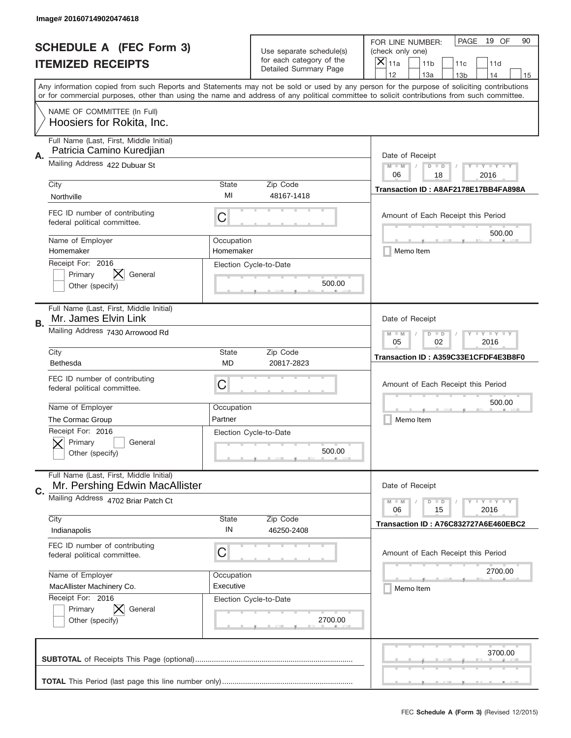Image# 201607149020474618

# SCHEDULE A (FEC Form 3)
## ITEMIZED RECEIPTS

Use separate schedule(s) for each category of the Detailed Summary Page

FOR LINE NUMBER: (check only one)
[X] 11a [ ] 11b [ ] 11c [ ] 11d [ ] 12 [ ] 13a [ ] 13b [ ] 14 [ ] 15

PAGE 19 OF 90

Any information copied from such Reports and Statements may not be sold or used by any person for the purpose of soliciting contributions or for commercial purposes, other than using the name and address of any political committee to solicit contributions from such committee.

NAME OF COMMITTEE (In Full)
Hoosiers for Rokita, Inc.

---

**A.** Full Name (Last, First, Middle Initial): Patricia Camino Kuredjian
Mailing Address: 422 Dubuar St
City: Northville | State: MI | Zip Code: 48167-1418
FEC ID number of contributing federal political committee: C
Name of Employer: Homemaker | Occupation: Homemaker
Receipt For: 2016 — [ ] Primary [X] General [ ] Other (specify)
Election Cycle-to-Date: 500.00
Date of Receipt: 06 / 18 / 2016
Transaction ID : A8AF2178E17BB4FA898A
Amount of Each Receipt this Period: 500.00
[ ] Memo Item

---

**B.** Full Name (Last, First, Middle Initial): Mr. James Elvin Link
Mailing Address: 7430 Arrowood Rd
City: Bethesda | State: MD | Zip Code: 20817-2823
FEC ID number of contributing federal political committee: C
Name of Employer: The Cormac Group | Occupation: Partner
Receipt For: 2016 — [X] Primary [ ] General [ ] Other (specify)
Election Cycle-to-Date: 500.00
Date of Receipt: 05 / 02 / 2016
Transaction ID : A359C33E1CFDF4E3B8F0
Amount of Each Receipt this Period: 500.00
[ ] Memo Item

---

**C.** Full Name (Last, First, Middle Initial): Mr. Pershing Edwin MacAllister
Mailing Address: 4702 Briar Patch Ct
City: Indianapolis | State: IN | Zip Code: 46250-2408
FEC ID number of contributing federal political committee: C
Name of Employer: MacAllister Machinery Co. | Occupation: Executive
Receipt For: 2016 — [ ] Primary [X] General [ ] Other (specify)
Election Cycle-to-Date: 2700.00
Date of Receipt: 06 / 15 / 2016
Transaction ID : A76C832727A6E460EBC2
Amount of Each Receipt this Period: 2700.00
[ ] Memo Item

---

**SUBTOTAL** of Receipts This Page (optional): 3700.00

**TOTAL** This Period (last page this line number only):

FEC **Schedule A (Form 3)** (Revised 12/2015)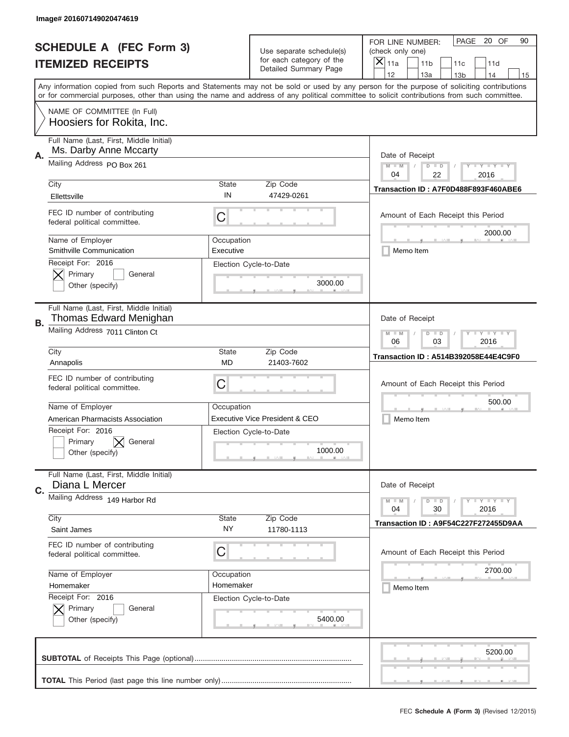Image# 201607149020474619

# SCHEDULE A (FEC Form 3)
# ITEMIZED RECEIPTS

Use separate schedule(s) for each category of the Detailed Summary Page

FOR LINE NUMBER: (check only one)
[X] 11a [ ] 11b [ ] 11c [ ] 11d [ ] 12 [ ] 13a [ ] 13b [ ] 14 [ ] 15

PAGE 20 OF 90

Any information copied from such Reports and Statements may not be sold or used by any person for the purpose of soliciting contributions or for commercial purposes, other than using the name and address of any political committee to solicit contributions from such committee.

NAME OF COMMITTEE (In Full)
Hoosiers for Rokita, Inc.

---

**A.** Full Name (Last, First, Middle Initial): Ms. Darby Anne Mccarty

Mailing Address: PO Box 261

City: Ellettsville | State: IN | Zip Code: 47429-0261

FEC ID number of contributing federal political committee: C

Name of Employer: Smithville Communication

Occupation: Executive

Receipt For: 2016 — [X] Primary [ ] General [ ] Other (specify)

Election Cycle-to-Date: 3000.00

Date of Receipt: 04 / 22 / 2016

Transaction ID : A7F0D488F893F460ABE6

Amount of Each Receipt this Period: 2000.00

[ ] Memo Item

---

**B.** Full Name (Last, First, Middle Initial): Thomas Edward Menighan

Mailing Address: 7011 Clinton Ct

City: Annapolis | State: MD | Zip Code: 21403-7602

FEC ID number of contributing federal political committee: C

Name of Employer: American Pharmacists Association

Occupation: Executive Vice President & CEO

Receipt For: 2016 — [ ] Primary [X] General [ ] Other (specify)

Election Cycle-to-Date: 1000.00

Date of Receipt: 06 / 03 / 2016

Transaction ID : A514B392058E44E4C9F0

Amount of Each Receipt this Period: 500.00

[ ] Memo Item

---

**C.** Full Name (Last, First, Middle Initial): Diana L Mercer

Mailing Address: 149 Harbor Rd

City: Saint James | State: NY | Zip Code: 11780-1113

FEC ID number of contributing federal political committee: C

Name of Employer: Homemaker

Occupation: Homemaker

Receipt For: 2016 — [X] Primary [ ] General [ ] Other (specify)

Election Cycle-to-Date: 5400.00

Date of Receipt: 04 / 30 / 2016

Transaction ID : A9F54C227F272455D9AA

Amount of Each Receipt this Period: 2700.00

[ ] Memo Item

---

**SUBTOTAL** of Receipts This Page (optional): 5200.00

**TOTAL** This Period (last page this line number only):

FEC **Schedule A** (Form 3) (Revised 12/2015)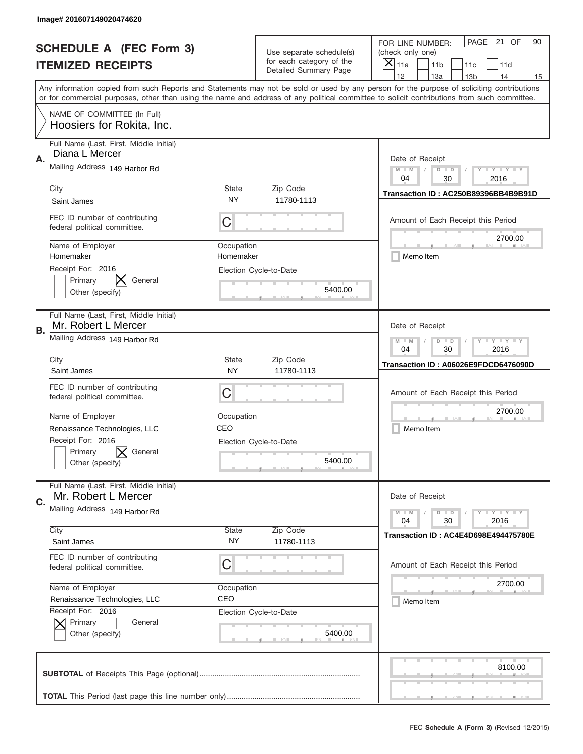Image# 201607149020474620

# SCHEDULE A (FEC Form 3)
# ITEMIZED RECEIPTS

Use separate schedule(s) for each category of the Detailed Summary Page

FOR LINE NUMBER: (check only one)

- [x] 11a
- [ ] 11b
- [ ] 11c
- [ ] 11d
- [ ] 12
- [ ] 13a
- [ ] 13b
- [ ] 14
- [ ] 15

PAGE 21 OF 90

Any information copied from such Reports and Statements may not be sold or used by any person for the purpose of soliciting contributions or for commercial purposes, other than using the name and address of any political committee to solicit contributions from such committee.

NAME OF COMMITTEE (In Full)
Hoosiers for Rokita, Inc.

---

**A.** Full Name (Last, First, Middle Initial): Diana L Mercer

Mailing Address: 149 Harbor Rd

City: Saint James | State: NY | Zip Code: 11780-1113

FEC ID number of contributing federal political committee: C

Name of Employer: Homemaker | Occupation: Homemaker

Receipt For: 2016 — [ ] Primary [x] General [ ] Other (specify)

Election Cycle-to-Date: 5400.00

Date of Receipt: 04 / 30 / 2016

Transaction ID : AC250B89396BB4B9B91D

Amount of Each Receipt this Period: 2700.00

[ ] Memo Item

---

**B.** Full Name (Last, First, Middle Initial): Mr. Robert L Mercer

Mailing Address: 149 Harbor Rd

City: Saint James | State: NY | Zip Code: 11780-1113

FEC ID number of contributing federal political committee: C

Name of Employer: Renaissance Technologies, LLC | Occupation: CEO

Receipt For: 2016 — [ ] Primary [x] General [ ] Other (specify)

Election Cycle-to-Date: 5400.00

Date of Receipt: 04 / 30 / 2016

Transaction ID : A06026E9FDCD6476090D

Amount of Each Receipt this Period: 2700.00

[ ] Memo Item

---

**C.** Full Name (Last, First, Middle Initial): Mr. Robert L Mercer

Mailing Address: 149 Harbor Rd

City: Saint James | State: NY | Zip Code: 11780-1113

FEC ID number of contributing federal political committee: C

Name of Employer: Renaissance Technologies, LLC | Occupation: CEO

Receipt For: 2016 — [x] Primary [ ] General [ ] Other (specify)

Election Cycle-to-Date: 5400.00

Date of Receipt: 04 / 30 / 2016

Transaction ID : AC4E4D698E494475780E

Amount of Each Receipt this Period: 2700.00

[ ] Memo Item

---

**SUBTOTAL** of Receipts This Page (optional): 8100.00

**TOTAL** This Period (last page this line number only):

FEC **Schedule A (Form 3)** (Revised 12/2015)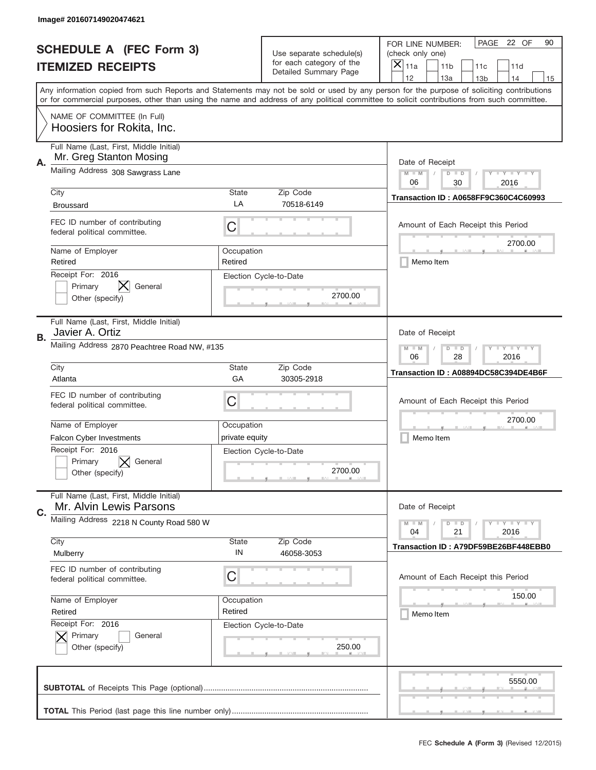Image# 201607149020474621

# SCHEDULE A (FEC Form 3)
## ITEMIZED RECEIPTS

Use separate schedule(s) for each category of the Detailed Summary Page

FOR LINE NUMBER: (check only one)

- [X] 11a
- [ ] 11b
- [ ] 11c
- [ ] 11d
- [ ] 12
- [ ] 13a
- [ ] 13b
- [ ] 14
- [ ] 15

PAGE 22 OF 90

Any information copied from such Reports and Statements may not be sold or used by any person for the purpose of soliciting contributions or for commercial purposes, other than using the name and address of any political committee to solicit contributions from such committee.

NAME OF COMMITTEE (In Full)
Hoosiers for Rokita, Inc.

---

**A.** Full Name (Last, First, Middle Initial): Mr. Greg Stanton Mosing

Mailing Address: 308 Sawgrass Lane

City: Broussard | State: LA | Zip Code: 70518-6149

FEC ID number of contributing federal political committee: C

Name of Employer: Retired | Occupation: Retired

Receipt For: 2016 — [ ] Primary [X] General [ ] Other (specify)

Election Cycle-to-Date: 2700.00

Date of Receipt: 06 / 30 / 2016

Transaction ID : A0658FF9C360C4C60993

Amount of Each Receipt this Period: 2700.00

[ ] Memo Item

---

**B.** Full Name (Last, First, Middle Initial): Javier A. Ortiz

Mailing Address: 2870 Peachtree Road NW, #135

City: Atlanta | State: GA | Zip Code: 30305-2918

FEC ID number of contributing federal political committee: C

Name of Employer: Falcon Cyber Investments | Occupation: private equity

Receipt For: 2016 — [ ] Primary [X] General [ ] Other (specify)

Election Cycle-to-Date: 2700.00

Date of Receipt: 06 / 28 / 2016

Transaction ID : A08894DC58C394DE4B6F

Amount of Each Receipt this Period: 2700.00

[ ] Memo Item

---

**C.** Full Name (Last, First, Middle Initial): Mr. Alvin Lewis Parsons

Mailing Address: 2218 N County Road 580 W

City: Mulberry | State: IN | Zip Code: 46058-3053

FEC ID number of contributing federal political committee: C

Name of Employer: Retired | Occupation: Retired

Receipt For: 2016 — [X] Primary [ ] General [ ] Other (specify)

Election Cycle-to-Date: 250.00

Date of Receipt: 04 / 21 / 2016

Transaction ID : A79DF59BE26BF448EBB0

Amount of Each Receipt this Period: 150.00

[ ] Memo Item

---

**SUBTOTAL** of Receipts This Page (optional): 5550.00

**TOTAL** This Period (last page this line number only):

FEC **Schedule A (Form 3)** (Revised 12/2015)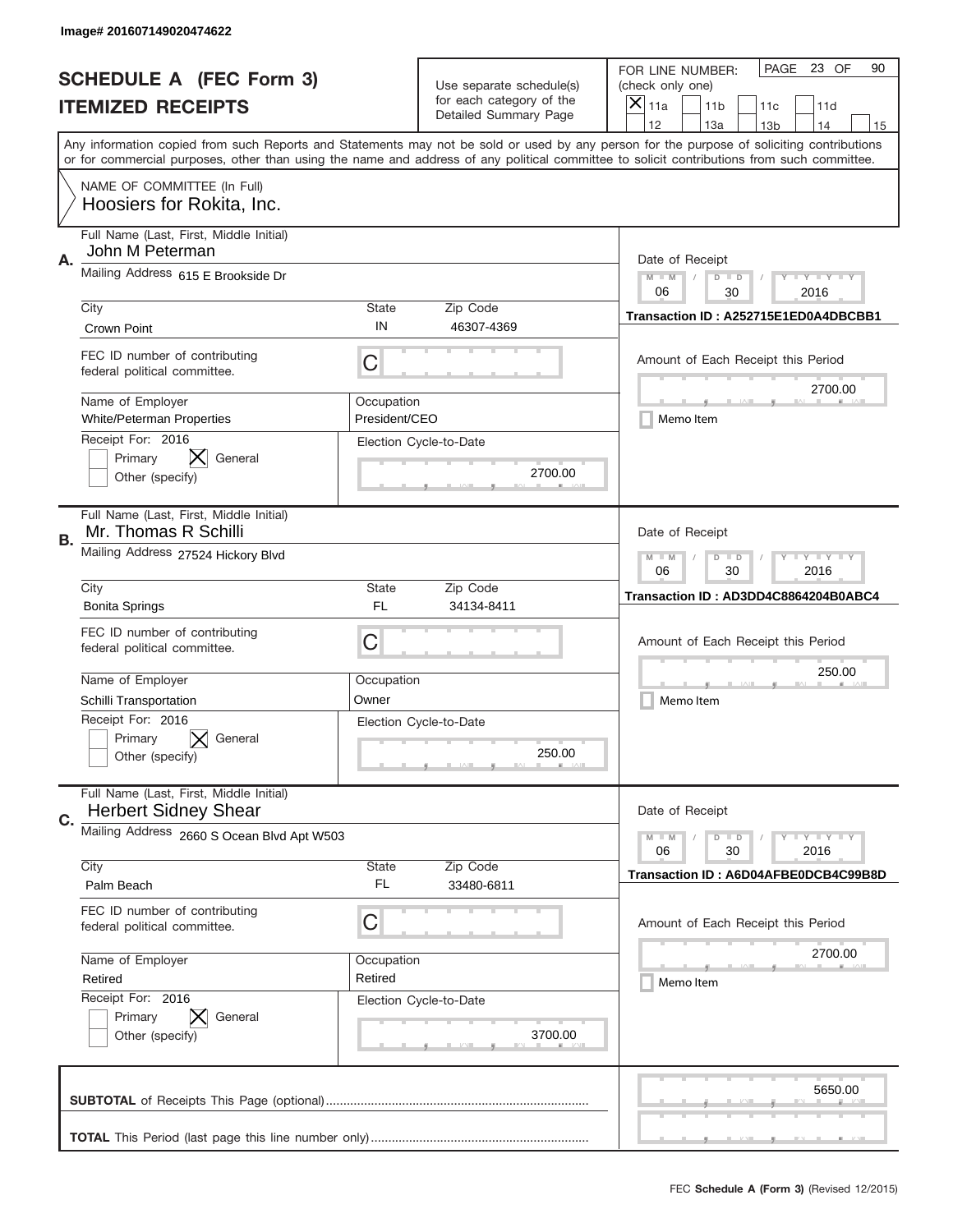Image# 201607149020474622

# SCHEDULE A (FEC Form 3)
# ITEMIZED RECEIPTS

Use separate schedule(s) for each category of the Detailed Summary Page

FOR LINE NUMBER: (check only one)

- [X] 11a
- [ ] 11b
- [ ] 11c
- [ ] 11d
- [ ] 12
- [ ] 13a
- [ ] 13b
- [ ] 14
- [ ] 15

PAGE 23 OF 90

Any information copied from such Reports and Statements may not be sold or used by any person for the purpose of soliciting contributions or for commercial purposes, other than using the name and address of any political committee to solicit contributions from such committee.

NAME OF COMMITTEE (In Full)
Hoosiers for Rokita, Inc.

---

**A.** Full Name (Last, First, Middle Initial): John M Peterman

Mailing Address: 615 E Brookside Dr

| City | State | Zip Code |
|---|---|---|
| Crown Point | IN | 46307-4369 |

FEC ID number of contributing federal political committee: C

| Name of Employer | Occupation |
|---|---|
| White/Peterman Properties | President/CEO |

Receipt For: 2016
- [ ] Primary
- [X] General
- [ ] Other (specify)

Election Cycle-to-Date: 2700.00

Date of Receipt: 06 / 30 / 2016

Transaction ID : A252715E1ED0A4DBCBB1

Amount of Each Receipt this Period: 2700.00

- [ ] Memo Item

---

**B.** Full Name (Last, First, Middle Initial): Mr. Thomas R Schilli

Mailing Address: 27524 Hickory Blvd

| City | State | Zip Code |
|---|---|---|
| Bonita Springs | FL | 34134-8411 |

FEC ID number of contributing federal political committee: C

| Name of Employer | Occupation |
|---|---|
| Schilli Transportation | Owner |

Receipt For: 2016
- [ ] Primary
- [X] General
- [ ] Other (specify)

Election Cycle-to-Date: 250.00

Date of Receipt: 06 / 30 / 2016

Transaction ID : AD3DD4C8864204B0ABC4

Amount of Each Receipt this Period: 250.00

- [ ] Memo Item

---

**C.** Full Name (Last, First, Middle Initial): Herbert Sidney Shear

Mailing Address: 2660 S Ocean Blvd Apt W503

| City | State | Zip Code |
|---|---|---|
| Palm Beach | FL | 33480-6811 |

FEC ID number of contributing federal political committee: C

| Name of Employer | Occupation |
|---|---|
| Retired | Retired |

Receipt For: 2016
- [ ] Primary
- [X] General
- [ ] Other (specify)

Election Cycle-to-Date: 3700.00

Date of Receipt: 06 / 30 / 2016

Transaction ID : A6D04AFBE0DCB4C99B8D

Amount of Each Receipt this Period: 2700.00

- [ ] Memo Item

---

**SUBTOTAL** of Receipts This Page (optional): 5650.00

**TOTAL** This Period (last page this line number only):

FEC **Schedule A (Form 3)** (Revised 12/2015)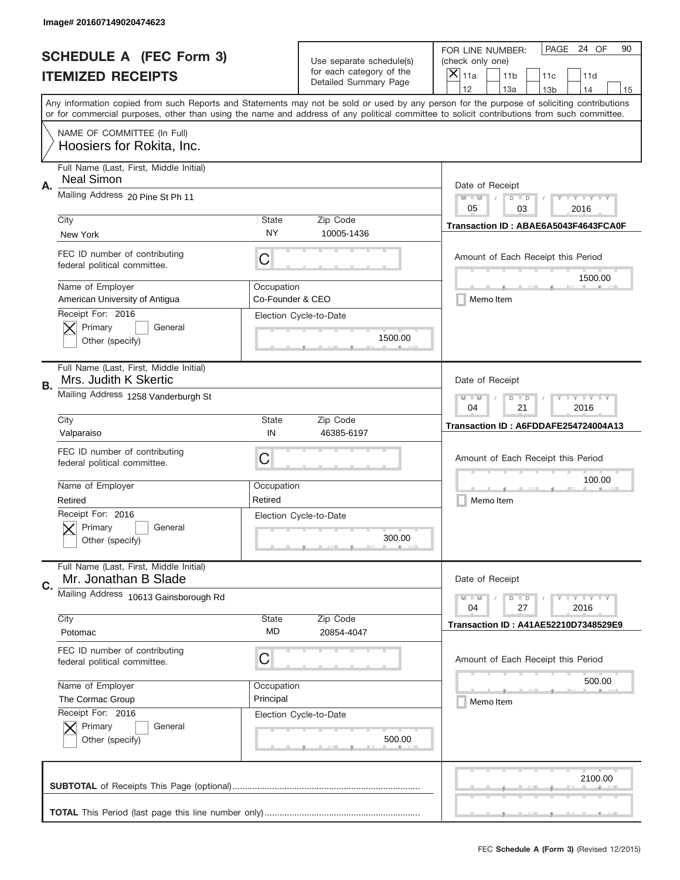Image# 201607149020474623

# SCHEDULE A (FEC Form 3)
## ITEMIZED RECEIPTS

Use separate schedule(s) for each category of the Detailed Summary Page

FOR LINE NUMBER: (check only one)

- [X] 11a
- [ ] 11b
- [ ] 11c
- [ ] 11d
- [ ] 12
- [ ] 13a
- [ ] 13b
- [ ] 14
- [ ] 15

PAGE 24 OF 90

Any information copied from such Reports and Statements may not be sold or used by any person for the purpose of soliciting contributions or for commercial purposes, other than using the name and address of any political committee to solicit contributions from such committee.

NAME OF COMMITTEE (In Full)
Hoosiers for Rokita, Inc.

---

**A.**

| Field | Value |
|---|---|
| Full Name (Last, First, Middle Initial) | Neal Simon |
| Mailing Address | 20 Pine St Ph 11 |
| City | New York |
| State | NY |
| Zip Code | 10005-1436 |
| FEC ID number of contributing federal political committee. | C |
| Name of Employer | American University of Antigua |
| Occupation | Co-Founder & CEO |
| Receipt For: 2016 | [X] Primary [ ] General [ ] Other (specify) |
| Election Cycle-to-Date | 1500.00 |
| Date of Receipt | 05 / 03 / 2016 |
| Transaction ID | ABAE6A5043F4643FCA0F |
| Amount of Each Receipt this Period | 1500.00 |
| Memo Item | [ ] |

---

**B.**

| Field | Value |
|---|---|
| Full Name (Last, First, Middle Initial) | Mrs. Judith K Skertic |
| Mailing Address | 1258 Vanderburgh St |
| City | Valparaiso |
| State | IN |
| Zip Code | 46385-6197 |
| FEC ID number of contributing federal political committee. | C |
| Name of Employer | Retired |
| Occupation | Retired |
| Receipt For: 2016 | [X] Primary [ ] General [ ] Other (specify) |
| Election Cycle-to-Date | 300.00 |
| Date of Receipt | 04 / 21 / 2016 |
| Transaction ID | A6FDDAFE254724004A13 |
| Amount of Each Receipt this Period | 100.00 |
| Memo Item | [ ] |

---

**C.**

| Field | Value |
|---|---|
| Full Name (Last, First, Middle Initial) | Mr. Jonathan B Slade |
| Mailing Address | 10613 Gainsborough Rd |
| City | Potomac |
| State | MD |
| Zip Code | 20854-4047 |
| FEC ID number of contributing federal political committee. | C |
| Name of Employer | The Cormac Group |
| Occupation | Principal |
| Receipt For: 2016 | [X] Primary [ ] General [ ] Other (specify) |
| Election Cycle-to-Date | 500.00 |
| Date of Receipt | 04 / 27 / 2016 |
| Transaction ID | A41AE52210D7348529E9 |
| Amount of Each Receipt this Period | 500.00 |
| Memo Item | [ ] |

---

**SUBTOTAL** of Receipts This Page (optional) ........ 2100.00

**TOTAL** This Period (last page this line number only) ........

FEC **Schedule A** (Form 3) (Revised 12/2015)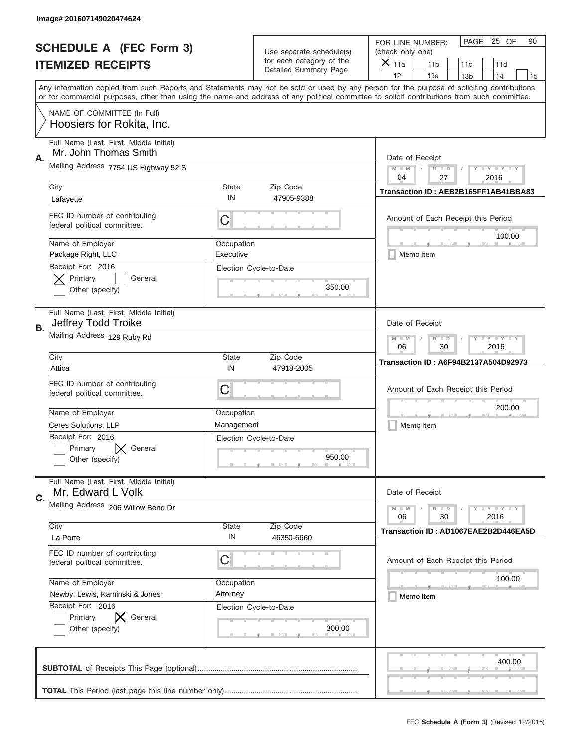Image# 201607149020474624

# SCHEDULE A (FEC Form 3)
## ITEMIZED RECEIPTS

Use separate schedule(s) for each category of the Detailed Summary Page

FOR LINE NUMBER: (check only one)
- [x] 11a
- [ ] 11b
- [ ] 11c
- [ ] 11d
- [ ] 12
- [ ] 13a
- [ ] 13b
- [ ] 14
- [ ] 15

Any information copied from such Reports and Statements may not be sold or used by any person for the purpose of soliciting contributions or for commercial purposes, other than using the name and address of any political committee to solicit contributions from such committee.

NAME OF COMMITTEE (In Full)
Hoosiers for Rokita, Inc.

---

**A.** Full Name (Last, First, Middle Initial): Mr. John Thomas Smith

Mailing Address: 7754 US Highway 52 S

City: Lafayette | State: IN | Zip Code: 47905-9388

FEC ID number of contributing federal political committee: C

Name of Employer: Package Right, LLC | Occupation: Executive

Receipt For: 2016 — [x] Primary [ ] General [ ] Other (specify)

Election Cycle-to-Date: 350.00

Date of Receipt: 04 / 27 / 2016

Transaction ID : AEB2B165FF1AB41BBA83

Amount of Each Receipt this Period: 100.00

[ ] Memo Item

---

**B.** Full Name (Last, First, Middle Initial): Jeffrey Todd Troike

Mailing Address: 129 Ruby Rd

City: Attica | State: IN | Zip Code: 47918-2005

FEC ID number of contributing federal political committee: C

Name of Employer: Ceres Solutions, LLP | Occupation: Management

Receipt For: 2016 — [ ] Primary [x] General [ ] Other (specify)

Election Cycle-to-Date: 950.00

Date of Receipt: 06 / 30 / 2016

Transaction ID : A6F94B2137A504D92973

Amount of Each Receipt this Period: 200.00

[ ] Memo Item

---

**C.** Full Name (Last, First, Middle Initial): Mr. Edward L Volk

Mailing Address: 206 Willow Bend Dr

City: La Porte | State: IN | Zip Code: 46350-6660

FEC ID number of contributing federal political committee: C

Name of Employer: Newby, Lewis, Kaminski & Jones | Occupation: Attorney

Receipt For: 2016 — [ ] Primary [x] General [ ] Other (specify)

Election Cycle-to-Date: 300.00

Date of Receipt: 06 / 30 / 2016

Transaction ID : AD1067EAE2B2D446EA5D

Amount of Each Receipt this Period: 100.00

[ ] Memo Item

---

**SUBTOTAL** of Receipts This Page (optional): 400.00

**TOTAL** This Period (last page this line number only):

FEC **Schedule A (Form 3)** (Revised 12/2015)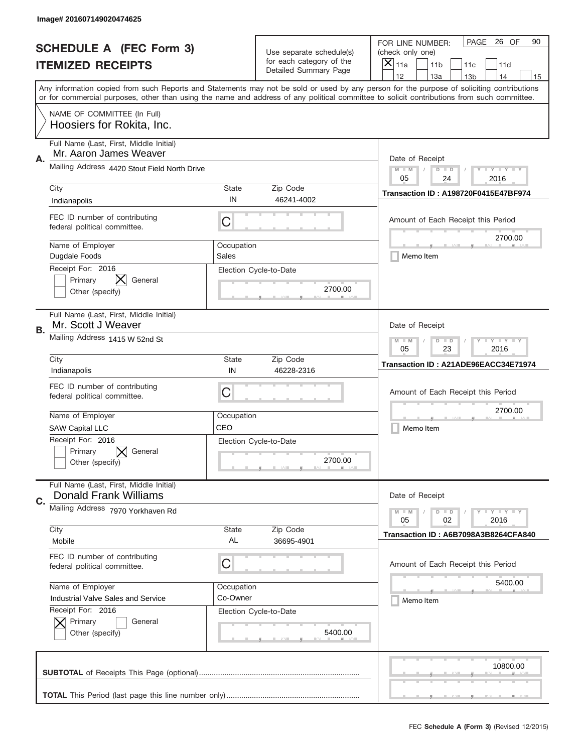Image# 201607149020474625

# SCHEDULE A (FEC Form 3)
## ITEMIZED RECEIPTS

Use separate schedule(s) for each category of the Detailed Summary Page

FOR LINE NUMBER: (check only one)
[X] 11a [ ] 11b [ ] 11c [ ] 11d [ ] 12 [ ] 13a [ ] 13b [ ] 14 [ ] 15

PAGE 26 OF 90

Any information copied from such Reports and Statements may not be sold or used by any person for the purpose of soliciting contributions or for commercial purposes, other than using the name and address of any political committee to solicit contributions from such committee.

NAME OF COMMITTEE (In Full)
Hoosiers for Rokita, Inc.

---

**A.**

Full Name (Last, First, Middle Initial): Mr. Aaron James Weaver

Mailing Address: 4420 Stout Field North Drive

City: Indianapolis | State: IN | Zip Code: 46241-4002

FEC ID number of contributing federal political committee: C

Name of Employer: Dugdale Foods

Occupation: Sales

Receipt For: 2016 — [ ] Primary [X] General [ ] Other (specify)

Election Cycle-to-Date: 2700.00

Date of Receipt: 05 / 24 / 2016

Transaction ID : A198720F0415E47BF974

Amount of Each Receipt this Period: 2700.00

[ ] Memo Item

---

**B.**

Full Name (Last, First, Middle Initial): Mr. Scott J Weaver

Mailing Address: 1415 W 52nd St

City: Indianapolis | State: IN | Zip Code: 46228-2316

FEC ID number of contributing federal political committee: C

Name of Employer: SAW Capital LLC

Occupation: CEO

Receipt For: 2016 — [ ] Primary [X] General [ ] Other (specify)

Election Cycle-to-Date: 2700.00

Date of Receipt: 05 / 23 / 2016

Transaction ID : A21ADE96EACC34E71974

Amount of Each Receipt this Period: 2700.00

[ ] Memo Item

---

**C.**

Full Name (Last, First, Middle Initial): Donald Frank Williams

Mailing Address: 7970 Yorkhaven Rd

City: Mobile | State: AL | Zip Code: 36695-4901

FEC ID number of contributing federal political committee: C

Name of Employer: Industrial Valve Sales and Service

Occupation: Co-Owner

Receipt For: 2016 — [X] Primary [ ] General [ ] Other (specify)

Election Cycle-to-Date: 5400.00

Date of Receipt: 05 / 02 / 2016

Transaction ID : A6B7098A3B8264CFA840

Amount of Each Receipt this Period: 5400.00

[ ] Memo Item

---

**SUBTOTAL** of Receipts This Page (optional): 10800.00

**TOTAL** This Period (last page this line number only):

FEC **Schedule A (Form 3)** (Revised 12/2015)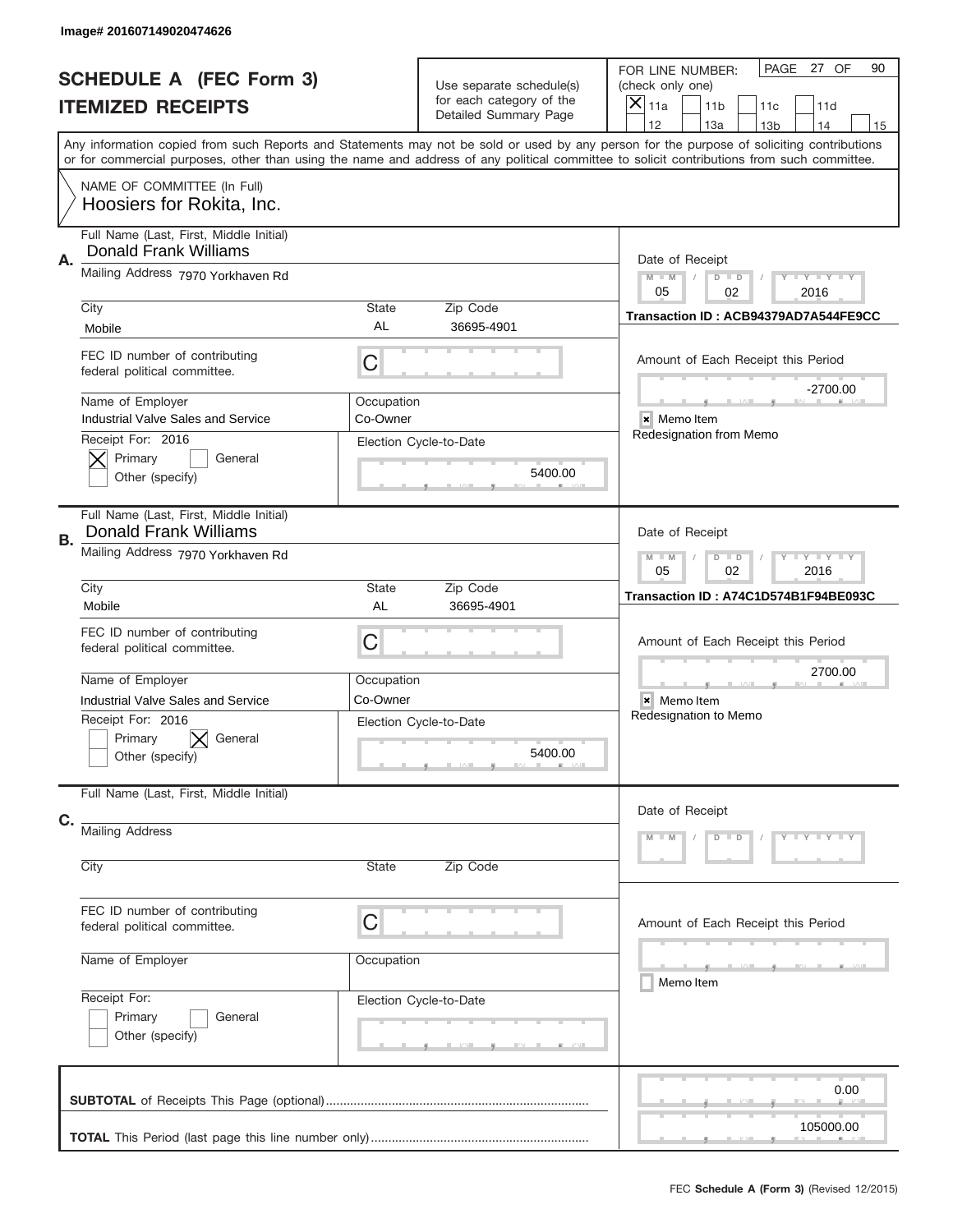Image# 201607149020474626

# SCHEDULE A (FEC Form 3)
## ITEMIZED RECEIPTS

Use separate schedule(s) for each category of the Detailed Summary Page

FOR LINE NUMBER: (check only one)
[X] 11a [ ] 11b [ ] 11c [ ] 11d [ ] 12 [ ] 13a [ ] 13b [ ] 14 [ ] 15

Any information copied from such Reports and Statements may not be sold or used by any person for the purpose of soliciting contributions or for commercial purposes, other than using the name and address of any political committee to solicit contributions from such committee.

NAME OF COMMITTEE (In Full)
Hoosiers for Rokita, Inc.

---

**A.**
Full Name (Last, First, Middle Initial): Donald Frank Williams
Mailing Address: 7970 Yorkhaven Rd
City: Mobile | State: AL | Zip Code: 36695-4901
FEC ID number of contributing federal political committee: C
Name of Employer: Industrial Valve Sales and Service
Occupation: Co-Owner
Receipt For: 2016 — [X] Primary [ ] General [ ] Other (specify)
Election Cycle-to-Date: 5400.00

Date of Receipt: 05/02/2016
Transaction ID : ACB94379AD7A544FE9CC
Amount of Each Receipt this Period: -2700.00
[x] Memo Item
Redesignation from Memo

---

**B.**
Full Name (Last, First, Middle Initial): Donald Frank Williams
Mailing Address: 7970 Yorkhaven Rd
City: Mobile | State: AL | Zip Code: 36695-4901
FEC ID number of contributing federal political committee: C
Name of Employer: Industrial Valve Sales and Service
Occupation: Co-Owner
Receipt For: 2016 — [ ] Primary [X] General [ ] Other (specify)
Election Cycle-to-Date: 5400.00

Date of Receipt: 05/02/2016
Transaction ID : A74C1D574B1F94BE093C
Amount of Each Receipt this Period: 2700.00
[x] Memo Item
Redesignation to Memo

---

**C.**
Full Name (Last, First, Middle Initial):
Mailing Address:
City: | State: | Zip Code:
FEC ID number of contributing federal political committee: C
Name of Employer: | Occupation:
Receipt For: [ ] Primary [ ] General [ ] Other (specify)
Election Cycle-to-Date:

Date of Receipt:
Amount of Each Receipt this Period:
[ ] Memo Item

---

**SUBTOTAL** of Receipts This Page (optional): 0.00

**TOTAL** This Period (last page this line number only): 105000.00

FEC **Schedule A (Form 3)** (Revised 12/2015)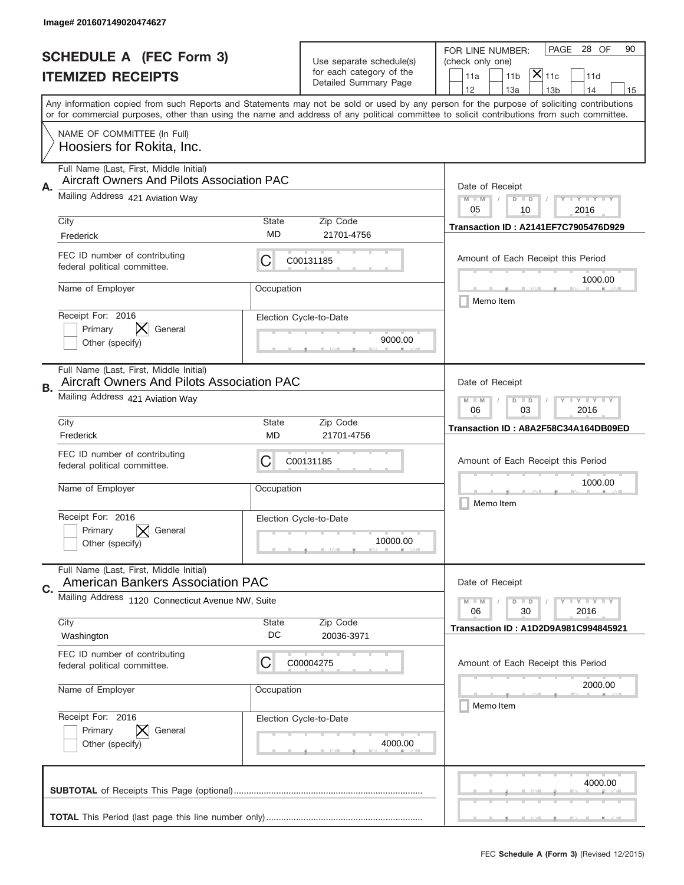Image# 201607149020474627

# SCHEDULE A (FEC Form 3)
## ITEMIZED RECEIPTS

Use separate schedule(s) for each category of the Detailed Summary Page

FOR LINE NUMBER: (check only one)

☐ 11a ☐ 11b ☒ 11c ☐ 11d ☐ 12 ☐ 13a ☐ 13b ☐ 14 ☐ 15

PAGE 28 OF 90

Any information copied from such Reports and Statements may not be sold or used by any person for the purpose of soliciting contributions or for commercial purposes, other than using the name and address of any political committee to solicit contributions from such committee.

NAME OF COMMITTEE (In Full)
Hoosiers for Rokita, Inc.

---

**A.**

Full Name (Last, First, Middle Initial): Aircraft Owners And Pilots Association PAC

Mailing Address: 421 Aviation Way

City: Frederick | State: MD | Zip Code: 21701-4756

FEC ID number of contributing federal political committee: C C00131185

Name of Employer: | Occupation:

Receipt For: 2016 ☐ Primary ☒ General ☐ Other (specify)

Election Cycle-to-Date: 9000.00

Date of Receipt: 05 / 10 / 2016

Transaction ID : A2141EF7C7905476D929

Amount of Each Receipt this Period: 1000.00

☐ Memo Item

---

**B.**

Full Name (Last, First, Middle Initial): Aircraft Owners And Pilots Association PAC

Mailing Address: 421 Aviation Way

City: Frederick | State: MD | Zip Code: 21701-4756

FEC ID number of contributing federal political committee: C C00131185

Name of Employer: | Occupation:

Receipt For: 2016 ☐ Primary ☒ General ☐ Other (specify)

Election Cycle-to-Date: 10000.00

Date of Receipt: 06 / 03 / 2016

Transaction ID : A8A2F58C34A164DB09ED

Amount of Each Receipt this Period: 1000.00

☐ Memo Item

---

**C.**

Full Name (Last, First, Middle Initial): American Bankers Association PAC

Mailing Address: 1120 Connecticut Avenue NW, Suite

City: Washington | State: DC | Zip Code: 20036-3971

FEC ID number of contributing federal political committee: C C00004275

Name of Employer: | Occupation:

Receipt For: 2016 ☐ Primary ☒ General ☐ Other (specify)

Election Cycle-to-Date: 4000.00

Date of Receipt: 06 / 30 / 2016

Transaction ID : A1D2D9A981C994845921

Amount of Each Receipt this Period: 2000.00

☐ Memo Item

---

**SUBTOTAL** of Receipts This Page (optional): 4000.00

**TOTAL** This Period (last page this line number only):

FEC **Schedule A (Form 3)** (Revised 12/2015)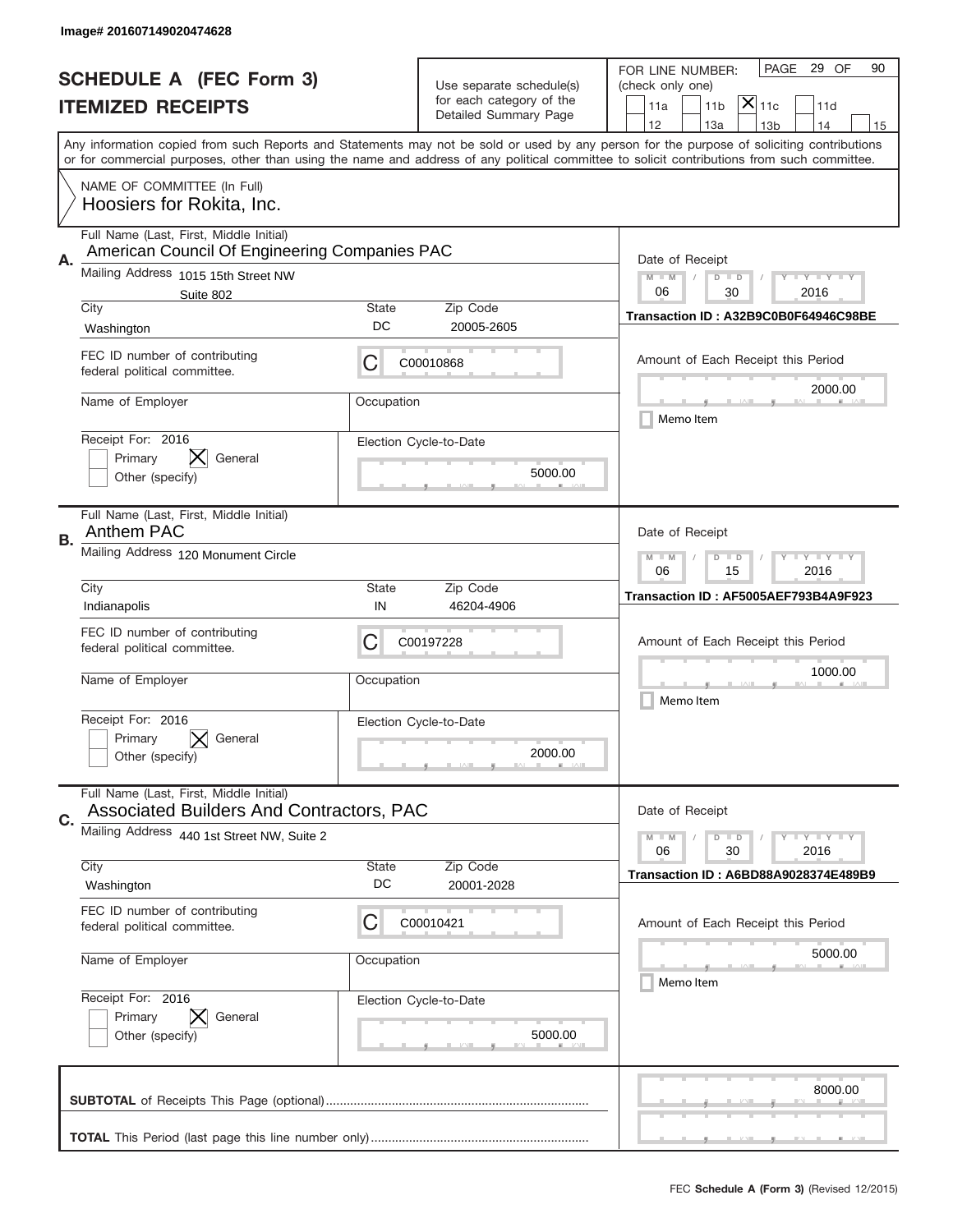Image# 201607149020474628

# SCHEDULE A (FEC Form 3)
## ITEMIZED RECEIPTS

Use separate schedule(s) for each category of the Detailed Summary Page

FOR LINE NUMBER: (check only one)

PAGE 29 OF 90

11a | 11b | [X] 11c | 11d | 12 | 13a | 13b | 14 | 15

Any information copied from such Reports and Statements may not be sold or used by any person for the purpose of soliciting contributions or for commercial purposes, other than using the name and address of any political committee to solicit contributions from such committee.

NAME OF COMMITTEE (In Full)
Hoosiers for Rokita, Inc.

---

**A.** Full Name (Last, First, Middle Initial): American Council Of Engineering Companies PAC

Mailing Address: 1015 15th Street NW, Suite 802

City: Washington | State: DC | Zip Code: 20005-2605

FEC ID number of contributing federal political committee: C C00010868

Name of Employer: | Occupation:

Receipt For: 2016 — Primary [ ] General [X] Other (specify) [ ]

Election Cycle-to-Date: 5000.00

Date of Receipt: 06 / 30 / 2016

Transaction ID : A32B9C0B0F64946C98BE

Amount of Each Receipt this Period: 2000.00

Memo Item [ ]

---

**B.** Full Name (Last, First, Middle Initial): Anthem PAC

Mailing Address: 120 Monument Circle

City: Indianapolis | State: IN | Zip Code: 46204-4906

FEC ID number of contributing federal political committee: C C00197228

Name of Employer: | Occupation:

Receipt For: 2016 — Primary [ ] General [X] Other (specify) [ ]

Election Cycle-to-Date: 2000.00

Date of Receipt: 06 / 15 / 2016

Transaction ID : AF5005AEF793B4A9F923

Amount of Each Receipt this Period: 1000.00

Memo Item [ ]

---

**C.** Full Name (Last, First, Middle Initial): Associated Builders And Contractors, PAC

Mailing Address: 440 1st Street NW, Suite 2

City: Washington | State: DC | Zip Code: 20001-2028

FEC ID number of contributing federal political committee: C C00010421

Name of Employer: | Occupation:

Receipt For: 2016 — Primary [ ] General [X] Other (specify) [ ]

Election Cycle-to-Date: 5000.00

Date of Receipt: 06 / 30 / 2016

Transaction ID : A6BD88A9028374E489B9

Amount of Each Receipt this Period: 5000.00

Memo Item [ ]

---

**SUBTOTAL** of Receipts This Page (optional): 8000.00

**TOTAL** This Period (last page this line number only):

FEC **Schedule A** (Form 3) (Revised 12/2015)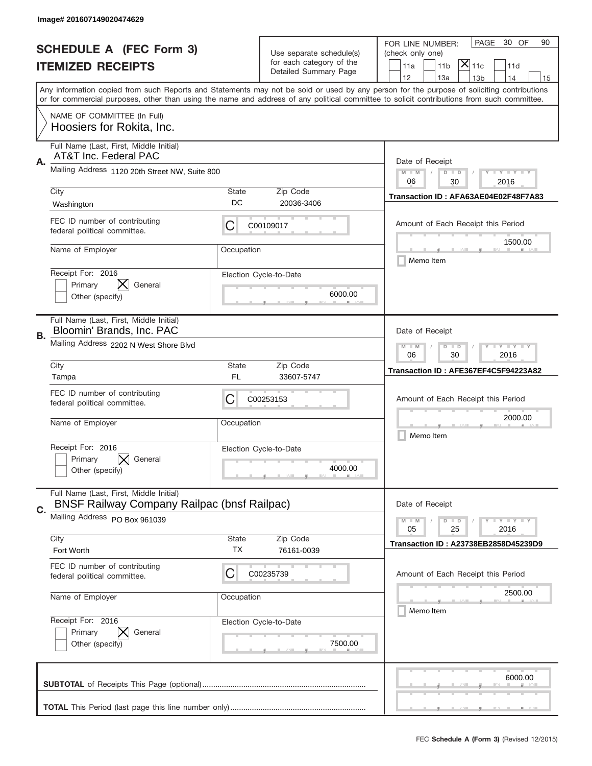Image# 201607149020474629

# SCHEDULE A (FEC Form 3)
## ITEMIZED RECEIPTS

Use separate schedule(s) for each category of the Detailed Summary Page

FOR LINE NUMBER: (check only one)

- [ ] 11a
- [ ] 11b
- [x] 11c
- [ ] 11d
- [ ] 12
- [ ] 13a
- [ ] 13b
- [ ] 14
- [ ] 15

Any information copied from such Reports and Statements may not be sold or used by any person for the purpose of soliciting contributions or for commercial purposes, other than using the name and address of any political committee to solicit contributions from such committee.

NAME OF COMMITTEE (In Full)
Hoosiers for Rokita, Inc.

---

**A.** Full Name (Last, First, Middle Initial): AT&T Inc. Federal PAC

Mailing Address: 1120 20th Street NW, Suite 800

City: Washington | State: DC | Zip Code: 20036-3406

FEC ID number of contributing federal political committee: C C00109017

Name of Employer: | Occupation:

Receipt For: 2016 — [ ] Primary [x] General [ ] Other (specify)

Election Cycle-to-Date: 6000.00

Date of Receipt: 06 / 30 / 2016

Transaction ID : AFA63AE04E02F48F7A83

Amount of Each Receipt this Period: 1500.00

[ ] Memo Item

---

**B.** Full Name (Last, First, Middle Initial): Bloomin' Brands, Inc. PAC

Mailing Address: 2202 N West Shore Blvd

City: Tampa | State: FL | Zip Code: 33607-5747

FEC ID number of contributing federal political committee: C C00253153

Name of Employer: | Occupation:

Receipt For: 2016 — [ ] Primary [x] General [ ] Other (specify)

Election Cycle-to-Date: 4000.00

Date of Receipt: 06 / 30 / 2016

Transaction ID : AFE367EF4C5F94223A82

Amount of Each Receipt this Period: 2000.00

[ ] Memo Item

---

**C.** Full Name (Last, First, Middle Initial): BNSF Railway Company Railpac (bnsf Railpac)

Mailing Address: PO Box 961039

City: Fort Worth | State: TX | Zip Code: 76161-0039

FEC ID number of contributing federal political committee: C C00235739

Name of Employer: | Occupation:

Receipt For: 2016 — [ ] Primary [x] General [ ] Other (specify)

Election Cycle-to-Date: 7500.00

Date of Receipt: 05 / 25 / 2016

Transaction ID : A23738EB2858D45239D9

Amount of Each Receipt this Period: 2500.00

[ ] Memo Item

---

**SUBTOTAL** of Receipts This Page (optional): 6000.00

**TOTAL** This Period (last page this line number only):

FEC **Schedule A (Form 3)** (Revised 12/2015)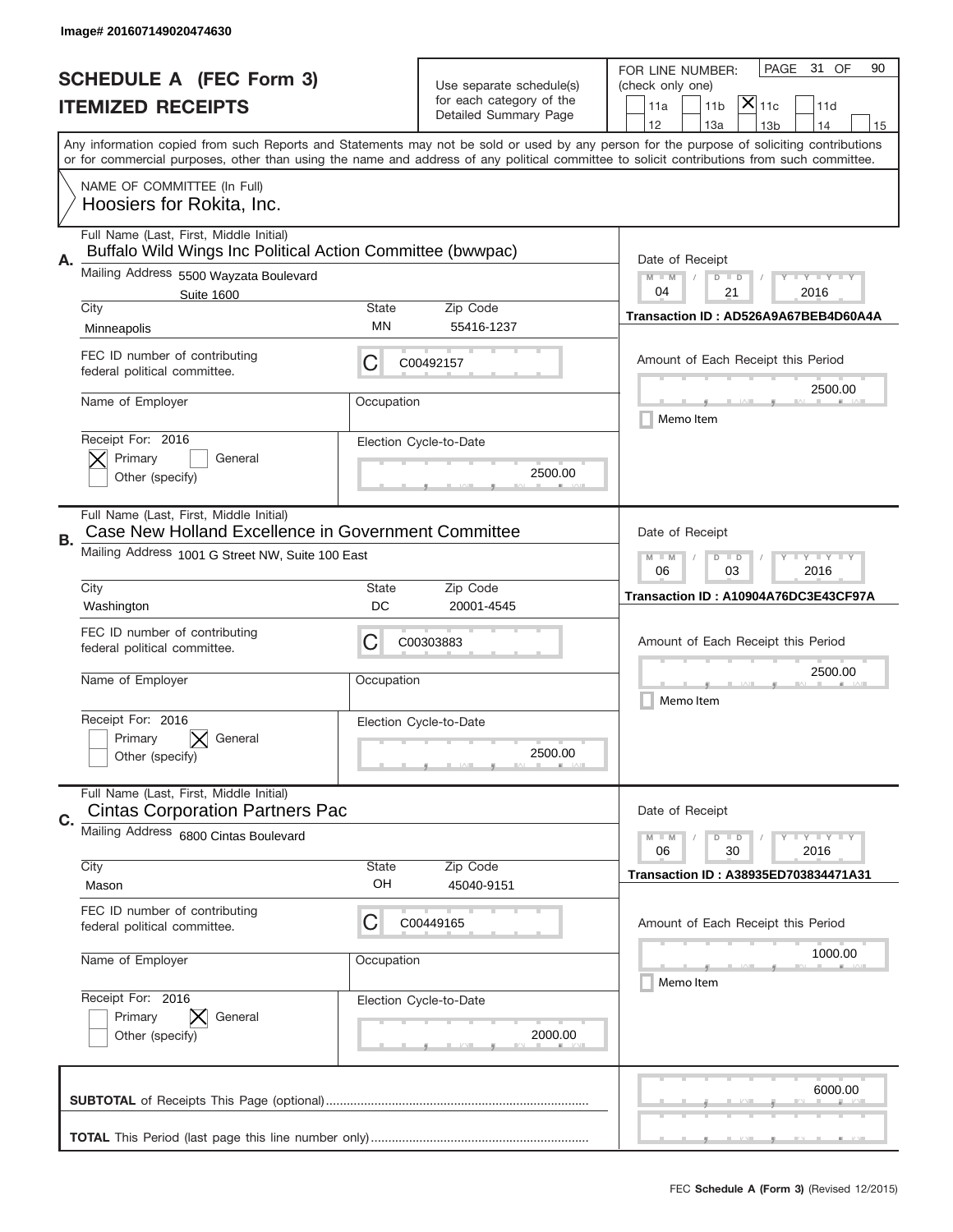Image# 201607149020474630

# SCHEDULE A (FEC Form 3)
## ITEMIZED RECEIPTS

Use separate schedule(s) for each category of the Detailed Summary Page

FOR LINE NUMBER: (check only one)

PAGE 31 OF 90

- [ ] 11a
- [ ] 11b
- [X] 11c
- [ ] 11d
- [ ] 12
- [ ] 13a
- [ ] 13b
- [ ] 14
- [ ] 15

Any information copied from such Reports and Statements may not be sold or used by any person for the purpose of soliciting contributions or for commercial purposes, other than using the name and address of any political committee to solicit contributions from such committee.

NAME OF COMMITTEE (In Full)
Hoosiers for Rokita, Inc.

---

**A.** Full Name (Last, First, Middle Initial): Buffalo Wild Wings Inc Political Action Committee (bwwpac)

Mailing Address: 5500 Wayzata Boulevard, Suite 1600

City: Minneapolis | State: MN | Zip Code: 55416-1237

FEC ID number of contributing federal political committee: C C00492157

Name of Employer: | Occupation:

Receipt For: 2016 — [X] Primary [ ] General [ ] Other (specify)

Election Cycle-to-Date: 2500.00

Date of Receipt: 04 / 21 / 2016

Transaction ID : AD526A9A67BEB4D60A4A

Amount of Each Receipt this Period: 2500.00

[ ] Memo Item

---

**B.** Full Name (Last, First, Middle Initial): Case New Holland Excellence in Government Committee

Mailing Address: 1001 G Street NW, Suite 100 East

City: Washington | State: DC | Zip Code: 20001-4545

FEC ID number of contributing federal political committee: C C00303883

Name of Employer: | Occupation:

Receipt For: 2016 — [ ] Primary [X] General [ ] Other (specify)

Election Cycle-to-Date: 2500.00

Date of Receipt: 06 / 03 / 2016

Transaction ID : A10904A76DC3E43CF97A

Amount of Each Receipt this Period: 2500.00

[ ] Memo Item

---

**C.** Full Name (Last, First, Middle Initial): Cintas Corporation Partners Pac

Mailing Address: 6800 Cintas Boulevard

City: Mason | State: OH | Zip Code: 45040-9151

FEC ID number of contributing federal political committee: C C00449165

Name of Employer: | Occupation:

Receipt For: 2016 — [ ] Primary [X] General [ ] Other (specify)

Election Cycle-to-Date: 2000.00

Date of Receipt: 06 / 30 / 2016

Transaction ID : A38935ED703834471A31

Amount of Each Receipt this Period: 1000.00

[ ] Memo Item

---

**SUBTOTAL** of Receipts This Page (optional): 6000.00

**TOTAL** This Period (last page this line number only):

FEC **Schedule A** (Form 3) (Revised 12/2015)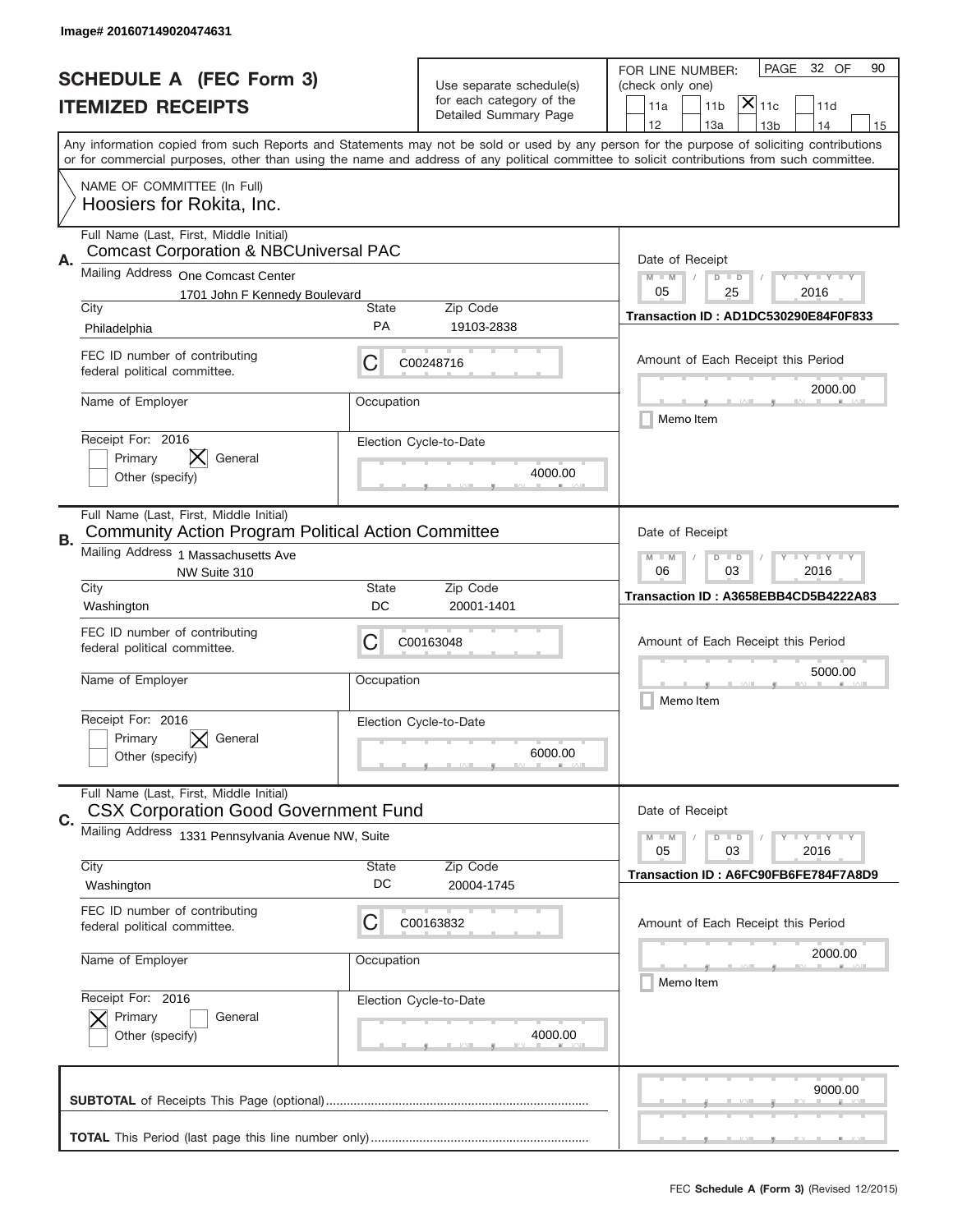Image# 201607149020474631

# SCHEDULE A (FEC Form 3)
## ITEMIZED RECEIPTS

Use separate schedule(s) for each category of the Detailed Summary Page

FOR LINE NUMBER: (check only one)

☐ 11a ☐ 11b ☒ 11c ☐ 11d ☐ 12 ☐ 13a ☐ 13b ☐ 14 ☐ 15

PAGE 32 OF 90

Any information copied from such Reports and Statements may not be sold or used by any person for the purpose of soliciting contributions or for commercial purposes, other than using the name and address of any political committee to solicit contributions from such committee.

NAME OF COMMITTEE (In Full)
Hoosiers for Rokita, Inc.

---

**A.** Full Name (Last, First, Middle Initial): Comcast Corporation & NBCUniversal PAC

Mailing Address: One Comcast Center, 1701 John F Kennedy Boulevard

City: Philadelphia | State: PA | Zip Code: 19103-2838

FEC ID number of contributing federal political committee: C00248716

Name of Employer: | Occupation:

Receipt For: 2016 ☐ Primary ☒ General ☐ Other (specify)

Election Cycle-to-Date: 4000.00

Date of Receipt: 05 / 25 / 2016

Transaction ID : AD1DC530290E84F0F833

Amount of Each Receipt this Period: 2000.00

☐ Memo Item

---

**B.** Full Name (Last, First, Middle Initial): Community Action Program Political Action Committee

Mailing Address: 1 Massachusetts Ave NW Suite 310

City: Washington | State: DC | Zip Code: 20001-1401

FEC ID number of contributing federal political committee: C00163048

Name of Employer: | Occupation:

Receipt For: 2016 ☐ Primary ☒ General ☐ Other (specify)

Election Cycle-to-Date: 6000.00

Date of Receipt: 06 / 03 / 2016

Transaction ID : A3658EBB4CD5B4222A83

Amount of Each Receipt this Period: 5000.00

☐ Memo Item

---

**C.** Full Name (Last, First, Middle Initial): CSX Corporation Good Government Fund

Mailing Address: 1331 Pennsylvania Avenue NW, Suite

City: Washington | State: DC | Zip Code: 20004-1745

FEC ID number of contributing federal political committee: C00163832

Name of Employer: | Occupation:

Receipt For: 2016 ☒ Primary ☐ General ☐ Other (specify)

Election Cycle-to-Date: 4000.00

Date of Receipt: 05 / 03 / 2016

Transaction ID : A6FC90FB6FE784F7A8D9

Amount of Each Receipt this Period: 2000.00

☐ Memo Item

---

**SUBTOTAL** of Receipts This Page (optional): 9000.00

**TOTAL** This Period (last page this line number only):

FEC **Schedule A (Form 3)** (Revised 12/2015)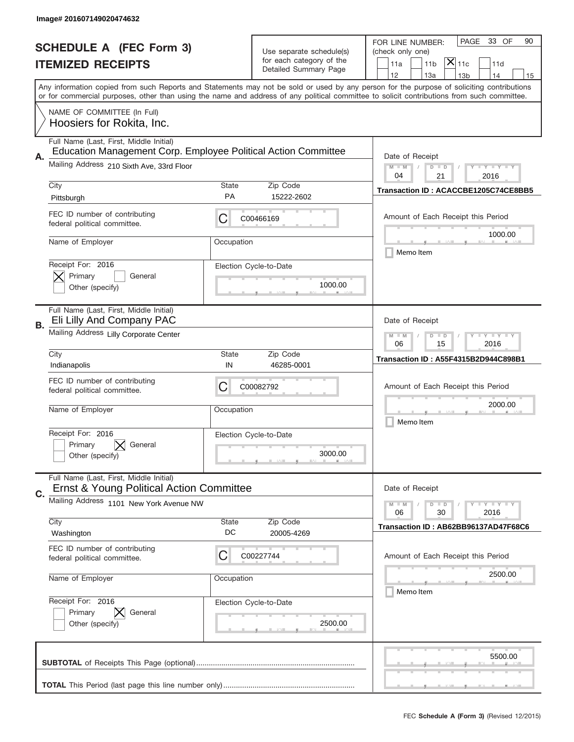Image# 201607149020474632

# SCHEDULE A (FEC Form 3)
## ITEMIZED RECEIPTS

Use separate schedule(s) for each category of the Detailed Summary Page

FOR LINE NUMBER: (check only one)

11a | 11b | [X] 11c | 11d | 12 | 13a | 13b | 14 | 15

PAGE 33 OF 90

Any information copied from such Reports and Statements may not be sold or used by any person for the purpose of soliciting contributions or for commercial purposes, other than using the name and address of any political committee to solicit contributions from such committee.

NAME OF COMMITTEE (In Full)
Hoosiers for Rokita, Inc.

---

**A.** Full Name (Last, First, Middle Initial): Education Management Corp. Employee Political Action Committee

Mailing Address: 210 Sixth Ave, 33rd Floor

City: Pittsburgh | State: PA | Zip Code: 15222-2602

FEC ID number of contributing federal political committee: C | C00466169

Name of Employer: | Occupation:

Receipt For: 2016 — [X] Primary [ ] General [ ] Other (specify)

Election Cycle-to-Date: 1000.00

Date of Receipt: 04 / 21 / 2016

Transaction ID : ACACCBE1205C74CE8BB5

Amount of Each Receipt this Period: 1000.00

[ ] Memo Item

---

**B.** Full Name (Last, First, Middle Initial): Eli Lilly And Company PAC

Mailing Address: Lilly Corporate Center

City: Indianapolis | State: IN | Zip Code: 46285-0001

FEC ID number of contributing federal political committee: C | C00082792

Name of Employer: | Occupation:

Receipt For: 2016 — [ ] Primary [X] General [ ] Other (specify)

Election Cycle-to-Date: 3000.00

Date of Receipt: 06 / 15 / 2016

Transaction ID : A55F4315B2D944C898B1

Amount of Each Receipt this Period: 2000.00

[ ] Memo Item

---

**C.** Full Name (Last, First, Middle Initial): Ernst & Young Political Action Committee

Mailing Address: 1101 New York Avenue NW

City: Washington | State: DC | Zip Code: 20005-4269

FEC ID number of contributing federal political committee: C | C00227744

Name of Employer: | Occupation:

Receipt For: 2016 — [ ] Primary [X] General [ ] Other (specify)

Election Cycle-to-Date: 2500.00

Date of Receipt: 06 / 30 / 2016

Transaction ID : AB62BB96137AD47F68C6

Amount of Each Receipt this Period: 2500.00

[ ] Memo Item

---

**SUBTOTAL** of Receipts This Page (optional): 5500.00

**TOTAL** This Period (last page this line number only):

FEC **Schedule A (Form 3)** (Revised 12/2015)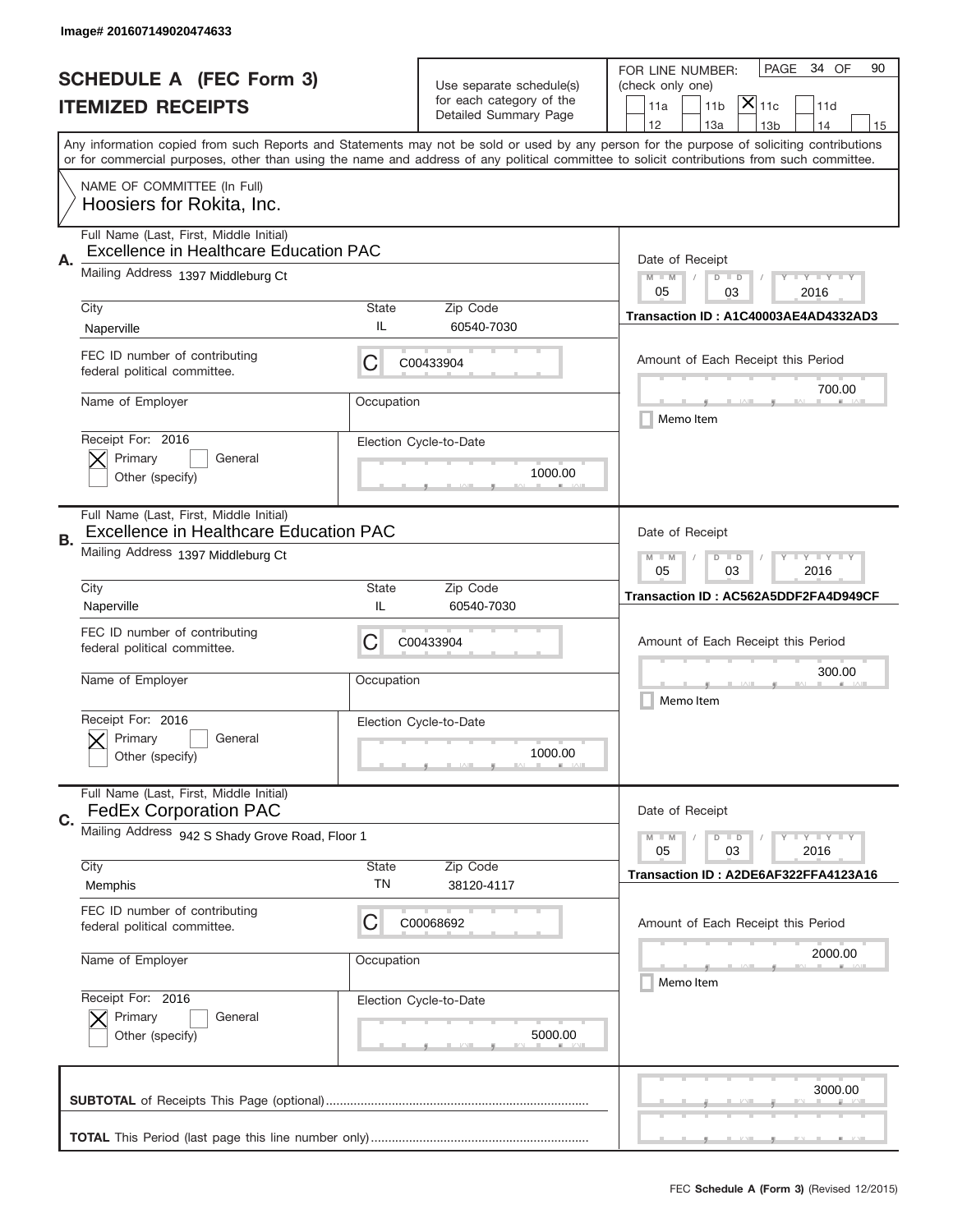Image# 201607149020474633

# SCHEDULE A (FEC Form 3)
## ITEMIZED RECEIPTS

Use separate schedule(s) for each category of the Detailed Summary Page

FOR LINE NUMBER: (check only one)

- [ ] 11a
- [ ] 11b
- [x] 11c
- [ ] 11d
- [ ] 12
- [ ] 13a
- [ ] 13b
- [ ] 14
- [ ] 15

PAGE 34 OF 90

Any information copied from such Reports and Statements may not be sold or used by any person for the purpose of soliciting contributions or for commercial purposes, other than using the name and address of any political committee to solicit contributions from such committee.

NAME OF COMMITTEE (In Full)
Hoosiers for Rokita, Inc.

---

**A.**

Full Name (Last, First, Middle Initial): Excellence in Healthcare Education PAC

Mailing Address: 1397 Middleburg Ct

City: Naperville | State: IL | Zip Code: 60540-7030

FEC ID number of contributing federal political committee: C C00433904

Name of Employer: | Occupation:

Receipt For: 2016 — [x] Primary [ ] General [ ] Other (specify)

Election Cycle-to-Date: 1000.00

Date of Receipt: 05 / 03 / 2016

Transaction ID : A1C40003AE4AD4332AD3

Amount of Each Receipt this Period: 700.00

[ ] Memo Item

---

**B.**

Full Name (Last, First, Middle Initial): Excellence in Healthcare Education PAC

Mailing Address: 1397 Middleburg Ct

City: Naperville | State: IL | Zip Code: 60540-7030

FEC ID number of contributing federal political committee: C C00433904

Name of Employer: | Occupation:

Receipt For: 2016 — [x] Primary [ ] General [ ] Other (specify)

Election Cycle-to-Date: 1000.00

Date of Receipt: 05 / 03 / 2016

Transaction ID : AC562A5DDF2FA4D949CF

Amount of Each Receipt this Period: 300.00

[ ] Memo Item

---

**C.**

Full Name (Last, First, Middle Initial): FedEx Corporation PAC

Mailing Address: 942 S Shady Grove Road, Floor 1

City: Memphis | State: TN | Zip Code: 38120-4117

FEC ID number of contributing federal political committee: C C00068692

Name of Employer: | Occupation:

Receipt For: 2016 — [x] Primary [ ] General [ ] Other (specify)

Election Cycle-to-Date: 5000.00

Date of Receipt: 05 / 03 / 2016

Transaction ID : A2DE6AF322FFA4123A16

Amount of Each Receipt this Period: 2000.00

[ ] Memo Item

---

**SUBTOTAL** of Receipts This Page (optional): 3000.00

**TOTAL** This Period (last page this line number only):

FEC **Schedule A** (Form 3) (Revised 12/2015)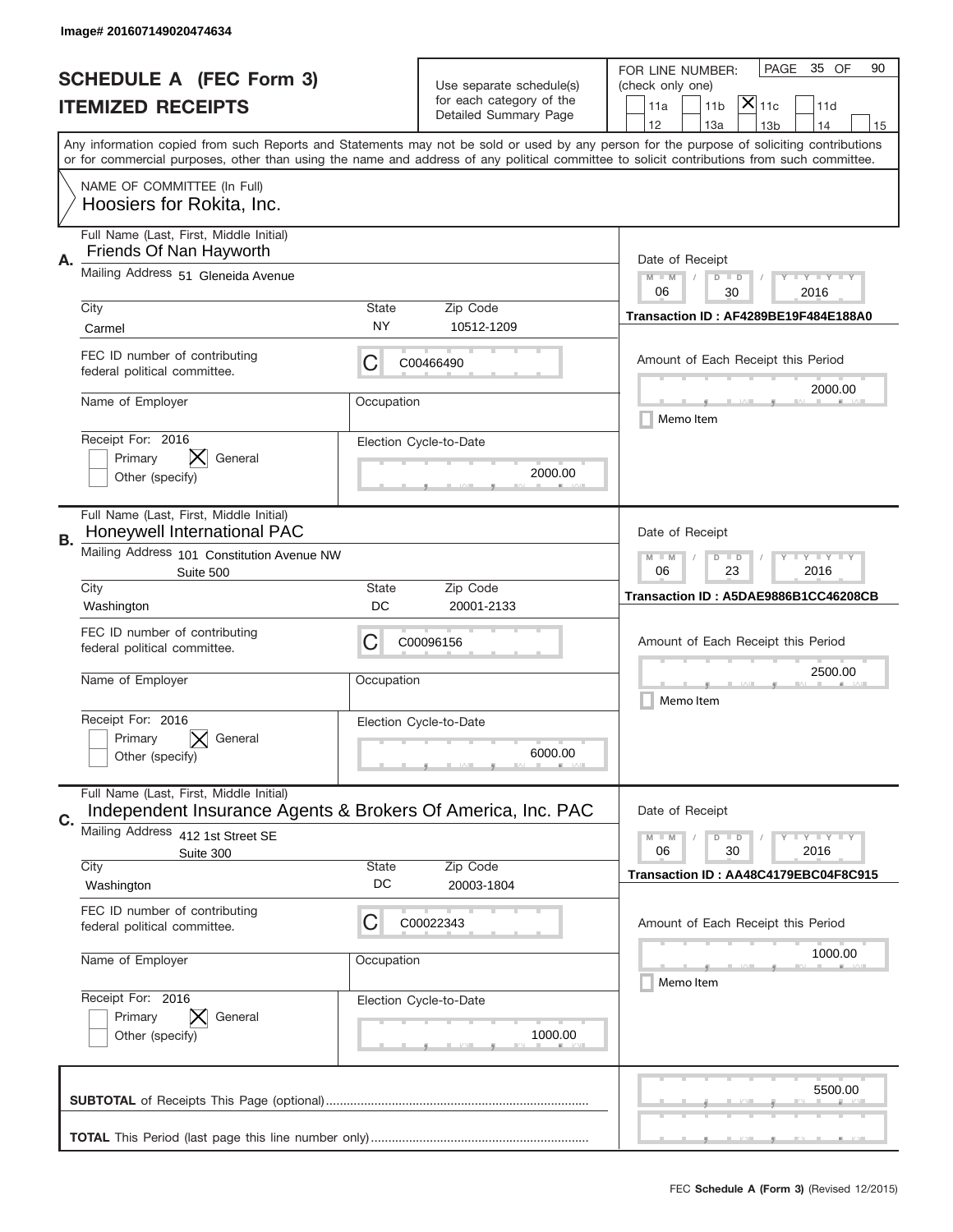Image# 201607149020474634

# SCHEDULE A (FEC Form 3)
## ITEMIZED RECEIPTS

Use separate schedule(s) for each category of the Detailed Summary Page

FOR LINE NUMBER: (check only one)
11a | 11b | [X] 11c | 11d
12 | 13a | 13b | 14 | 15

Any information copied from such Reports and Statements may not be sold or used by any person for the purpose of soliciting contributions or for commercial purposes, other than using the name and address of any political committee to solicit contributions from such committee.

NAME OF COMMITTEE (In Full)
Hoosiers for Rokita, Inc.

---

**A.** Full Name (Last, First, Middle Initial): Friends Of Nan Hayworth

Mailing Address: 51 Gleneida Avenue

City: Carmel | State: NY | Zip Code: 10512-1209

FEC ID number of contributing federal political committee: C C00466490

Name of Employer: | Occupation:

Receipt For: 2016 — Primary [ ] General [X] Other (specify) [ ]

Election Cycle-to-Date: 2000.00

Date of Receipt: 06 / 30 / 2016

Transaction ID : AF4289BE19F484E188A0

Amount of Each Receipt this Period: 2000.00

Memo Item

---

**B.** Full Name (Last, First, Middle Initial): Honeywell International PAC

Mailing Address: 101 Constitution Avenue NW, Suite 500

City: Washington | State: DC | Zip Code: 20001-2133

FEC ID number of contributing federal political committee: C C00096156

Name of Employer: | Occupation:

Receipt For: 2016 — Primary [ ] General [X] Other (specify) [ ]

Election Cycle-to-Date: 6000.00

Date of Receipt: 06 / 23 / 2016

Transaction ID : A5DAE9886B1CC46208CB

Amount of Each Receipt this Period: 2500.00

Memo Item

---

**C.** Full Name (Last, First, Middle Initial): Independent Insurance Agents & Brokers Of America, Inc. PAC

Mailing Address: 412 1st Street SE, Suite 300

City: Washington | State: DC | Zip Code: 20003-1804

FEC ID number of contributing federal political committee: C C00022343

Name of Employer: | Occupation:

Receipt For: 2016 — Primary [ ] General [X] Other (specify) [ ]

Election Cycle-to-Date: 1000.00

Date of Receipt: 06 / 30 / 2016

Transaction ID : AA48C4179EBC04F8C915

Amount of Each Receipt this Period: 1000.00

Memo Item

---

**SUBTOTAL** of Receipts This Page (optional): 5500.00

**TOTAL** This Period (last page this line number only):

FEC **Schedule A** (Form 3) (Revised 12/2015)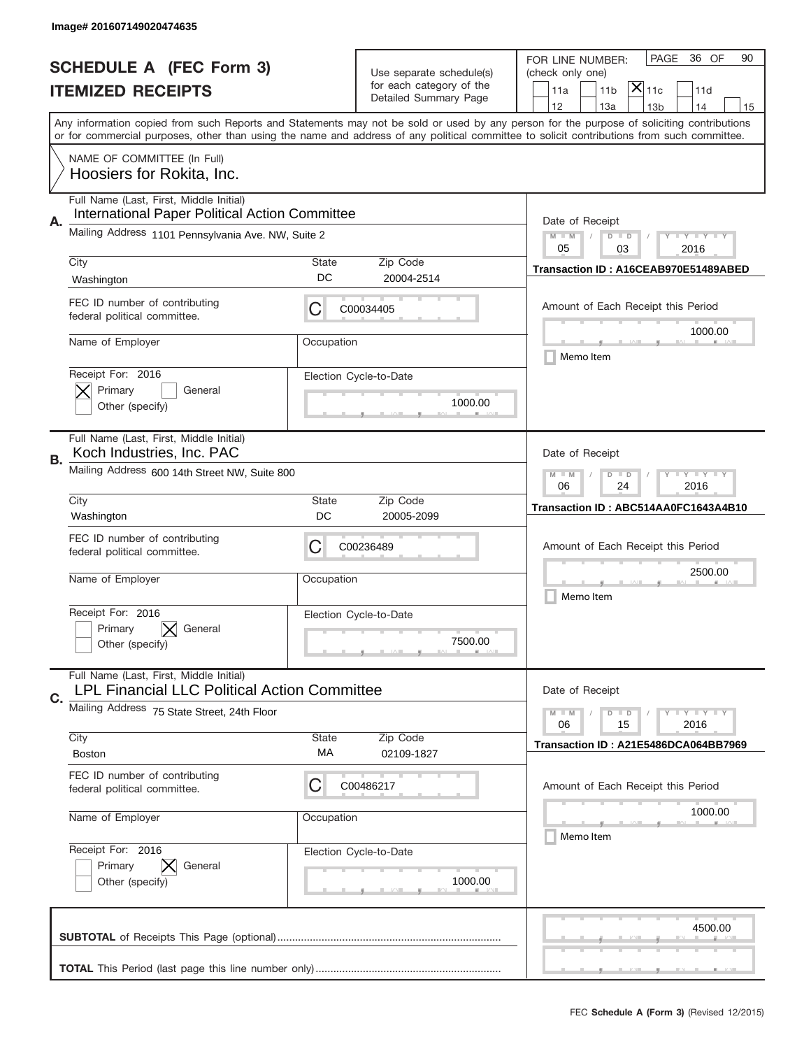Image# 201607149020474635

# SCHEDULE A (FEC Form 3)
## ITEMIZED RECEIPTS

Use separate schedule(s) for each category of the Detailed Summary Page

FOR LINE NUMBER: (check only one)

- [ ] 11a
- [ ] 11b
- [X] 11c
- [ ] 11d
- [ ] 12
- [ ] 13a
- [ ] 13b
- [ ] 14
- [ ] 15

Any information copied from such Reports and Statements may not be sold or used by any person for the purpose of soliciting contributions or for commercial purposes, other than using the name and address of any political committee to solicit contributions from such committee.

NAME OF COMMITTEE (In Full)
Hoosiers for Rokita, Inc.

---

**A.**
Full Name (Last, First, Middle Initial): International Paper Political Action Committee
Mailing Address: 1101 Pennsylvania Ave. NW, Suite 2
City: Washington | State: DC | Zip Code: 20004-2514
FEC ID number of contributing federal political committee: C C00034405
Name of Employer:
Occupation:
Receipt For: 2016
[X] Primary [ ] General [ ] Other (specify)
Election Cycle-to-Date: 1000.00

Date of Receipt: 05 / 03 / 2016
Transaction ID : A16CEAB970E51489ABED
Amount of Each Receipt this Period: 1000.00
[ ] Memo Item

---

**B.**
Full Name (Last, First, Middle Initial): Koch Industries, Inc. PAC
Mailing Address: 600 14th Street NW, Suite 800
City: Washington | State: DC | Zip Code: 20005-2099
FEC ID number of contributing federal political committee: C C00236489
Name of Employer:
Occupation:
Receipt For: 2016
[ ] Primary [X] General [ ] Other (specify)
Election Cycle-to-Date: 7500.00

Date of Receipt: 06 / 24 / 2016
Transaction ID : ABC514AA0FC1643A4B10
Amount of Each Receipt this Period: 2500.00
[ ] Memo Item

---

**C.**
Full Name (Last, First, Middle Initial): LPL Financial LLC Political Action Committee
Mailing Address: 75 State Street, 24th Floor
City: Boston | State: MA | Zip Code: 02109-1827
FEC ID number of contributing federal political committee: C C00486217
Name of Employer:
Occupation:
Receipt For: 2016
[ ] Primary [X] General [ ] Other (specify)
Election Cycle-to-Date: 1000.00

Date of Receipt: 06 / 15 / 2016
Transaction ID : A21E5486DCA064BB7969
Amount of Each Receipt this Period: 1000.00
[ ] Memo Item

---

**SUBTOTAL** of Receipts This Page (optional): 4500.00

**TOTAL** This Period (last page this line number only):

FEC Schedule A (Form 3) (Revised 12/2015)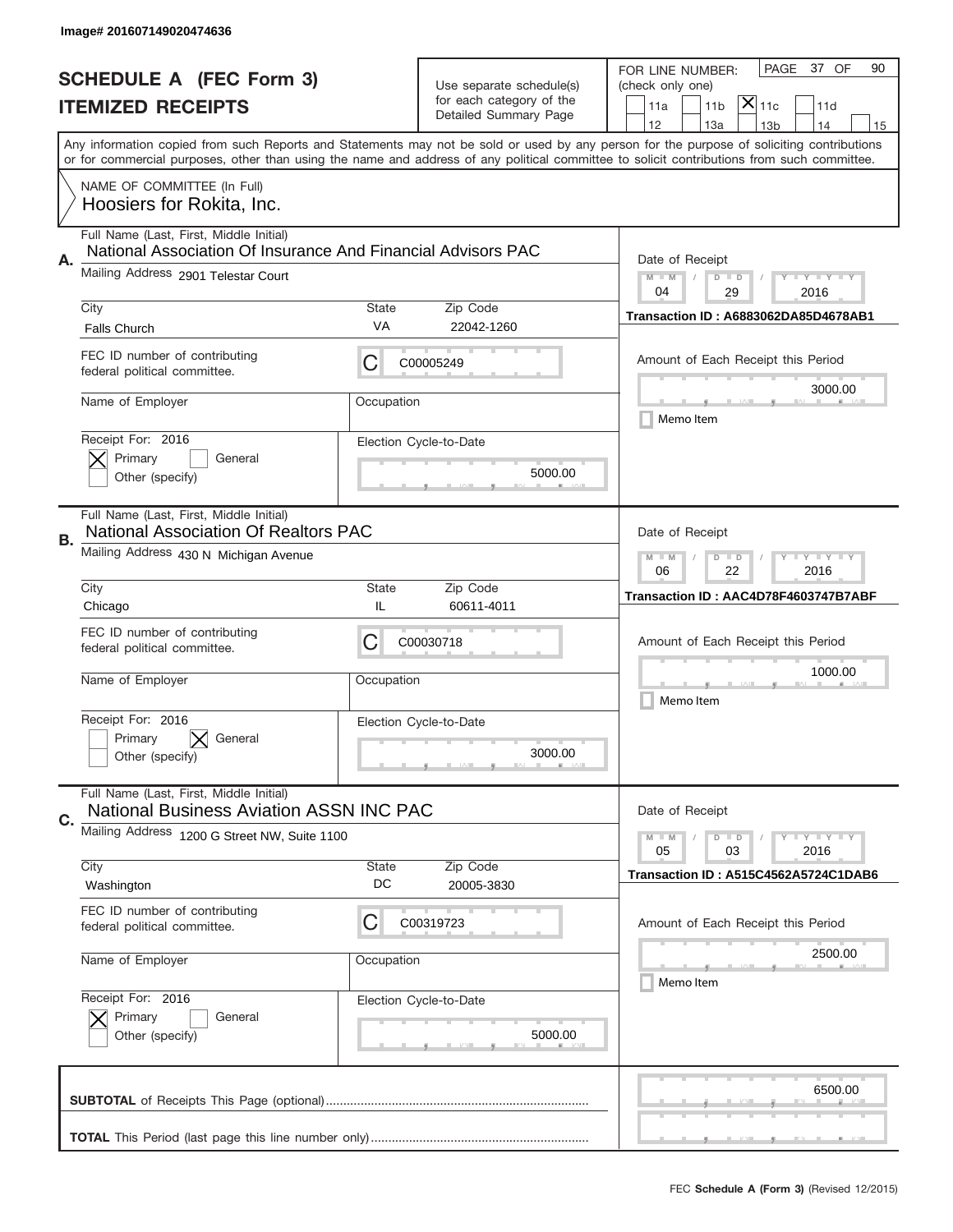Image# 201607149020474636

# SCHEDULE A (FEC Form 3)
## ITEMIZED RECEIPTS

Use separate schedule(s) for each category of the Detailed Summary Page

FOR LINE NUMBER: (check only one)

11a | 11b | [X] 11c | 11d | 12 | 13a | 13b | 14 | 15

PAGE 37 OF 90

Any information copied from such Reports and Statements may not be sold or used by any person for the purpose of soliciting contributions or for commercial purposes, other than using the name and address of any political committee to solicit contributions from such committee.

NAME OF COMMITTEE (In Full)
Hoosiers for Rokita, Inc.

---

**A.** Full Name (Last, First, Middle Initial): National Association Of Insurance And Financial Advisors PAC

Mailing Address: 2901 Telestar Court

City: Falls Church | State: VA | Zip Code: 22042-1260

FEC ID number of contributing federal political committee: C C00005249

Name of Employer: | Occupation:

Receipt For: 2016 — [X] Primary [ ] General [ ] Other (specify)

Election Cycle-to-Date: 5000.00

Date of Receipt: 04 / 29 / 2016

Transaction ID : A6883062DA85D4678AB1

Amount of Each Receipt this Period: 3000.00

[ ] Memo Item

---

**B.** Full Name (Last, First, Middle Initial): National Association Of Realtors PAC

Mailing Address: 430 N Michigan Avenue

City: Chicago | State: IL | Zip Code: 60611-4011

FEC ID number of contributing federal political committee: C C00030718

Name of Employer: | Occupation:

Receipt For: 2016 — [ ] Primary [X] General [ ] Other (specify)

Election Cycle-to-Date: 3000.00

Date of Receipt: 06 / 22 / 2016

Transaction ID : AAC4D78F4603747B7ABF

Amount of Each Receipt this Period: 1000.00

[ ] Memo Item

---

**C.** Full Name (Last, First, Middle Initial): National Business Aviation ASSN INC PAC

Mailing Address: 1200 G Street NW, Suite 1100

City: Washington | State: DC | Zip Code: 20005-3830

FEC ID number of contributing federal political committee: C C00319723

Name of Employer: | Occupation:

Receipt For: 2016 — [X] Primary [ ] General [ ] Other (specify)

Election Cycle-to-Date: 5000.00

Date of Receipt: 05 / 03 / 2016

Transaction ID : A515C4562A5724C1DAB6

Amount of Each Receipt this Period: 2500.00

[ ] Memo Item

---

**SUBTOTAL** of Receipts This Page (optional): 6500.00

**TOTAL** This Period (last page this line number only):

FEC **Schedule A** (Form 3) (Revised 12/2015)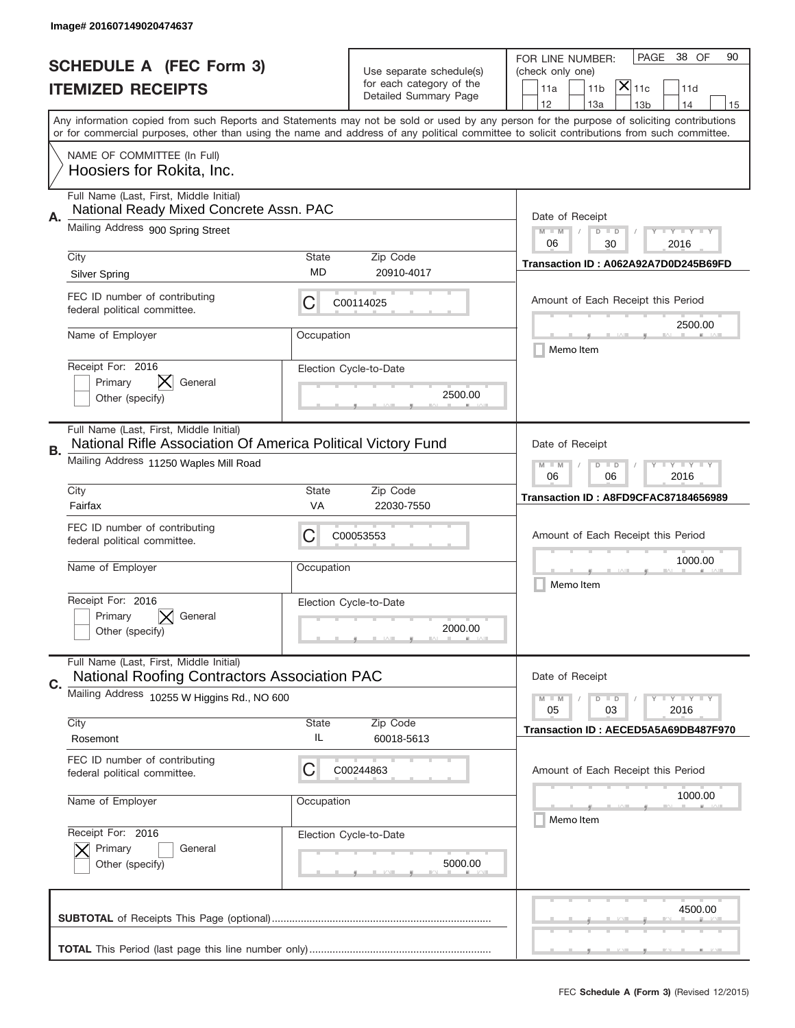Image# 201607149020474637

# SCHEDULE A (FEC Form 3)
## ITEMIZED RECEIPTS

Use separate schedule(s) for each category of the Detailed Summary Page

FOR LINE NUMBER: (check only one)

- [ ] 11a
- [ ] 11b
- [x] 11c
- [ ] 11d
- [ ] 12
- [ ] 13a
- [ ] 13b
- [ ] 14
- [ ] 15

PAGE 38 OF 90

Any information copied from such Reports and Statements may not be sold or used by any person for the purpose of soliciting contributions or for commercial purposes, other than using the name and address of any political committee to solicit contributions from such committee.

NAME OF COMMITTEE (In Full)
Hoosiers for Rokita, Inc.

---

**A.**

Full Name (Last, First, Middle Initial): National Ready Mixed Concrete Assn. PAC

Mailing Address: 900 Spring Street

City: Silver Spring | State: MD | Zip Code: 20910-4017

FEC ID number of contributing federal political committee: C C00114025

Name of Employer: | Occupation:

Receipt For: 2016 — [ ] Primary [x] General [ ] Other (specify)

Election Cycle-to-Date: 2500.00

Date of Receipt: 06 / 30 / 2016

Transaction ID : A062A92A7D0D245B69FD

Amount of Each Receipt this Period: 2500.00

[ ] Memo Item

---

**B.**

Full Name (Last, First, Middle Initial): National Rifle Association Of America Political Victory Fund

Mailing Address: 11250 Waples Mill Road

City: Fairfax | State: VA | Zip Code: 22030-7550

FEC ID number of contributing federal political committee: C C00053553

Name of Employer: | Occupation:

Receipt For: 2016 — [ ] Primary [x] General [ ] Other (specify)

Election Cycle-to-Date: 2000.00

Date of Receipt: 06 / 06 / 2016

Transaction ID : A8FD9CFAC87184656989

Amount of Each Receipt this Period: 1000.00

[ ] Memo Item

---

**C.**

Full Name (Last, First, Middle Initial): National Roofing Contractors Association PAC

Mailing Address: 10255 W Higgins Rd., NO 600

City: Rosemont | State: IL | Zip Code: 60018-5613

FEC ID number of contributing federal political committee: C C00244863

Name of Employer: | Occupation:

Receipt For: 2016 — [x] Primary [ ] General [ ] Other (specify)

Election Cycle-to-Date: 5000.00

Date of Receipt: 05 / 03 / 2016

Transaction ID : AECED5A5A69DB487F970

Amount of Each Receipt this Period: 1000.00

[ ] Memo Item

---

**SUBTOTAL** of Receipts This Page (optional): 4500.00

**TOTAL** This Period (last page this line number only):

FEC **Schedule A** (Form 3) (Revised 12/2015)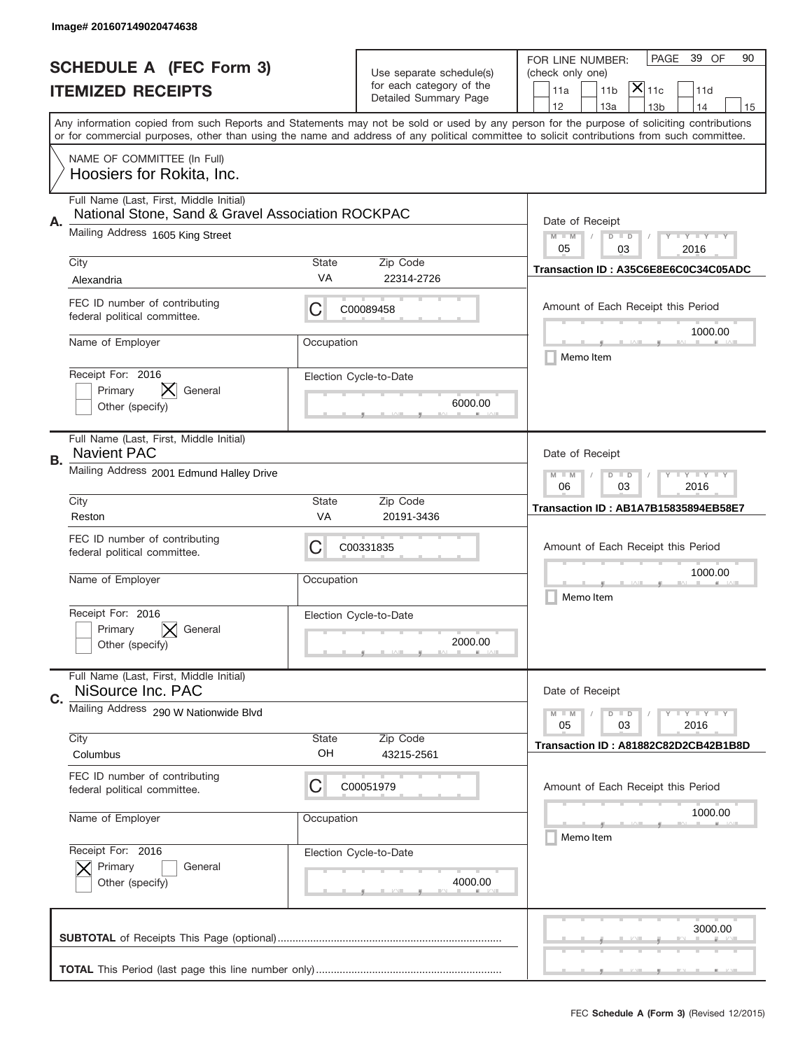Image# 201607149020474638

# SCHEDULE A (FEC Form 3)
## ITEMIZED RECEIPTS

Use separate schedule(s) for each category of the Detailed Summary Page

FOR LINE NUMBER: (check only one)

11a | 11b | [X] 11c | 11d | 12 | 13a | 13b | 14 | 15

PAGE 39 OF 90

Any information copied from such Reports and Statements may not be sold or used by any person for the purpose of soliciting contributions or for commercial purposes, other than using the name and address of any political committee to solicit contributions from such committee.

NAME OF COMMITTEE (In Full)
Hoosiers for Rokita, Inc.

---

**A.** Full Name (Last, First, Middle Initial): National Stone, Sand & Gravel Association ROCKPAC

Mailing Address: 1605 King Street

City: Alexandria | State: VA | Zip Code: 22314-2726

FEC ID number of contributing federal political committee: C C00089458

Name of Employer: | Occupation:

Receipt For: 2016 — [ ] Primary [X] General [ ] Other (specify)

Election Cycle-to-Date: 6000.00

Date of Receipt: 05 / 03 / 2016

Transaction ID : A35C6E8E6C0C34C05ADC

Amount of Each Receipt this Period: 1000.00

[ ] Memo Item

---

**B.** Full Name (Last, First, Middle Initial): Navient PAC

Mailing Address: 2001 Edmund Halley Drive

City: Reston | State: VA | Zip Code: 20191-3436

FEC ID number of contributing federal political committee: C C00331835

Name of Employer: | Occupation:

Receipt For: 2016 — [ ] Primary [X] General [ ] Other (specify)

Election Cycle-to-Date: 2000.00

Date of Receipt: 06 / 03 / 2016

Transaction ID : AB1A7B15835894EB58E7

Amount of Each Receipt this Period: 1000.00

[ ] Memo Item

---

**C.** Full Name (Last, First, Middle Initial): NiSource Inc. PAC

Mailing Address: 290 W Nationwide Blvd

City: Columbus | State: OH | Zip Code: 43215-2561

FEC ID number of contributing federal political committee: C C00051979

Name of Employer: | Occupation:

Receipt For: 2016 — [X] Primary [ ] General [ ] Other (specify)

Election Cycle-to-Date: 4000.00

Date of Receipt: 05 / 03 / 2016

Transaction ID : A81882C82D2CB42B1B8D

Amount of Each Receipt this Period: 1000.00

[ ] Memo Item

---

**SUBTOTAL** of Receipts This Page (optional): 3000.00

**TOTAL** This Period (last page this line number only):

FEC **Schedule A** (Form 3) (Revised 12/2015)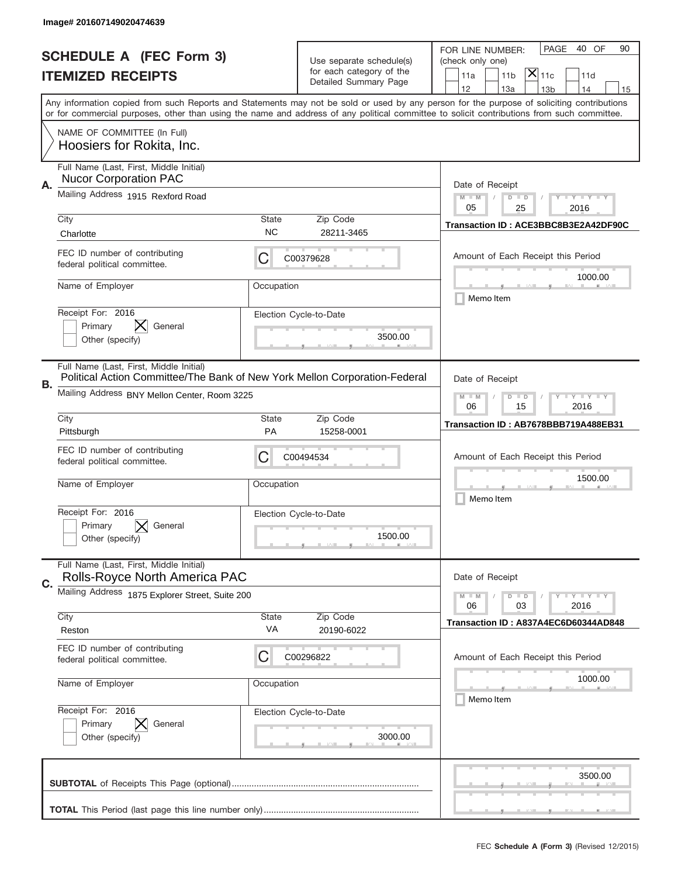Image# 201607149020474639

# SCHEDULE A (FEC Form 3)
# ITEMIZED RECEIPTS

Use separate schedule(s) for each category of the Detailed Summary Page

FOR LINE NUMBER: (check only one)
11a | 11b | [X] 11c | 11d | 12 | 13a | 13b | 14 | 15

PAGE 40 OF 90

Any information copied from such Reports and Statements may not be sold or used by any person for the purpose of soliciting contributions or for commercial purposes, other than using the name and address of any political committee to solicit contributions from such committee.

NAME OF COMMITTEE (In Full)
Hoosiers for Rokita, Inc.

---

**A.**

Full Name (Last, First, Middle Initial): Nucor Corporation PAC

Mailing Address: 1915 Rexford Road

City: Charlotte | State: NC | Zip Code: 28211-3465

FEC ID number of contributing federal political committee: C00379628

Name of Employer: | Occupation:

Receipt For: 2016 — [ ] Primary [X] General [ ] Other (specify)

Election Cycle-to-Date: 3500.00

Date of Receipt: 05 / 25 / 2016

Transaction ID : ACE3BBC8B3E2A42DF90C

Amount of Each Receipt this Period: 1000.00

[ ] Memo Item

---

**B.**

Full Name (Last, First, Middle Initial): Political Action Committee/The Bank of New York Mellon Corporation-Federal

Mailing Address: BNY Mellon Center, Room 3225

City: Pittsburgh | State: PA | Zip Code: 15258-0001

FEC ID number of contributing federal political committee: C00494534

Name of Employer: | Occupation:

Receipt For: 2016 — [ ] Primary [X] General [ ] Other (specify)

Election Cycle-to-Date: 1500.00

Date of Receipt: 06 / 15 / 2016

Transaction ID : AB7678BBB719A488EB31

Amount of Each Receipt this Period: 1500.00

[ ] Memo Item

---

**C.**

Full Name (Last, First, Middle Initial): Rolls-Royce North America PAC

Mailing Address: 1875 Explorer Street, Suite 200

City: Reston | State: VA | Zip Code: 20190-6022

FEC ID number of contributing federal political committee: C00296822

Name of Employer: | Occupation:

Receipt For: 2016 — [ ] Primary [X] General [ ] Other (specify)

Election Cycle-to-Date: 3000.00

Date of Receipt: 06 / 03 / 2016

Transaction ID : A837A4EC6D60344AD848

Amount of Each Receipt this Period: 1000.00

[ ] Memo Item

---

**SUBTOTAL** of Receipts This Page (optional): 3500.00

**TOTAL** This Period (last page this line number only):

FEC **Schedule A (Form 3)** (Revised 12/2015)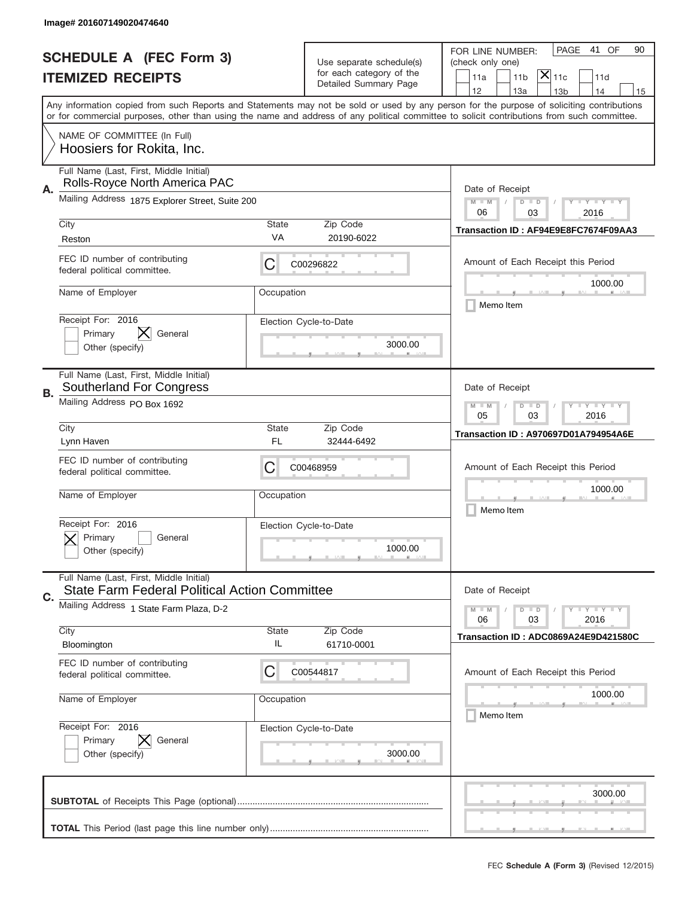Image# 201607149020474640

# SCHEDULE A (FEC Form 3)
## ITEMIZED RECEIPTS

Use separate schedule(s) for each category of the Detailed Summary Page

FOR LINE NUMBER: (check only one)

☐ 11a ☐ 11b ☒ 11c ☐ 11d
☐ 12 ☐ 13a ☐ 13b ☐ 14 ☐ 15

PAGE 41 OF 90

Any information copied from such Reports and Statements may not be sold or used by any person for the purpose of soliciting contributions or for commercial purposes, other than using the name and address of any political committee to solicit contributions from such committee.

NAME OF COMMITTEE (In Full)
Hoosiers for Rokita, Inc.

---

**A.** Full Name (Last, First, Middle Initial)
Rolls-Royce North America PAC

Mailing Address: 1875 Explorer Street, Suite 200

| City | State | Zip Code |
|---|---|---|
| Reston | VA | 20190-6022 |

FEC ID number of contributing federal political committee: C C00296822

Name of Employer:
Occupation:

Receipt For: 2016
☐ Primary ☒ General
☐ Other (specify)

Election Cycle-to-Date: 3000.00

Date of Receipt: 06 / 03 / 2016

Transaction ID : AF94E9E8FC7674F09AA3

Amount of Each Receipt this Period: 1000.00

☐ Memo Item

---

**B.** Full Name (Last, First, Middle Initial)
Southerland For Congress

Mailing Address: PO Box 1692

| City | State | Zip Code |
|---|---|---|
| Lynn Haven | FL | 32444-6492 |

FEC ID number of contributing federal political committee: C C00468959

Name of Employer:
Occupation:

Receipt For: 2016
☒ Primary ☐ General
☐ Other (specify)

Election Cycle-to-Date: 1000.00

Date of Receipt: 05 / 03 / 2016

Transaction ID : A970697D01A794954A6E

Amount of Each Receipt this Period: 1000.00

☐ Memo Item

---

**C.** Full Name (Last, First, Middle Initial)
State Farm Federal Political Action Committee

Mailing Address: 1 State Farm Plaza, D-2

| City | State | Zip Code |
|---|---|---|
| Bloomington | IL | 61710-0001 |

FEC ID number of contributing federal political committee: C C00544817

Name of Employer:
Occupation:

Receipt For: 2016
☐ Primary ☒ General
☐ Other (specify)

Election Cycle-to-Date: 3000.00

Date of Receipt: 06 / 03 / 2016

Transaction ID : ADC0869A24E9D421580C

Amount of Each Receipt this Period: 1000.00

☐ Memo Item

---

**SUBTOTAL** of Receipts This Page (optional): 3000.00

**TOTAL** This Period (last page this line number only):

FEC **Schedule A** (Form 3) (Revised 12/2015)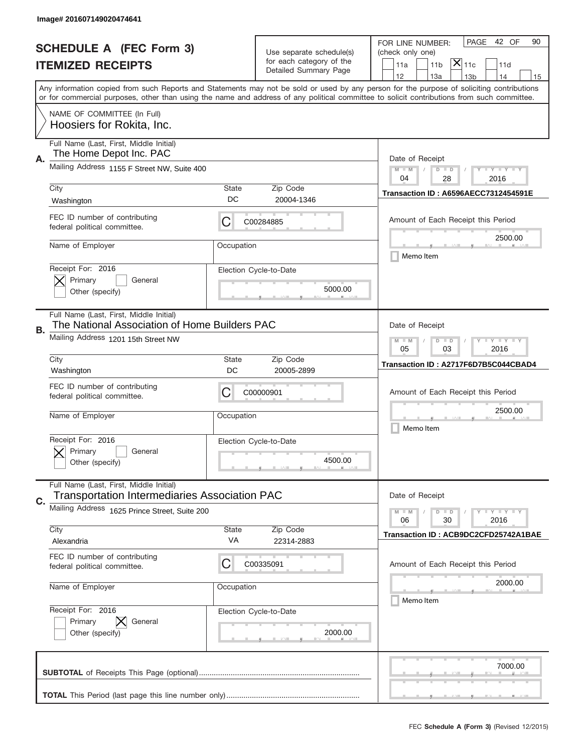Image# 201607149020474641

# SCHEDULE A (FEC Form 3)
## ITEMIZED RECEIPTS

Use separate schedule(s) for each category of the Detailed Summary Page

FOR LINE NUMBER: (check only one)

PAGE 42 OF 90

- [ ] 11a
- [ ] 11b
- [x] 11c
- [ ] 11d
- [ ] 12
- [ ] 13a
- [ ] 13b
- [ ] 14
- [ ] 15

Any information copied from such Reports and Statements may not be sold or used by any person for the purpose of soliciting contributions or for commercial purposes, other than using the name and address of any political committee to solicit contributions from such committee.

NAME OF COMMITTEE (In Full)
Hoosiers for Rokita, Inc.

---

**A.**

Full Name (Last, First, Middle Initial): The Home Depot Inc. PAC

Mailing Address: 1155 F Street NW, Suite 400

City: Washington | State: DC | Zip Code: 20004-1346

FEC ID number of contributing federal political committee: C00284885

Name of Employer: | Occupation:

Receipt For: 2016 — [x] Primary [ ] General [ ] Other (specify)

Election Cycle-to-Date: 5000.00

Date of Receipt: 04 / 28 / 2016

Transaction ID : A6596AECC7312454591E

Amount of Each Receipt this Period: 2500.00

[ ] Memo Item

---

**B.**

Full Name (Last, First, Middle Initial): The National Association of Home Builders PAC

Mailing Address: 1201 15th Street NW

City: Washington | State: DC | Zip Code: 20005-2899

FEC ID number of contributing federal political committee: C00000901

Name of Employer: | Occupation:

Receipt For: 2016 — [x] Primary [ ] General [ ] Other (specify)

Election Cycle-to-Date: 4500.00

Date of Receipt: 05 / 03 / 2016

Transaction ID : A2717F6D7B5C044CBAD4

Amount of Each Receipt this Period: 2500.00

[ ] Memo Item

---

**C.**

Full Name (Last, First, Middle Initial): Transportation Intermediaries Association PAC

Mailing Address: 1625 Prince Street, Suite 200

City: Alexandria | State: VA | Zip Code: 22314-2883

FEC ID number of contributing federal political committee: C00335091

Name of Employer: | Occupation:

Receipt For: 2016 — [ ] Primary [x] General [ ] Other (specify)

Election Cycle-to-Date: 2000.00

Date of Receipt: 06 / 30 / 2016

Transaction ID : ACB9DC2CFD25742A1BAE

Amount of Each Receipt this Period: 2000.00

[ ] Memo Item

---

**SUBTOTAL** of Receipts This Page (optional): 7000.00

**TOTAL** This Period (last page this line number only):

FEC **Schedule A** (Form 3) (Revised 12/2015)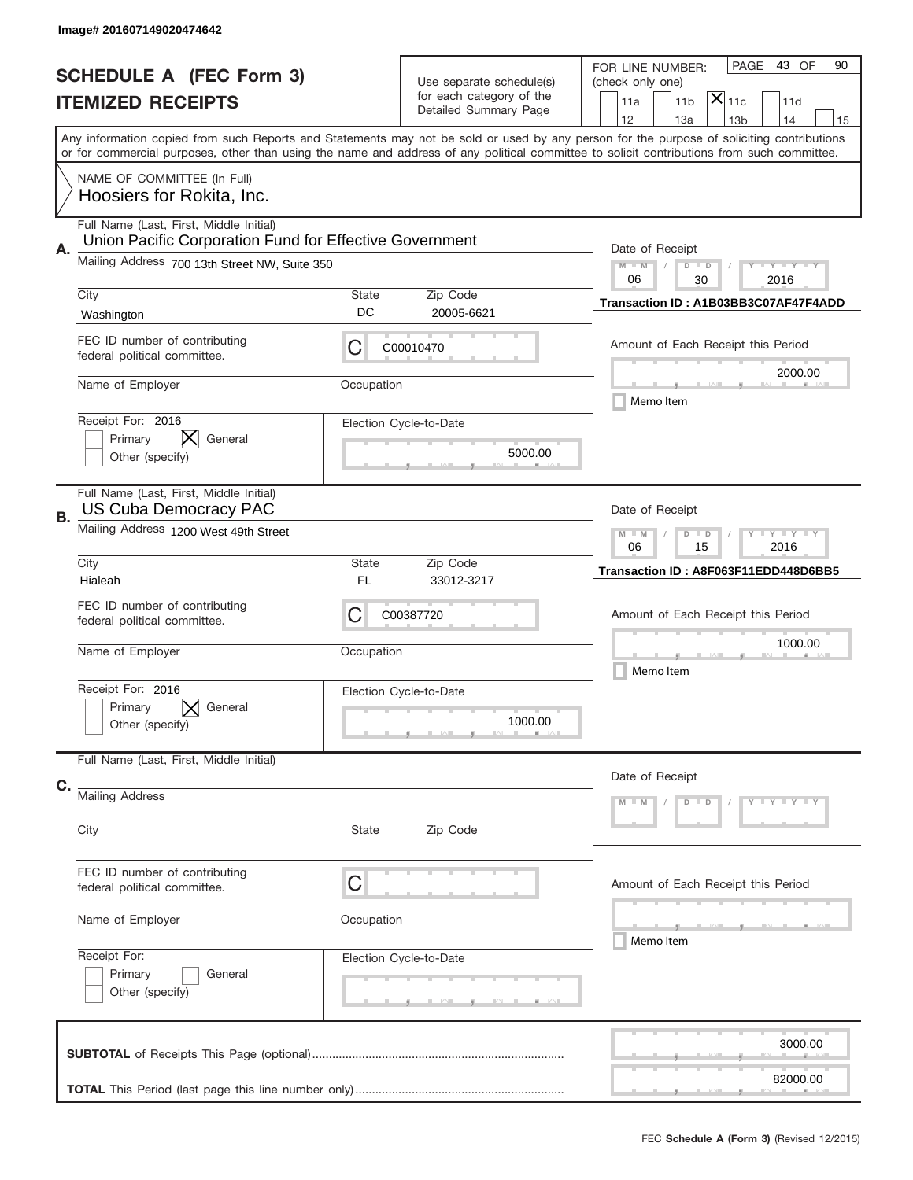Image# 201607149020474642

# SCHEDULE A (FEC Form 3)
## ITEMIZED RECEIPTS

Use separate schedule(s) for each category of the Detailed Summary Page

FOR LINE NUMBER: (check only one)

- [ ] 11a
- [ ] 11b
- [x] 11c
- [ ] 11d
- [ ] 12
- [ ] 13a
- [ ] 13b
- [ ] 14
- [ ] 15

PAGE 43 OF 90

Any information copied from such Reports and Statements may not be sold or used by any person for the purpose of soliciting contributions or for commercial purposes, other than using the name and address of any political committee to solicit contributions from such committee.

NAME OF COMMITTEE (In Full)
Hoosiers for Rokita, Inc.

---

**A.**

Full Name (Last, First, Middle Initial): Union Pacific Corporation Fund for Effective Government

Mailing Address: 700 13th Street NW, Suite 350

| City | State | Zip Code |
|---|---|---|
| Washington | DC | 20005-6621 |

FEC ID number of contributing federal political committee: C C00010470

Name of Employer:

Occupation:

Receipt For: 2016

- [ ] Primary
- [x] General
- [ ] Other (specify)

Election Cycle-to-Date: 5000.00

Date of Receipt: 06 / 30 / 2016

Transaction ID : A1B03BB3C07AF47F4ADD

Amount of Each Receipt this Period: 2000.00

- [ ] Memo Item

---

**B.**

Full Name (Last, First, Middle Initial): US Cuba Democracy PAC

Mailing Address: 1200 West 49th Street

| City | State | Zip Code |
|---|---|---|
| Hialeah | FL | 33012-3217 |

FEC ID number of contributing federal political committee: C C00387720

Name of Employer:

Occupation:

Receipt For: 2016

- [ ] Primary
- [x] General
- [ ] Other (specify)

Election Cycle-to-Date: 1000.00

Date of Receipt: 06 / 15 / 2016

Transaction ID : A8F063F11EDD448D6BB5

Amount of Each Receipt this Period: 1000.00

- [ ] Memo Item

---

**C.**

Full Name (Last, First, Middle Initial):

Mailing Address:

| City | State | Zip Code |
|---|---|---|
| | | |

FEC ID number of contributing federal political committee: C

Name of Employer:

Occupation:

Receipt For:

- [ ] Primary
- [ ] General
- [ ] Other (specify)

Election Cycle-to-Date:

Date of Receipt: M M / D D / Y Y Y Y

Amount of Each Receipt this Period:

- [ ] Memo Item

---

**SUBTOTAL** of Receipts This Page (optional): 3000.00

**TOTAL** This Period (last page this line number only): 82000.00

FEC Schedule A (Form 3) (Revised 12/2015)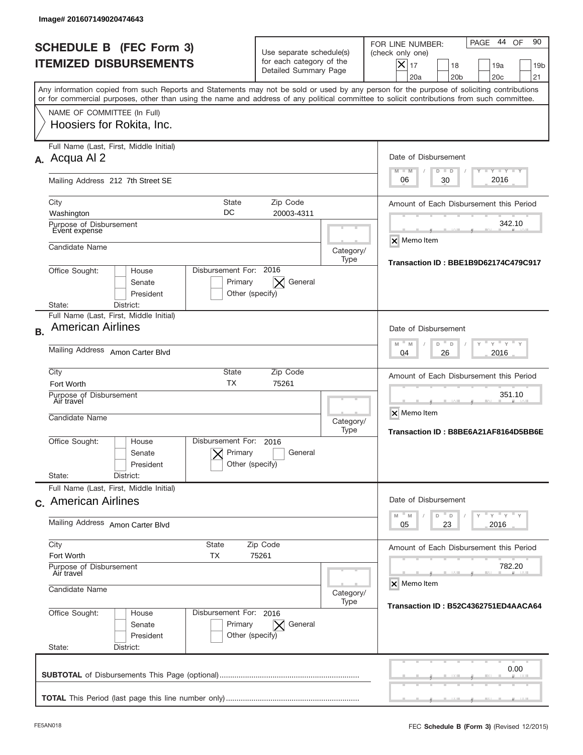Image# 201607149020474643

# SCHEDULE B (FEC Form 3)
## ITEMIZED DISBURSEMENTS

Use separate schedule(s) for each category of the Detailed Summary Page

FOR LINE NUMBER: (check only one)
[X] 17 [ ] 18 [ ] 19a [ ] 19b [ ] 20a [ ] 20b [ ] 20c [ ] 21

Any information copied from such Reports and Statements may not be sold or used by any person for the purpose of soliciting contributions or for commercial purposes, other than using the name and address of any political committee to solicit contributions from such committee.

NAME OF COMMITTEE (In Full)
Hoosiers for Rokita, Inc.

---

**A.** Full Name (Last, First, Middle Initial): Acqua Al 2

Mailing Address: 212 7th Street SE

City: Washington | State: DC | Zip Code: 20003-4311

Purpose of Disbursement: Event expense

Candidate Name:

Category/Type:

Office Sought: [ ] House [ ] Senate [ ] President

State: District:

Disbursement For: 2016 [ ] Primary [X] General [ ] Other (specify)

Date of Disbursement: 06 / 30 / 2016

Amount of Each Disbursement this Period: 342.10

[X] Memo Item

Transaction ID : BBE1B9D62174C479C917

---

**B.** Full Name (Last, First, Middle Initial): American Airlines

Mailing Address: Amon Carter Blvd

City: Fort Worth | State: TX | Zip Code: 75261

Purpose of Disbursement: Air travel

Candidate Name:

Category/Type:

Office Sought: [ ] House [ ] Senate [ ] President

State: District:

Disbursement For: 2016 [X] Primary [ ] General [ ] Other (specify)

Date of Disbursement: 04 / 26 / 2016

Amount of Each Disbursement this Period: 351.10

[X] Memo Item

Transaction ID : B8BE6A21AF8164D5BB6E

---

**C.** Full Name (Last, First, Middle Initial): American Airlines

Mailing Address: Amon Carter Blvd

City: Fort Worth | State: TX | Zip Code: 75261

Purpose of Disbursement: Air travel

Candidate Name:

Category/Type:

Office Sought: [ ] House [ ] Senate [ ] President

State: District:

Disbursement For: 2016 [ ] Primary [X] General [ ] Other (specify)

Date of Disbursement: 05 / 23 / 2016

Amount of Each Disbursement this Period: 782.20

[X] Memo Item

Transaction ID : B52C4362751ED4AACA64

---

**SUBTOTAL** of Disbursements This Page (optional): 0.00

**TOTAL** This Period (last page this line number only):

FE5AN018 — FEC **Schedule B (Form 3)** (Revised 12/2015)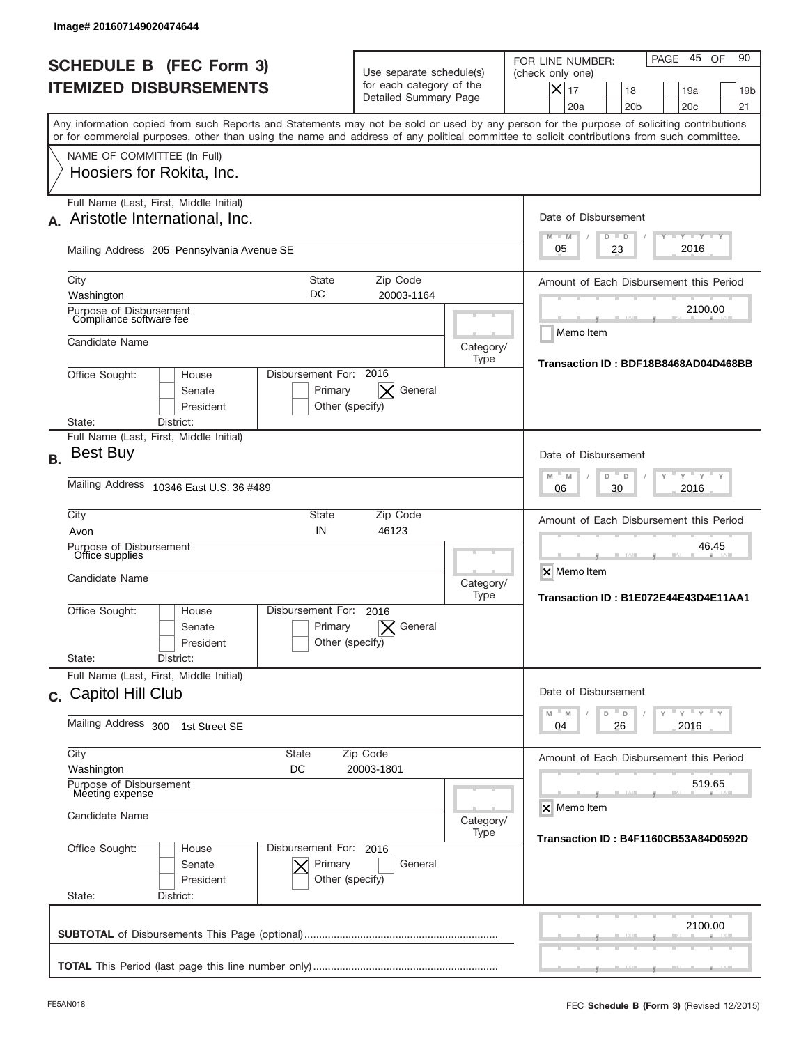Image# 201607149020474644

# SCHEDULE B (FEC Form 3)
# ITEMIZED DISBURSEMENTS

Use separate schedule(s) for each category of the Detailed Summary Page

FOR LINE NUMBER: (check only one)

- [X] 17
- [ ] 18
- [ ] 19a
- [ ] 19b
- [ ] 20a
- [ ] 20b
- [ ] 20c
- [ ] 21

Any information copied from such Reports and Statements may not be sold or used by any person for the purpose of soliciting contributions or for commercial purposes, other than using the name and address of any political committee to solicit contributions from such committee.

NAME OF COMMITTEE (In Full)
Hoosiers for Rokita, Inc.

---

**A.** Full Name (Last, First, Middle Initial): Aristotle International, Inc.

Mailing Address: 205 Pennsylvania Avenue SE

City: Washington | State: DC | Zip Code: 20003-1164

Purpose of Disbursement: Compliance software fee

Candidate Name:

Category/Type:

Office Sought: House / Senate / President

State: District:

Disbursement For: 2016 — [ ] Primary [X] General [ ] Other (specify)

Date of Disbursement: 05/23/2016

Amount of Each Disbursement this Period: 2100.00

[ ] Memo Item

Transaction ID : BDF18B8468AD04D468BB

---

**B.** Full Name (Last, First, Middle Initial): Best Buy

Mailing Address: 10346 East U.S. 36 #489

City: Avon | State: IN | Zip Code: 46123

Purpose of Disbursement: Office supplies

Candidate Name:

Category/Type:

Office Sought: House / Senate / President

State: District:

Disbursement For: 2016 — [ ] Primary [X] General [ ] Other (specify)

Date of Disbursement: 06/30/2016

Amount of Each Disbursement this Period: 46.45

[X] Memo Item

Transaction ID : B1E072E44E43D4E11AA1

---

**C.** Full Name (Last, First, Middle Initial): Capitol Hill Club

Mailing Address: 300 1st Street SE

City: Washington | State: DC | Zip Code: 20003-1801

Purpose of Disbursement: Meeting expense

Candidate Name:

Category/Type:

Office Sought: House / Senate / President

State: District:

Disbursement For: 2016 — [X] Primary [ ] General [ ] Other (specify)

Date of Disbursement: 04/26/2016

Amount of Each Disbursement this Period: 519.65

[X] Memo Item

Transaction ID : B4F1160CB53A84D0592D

---

**SUBTOTAL** of Disbursements This Page (optional): 2100.00

**TOTAL** This Period (last page this line number only):

FE5AN018 — FEC **Schedule B (Form 3)** (Revised 12/2015)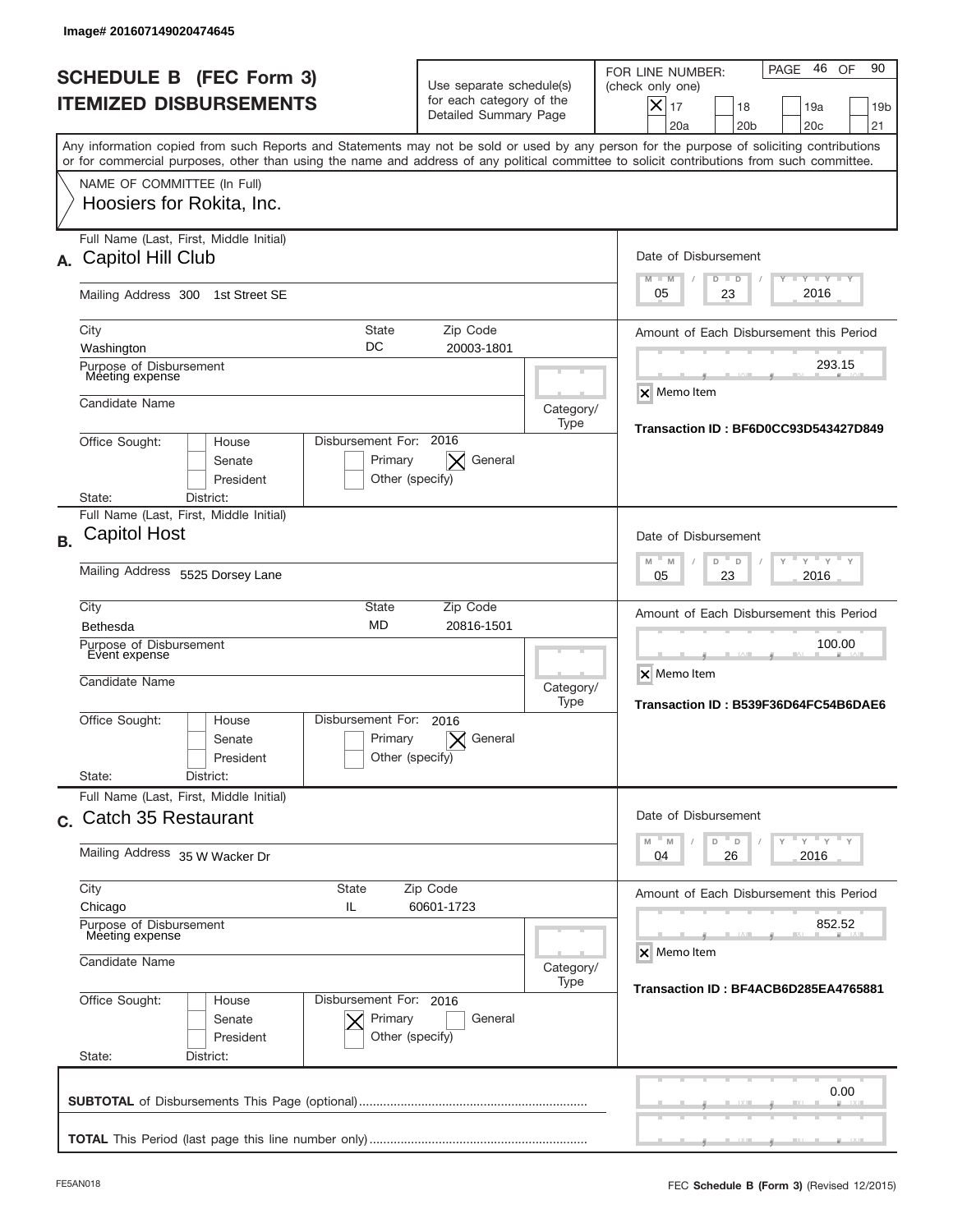Image# 201607149020474645

# SCHEDULE B (FEC Form 3)
## ITEMIZED DISBURSEMENTS

Use separate schedule(s) for each category of the Detailed Summary Page

FOR LINE NUMBER: (check only one)

- [x] 17
- [ ] 18
- [ ] 19a
- [ ] 19b
- [ ] 20a
- [ ] 20b
- [ ] 20c
- [ ] 21

PAGE 46 OF 90

Any information copied from such Reports and Statements may not be sold or used by any person for the purpose of soliciting contributions or for commercial purposes, other than using the name and address of any political committee to solicit contributions from such committee.

NAME OF COMMITTEE (In Full)
Hoosiers for Rokita, Inc.

---

**A.** Full Name (Last, First, Middle Initial): Capitol Hill Club

Mailing Address: 300 1st Street SE

City: Washington | State: DC | Zip Code: 20003-1801

Purpose of Disbursement: Meeting expense

Candidate Name:

Category/Type:

Office Sought: House / Senate / President

State: District:

Disbursement For: 2016 — Primary / [X] General / Other (specify)

Date of Disbursement: 05 / 23 / 2016

Amount of Each Disbursement this Period: 293.15

[X] Memo Item

Transaction ID : BF6D0CC93D543427D849

---

**B.** Full Name (Last, First, Middle Initial): Capitol Host

Mailing Address: 5525 Dorsey Lane

City: Bethesda | State: MD | Zip Code: 20816-1501

Purpose of Disbursement: Event expense

Candidate Name:

Category/Type:

Office Sought: House / Senate / President

State: District:

Disbursement For: 2016 — Primary / [X] General / Other (specify)

Date of Disbursement: 05 / 23 / 2016

Amount of Each Disbursement this Period: 100.00

[X] Memo Item

Transaction ID : B539F36D64FC54B6DAE6

---

**C.** Full Name (Last, First, Middle Initial): Catch 35 Restaurant

Mailing Address: 35 W Wacker Dr

City: Chicago | State: IL | Zip Code: 60601-1723

Purpose of Disbursement: Meeting expense

Candidate Name:

Category/Type:

Office Sought: House / Senate / President

State: District:

Disbursement For: 2016 — [X] Primary / General / Other (specify)

Date of Disbursement: 04 / 26 / 2016

Amount of Each Disbursement this Period: 852.52

[X] Memo Item

Transaction ID : BF4ACB6D285EA4765881

---

**SUBTOTAL** of Disbursements This Page (optional): 0.00

**TOTAL** This Period (last page this line number only):

FE5AN018 — FEC **Schedule B (Form 3)** (Revised 12/2015)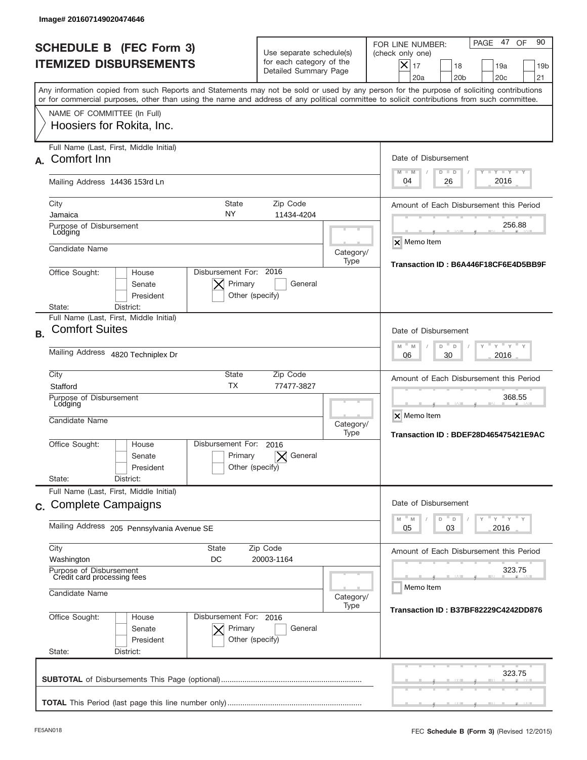Image# 201607149020474646

# SCHEDULE B (FEC Form 3)
## ITEMIZED DISBURSEMENTS

Use separate schedule(s) for each category of the Detailed Summary Page

FOR LINE NUMBER: (check only one)

- [X] 17
- [ ] 18
- [ ] 19a
- [ ] 19b
- [ ] 20a
- [ ] 20b
- [ ] 20c
- [ ] 21

PAGE 47 OF 90

Any information copied from such Reports and Statements may not be sold or used by any person for the purpose of soliciting contributions or for commercial purposes, other than using the name and address of any political committee to solicit contributions from such committee.

NAME OF COMMITTEE (In Full)
Hoosiers for Rokita, Inc.

---

**A.** Full Name (Last, First, Middle Initial): Comfort Inn

Mailing Address: 14436 153rd Ln

City: Jamaica | State: NY | Zip Code: 11434-4204

Purpose of Disbursement: Lodging

Candidate Name:

Category/Type:

Office Sought: [ ] House [ ] Senate [ ] President

State: District:

Disbursement For: 2016 [X] Primary [ ] General [ ] Other (specify)

Date of Disbursement: 04 / 26 / 2016

Amount of Each Disbursement this Period: 256.88

[X] Memo Item

Transaction ID : B6A446F18CF6E4D5BB9F

---

**B.** Full Name (Last, First, Middle Initial): Comfort Suites

Mailing Address: 4820 Techniplex Dr

City: Stafford | State: TX | Zip Code: 77477-3827

Purpose of Disbursement: Lodging

Candidate Name:

Category/Type:

Office Sought: [ ] House [ ] Senate [ ] President

State: District:

Disbursement For: 2016 [ ] Primary [X] General [ ] Other (specify)

Date of Disbursement: 06 / 30 / 2016

Amount of Each Disbursement this Period: 368.55

[X] Memo Item

Transaction ID : BDEF28D465475421E9AC

---

**C.** Full Name (Last, First, Middle Initial): Complete Campaigns

Mailing Address: 205 Pennsylvania Avenue SE

City: Washington | State: DC | Zip Code: 20003-1164

Purpose of Disbursement: Credit card processing fees

Candidate Name:

Category/Type:

Office Sought: [ ] House [ ] Senate [ ] President

State: District:

Disbursement For: 2016 [X] Primary [ ] General [ ] Other (specify)

Date of Disbursement: 05 / 03 / 2016

Amount of Each Disbursement this Period: 323.75

[ ] Memo Item

Transaction ID : B37BF82229C4242DD876

---

**SUBTOTAL** of Disbursements This Page (optional): 323.75

**TOTAL** This Period (last page this line number only):

FE5AN018

FEC **Schedule B (Form 3)** (Revised 12/2015)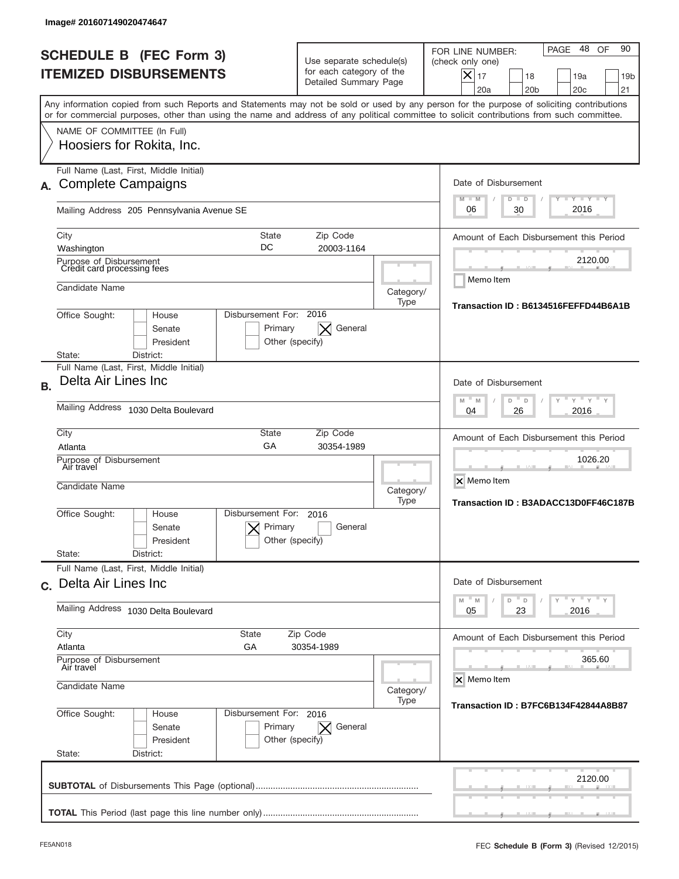Image# 201607149020474647

# SCHEDULE B (FEC Form 3)
## ITEMIZED DISBURSEMENTS

Use separate schedule(s) for each category of the Detailed Summary Page

FOR LINE NUMBER: (check only one)

| | | | |
|---|---|---|---|
| [X] 17 | [ ] 18 | [ ] 19a | [ ] 19b |
| [ ] 20a | [ ] 20b | [ ] 20c | [ ] 21 |

Any information copied from such Reports and Statements may not be sold or used by any person for the purpose of soliciting contributions or for commercial purposes, other than using the name and address of any political committee to solicit contributions from such committee.

NAME OF COMMITTEE (In Full)
Hoosiers for Rokita, Inc.

---

**A.** Full Name (Last, First, Middle Initial): Complete Campaigns

Mailing Address: 205 Pennsylvania Avenue SE

City: Washington | State: DC | Zip Code: 20003-1164

Purpose of Disbursement: Credit card processing fees

Candidate Name:

Category/Type:

Office Sought: [ ] House [ ] Senate [ ] President

State: District:

Disbursement For: 2016 [ ] Primary [X] General [ ] Other (specify)

Date of Disbursement: 06 / 30 / 2016

Amount of Each Disbursement this Period: 2120.00

[ ] Memo Item

Transaction ID : B6134516FEFFD44B6A1B

---

**B.** Full Name (Last, First, Middle Initial): Delta Air Lines Inc

Mailing Address: 1030 Delta Boulevard

City: Atlanta | State: GA | Zip Code: 30354-1989

Purpose of Disbursement: Air travel

Candidate Name:

Category/Type:

Office Sought: [ ] House [ ] Senate [ ] President

State: District:

Disbursement For: 2016 [X] Primary [ ] General [ ] Other (specify)

Date of Disbursement: 04 / 26 / 2016

Amount of Each Disbursement this Period: 1026.20

[X] Memo Item

Transaction ID : B3ADACC13D0FF46C187B

---

**C.** Full Name (Last, First, Middle Initial): Delta Air Lines Inc

Mailing Address: 1030 Delta Boulevard

City: Atlanta | State: GA | Zip Code: 30354-1989

Purpose of Disbursement: Air travel

Candidate Name:

Category/Type:

Office Sought: [ ] House [ ] Senate [ ] President

State: District:

Disbursement For: 2016 [ ] Primary [X] General [ ] Other (specify)

Date of Disbursement: 05 / 23 / 2016

Amount of Each Disbursement this Period: 365.60

[X] Memo Item

Transaction ID : B7FC6B134F42844A8B87

---

**SUBTOTAL** of Disbursements This Page (optional): 2120.00

**TOTAL** This Period (last page this line number only):

FE5AN018 FEC **Schedule B** (Form 3) (Revised 12/2015)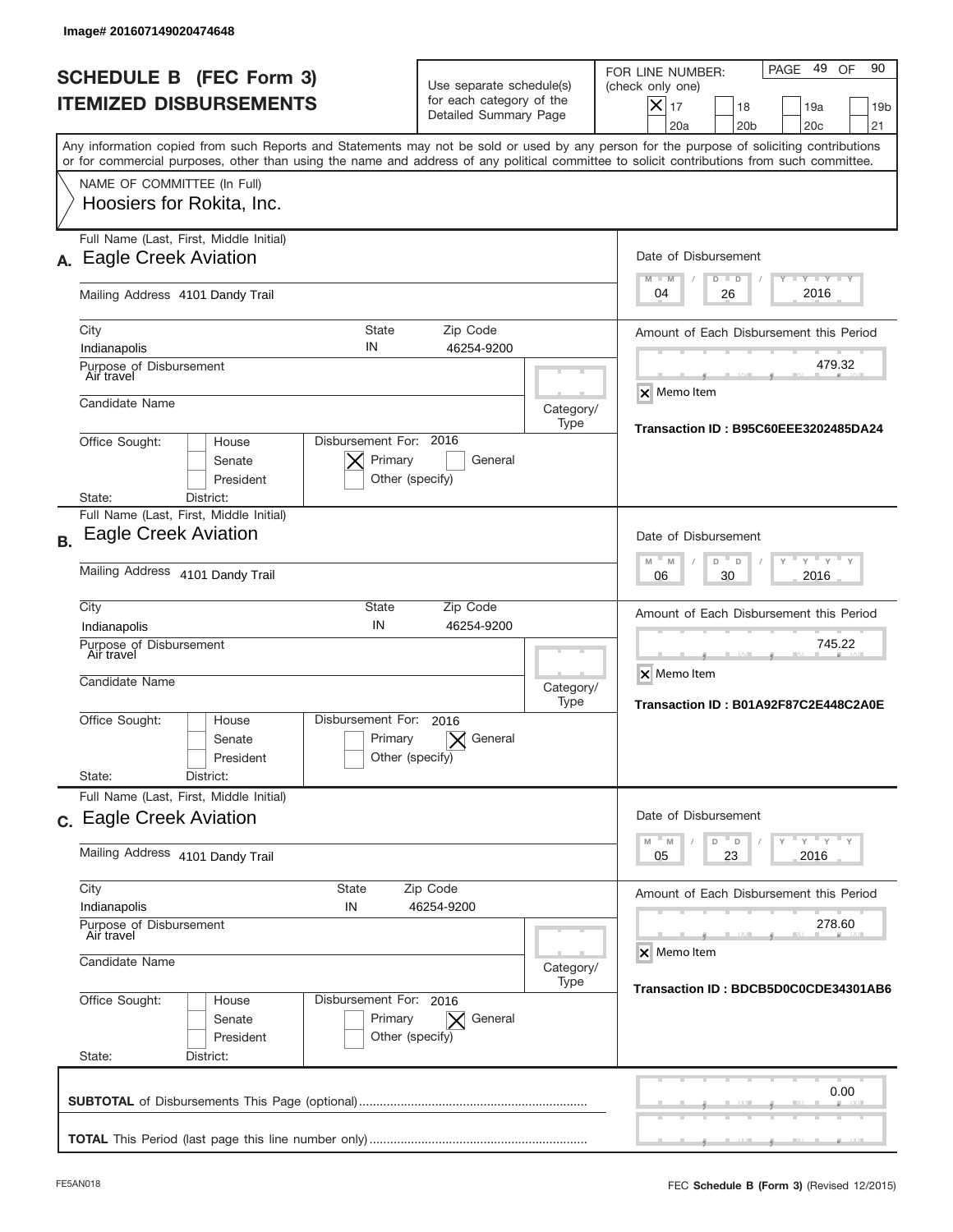Image# 201607149020474648

# SCHEDULE B (FEC Form 3)
## ITEMIZED DISBURSEMENTS

Use separate schedule(s) for each category of the Detailed Summary Page

FOR LINE NUMBER: (check only one)

[X] 17 [ ] 18 [ ] 19a [ ] 19b [ ] 20a [ ] 20b [ ] 20c [ ] 21

PAGE 49 OF 90

Any information copied from such Reports and Statements may not be sold or used by any person for the purpose of soliciting contributions or for commercial purposes, other than using the name and address of any political committee to solicit contributions from such committee.

NAME OF COMMITTEE (In Full)
Hoosiers for Rokita, Inc.

---

**A.** Full Name (Last, First, Middle Initial): Eagle Creek Aviation

Mailing Address: 4101 Dandy Trail

City: Indianapolis | State: IN | Zip Code: 46254-9200

Purpose of Disbursement: Air travel

Candidate Name:

Category/Type:

Office Sought: [ ] House [ ] Senate [ ] President

State: District:

Disbursement For: 2016 [X] Primary [ ] General [ ] Other (specify)

Date of Disbursement: 04/26/2016

Amount of Each Disbursement this Period: 479.32

[X] Memo Item

Transaction ID : B95C60EEE3202485DA24

---

**B.** Full Name (Last, First, Middle Initial): Eagle Creek Aviation

Mailing Address: 4101 Dandy Trail

City: Indianapolis | State: IN | Zip Code: 46254-9200

Purpose of Disbursement: Air travel

Candidate Name:

Category/Type:

Office Sought: [ ] House [ ] Senate [ ] President

State: District:

Disbursement For: 2016 [ ] Primary [X] General [ ] Other (specify)

Date of Disbursement: 06/30/2016

Amount of Each Disbursement this Period: 745.22

[X] Memo Item

Transaction ID : B01A92F87C2E448C2A0E

---

**C.** Full Name (Last, First, Middle Initial): Eagle Creek Aviation

Mailing Address: 4101 Dandy Trail

City: Indianapolis | State: IN | Zip Code: 46254-9200

Purpose of Disbursement: Air travel

Candidate Name:

Category/Type:

Office Sought: [ ] House [ ] Senate [ ] President

State: District:

Disbursement For: 2016 [ ] Primary [X] General [ ] Other (specify)

Date of Disbursement: 05/23/2016

Amount of Each Disbursement this Period: 278.60

[X] Memo Item

Transaction ID : BDCB5D0C0CDE34301AB6

---

**SUBTOTAL** of Disbursements This Page (optional): 0.00

**TOTAL** This Period (last page this line number only):

FE5AN018 — FEC **Schedule B** (Form 3) (Revised 12/2015)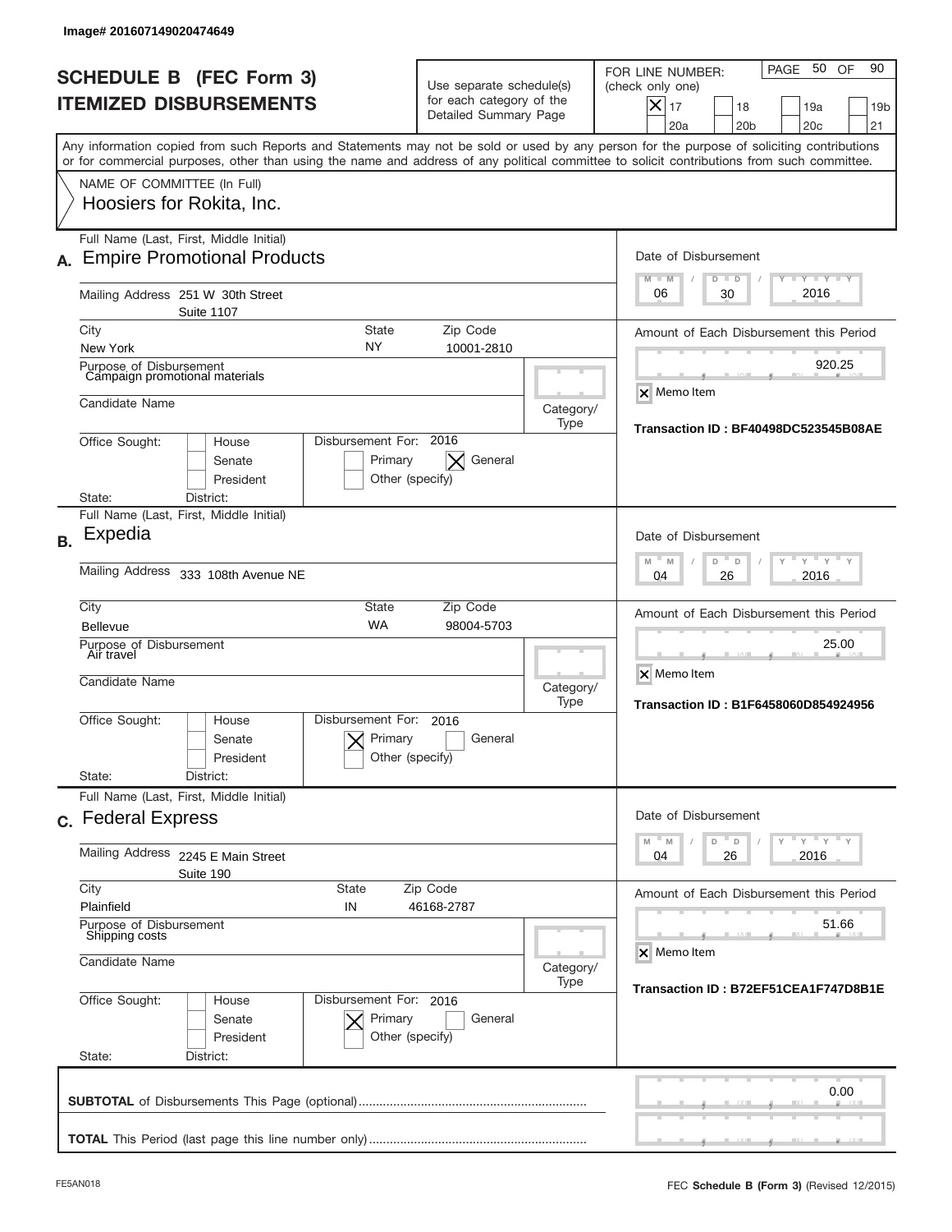Image# 201607149020474649

# SCHEDULE B (FEC Form 3)
## ITEMIZED DISBURSEMENTS

Use separate schedule(s) for each category of the Detailed Summary Page

FOR LINE NUMBER: (check only one)

[X] 17 [ ] 18 [ ] 19a [ ] 19b [ ] 20a [ ] 20b [ ] 20c [ ] 21

Any information copied from such Reports and Statements may not be sold or used by any person for the purpose of soliciting contributions or for commercial purposes, other than using the name and address of any political committee to solicit contributions from such committee.

NAME OF COMMITTEE (In Full)
Hoosiers for Rokita, Inc.

---

**A.** Full Name (Last, First, Middle Initial): Empire Promotional Products

Mailing Address: 251 W 30th Street, Suite 1107

City: New York | State: NY | Zip Code: 10001-2810

Purpose of Disbursement: Campaign promotional materials

Candidate Name:

Category/Type:

Office Sought: [ ] House [ ] Senate [ ] President

State: District:

Disbursement For: 2016 [ ] Primary [X] General [ ] Other (specify)

Date of Disbursement: 06 / 30 / 2016

Amount of Each Disbursement this Period: 920.25

[X] Memo Item

Transaction ID : BF40498DC523545B08AE

---

**B.** Full Name (Last, First, Middle Initial): Expedia

Mailing Address: 333 108th Avenue NE

City: Bellevue | State: WA | Zip Code: 98004-5703

Purpose of Disbursement: Air travel

Candidate Name:

Category/Type:

Office Sought: [ ] House [ ] Senate [ ] President

State: District:

Disbursement For: 2016 [X] Primary [ ] General [ ] Other (specify)

Date of Disbursement: 04 / 26 / 2016

Amount of Each Disbursement this Period: 25.00

[X] Memo Item

Transaction ID : B1F6458060D854924956

---

**C.** Full Name (Last, First, Middle Initial): Federal Express

Mailing Address: 2245 E Main Street, Suite 190

City: Plainfield | State: IN | Zip Code: 46168-2787

Purpose of Disbursement: Shipping costs

Candidate Name:

Category/Type:

Office Sought: [ ] House [ ] Senate [ ] President

State: District:

Disbursement For: 2016 [X] Primary [ ] General [ ] Other (specify)

Date of Disbursement: 04 / 26 / 2016

Amount of Each Disbursement this Period: 51.66

[X] Memo Item

Transaction ID : B72EF51CEA1F747D8B1E

---

**SUBTOTAL** of Disbursements This Page (optional): 0.00

**TOTAL** This Period (last page this line number only):

FE5AN018 FEC **Schedule B (Form 3)** (Revised 12/2015)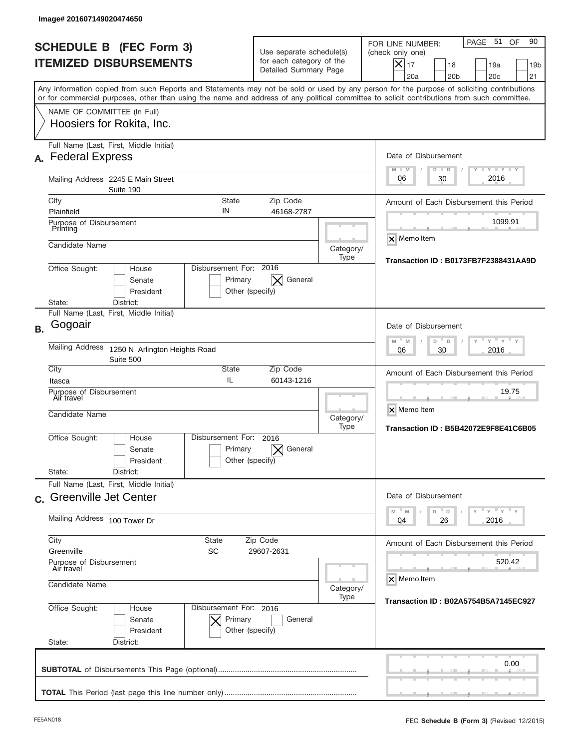Image# 201607149020474650

# SCHEDULE B (FEC Form 3)
## ITEMIZED DISBURSEMENTS

Use separate schedule(s) for each category of the Detailed Summary Page

FOR LINE NUMBER: (check only one)

- [x] 17
- [ ] 18
- [ ] 19a
- [ ] 19b
- [ ] 20a
- [ ] 20b
- [ ] 20c
- [ ] 21

Any information copied from such Reports and Statements may not be sold or used by any person for the purpose of soliciting contributions or for commercial purposes, other than using the name and address of any political committee to solicit contributions from such committee.

NAME OF COMMITTEE (In Full)
Hoosiers for Rokita, Inc.

---

**A.** Full Name (Last, First, Middle Initial): Federal Express

Mailing Address: 2245 E Main Street, Suite 190

City: Plainfield | State: IN | Zip Code: 46168-2787

Purpose of Disbursement: Printing

Candidate Name:

Category/Type:

Office Sought: [ ] House [ ] Senate [ ] President

State: District:

Disbursement For: 2016 [ ] Primary [x] General [ ] Other (specify)

Date of Disbursement: 06/30/2016

Amount of Each Disbursement this Period: 1099.91

[x] Memo Item

Transaction ID : B0173FB7F2388431AA9D

---

**B.** Full Name (Last, First, Middle Initial): Gogoair

Mailing Address: 1250 N Arlington Heights Road, Suite 500

City: Itasca | State: IL | Zip Code: 60143-1216

Purpose of Disbursement: Air travel

Candidate Name:

Category/Type:

Office Sought: [ ] House [ ] Senate [ ] President

State: District:

Disbursement For: 2016 [ ] Primary [x] General [ ] Other (specify)

Date of Disbursement: 06/30/2016

Amount of Each Disbursement this Period: 19.75

[x] Memo Item

Transaction ID : B5B42072E9F8E41C6B05

---

**C.** Full Name (Last, First, Middle Initial): Greenville Jet Center

Mailing Address: 100 Tower Dr

City: Greenville | State: SC | Zip Code: 29607-2631

Purpose of Disbursement: Air travel

Candidate Name:

Category/Type:

Office Sought: [ ] House [ ] Senate [ ] President

State: District:

Disbursement For: 2016 [x] Primary [ ] General [ ] Other (specify)

Date of Disbursement: 04/26/2016

Amount of Each Disbursement this Period: 520.42

[x] Memo Item

Transaction ID : B02A5754B5A7145EC927

---

**SUBTOTAL** of Disbursements This Page (optional): 0.00

**TOTAL** This Period (last page this line number only):

FE5AN018

FEC **Schedule B** (Form 3) (Revised 12/2015)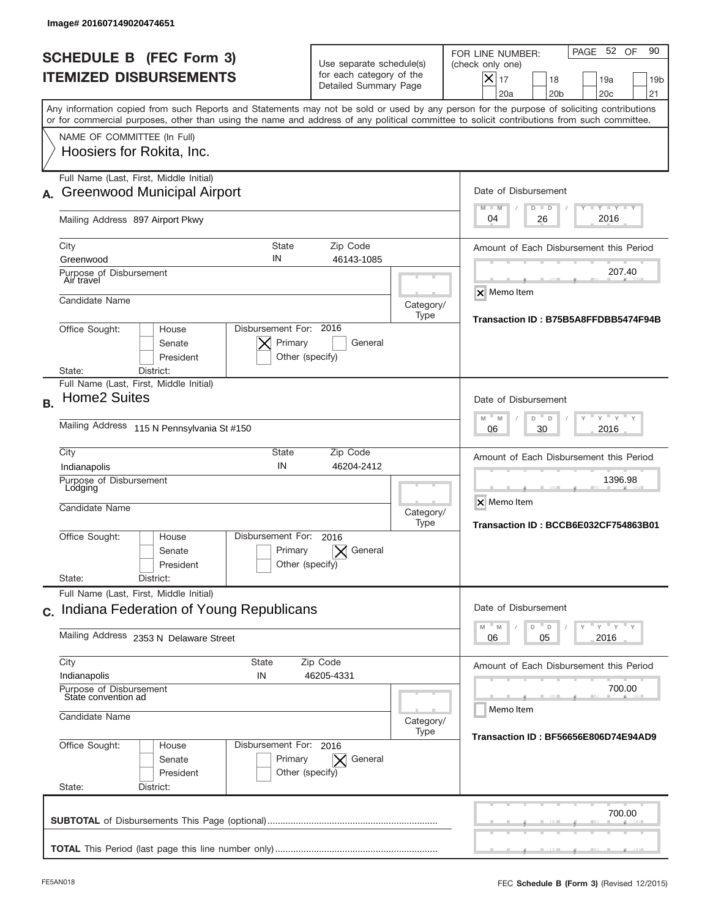Image# 201607149020474651

# SCHEDULE B (FEC Form 3)
## ITEMIZED DISBURSEMENTS

Use separate schedule(s) for each category of the Detailed Summary Page

FOR LINE NUMBER: (check only one)

- [x] 17
- [ ] 18
- [ ] 19a
- [ ] 19b
- [ ] 20a
- [ ] 20b
- [ ] 20c
- [ ] 21

Any information copied from such Reports and Statements may not be sold or used by any person for the purpose of soliciting contributions or for commercial purposes, other than using the name and address of any political committee to solicit contributions from such committee.

NAME OF COMMITTEE (In Full)
Hoosiers for Rokita, Inc.

---

**A.** Full Name (Last, First, Middle Initial): Greenwood Municipal Airport

Mailing Address: 897 Airport Pkwy

City: Greenwood | State: IN | Zip Code: 46143-1085

Purpose of Disbursement: Air travel

Candidate Name:

Category/Type:

Office Sought: House / Senate / President

Disbursement For: 2016 — [x] Primary [ ] General [ ] Other (specify)

State: District:

Date of Disbursement: 04 / 26 / 2016

Amount of Each Disbursement this Period: 207.40

[x] Memo Item

Transaction ID : B75B5A8FFDBB5474F94B

---

**B.** Full Name (Last, First, Middle Initial): Home2 Suites

Mailing Address: 115 N Pennsylvania St #150

City: Indianapolis | State: IN | Zip Code: 46204-2412

Purpose of Disbursement: Lodging

Candidate Name:

Category/Type:

Office Sought: House / Senate / President

Disbursement For: 2016 — [ ] Primary [x] General [ ] Other (specify)

State: District:

Date of Disbursement: 06 / 30 / 2016

Amount of Each Disbursement this Period: 1396.98

[x] Memo Item

Transaction ID : BCCB6E032CF754863B01

---

**C.** Full Name (Last, First, Middle Initial): Indiana Federation of Young Republicans

Mailing Address: 2353 N Delaware Street

City: Indianapolis | State: IN | Zip Code: 46205-4331

Purpose of Disbursement: State convention ad

Candidate Name:

Category/Type:

Office Sought: House / Senate / President

Disbursement For: 2016 — [ ] Primary [x] General [ ] Other (specify)

State: District:

Date of Disbursement: 06 / 05 / 2016

Amount of Each Disbursement this Period: 700.00

[ ] Memo Item

Transaction ID : BF56656E806D74E94AD9

---

**SUBTOTAL** of Disbursements This Page (optional): 700.00

**TOTAL** This Period (last page this line number only):

FE5AN018

FEC **Schedule B** (Form 3) (Revised 12/2015)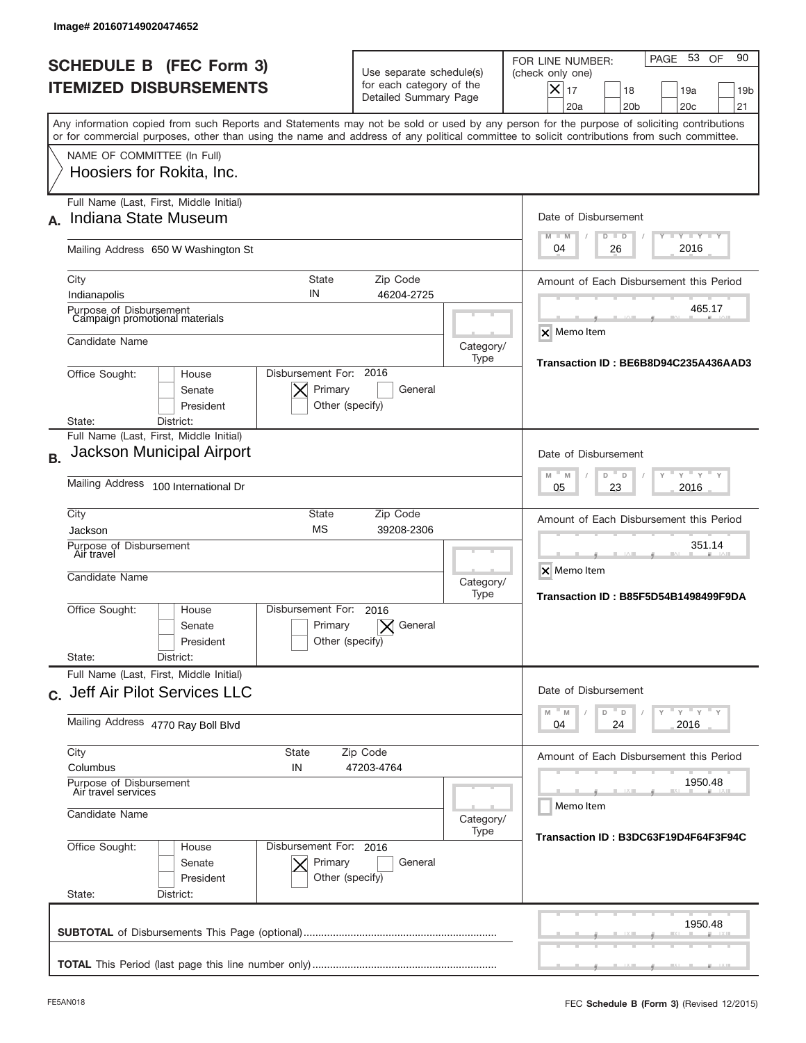Image# 201607149020474652

# SCHEDULE B (FEC Form 3)
## ITEMIZED DISBURSEMENTS

Use separate schedule(s) for each category of the Detailed Summary Page

FOR LINE NUMBER: (check only one)

- [x] 17
- [ ] 18
- [ ] 19a
- [ ] 19b
- [ ] 20a
- [ ] 20b
- [ ] 20c
- [ ] 21

Any information copied from such Reports and Statements may not be sold or used by any person for the purpose of soliciting contributions or for commercial purposes, other than using the name and address of any political committee to solicit contributions from such committee.

NAME OF COMMITTEE (In Full)
Hoosiers for Rokita, Inc.

---

**A.** Full Name (Last, First, Middle Initial): Indiana State Museum

Mailing Address: 650 W Washington St

City: Indianapolis | State: IN | Zip Code: 46204-2725

Purpose of Disbursement: Campaign promotional materials

Candidate Name:

Category/Type:

Office Sought: [ ] House [ ] Senate [ ] President

State: District:

Disbursement For: 2016 [x] Primary [ ] General [ ] Other (specify)

Date of Disbursement: 04 / 26 / 2016

Amount of Each Disbursement this Period: 465.17

[x] Memo Item

Transaction ID : BE6B8D94C235A436AAD3

---

**B.** Full Name (Last, First, Middle Initial): Jackson Municipal Airport

Mailing Address: 100 International Dr

City: Jackson | State: MS | Zip Code: 39208-2306

Purpose of Disbursement: Air travel

Candidate Name:

Category/Type:

Office Sought: [ ] House [ ] Senate [ ] President

State: District:

Disbursement For: 2016 [ ] Primary [x] General [ ] Other (specify)

Date of Disbursement: 05 / 23 / 2016

Amount of Each Disbursement this Period: 351.14

[x] Memo Item

Transaction ID : B85F5D54B1498499F9DA

---

**C.** Full Name (Last, First, Middle Initial): Jeff Air Pilot Services LLC

Mailing Address: 4770 Ray Boll Blvd

City: Columbus | State: IN | Zip Code: 47203-4764

Purpose of Disbursement: Air travel services

Candidate Name:

Category/Type:

Office Sought: [ ] House [ ] Senate [ ] President

State: District:

Disbursement For: 2016 [x] Primary [ ] General [ ] Other (specify)

Date of Disbursement: 04 / 24 / 2016

Amount of Each Disbursement this Period: 1950.48

[ ] Memo Item

Transaction ID : B3DC63F19D4F64F3F94C

---

**SUBTOTAL** of Disbursements This Page (optional): 1950.48

**TOTAL** This Period (last page this line number only):

FE5AN018 — FEC **Schedule B** (Form 3) (Revised 12/2015)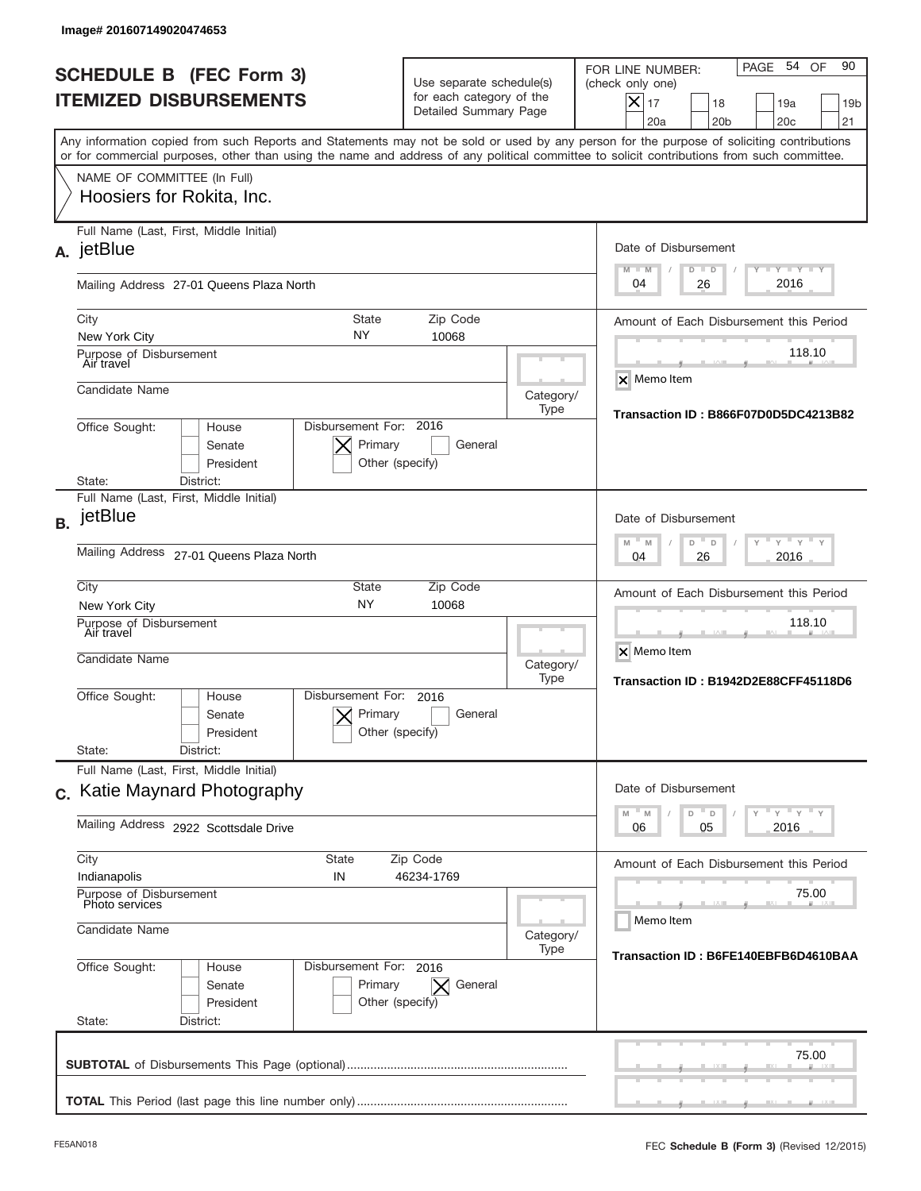Image# 201607149020474653

# SCHEDULE B (FEC Form 3)
## ITEMIZED DISBURSEMENTS

Use separate schedule(s) for each category of the Detailed Summary Page

FOR LINE NUMBER: (check only one)

- [x] 17
- [ ] 18
- [ ] 19a
- [ ] 19b
- [ ] 20a
- [ ] 20b
- [ ] 20c
- [ ] 21

PAGE 54 OF 90

Any information copied from such Reports and Statements may not be sold or used by any person for the purpose of soliciting contributions or for commercial purposes, other than using the name and address of any political committee to solicit contributions from such committee.

NAME OF COMMITTEE (In Full)
Hoosiers for Rokita, Inc.

---

**A.** Full Name (Last, First, Middle Initial): jetBlue

Mailing Address: 27-01 Queens Plaza North

City: New York City | State: NY | Zip Code: 10068

Purpose of Disbursement: Air travel

Candidate Name:

Category/Type:

Office Sought: [ ] House [ ] Senate [ ] President

State: District:

Disbursement For: 2016 [x] Primary [ ] General [ ] Other (specify)

Date of Disbursement: 04 / 26 / 2016

Amount of Each Disbursement this Period: 118.10

[x] Memo Item

Transaction ID : B866F07D0D5DC4213B82

---

**B.** Full Name (Last, First, Middle Initial): jetBlue

Mailing Address: 27-01 Queens Plaza North

City: New York City | State: NY | Zip Code: 10068

Purpose of Disbursement: Air travel

Candidate Name:

Category/Type:

Office Sought: [ ] House [ ] Senate [ ] President

State: District:

Disbursement For: 2016 [x] Primary [ ] General [ ] Other (specify)

Date of Disbursement: 04 / 26 / 2016

Amount of Each Disbursement this Period: 118.10

[x] Memo Item

Transaction ID : B1942D2E88CFF45118D6

---

**C.** Full Name (Last, First, Middle Initial): Katie Maynard Photography

Mailing Address: 2922 Scottsdale Drive

City: Indianapolis | State: IN | Zip Code: 46234-1769

Purpose of Disbursement: Photo services

Candidate Name:

Category/Type:

Office Sought: [ ] House [ ] Senate [ ] President

State: District:

Disbursement For: 2016 [ ] Primary [x] General [ ] Other (specify)

Date of Disbursement: 06 / 05 / 2016

Amount of Each Disbursement this Period: 75.00

[ ] Memo Item

Transaction ID : B6FE140EBFB6D4610BAA

---

**SUBTOTAL** of Disbursements This Page (optional): 75.00

**TOTAL** This Period (last page this line number only):

FE5AN018 FEC **Schedule B** (Form 3) (Revised 12/2015)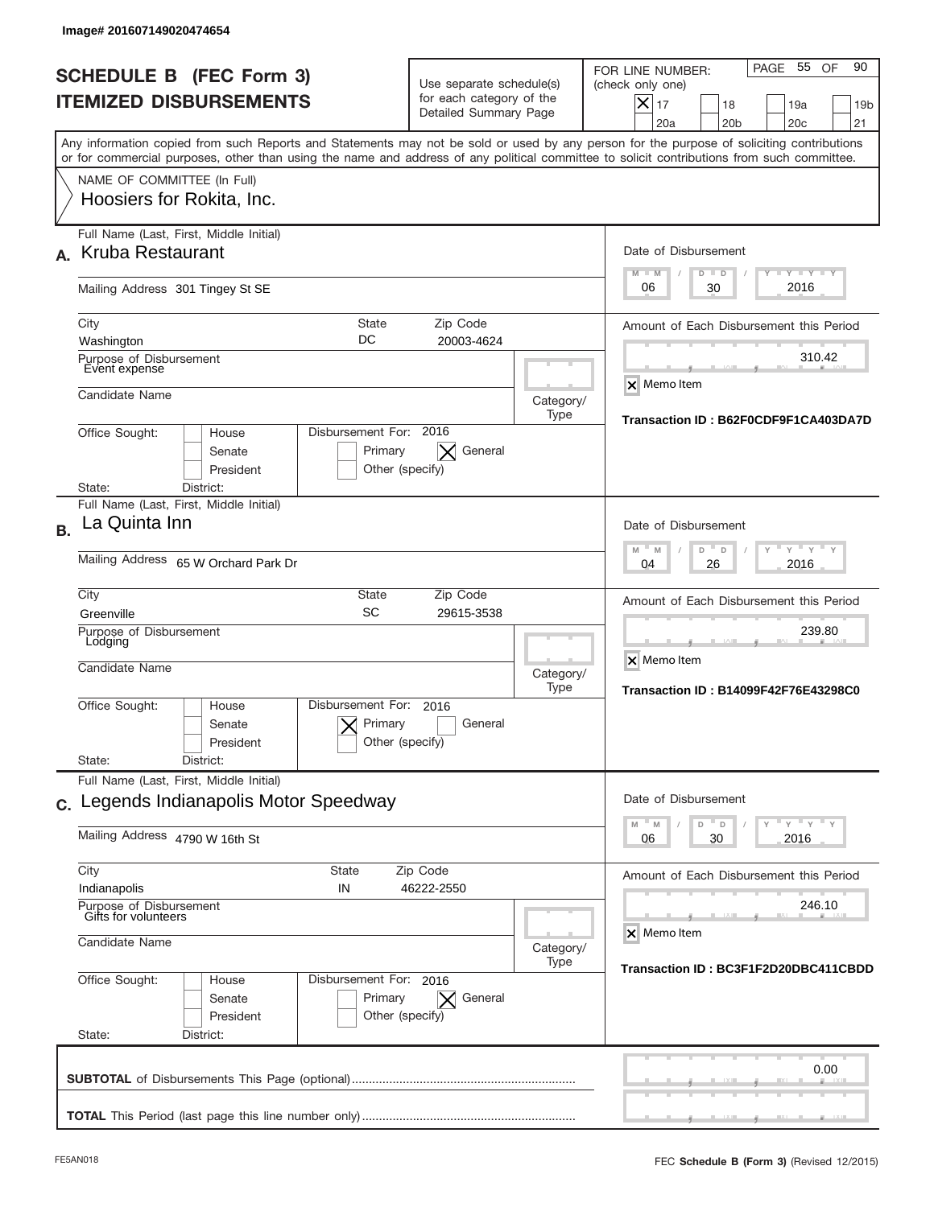Image# 201607149020474654

# SCHEDULE B (FEC Form 3)
## ITEMIZED DISBURSEMENTS

Use separate schedule(s) for each category of the Detailed Summary Page

FOR LINE NUMBER: (check only one)
[X] 17 [ ] 18 [ ] 19a [ ] 19b [ ] 20a [ ] 20b [ ] 20c [ ] 21

PAGE 55 OF 90

Any information copied from such Reports and Statements may not be sold or used by any person for the purpose of soliciting contributions or for commercial purposes, other than using the name and address of any political committee to solicit contributions from such committee.

NAME OF COMMITTEE (In Full)
Hoosiers for Rokita, Inc.

---

**A.** Full Name (Last, First, Middle Initial): Kruba Restaurant

Mailing Address: 301 Tingey St SE

City: Washington | State: DC | Zip Code: 20003-4624

Purpose of Disbursement: Event expense

Candidate Name:

Category/Type:

Office Sought: [ ] House [ ] Senate [ ] President

State: District:

Disbursement For: 2016 [ ] Primary [X] General [ ] Other (specify)

Date of Disbursement: 06 / 30 / 2016

Amount of Each Disbursement this Period: 310.42

[X] Memo Item

Transaction ID : B62F0CDF9F1CA403DA7D

---

**B.** Full Name (Last, First, Middle Initial): La Quinta Inn

Mailing Address: 65 W Orchard Park Dr

City: Greenville | State: SC | Zip Code: 29615-3538

Purpose of Disbursement: Lodging

Candidate Name:

Category/Type:

Office Sought: [ ] House [ ] Senate [ ] President

State: District:

Disbursement For: 2016 [X] Primary [ ] General [ ] Other (specify)

Date of Disbursement: 04 / 26 / 2016

Amount of Each Disbursement this Period: 239.80

[X] Memo Item

Transaction ID : B14099F42F76E43298C0

---

**C.** Full Name (Last, First, Middle Initial): Legends Indianapolis Motor Speedway

Mailing Address: 4790 W 16th St

City: Indianapolis | State: IN | Zip Code: 46222-2550

Purpose of Disbursement: Gifts for volunteers

Candidate Name:

Category/Type:

Office Sought: [ ] House [ ] Senate [ ] President

State: District:

Disbursement For: 2016 [ ] Primary [X] General [ ] Other (specify)

Date of Disbursement: 06 / 30 / 2016

Amount of Each Disbursement this Period: 246.10

[X] Memo Item

Transaction ID : BC3F1F2D20DBC411CBDD

---

**SUBTOTAL** of Disbursements This Page (optional): 0.00

**TOTAL** This Period (last page this line number only):

FE5AN018 — FEC **Schedule B (Form 3)** (Revised 12/2015)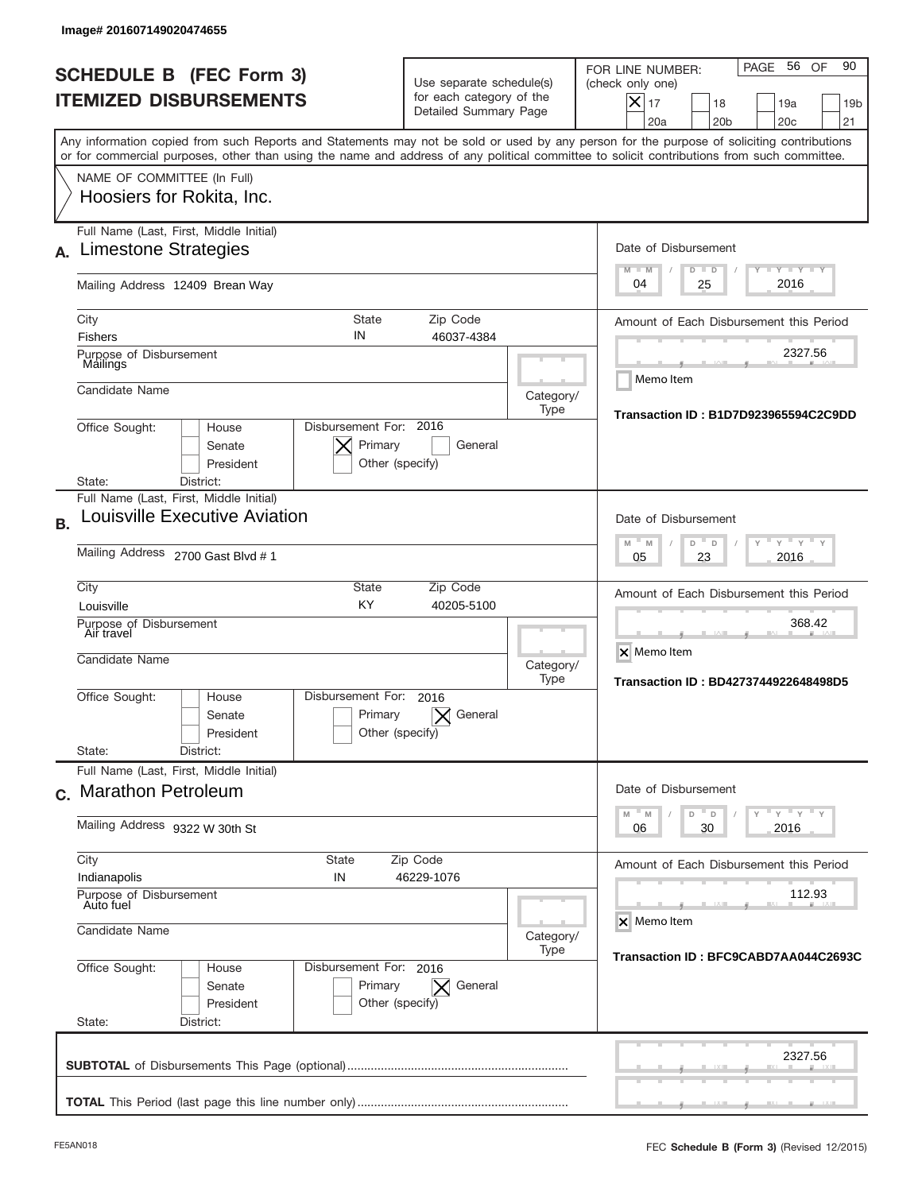Image# 201607149020474655

# SCHEDULE B (FEC Form 3)
## ITEMIZED DISBURSEMENTS

Use separate schedule(s) for each category of the Detailed Summary Page

FOR LINE NUMBER: (check only one)

- [x] 17
- [ ] 18
- [ ] 19a
- [ ] 19b
- [ ] 20a
- [ ] 20b
- [ ] 20c
- [ ] 21

Any information copied from such Reports and Statements may not be sold or used by any person for the purpose of soliciting contributions or for commercial purposes, other than using the name and address of any political committee to solicit contributions from such committee.

NAME OF COMMITTEE (In Full)
Hoosiers for Rokita, Inc.

---

**A.** Full Name (Last, First, Middle Initial): Limestone Strategies

Mailing Address: 12409 Brean Way

City: Fishers | State: IN | Zip Code: 46037-4384

Purpose of Disbursement: Mailings

Candidate Name:

Category/Type:

Office Sought: [ ] House [ ] Senate [ ] President

State: District:

Disbursement For: 2016 [x] Primary [ ] General [ ] Other (specify)

Date of Disbursement: 04 / 25 / 2016

Amount of Each Disbursement this Period: 2327.56

[ ] Memo Item

Transaction ID : B1D7D923965594C2C9DD

---

**B.** Full Name (Last, First, Middle Initial): Louisville Executive Aviation

Mailing Address: 2700 Gast Blvd # 1

City: Louisville | State: KY | Zip Code: 40205-5100

Purpose of Disbursement: Air travel

Candidate Name:

Category/Type:

Office Sought: [ ] House [ ] Senate [ ] President

State: District:

Disbursement For: 2016 [ ] Primary [x] General [ ] Other (specify)

Date of Disbursement: 05 / 23 / 2016

Amount of Each Disbursement this Period: 368.42

[x] Memo Item

Transaction ID : BD4273744922648498D5

---

**C.** Full Name (Last, First, Middle Initial): Marathon Petroleum

Mailing Address: 9322 W 30th St

City: Indianapolis | State: IN | Zip Code: 46229-1076

Purpose of Disbursement: Auto fuel

Candidate Name:

Category/Type:

Office Sought: [ ] House [ ] Senate [ ] President

State: District:

Disbursement For: 2016 [ ] Primary [x] General [ ] Other (specify)

Date of Disbursement: 06 / 30 / 2016

Amount of Each Disbursement this Period: 112.93

[x] Memo Item

Transaction ID : BFC9CABD7AA044C2693C

---

**SUBTOTAL** of Disbursements This Page (optional): 2327.56

**TOTAL** This Period (last page this line number only):

FE5AN018 — FEC **Schedule B** (Form 3) (Revised 12/2015)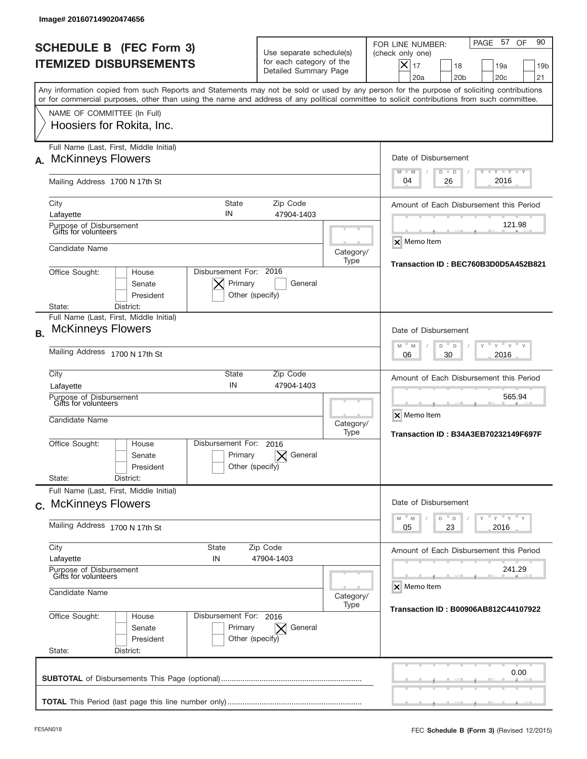Image# 201607149020474656

# SCHEDULE B (FEC Form 3)
## ITEMIZED DISBURSEMENTS

Use separate schedule(s) for each category of the Detailed Summary Page

FOR LINE NUMBER: (check only one)
[X] 17  [ ] 18  [ ] 19a  [ ] 19b  [ ] 20a  [ ] 20b  [ ] 20c  [ ] 21

PAGE 57 OF 90

Any information copied from such Reports and Statements may not be sold or used by any person for the purpose of soliciting contributions or for commercial purposes, other than using the name and address of any political committee to solicit contributions from such committee.

NAME OF COMMITTEE (In Full)
Hoosiers for Rokita, Inc.

---

**A.** Full Name (Last, First, Middle Initial): McKinneys Flowers

Mailing Address: 1700 N 17th St

City: Lafayette | State: IN | Zip Code: 47904-1403

Purpose of Disbursement: Gifts for volunteers

Candidate Name:

Category/Type:

Office Sought: [ ] House [ ] Senate [ ] President

State: District:

Disbursement For: 2016 [X] Primary [ ] General [ ] Other (specify)

Date of Disbursement: 04 / 26 / 2016

Amount of Each Disbursement this Period: 121.98

[X] Memo Item

Transaction ID : BEC760B3D0D5A452B821

---

**B.** Full Name (Last, First, Middle Initial): McKinneys Flowers

Mailing Address: 1700 N 17th St

City: Lafayette | State: IN | Zip Code: 47904-1403

Purpose of Disbursement: Gifts for volunteers

Candidate Name:

Category/Type:

Office Sought: [ ] House [ ] Senate [ ] President

State: District:

Disbursement For: 2016 [ ] Primary [X] General [ ] Other (specify)

Date of Disbursement: 06 / 30 / 2016

Amount of Each Disbursement this Period: 565.94

[X] Memo Item

Transaction ID : B34A3EB70232149F697F

---

**C.** Full Name (Last, First, Middle Initial): McKinneys Flowers

Mailing Address: 1700 N 17th St

City: Lafayette | State: IN | Zip Code: 47904-1403

Purpose of Disbursement: Gifts for volunteers

Candidate Name:

Category/Type:

Office Sought: [ ] House [ ] Senate [ ] President

State: District:

Disbursement For: 2016 [ ] Primary [X] General [ ] Other (specify)

Date of Disbursement: 05 / 23 / 2016

Amount of Each Disbursement this Period: 241.29

[X] Memo Item

Transaction ID : B00906AB812C44107922

---

**SUBTOTAL** of Disbursements This Page (optional): 0.00

**TOTAL** This Period (last page this line number only):

FE5AN018

FEC **Schedule B** (Form 3) (Revised 12/2015)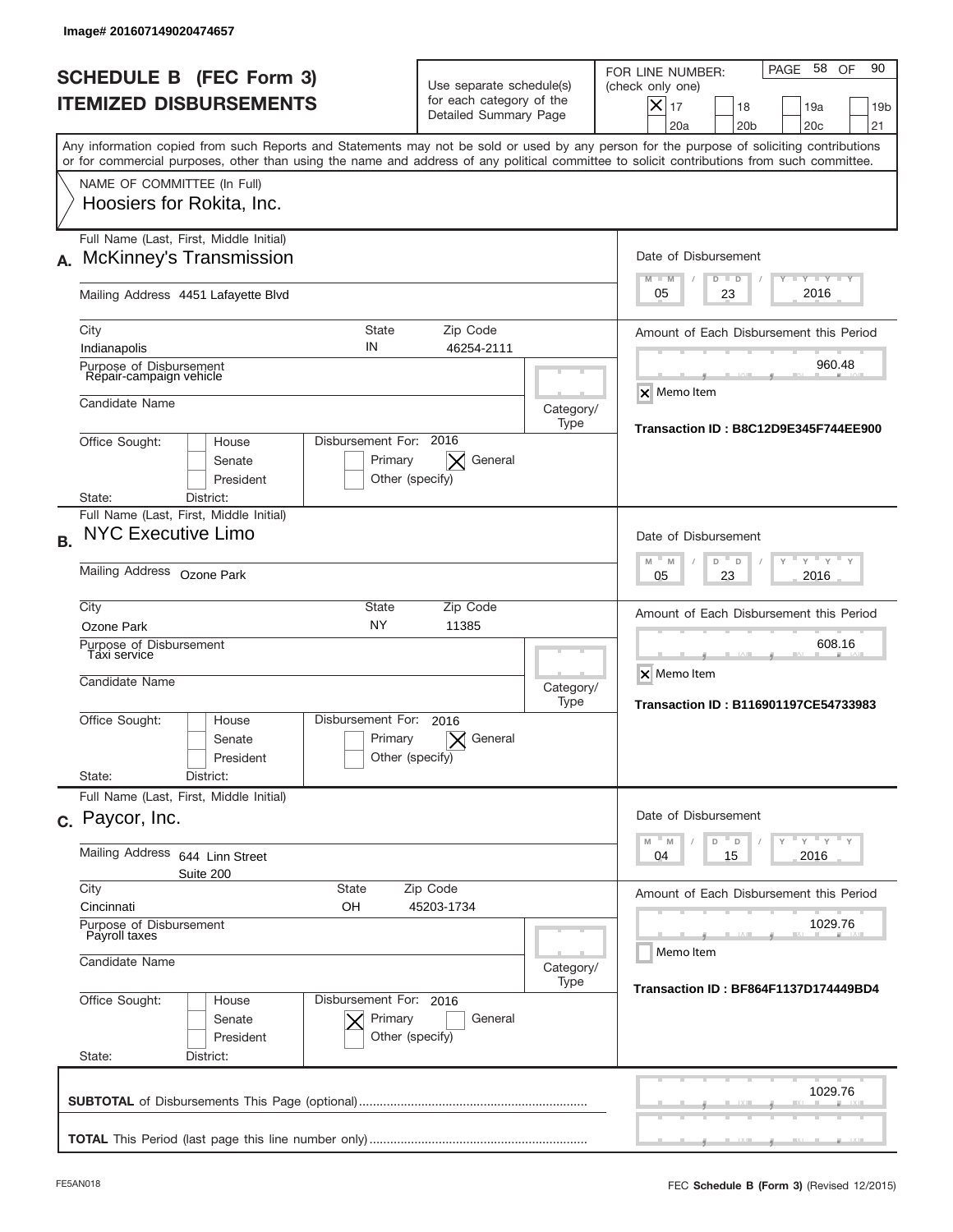Image# 201607149020474657

# SCHEDULE B (FEC Form 3)
## ITEMIZED DISBURSEMENTS

Use separate schedule(s) for each category of the Detailed Summary Page

FOR LINE NUMBER: (check only one)
[X] 17 [ ] 18 [ ] 19a [ ] 19b [ ] 20a [ ] 20b [ ] 20c [ ] 21

Any information copied from such Reports and Statements may not be sold or used by any person for the purpose of soliciting contributions or for commercial purposes, other than using the name and address of any political committee to solicit contributions from such committee.

NAME OF COMMITTEE (In Full)
Hoosiers for Rokita, Inc.

---

**A.** Full Name (Last, First, Middle Initial): McKinney's Transmission

Mailing Address: 4451 Lafayette Blvd

City: Indianapolis | State: IN | Zip Code: 46254-2111

Purpose of Disbursement: Repair-campaign vehicle

Candidate Name:

Category/Type:

Office Sought: [ ] House [ ] Senate [ ] President

State: District:

Disbursement For: 2016 [ ] Primary [X] General [ ] Other (specify)

Date of Disbursement: 05/23/2016

Amount of Each Disbursement this Period: 960.48

[X] Memo Item

Transaction ID : B8C12D9E345F744EE900

---

**B.** Full Name (Last, First, Middle Initial): NYC Executive Limo

Mailing Address: Ozone Park

City: Ozone Park | State: NY | Zip Code: 11385

Purpose of Disbursement: Taxi service

Candidate Name:

Category/Type:

Office Sought: [ ] House [ ] Senate [ ] President

State: District:

Disbursement For: 2016 [ ] Primary [X] General [ ] Other (specify)

Date of Disbursement: 05/23/2016

Amount of Each Disbursement this Period: 608.16

[X] Memo Item

Transaction ID : B116901197CE54733983

---

**C.** Full Name (Last, First, Middle Initial): Paycor, Inc.

Mailing Address: 644 Linn Street, Suite 200

City: Cincinnati | State: OH | Zip Code: 45203-1734

Purpose of Disbursement: Payroll taxes

Candidate Name:

Category/Type:

Office Sought: [ ] House [ ] Senate [ ] President

State: District:

Disbursement For: 2016 [X] Primary [ ] General [ ] Other (specify)

Date of Disbursement: 04/15/2016

Amount of Each Disbursement this Period: 1029.76

[ ] Memo Item

Transaction ID : BF864F1137D174449BD4

---

**SUBTOTAL** of Disbursements This Page (optional): 1029.76

**TOTAL** This Period (last page this line number only):

FE5AN018 — FEC **Schedule B (Form 3)** (Revised 12/2015)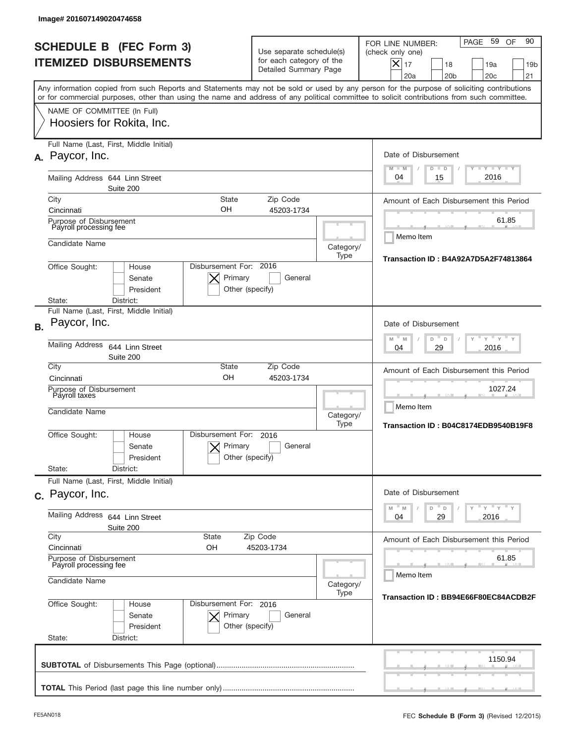Image# 201607149020474658

# SCHEDULE B (FEC Form 3)
## ITEMIZED DISBURSEMENTS

Use separate schedule(s) for each category of the Detailed Summary Page

FOR LINE NUMBER: (check only one)

- [X] 17
- [ ] 18
- [ ] 19a
- [ ] 19b
- [ ] 20a
- [ ] 20b
- [ ] 20c
- [ ] 21

PAGE 59 OF 90

Any information copied from such Reports and Statements may not be sold or used by any person for the purpose of soliciting contributions or for commercial purposes, other than using the name and address of any political committee to solicit contributions from such committee.

NAME OF COMMITTEE (In Full)
Hoosiers for Rokita, Inc.

---

**A.** Full Name (Last, First, Middle Initial): Paycor, Inc.

Mailing Address: 644 Linn Street, Suite 200

City: Cincinnati | State: OH | Zip Code: 45203-1734

Purpose of Disbursement: Payroll processing fee

Candidate Name:

Category/Type:

Office Sought: [ ] House [ ] Senate [ ] President

State: District:

Disbursement For: 2016 [X] Primary [ ] General [ ] Other (specify)

Date of Disbursement: 04 / 15 / 2016

Amount of Each Disbursement this Period: 61.85

[ ] Memo Item

Transaction ID : B4A92A7D5A2F74813864

---

**B.** Full Name (Last, First, Middle Initial): Paycor, Inc.

Mailing Address: 644 Linn Street, Suite 200

City: Cincinnati | State: OH | Zip Code: 45203-1734

Purpose of Disbursement: Payroll taxes

Candidate Name:

Category/Type:

Office Sought: [ ] House [ ] Senate [ ] President

State: District:

Disbursement For: 2016 [X] Primary [ ] General [ ] Other (specify)

Date of Disbursement: 04 / 29 / 2016

Amount of Each Disbursement this Period: 1027.24

[ ] Memo Item

Transaction ID : B04C8174EDB9540B19F8

---

**C.** Full Name (Last, First, Middle Initial): Paycor, Inc.

Mailing Address: 644 Linn Street, Suite 200

City: Cincinnati | State: OH | Zip Code: 45203-1734

Purpose of Disbursement: Payroll processing fee

Candidate Name:

Category/Type:

Office Sought: [ ] House [ ] Senate [ ] President

State: District:

Disbursement For: 2016 [X] Primary [ ] General [ ] Other (specify)

Date of Disbursement: 04 / 29 / 2016

Amount of Each Disbursement this Period: 61.85

[ ] Memo Item

Transaction ID : BB94E66F80EC84ACDB2F

---

**SUBTOTAL** of Disbursements This Page (optional): 1150.94

**TOTAL** This Period (last page this line number only):

FE5AN018 | FEC **Schedule B** (Form 3) (Revised 12/2015)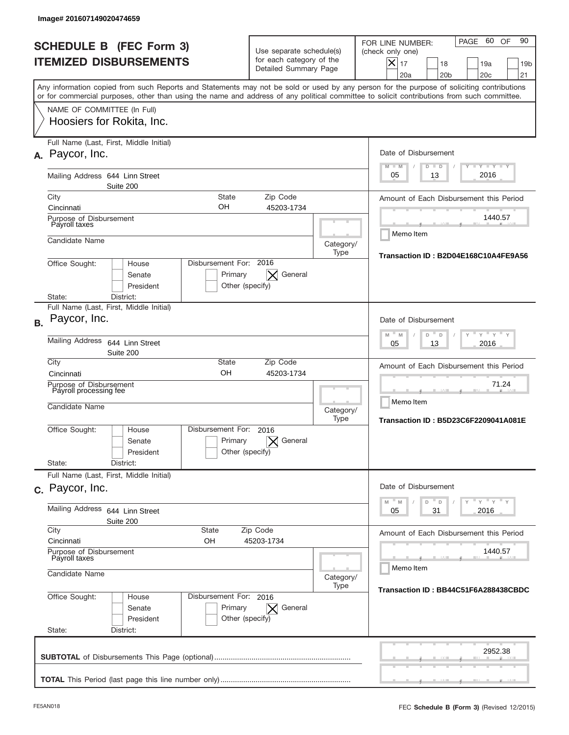Image# 201607149020474659

# SCHEDULE B (FEC Form 3)
## ITEMIZED DISBURSEMENTS

Use separate schedule(s) for each category of the Detailed Summary Page

FOR LINE NUMBER: (check only one)

- [x] 17
- [ ] 18
- [ ] 19a
- [ ] 19b
- [ ] 20a
- [ ] 20b
- [ ] 20c
- [ ] 21

PAGE 60 OF 90

Any information copied from such Reports and Statements may not be sold or used by any person for the purpose of soliciting contributions or for commercial purposes, other than using the name and address of any political committee to solicit contributions from such committee.

NAME OF COMMITTEE (In Full)
Hoosiers for Rokita, Inc.

---

**A.** Full Name (Last, First, Middle Initial): Paycor, Inc.

Mailing Address: 644 Linn Street, Suite 200

City: Cincinnati | State: OH | Zip Code: 45203-1734

Purpose of Disbursement: Payroll taxes

Candidate Name:

Category/Type:

Office Sought: House / Senate / President

State: District:

Disbursement For: 2016 — Primary / [X] General / Other (specify)

Date of Disbursement: 05/13/2016

Amount of Each Disbursement this Period: 1440.57

Memo Item

Transaction ID : B2D04E168C10A4FE9A56

---

**B.** Full Name (Last, First, Middle Initial): Paycor, Inc.

Mailing Address: 644 Linn Street, Suite 200

City: Cincinnati | State: OH | Zip Code: 45203-1734

Purpose of Disbursement: Payroll processing fee

Candidate Name:

Category/Type:

Office Sought: House / Senate / President

State: District:

Disbursement For: 2016 — Primary / [X] General / Other (specify)

Date of Disbursement: 05/13/2016

Amount of Each Disbursement this Period: 71.24

Memo Item

Transaction ID : B5D23C6F2209041A081E

---

**C.** Full Name (Last, First, Middle Initial): Paycor, Inc.

Mailing Address: 644 Linn Street, Suite 200

City: Cincinnati | State: OH | Zip Code: 45203-1734

Purpose of Disbursement: Payroll taxes

Candidate Name:

Category/Type:

Office Sought: House / Senate / President

State: District:

Disbursement For: 2016 — Primary / [X] General / Other (specify)

Date of Disbursement: 05/31/2016

Amount of Each Disbursement this Period: 1440.57

Memo Item

Transaction ID : BB44C51F6A288438CBDC

---

**SUBTOTAL** of Disbursements This Page (optional): 2952.38

**TOTAL** This Period (last page this line number only):

FE5AN018 — FEC **Schedule B** (Form 3) (Revised 12/2015)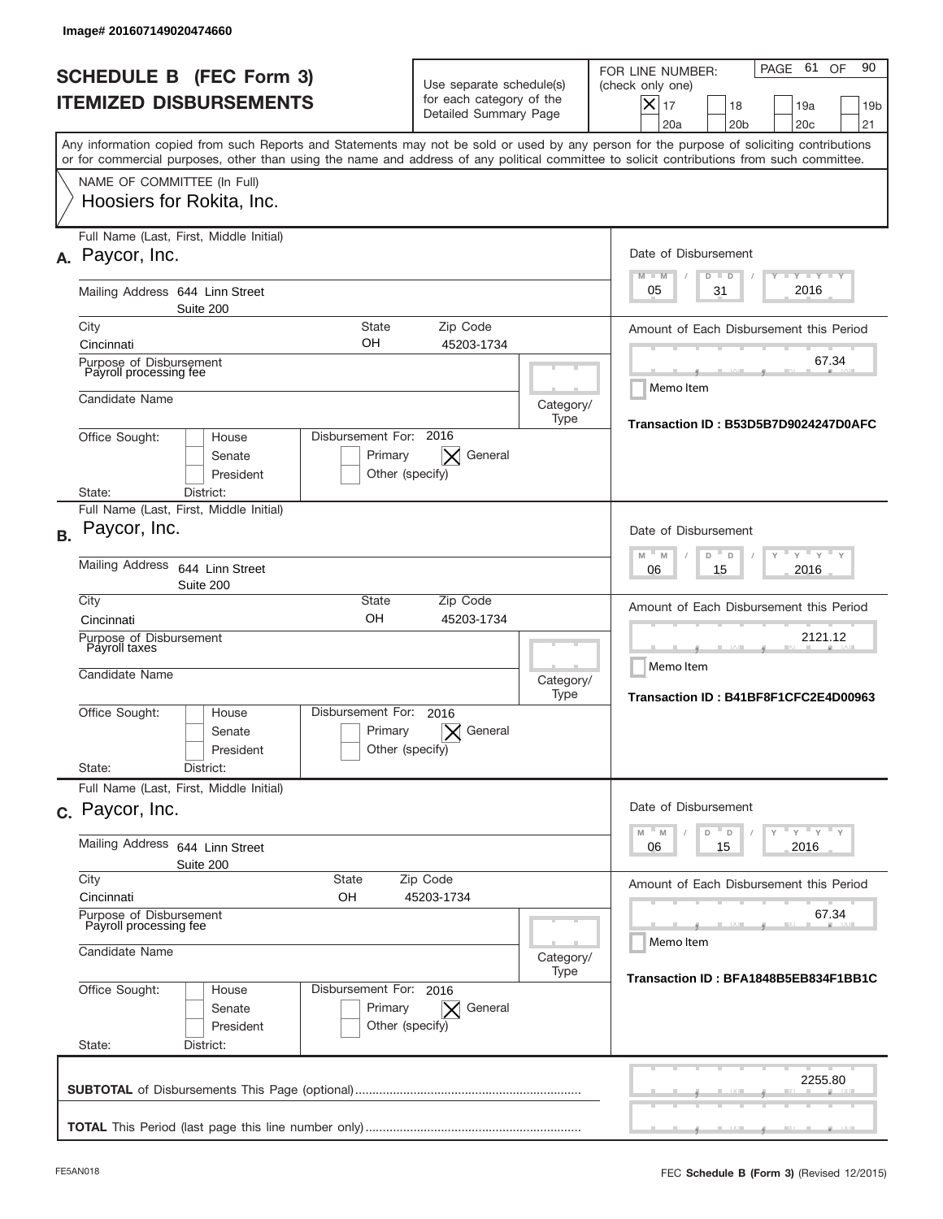Image# 201607149020474660

# SCHEDULE B (FEC Form 3)
## ITEMIZED DISBURSEMENTS

Use separate schedule(s) for each category of the Detailed Summary Page

FOR LINE NUMBER: (check only one)

- [X] 17
- [ ] 18
- [ ] 19a
- [ ] 19b
- [ ] 20a
- [ ] 20b
- [ ] 20c
- [ ] 21

Any information copied from such Reports and Statements may not be sold or used by any person for the purpose of soliciting contributions or for commercial purposes, other than using the name and address of any political committee to solicit contributions from such committee.

NAME OF COMMITTEE (In Full)
Hoosiers for Rokita, Inc.

---

**A.** Full Name (Last, First, Middle Initial): Paycor, Inc.

Mailing Address: 644 Linn Street, Suite 200

City: Cincinnati | State: OH | Zip Code: 45203-1734

Purpose of Disbursement: Payroll processing fee

Candidate Name:

Category/Type:

Office Sought: [ ] House [ ] Senate [ ] President

State: District:

Disbursement For: 2016 [ ] Primary [X] General [ ] Other (specify)

Date of Disbursement: 05/31/2016

Amount of Each Disbursement this Period: 67.34

[ ] Memo Item

Transaction ID : B53D5B7D9024247D0AFC

---

**B.** Full Name (Last, First, Middle Initial): Paycor, Inc.

Mailing Address: 644 Linn Street, Suite 200

City: Cincinnati | State: OH | Zip Code: 45203-1734

Purpose of Disbursement: Payroll taxes

Candidate Name:

Category/Type:

Office Sought: [ ] House [ ] Senate [ ] President

State: District:

Disbursement For: 2016 [ ] Primary [X] General [ ] Other (specify)

Date of Disbursement: 06/15/2016

Amount of Each Disbursement this Period: 2121.12

[ ] Memo Item

Transaction ID : B41BF8F1CFC2E4D00963

---

**C.** Full Name (Last, First, Middle Initial): Paycor, Inc.

Mailing Address: 644 Linn Street, Suite 200

City: Cincinnati | State: OH | Zip Code: 45203-1734

Purpose of Disbursement: Payroll processing fee

Candidate Name:

Category/Type:

Office Sought: [ ] House [ ] Senate [ ] President

State: District:

Disbursement For: 2016 [ ] Primary [X] General [ ] Other (specify)

Date of Disbursement: 06/15/2016

Amount of Each Disbursement this Period: 67.34

[ ] Memo Item

Transaction ID : BFA1848B5EB834F1BB1C

---

**SUBTOTAL** of Disbursements This Page (optional): 2255.80

**TOTAL** This Period (last page this line number only):

FE5AN018 — FEC **Schedule B (Form 3)** (Revised 12/2015)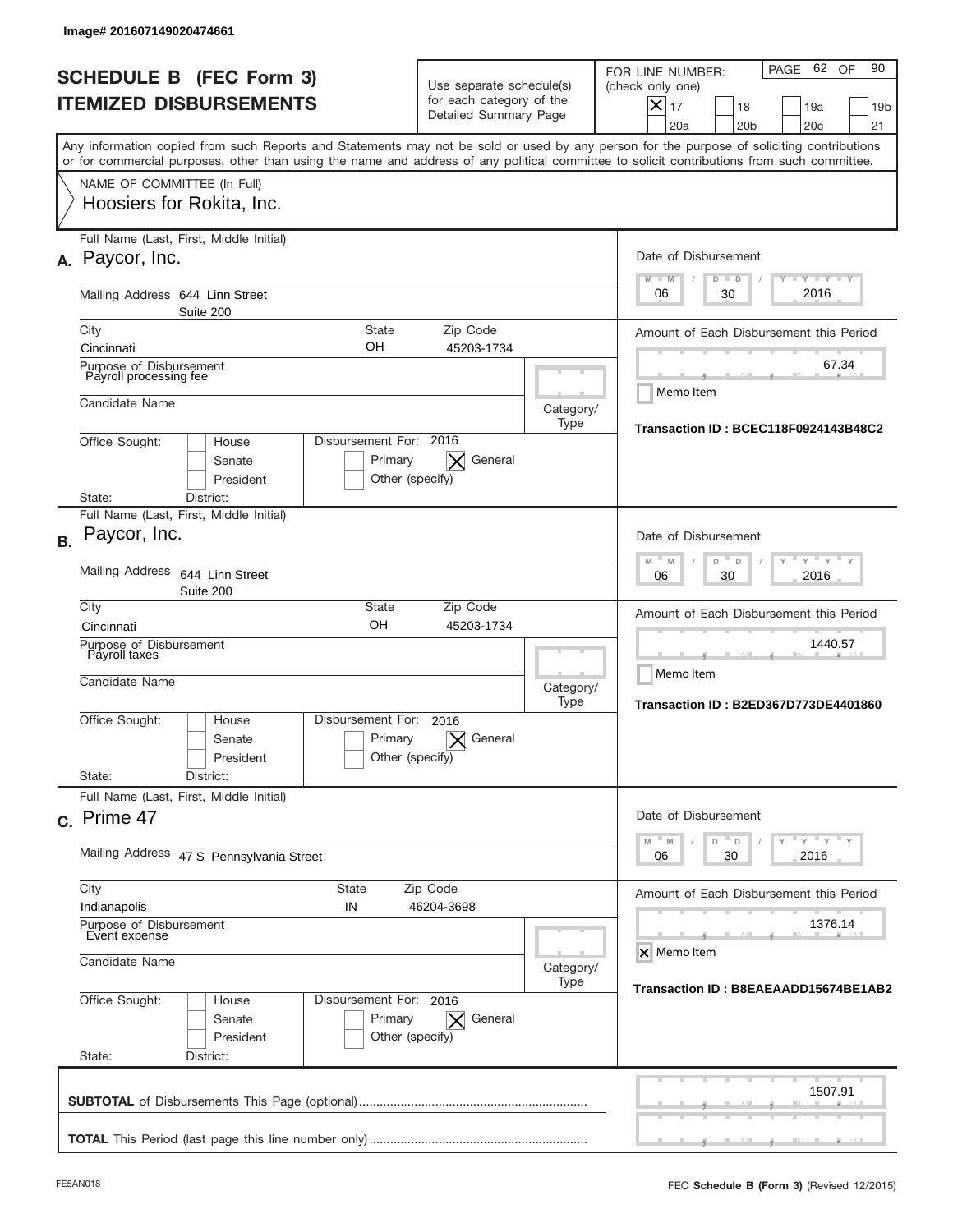Image# 201607149020474661

# SCHEDULE B (FEC Form 3)
## ITEMIZED DISBURSEMENTS

Use separate schedule(s) for each category of the Detailed Summary Page

FOR LINE NUMBER: (check only one)

- [x] 17
- [ ] 18
- [ ] 19a
- [ ] 19b
- [ ] 20a
- [ ] 20b
- [ ] 20c
- [ ] 21

PAGE 62 OF 90

Any information copied from such Reports and Statements may not be sold or used by any person for the purpose of soliciting contributions or for commercial purposes, other than using the name and address of any political committee to solicit contributions from such committee.

NAME OF COMMITTEE (In Full)
Hoosiers for Rokita, Inc.

---

**A.** Full Name (Last, First, Middle Initial): Paycor, Inc.

Mailing Address: 644 Linn Street, Suite 200

City: Cincinnati | State: OH | Zip Code: 45203-1734

Purpose of Disbursement: Payroll processing fee

Candidate Name:

Category/Type:

Office Sought: House / Senate / President

State: District:

Disbursement For: 2016 — Primary / [X] General / Other (specify)

Date of Disbursement: 06 / 30 / 2016

Amount of Each Disbursement this Period: 67.34

Memo Item: [ ]

Transaction ID : BCEC118F0924143B48C2

---

**B.** Full Name (Last, First, Middle Initial): Paycor, Inc.

Mailing Address: 644 Linn Street, Suite 200

City: Cincinnati | State: OH | Zip Code: 45203-1734

Purpose of Disbursement: Payroll taxes

Candidate Name:

Category/Type:

Office Sought: House / Senate / President

State: District:

Disbursement For: 2016 — Primary / [X] General / Other (specify)

Date of Disbursement: 06 / 30 / 2016

Amount of Each Disbursement this Period: 1440.57

Memo Item: [ ]

Transaction ID : B2ED367D773DE4401860

---

**C.** Full Name (Last, First, Middle Initial): Prime 47

Mailing Address: 47 S Pennsylvania Street

City: Indianapolis | State: IN | Zip Code: 46204-3698

Purpose of Disbursement: Event expense

Candidate Name:

Category/Type:

Office Sought: House / Senate / President

State: District:

Disbursement For: 2016 — Primary / [X] General / Other (specify)

Date of Disbursement: 06 / 30 / 2016

Amount of Each Disbursement this Period: 1376.14

Memo Item: [X]

Transaction ID : B8EAEAADD15674BE1AB2

---

**SUBTOTAL** of Disbursements This Page (optional): 1507.91

**TOTAL** This Period (last page this line number only):

FE5AN018 — FEC **Schedule B (Form 3)** (Revised 12/2015)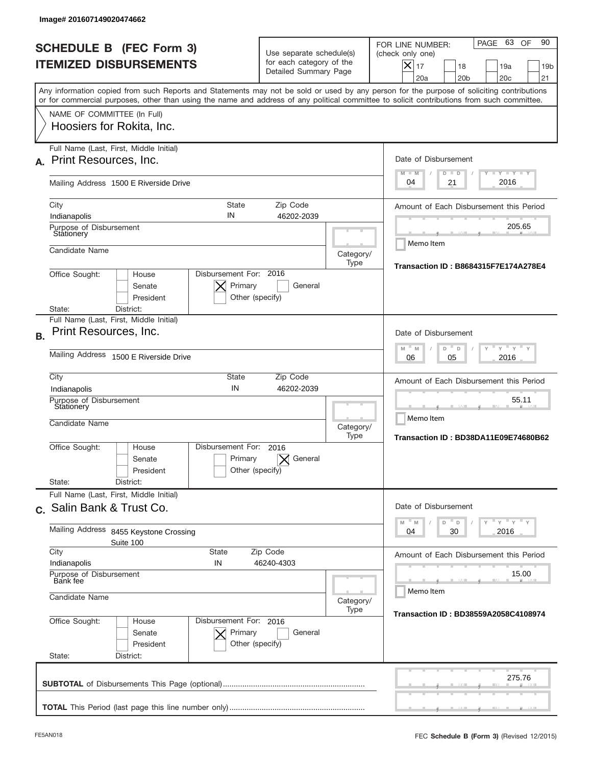Image# 201607149020474662

# SCHEDULE B (FEC Form 3)
## ITEMIZED DISBURSEMENTS

Use separate schedule(s) for each category of the Detailed Summary Page

FOR LINE NUMBER: (check only one)

- [X] 17
- [ ] 18
- [ ] 19a
- [ ] 19b
- [ ] 20a
- [ ] 20b
- [ ] 20c
- [ ] 21

Any information copied from such Reports and Statements may not be sold or used by any person for the purpose of soliciting contributions or for commercial purposes, other than using the name and address of any political committee to solicit contributions from such committee.

NAME OF COMMITTEE (In Full)
Hoosiers for Rokita, Inc.

---

**A.** Full Name (Last, First, Middle Initial): Print Resources, Inc.

Mailing Address: 1500 E Riverside Drive

City: Indianapolis | State: IN | Zip Code: 46202-2039

Purpose of Disbursement: Stationery

Candidate Name:

Category/Type:

Office Sought: [ ] House [ ] Senate [ ] President

State: District:

Disbursement For: 2016 [X] Primary [ ] General [ ] Other (specify)

Date of Disbursement: 04 / 21 / 2016

Amount of Each Disbursement this Period: 205.65

Memo Item

Transaction ID : B8684315F7E174A278E4

---

**B.** Full Name (Last, First, Middle Initial): Print Resources, Inc.

Mailing Address: 1500 E Riverside Drive

City: Indianapolis | State: IN | Zip Code: 46202-2039

Purpose of Disbursement: Stationery

Candidate Name:

Category/Type:

Office Sought: [ ] House [ ] Senate [ ] President

State: District:

Disbursement For: 2016 [ ] Primary [X] General [ ] Other (specify)

Date of Disbursement: 06 / 05 / 2016

Amount of Each Disbursement this Period: 55.11

Memo Item

Transaction ID : BD38DA11E09E74680B62

---

**C.** Full Name (Last, First, Middle Initial): Salin Bank & Trust Co.

Mailing Address: 8455 Keystone Crossing, Suite 100

City: Indianapolis | State: IN | Zip Code: 46240-4303

Purpose of Disbursement: Bank fee

Candidate Name:

Category/Type:

Office Sought: [ ] House [ ] Senate [ ] President

State: District:

Disbursement For: 2016 [X] Primary [ ] General [ ] Other (specify)

Date of Disbursement: 04 / 30 / 2016

Amount of Each Disbursement this Period: 15.00

Memo Item

Transaction ID : BD38559A2058C4108974

---

**SUBTOTAL** of Disbursements This Page (optional): 275.76

**TOTAL** This Period (last page this line number only):

FE5AN018

FEC **Schedule B** (Form 3) (Revised 12/2015)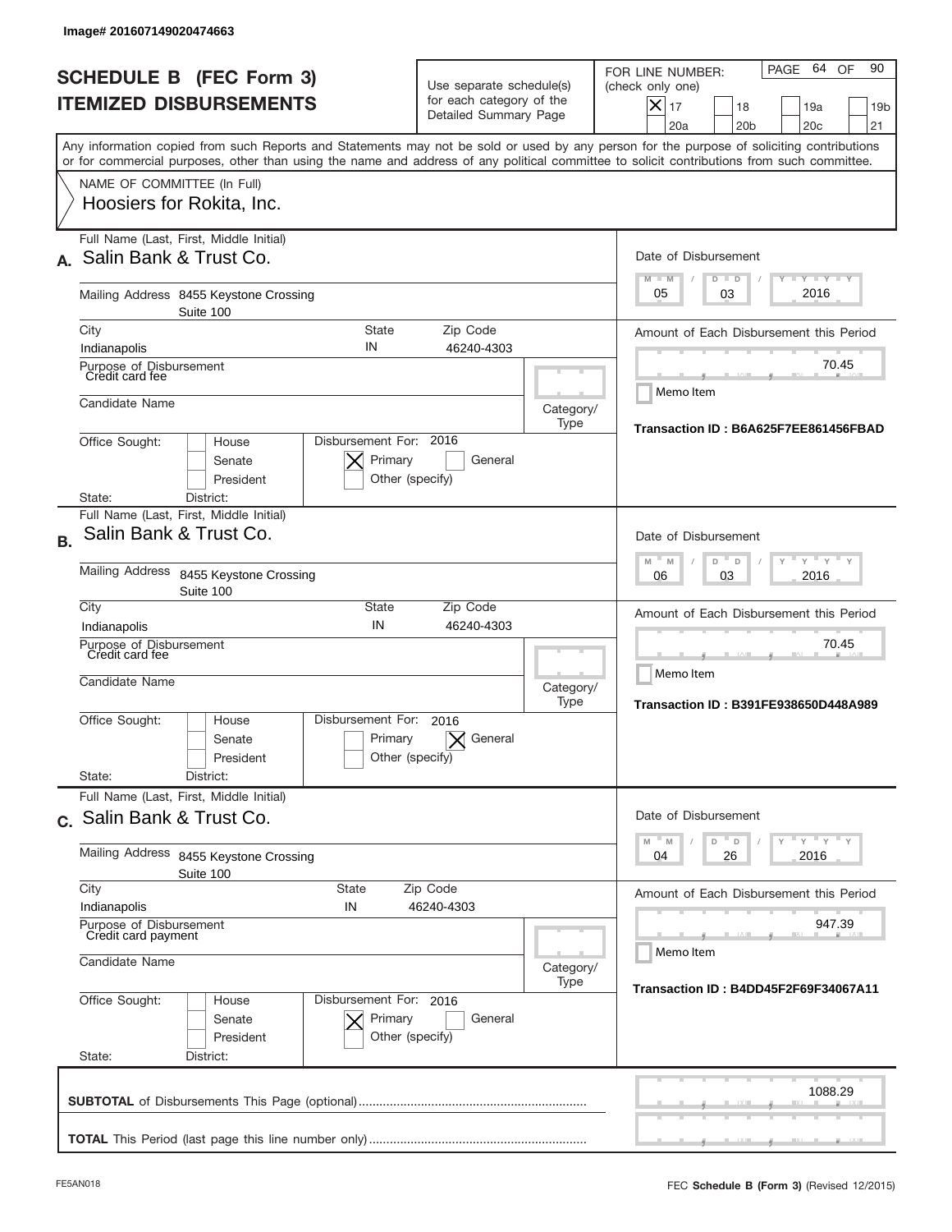Image# 201607149020474663

# SCHEDULE B (FEC Form 3)
## ITEMIZED DISBURSEMENTS

Use separate schedule(s) for each category of the Detailed Summary Page

FOR LINE NUMBER: (check only one)

- [X] 17
- [ ] 18
- [ ] 19a
- [ ] 19b
- [ ] 20a
- [ ] 20b
- [ ] 20c
- [ ] 21

Any information copied from such Reports and Statements may not be sold or used by any person for the purpose of soliciting contributions or for commercial purposes, other than using the name and address of any political committee to solicit contributions from such committee.

NAME OF COMMITTEE (In Full)
Hoosiers for Rokita, Inc.

---

**A.** Full Name (Last, First, Middle Initial): Salin Bank & Trust Co.

Mailing Address: 8455 Keystone Crossing, Suite 100

City: Indianapolis | State: IN | Zip Code: 46240-4303

Purpose of Disbursement: Credit card fee

Candidate Name:

Category/Type:

Office Sought: [ ] House [ ] Senate [ ] President

State: District:

Disbursement For: 2016 [X] Primary [ ] General [ ] Other (specify)

Date of Disbursement: 05/03/2016

Amount of Each Disbursement this Period: 70.45

[ ] Memo Item

Transaction ID : B6A625F7EE861456FBAD

---

**B.** Full Name (Last, First, Middle Initial): Salin Bank & Trust Co.

Mailing Address: 8455 Keystone Crossing, Suite 100

City: Indianapolis | State: IN | Zip Code: 46240-4303

Purpose of Disbursement: Credit card fee

Candidate Name:

Category/Type:

Office Sought: [ ] House [ ] Senate [ ] President

State: District:

Disbursement For: 2016 [ ] Primary [X] General [ ] Other (specify)

Date of Disbursement: 06/03/2016

Amount of Each Disbursement this Period: 70.45

[ ] Memo Item

Transaction ID : B391FE938650D448A989

---

**C.** Full Name (Last, First, Middle Initial): Salin Bank & Trust Co.

Mailing Address: 8455 Keystone Crossing, Suite 100

City: Indianapolis | State: IN | Zip Code: 46240-4303

Purpose of Disbursement: Credit card payment

Candidate Name:

Category/Type:

Office Sought: [ ] House [ ] Senate [ ] President

State: District:

Disbursement For: 2016 [X] Primary [ ] General [ ] Other (specify)

Date of Disbursement: 04/26/2016

Amount of Each Disbursement this Period: 947.39

[ ] Memo Item

Transaction ID : B4DD45F2F69F34067A11

---

**SUBTOTAL** of Disbursements This Page (optional): 1088.29

**TOTAL** This Period (last page this line number only):

FE5AN018 — FEC **Schedule B** (Form 3) (Revised 12/2015)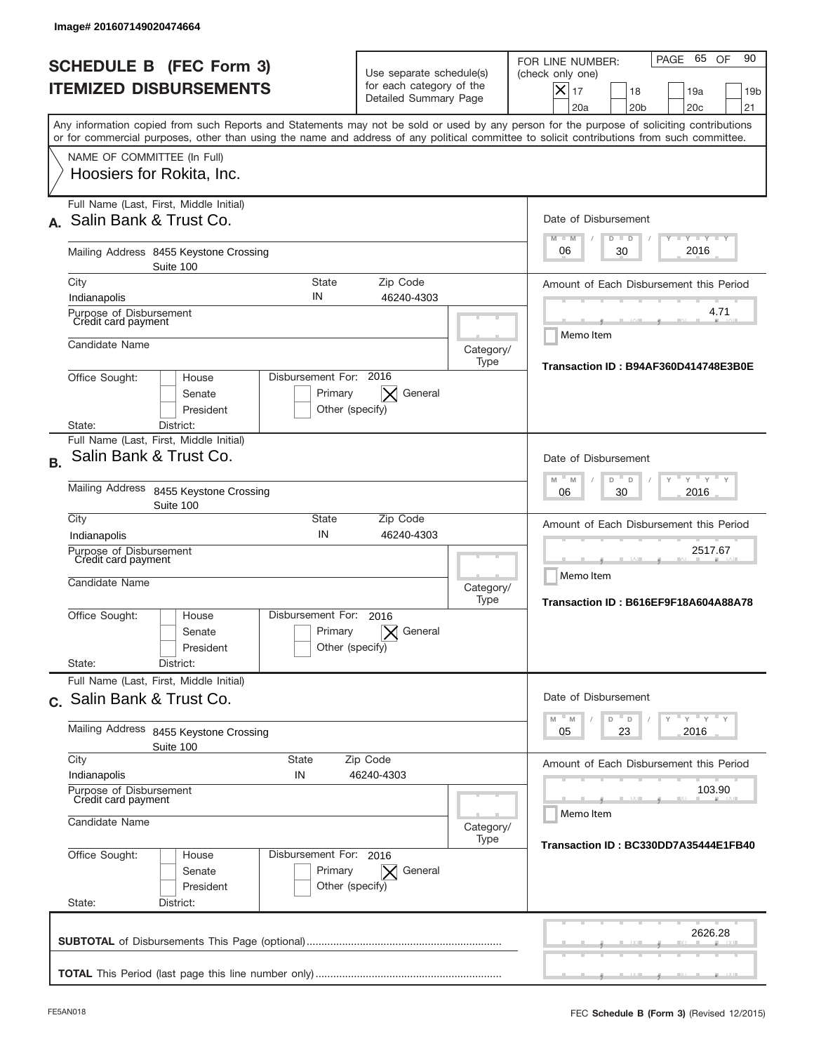Image# 201607149020474664

# SCHEDULE B (FEC Form 3)
## ITEMIZED DISBURSEMENTS

Use separate schedule(s) for each category of the Detailed Summary Page

FOR LINE NUMBER: (check only one)

- [X] 17
- [ ] 18
- [ ] 19a
- [ ] 19b
- [ ] 20a
- [ ] 20b
- [ ] 20c
- [ ] 21

PAGE 65 OF 90

Any information copied from such Reports and Statements may not be sold or used by any person for the purpose of soliciting contributions or for commercial purposes, other than using the name and address of any political committee to solicit contributions from such committee.

NAME OF COMMITTEE (In Full)
Hoosiers for Rokita, Inc.

---

**A.** Full Name (Last, First, Middle Initial): Salin Bank & Trust Co.

Mailing Address: 8455 Keystone Crossing, Suite 100

City: Indianapolis | State: IN | Zip Code: 46240-4303

Purpose of Disbursement: Credit card payment

Candidate Name:

Category/Type:

Office Sought: [ ] House [ ] Senate [ ] President

State: District:

Disbursement For: 2016 [ ] Primary [X] General [ ] Other (specify)

Date of Disbursement: 06/30/2016

Amount of Each Disbursement this Period: 4.71

[ ] Memo Item

Transaction ID : B94AF360D414748E3B0E

---

**B.** Full Name (Last, First, Middle Initial): Salin Bank & Trust Co.

Mailing Address: 8455 Keystone Crossing, Suite 100

City: Indianapolis | State: IN | Zip Code: 46240-4303

Purpose of Disbursement: Credit card payment

Candidate Name:

Category/Type:

Office Sought: [ ] House [ ] Senate [ ] President

State: District:

Disbursement For: 2016 [ ] Primary [X] General [ ] Other (specify)

Date of Disbursement: 06/30/2016

Amount of Each Disbursement this Period: 2517.67

[ ] Memo Item

Transaction ID : B616EF9F18A604A88A78

---

**C.** Full Name (Last, First, Middle Initial): Salin Bank & Trust Co.

Mailing Address: 8455 Keystone Crossing, Suite 100

City: Indianapolis | State: IN | Zip Code: 46240-4303

Purpose of Disbursement: Credit card payment

Candidate Name:

Category/Type:

Office Sought: [ ] House [ ] Senate [ ] President

State: District:

Disbursement For: 2016 [ ] Primary [X] General [ ] Other (specify)

Date of Disbursement: 05/23/2016

Amount of Each Disbursement this Period: 103.90

[ ] Memo Item

Transaction ID : BC330DD7A35444E1FB40

---

**SUBTOTAL** of Disbursements This Page (optional): 2626.28

**TOTAL** This Period (last page this line number only):

FE5AN018 | FEC **Schedule B** (Form 3) (Revised 12/2015)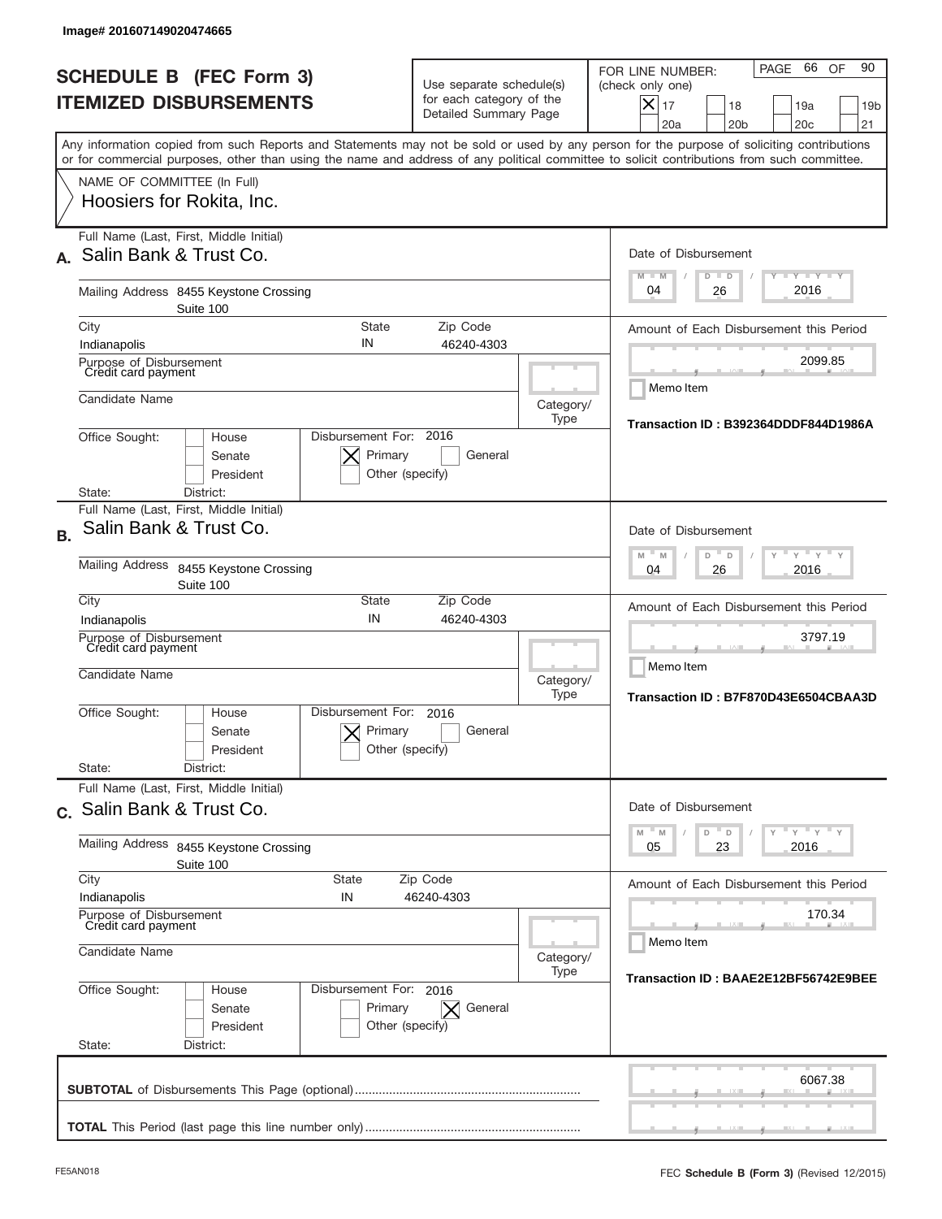Image# 201607149020474665

# SCHEDULE B (FEC Form 3)
## ITEMIZED DISBURSEMENTS

Use separate schedule(s) for each category of the Detailed Summary Page

FOR LINE NUMBER: (check only one)
[X] 17 [ ] 18 [ ] 19a [ ] 19b [ ] 20a [ ] 20b [ ] 20c [ ] 21

PAGE 66 OF 90

Any information copied from such Reports and Statements may not be sold or used by any person for the purpose of soliciting contributions or for commercial purposes, other than using the name and address of any political committee to solicit contributions from such committee.

NAME OF COMMITTEE (In Full)
Hoosiers for Rokita, Inc.

---

**A.** Full Name (Last, First, Middle Initial): Salin Bank & Trust Co.

Mailing Address: 8455 Keystone Crossing, Suite 100

City: Indianapolis | State: IN | Zip Code: 46240-4303

Purpose of Disbursement: Credit card payment

Candidate Name:

Category/Type:

Office Sought: [ ] House [ ] Senate [ ] President

State: District:

Disbursement For: 2016 [X] Primary [ ] General [ ] Other (specify)

Date of Disbursement: 04/26/2016

Amount of Each Disbursement this Period: 2099.85

Memo Item

Transaction ID : B392364DDDF844D1986A

---

**B.** Full Name (Last, First, Middle Initial): Salin Bank & Trust Co.

Mailing Address: 8455 Keystone Crossing, Suite 100

City: Indianapolis | State: IN | Zip Code: 46240-4303

Purpose of Disbursement: Credit card payment

Candidate Name:

Category/Type:

Office Sought: [ ] House [ ] Senate [ ] President

State: District:

Disbursement For: 2016 [X] Primary [ ] General [ ] Other (specify)

Date of Disbursement: 04/26/2016

Amount of Each Disbursement this Period: 3797.19

Memo Item

Transaction ID : B7F870D43E6504CBAA3D

---

**C.** Full Name (Last, First, Middle Initial): Salin Bank & Trust Co.

Mailing Address: 8455 Keystone Crossing, Suite 100

City: Indianapolis | State: IN | Zip Code: 46240-4303

Purpose of Disbursement: Credit card payment

Candidate Name:

Category/Type:

Office Sought: [ ] House [ ] Senate [ ] President

State: District:

Disbursement For: 2016 [ ] Primary [X] General [ ] Other (specify)

Date of Disbursement: 05/23/2016

Amount of Each Disbursement this Period: 170.34

Memo Item

Transaction ID : BAAE2E12BF56742E9BEE

---

**SUBTOTAL** of Disbursements This Page (optional): 6067.38

**TOTAL** This Period (last page this line number only):

FE5AN018

FEC **Schedule B (Form 3)** (Revised 12/2015)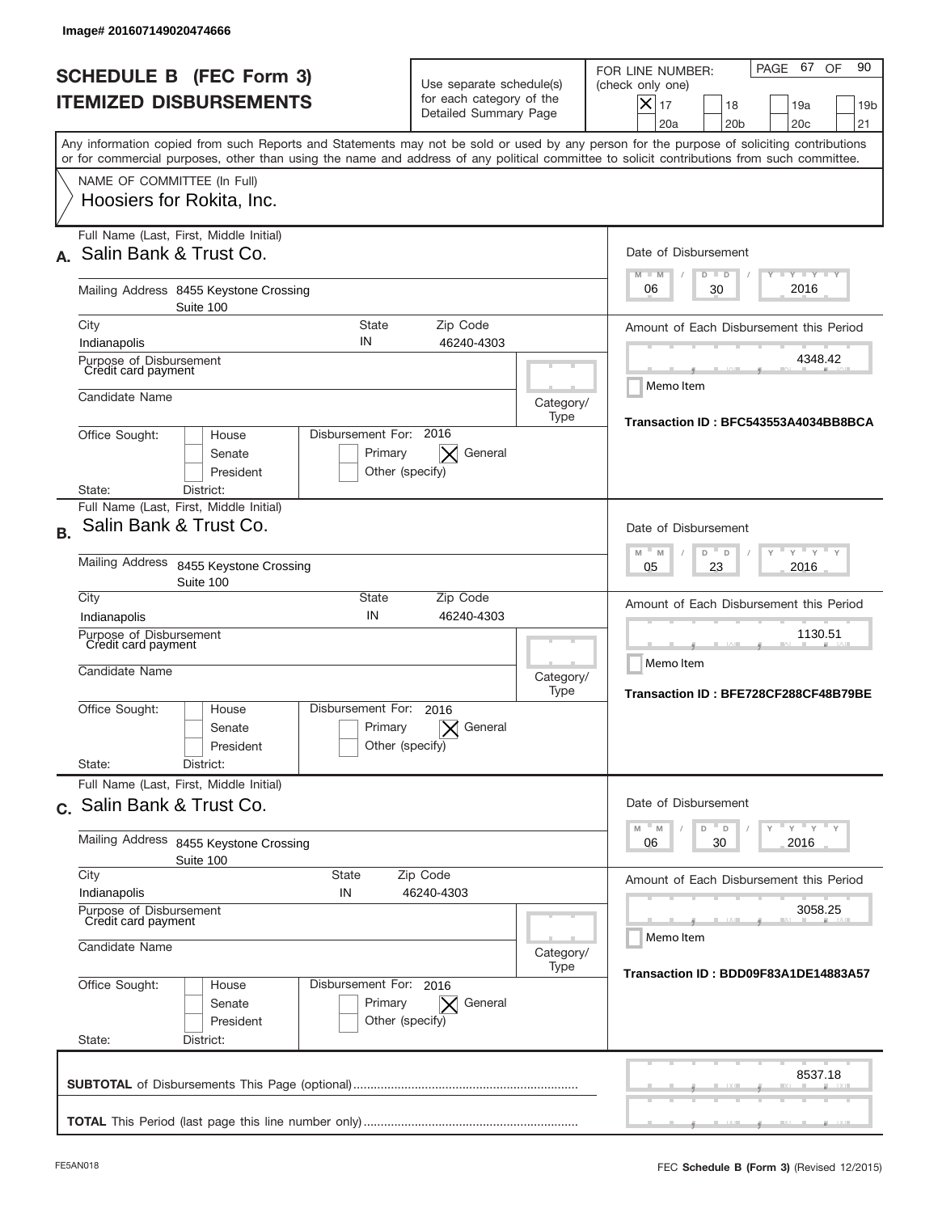Image# 201607149020474666

# SCHEDULE B (FEC Form 3)
## ITEMIZED DISBURSEMENTS

Use separate schedule(s) for each category of the Detailed Summary Page

FOR LINE NUMBER: (check only one)

- [x] 17
- [ ] 18
- [ ] 19a
- [ ] 19b
- [ ] 20a
- [ ] 20b
- [ ] 20c
- [ ] 21

PAGE 67 OF 90

Any information copied from such Reports and Statements may not be sold or used by any person for the purpose of soliciting contributions or for commercial purposes, other than using the name and address of any political committee to solicit contributions from such committee.

NAME OF COMMITTEE (In Full)
Hoosiers for Rokita, Inc.

---

**A.** Full Name (Last, First, Middle Initial): Salin Bank & Trust Co.

Mailing Address: 8455 Keystone Crossing, Suite 100

City: Indianapolis | State: IN | Zip Code: 46240-4303

Purpose of Disbursement: Credit card payment

Candidate Name:

Category/Type:

Office Sought: House / Senate / President

State: | District:

Disbursement For: 2016 — Primary [ ] General [x] Other (specify)

Date of Disbursement: 06 / 30 / 2016

Amount of Each Disbursement this Period: 4348.42

Memo Item

Transaction ID : BFC543553A4034BB8BCA

---

**B.** Full Name (Last, First, Middle Initial): Salin Bank & Trust Co.

Mailing Address: 8455 Keystone Crossing, Suite 100

City: Indianapolis | State: IN | Zip Code: 46240-4303

Purpose of Disbursement: Credit card payment

Candidate Name:

Category/Type:

Office Sought: House / Senate / President

State: | District:

Disbursement For: 2016 — Primary [ ] General [x] Other (specify)

Date of Disbursement: 05 / 23 / 2016

Amount of Each Disbursement this Period: 1130.51

Memo Item

Transaction ID : BFE728CF288CF48B79BE

---

**C.** Full Name (Last, First, Middle Initial): Salin Bank & Trust Co.

Mailing Address: 8455 Keystone Crossing, Suite 100

City: Indianapolis | State: IN | Zip Code: 46240-4303

Purpose of Disbursement: Credit card payment

Candidate Name:

Category/Type:

Office Sought: House / Senate / President

State: | District:

Disbursement For: 2016 — Primary [ ] General [x] Other (specify)

Date of Disbursement: 06 / 30 / 2016

Amount of Each Disbursement this Period: 3058.25

Memo Item

Transaction ID : BDD09F83A1DE14883A57

---

**SUBTOTAL** of Disbursements This Page (optional): 8537.18

**TOTAL** This Period (last page this line number only):

FE5AN018 — FEC **Schedule B** (Form 3) (Revised 12/2015)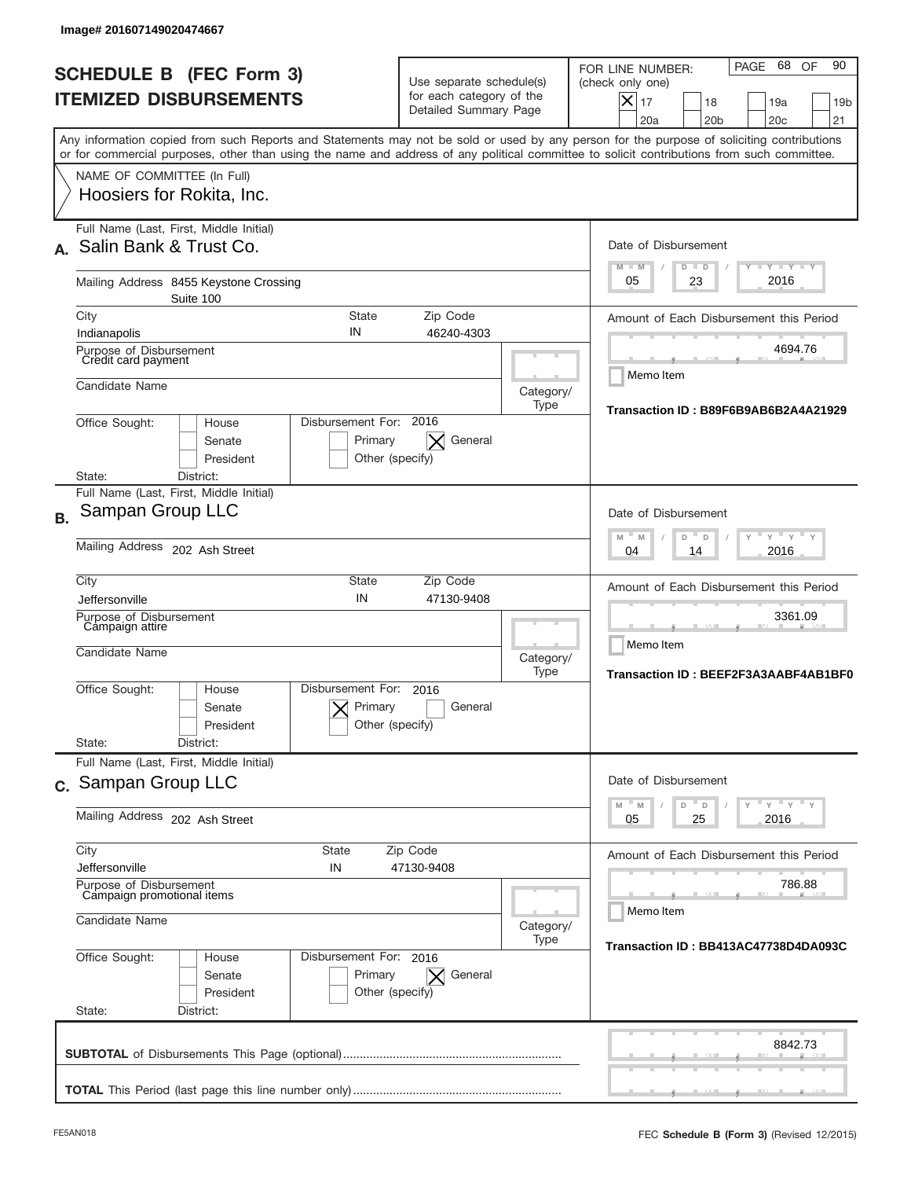Image# 201607149020474667

# SCHEDULE B (FEC Form 3)
## ITEMIZED DISBURSEMENTS

Use separate schedule(s) for each category of the Detailed Summary Page

FOR LINE NUMBER: (check only one)
[X] 17 [ ] 18 [ ] 19a [ ] 19b [ ] 20a [ ] 20b [ ] 20c [ ] 21

PAGE 68 OF 90

Any information copied from such Reports and Statements may not be sold or used by any person for the purpose of soliciting contributions or for commercial purposes, other than using the name and address of any political committee to solicit contributions from such committee.

NAME OF COMMITTEE (In Full)
Hoosiers for Rokita, Inc.

---

**A.** Full Name (Last, First, Middle Initial): Salin Bank & Trust Co.

Mailing Address: 8455 Keystone Crossing Suite 100

City: Indianapolis | State: IN | Zip Code: 46240-4303

Purpose of Disbursement: Credit card payment

Candidate Name:

Category/Type:

Office Sought: [ ] House [ ] Senate [ ] President

State: District:

Disbursement For: 2016 [ ] Primary [X] General [ ] Other (specify)

Date of Disbursement: 05 / 23 / 2016

Amount of Each Disbursement this Period: 4694.76

[ ] Memo Item

Transaction ID : B89F6B9AB6B2A4A21929

---

**B.** Full Name (Last, First, Middle Initial): Sampan Group LLC

Mailing Address: 202 Ash Street

City: Jeffersonville | State: IN | Zip Code: 47130-9408

Purpose of Disbursement: Campaign attire

Candidate Name:

Category/Type:

Office Sought: [ ] House [ ] Senate [ ] President

State: District:

Disbursement For: 2016 [X] Primary [ ] General [ ] Other (specify)

Date of Disbursement: 04 / 14 / 2016

Amount of Each Disbursement this Period: 3361.09

[ ] Memo Item

Transaction ID : BEEF2F3A3AABF4AB1BF0

---

**C.** Full Name (Last, First, Middle Initial): Sampan Group LLC

Mailing Address: 202 Ash Street

City: Jeffersonville | State: IN | Zip Code: 47130-9408

Purpose of Disbursement: Campaign promotional items

Candidate Name:

Category/Type:

Office Sought: [ ] House [ ] Senate [ ] President

State: District:

Disbursement For: 2016 [ ] Primary [X] General [ ] Other (specify)

Date of Disbursement: 05 / 25 / 2016

Amount of Each Disbursement this Period: 786.88

[ ] Memo Item

Transaction ID : BB413AC47738D4DA093C

---

**SUBTOTAL** of Disbursements This Page (optional): 8842.73

**TOTAL** This Period (last page this line number only):

FE5AN018 FEC **Schedule B** (Form 3) (Revised 12/2015)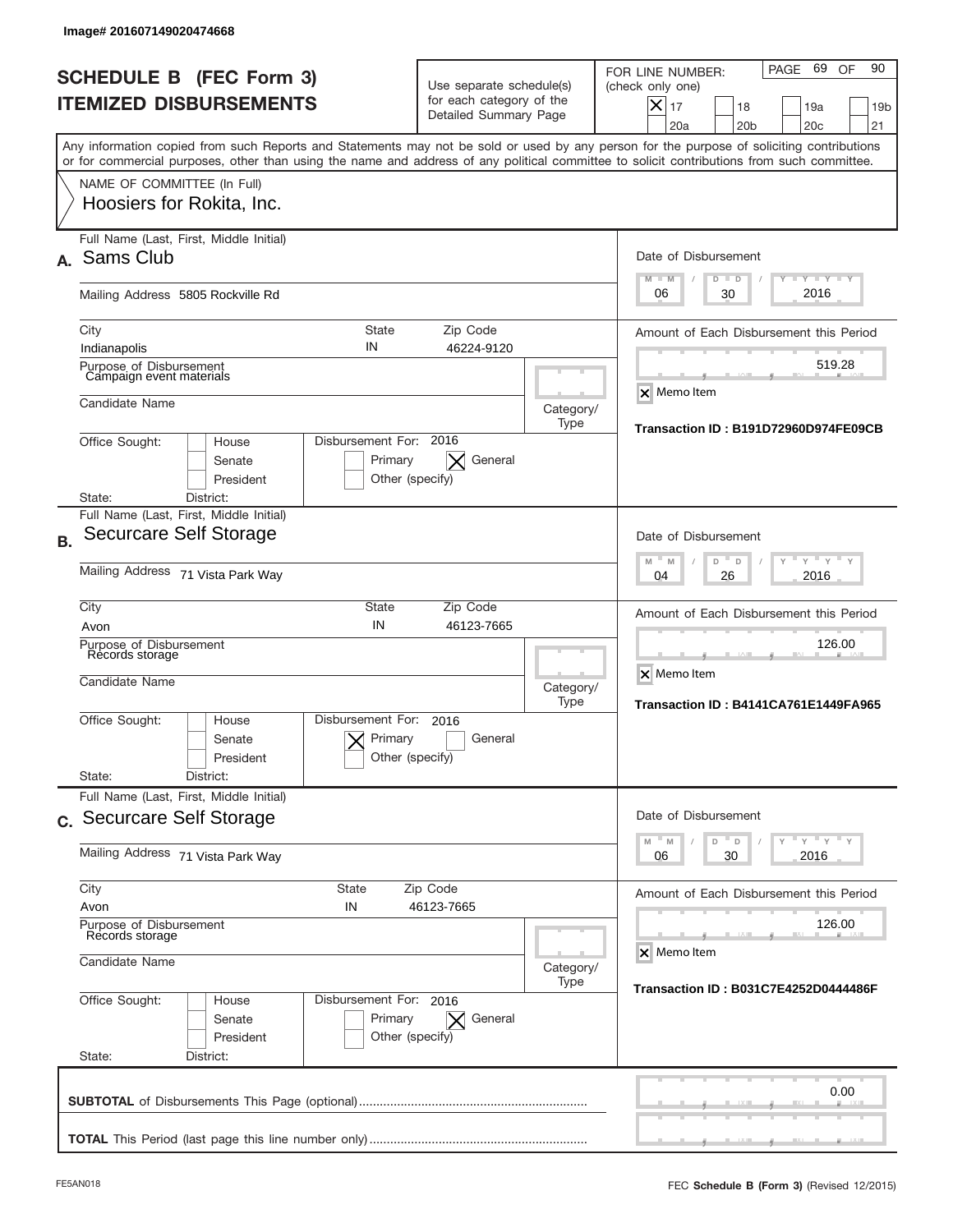Image# 201607149020474668

# SCHEDULE B (FEC Form 3)
# ITEMIZED DISBURSEMENTS

Use separate schedule(s) for each category of the Detailed Summary Page

FOR LINE NUMBER: (check only one)

- [x] 17
- [ ] 18
- [ ] 19a
- [ ] 19b
- [ ] 20a
- [ ] 20b
- [ ] 20c
- [ ] 21

PAGE 69 OF 90

Any information copied from such Reports and Statements may not be sold or used by any person for the purpose of soliciting contributions or for commercial purposes, other than using the name and address of any political committee to solicit contributions from such committee.

NAME OF COMMITTEE (In Full)
Hoosiers for Rokita, Inc.

---

**A.** Full Name (Last, First, Middle Initial): Sams Club

Mailing Address: 5805 Rockville Rd

City: Indianapolis | State: IN | Zip Code: 46224-9120

Purpose of Disbursement: Campaign event materials

Candidate Name:

Category/Type:

Office Sought: [ ] House [ ] Senate [ ] President

State: District:

Disbursement For: 2016 [ ] Primary [x] General [ ] Other (specify)

Date of Disbursement: 06 / 30 / 2016

Amount of Each Disbursement this Period: 519.28

[x] Memo Item

Transaction ID : B191D72960D974FE09CB

---

**B.** Full Name (Last, First, Middle Initial): Securcare Self Storage

Mailing Address: 71 Vista Park Way

City: Avon | State: IN | Zip Code: 46123-7665

Purpose of Disbursement: Records storage

Candidate Name:

Category/Type:

Office Sought: [ ] House [ ] Senate [ ] President

State: District:

Disbursement For: 2016 [x] Primary [ ] General [ ] Other (specify)

Date of Disbursement: 04 / 26 / 2016

Amount of Each Disbursement this Period: 126.00

[x] Memo Item

Transaction ID : B4141CA761E1449FA965

---

**C.** Full Name (Last, First, Middle Initial): Securcare Self Storage

Mailing Address: 71 Vista Park Way

City: Avon | State: IN | Zip Code: 46123-7665

Purpose of Disbursement: Records storage

Candidate Name:

Category/Type:

Office Sought: [ ] House [ ] Senate [ ] President

State: District:

Disbursement For: 2016 [ ] Primary [x] General [ ] Other (specify)

Date of Disbursement: 06 / 30 / 2016

Amount of Each Disbursement this Period: 126.00

[x] Memo Item

Transaction ID : B031C7E4252D0444486F

---

**SUBTOTAL** of Disbursements This Page (optional): 0.00

**TOTAL** This Period (last page this line number only):

FE5AN018

FEC **Schedule B (Form 3)** (Revised 12/2015)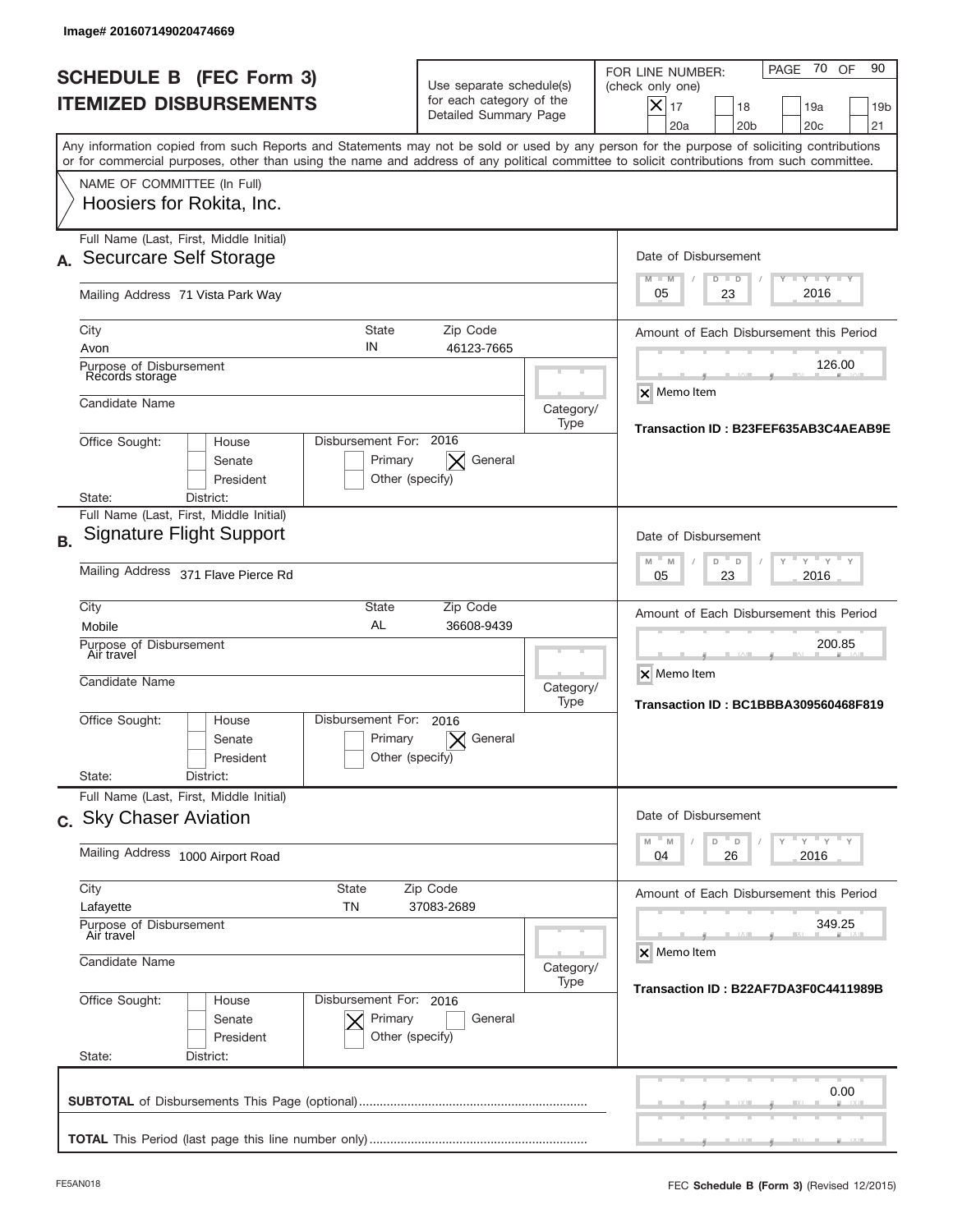Image# 201607149020474669

# SCHEDULE B (FEC Form 3)
## ITEMIZED DISBURSEMENTS

Use separate schedule(s) for each category of the Detailed Summary Page

FOR LINE NUMBER: (check only one)
[X] 17 [ ] 18 [ ] 19a [ ] 19b [ ] 20a [ ] 20b [ ] 20c [ ] 21

Any information copied from such Reports and Statements may not be sold or used by any person for the purpose of soliciting contributions or for commercial purposes, other than using the name and address of any political committee to solicit contributions from such committee.

NAME OF COMMITTEE (In Full)
Hoosiers for Rokita, Inc.

---

**A.** Full Name (Last, First, Middle Initial): Securcare Self Storage

Mailing Address: 71 Vista Park Way

City: Avon | State: IN | Zip Code: 46123-7665

Purpose of Disbursement: Records storage

Candidate Name:

Category/Type:

Office Sought: [ ] House [ ] Senate [ ] President

State: District:

Disbursement For: 2016 [ ] Primary [X] General [ ] Other (specify)

Date of Disbursement: 05 / 23 / 2016

Amount of Each Disbursement this Period: 126.00

[X] Memo Item

Transaction ID : B23FEF635AB3C4AEAB9E

---

**B.** Full Name (Last, First, Middle Initial): Signature Flight Support

Mailing Address: 371 Flave Pierce Rd

City: Mobile | State: AL | Zip Code: 36608-9439

Purpose of Disbursement: Air travel

Candidate Name:

Category/Type:

Office Sought: [ ] House [ ] Senate [ ] President

State: District:

Disbursement For: 2016 [ ] Primary [X] General [ ] Other (specify)

Date of Disbursement: 05 / 23 / 2016

Amount of Each Disbursement this Period: 200.85

[X] Memo Item

Transaction ID : BC1BBBA309560468F819

---

**C.** Full Name (Last, First, Middle Initial): Sky Chaser Aviation

Mailing Address: 1000 Airport Road

City: Lafayette | State: TN | Zip Code: 37083-2689

Purpose of Disbursement: Air travel

Candidate Name:

Category/Type:

Office Sought: [ ] House [ ] Senate [ ] President

State: District:

Disbursement For: 2016 [X] Primary [ ] General [ ] Other (specify)

Date of Disbursement: 04 / 26 / 2016

Amount of Each Disbursement this Period: 349.25

[X] Memo Item

Transaction ID : B22AF7DA3F0C4411989B

---

**SUBTOTAL** of Disbursements This Page (optional): 0.00

**TOTAL** This Period (last page this line number only):

FE5AN018

FEC **Schedule B** (Form 3) (Revised 12/2015)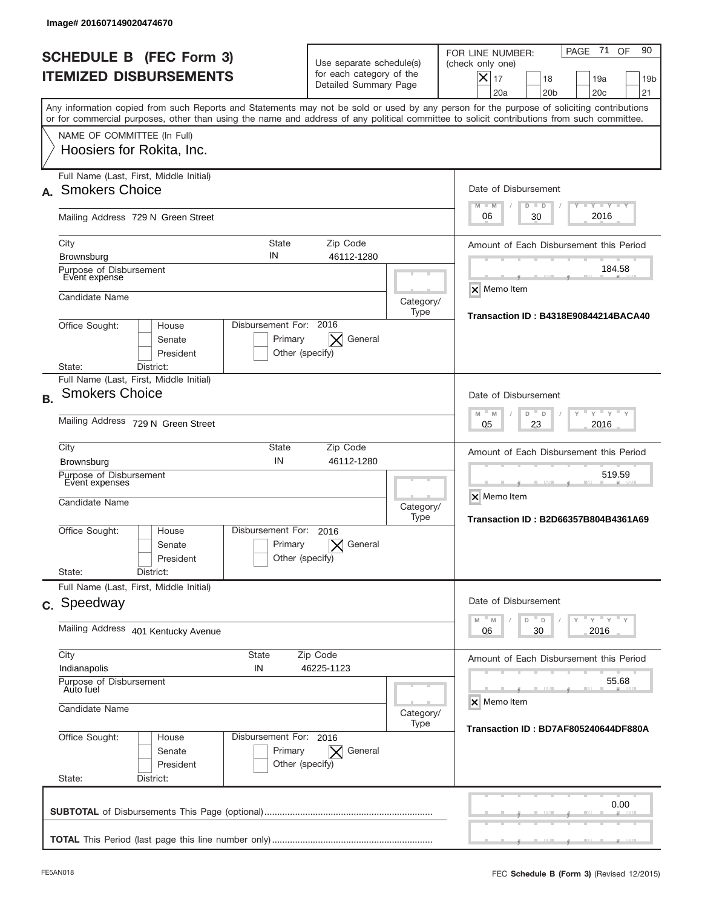Image# 201607149020474670

# SCHEDULE B (FEC Form 3)
## ITEMIZED DISBURSEMENTS

Use separate schedule(s) for each category of the Detailed Summary Page

FOR LINE NUMBER: (check only one)

- [x] 17
- [ ] 18
- [ ] 19a
- [ ] 19b
- [ ] 20a
- [ ] 20b
- [ ] 20c
- [ ] 21

PAGE 71 OF 90

Any information copied from such Reports and Statements may not be sold or used by any person for the purpose of soliciting contributions or for commercial purposes, other than using the name and address of any political committee to solicit contributions from such committee.

NAME OF COMMITTEE (In Full)
Hoosiers for Rokita, Inc.

---

**A.** Full Name (Last, First, Middle Initial): Smokers Choice

Mailing Address: 729 N Green Street

City: Brownsburg | State: IN | Zip Code: 46112-1280

Purpose of Disbursement: Event expense

Candidate Name:

Category/Type:

Office Sought: [ ] House [ ] Senate [ ] President

State: District:

Disbursement For: 2016 [ ] Primary [x] General [ ] Other (specify)

Date of Disbursement: 06 / 30 / 2016

Amount of Each Disbursement this Period: 184.58

[x] Memo Item

Transaction ID : B4318E90844214BACA40

---

**B.** Full Name (Last, First, Middle Initial): Smokers Choice

Mailing Address: 729 N Green Street

City: Brownsburg | State: IN | Zip Code: 46112-1280

Purpose of Disbursement: Event expenses

Candidate Name:

Category/Type:

Office Sought: [ ] House [ ] Senate [ ] President

State: District:

Disbursement For: 2016 [ ] Primary [x] General [ ] Other (specify)

Date of Disbursement: 05 / 23 / 2016

Amount of Each Disbursement this Period: 519.59

[x] Memo Item

Transaction ID : B2D66357B804B4361A69

---

**C.** Full Name (Last, First, Middle Initial): Speedway

Mailing Address: 401 Kentucky Avenue

City: Indianapolis | State: IN | Zip Code: 46225-1123

Purpose of Disbursement: Auto fuel

Candidate Name:

Category/Type:

Office Sought: [ ] House [ ] Senate [ ] President

State: District:

Disbursement For: 2016 [ ] Primary [x] General [ ] Other (specify)

Date of Disbursement: 06 / 30 / 2016

Amount of Each Disbursement this Period: 55.68

[x] Memo Item

Transaction ID : BD7AF805240644DF880A

---

**SUBTOTAL** of Disbursements This Page (optional): 0.00

**TOTAL** This Period (last page this line number only):

FE5AN018 — FEC **Schedule B (Form 3)** (Revised 12/2015)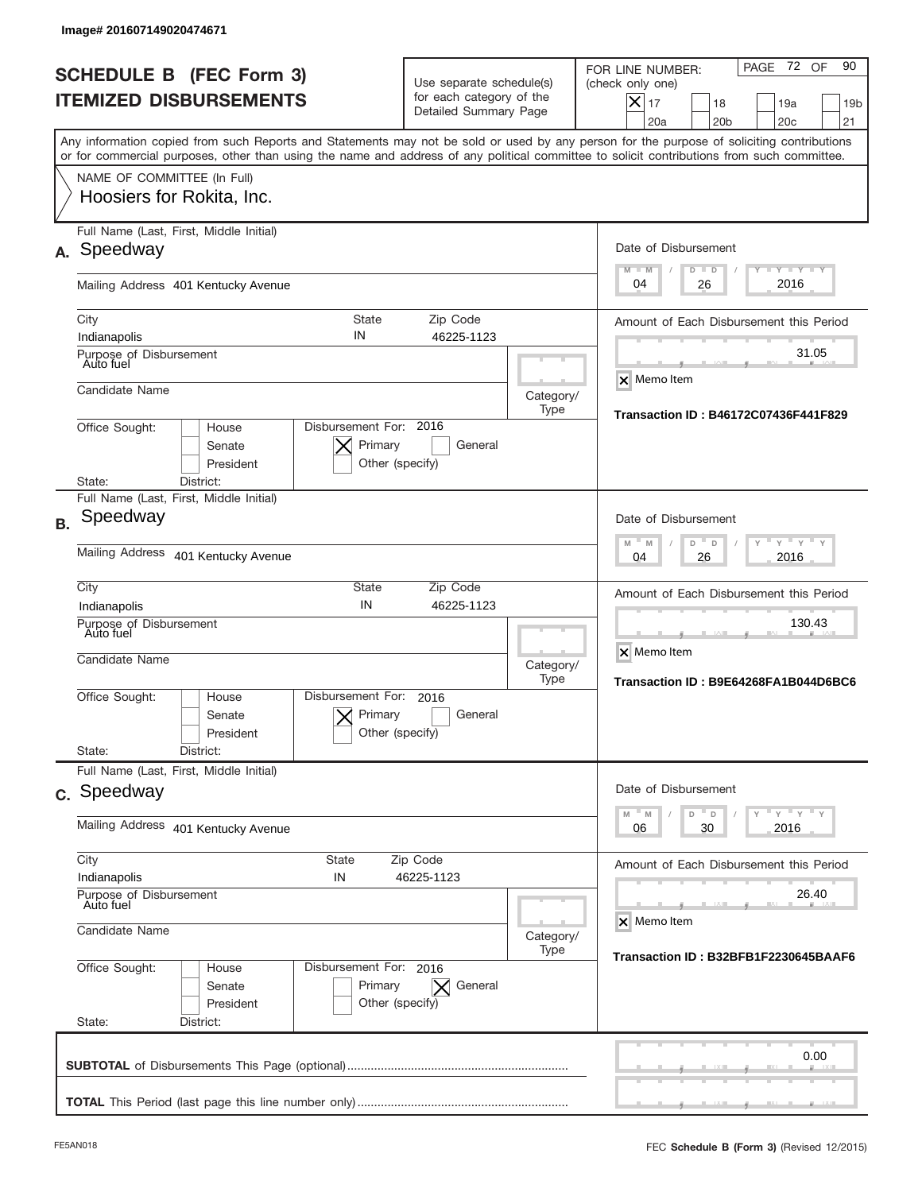Image# 201607149020474671

# SCHEDULE B (FEC Form 3)
## ITEMIZED DISBURSEMENTS

Use separate schedule(s) for each category of the Detailed Summary Page

FOR LINE NUMBER: (check only one)
[X] 17 [ ] 18 [ ] 19a [ ] 19b [ ] 20a [ ] 20b [ ] 20c [ ] 21

PAGE 72 OF 90

Any information copied from such Reports and Statements may not be sold or used by any person for the purpose of soliciting contributions or for commercial purposes, other than using the name and address of any political committee to solicit contributions from such committee.

NAME OF COMMITTEE (In Full)
Hoosiers for Rokita, Inc.

---

**A.** Full Name (Last, First, Middle Initial): Speedway

Mailing Address: 401 Kentucky Avenue

City: Indianapolis | State: IN | Zip Code: 46225-1123

Purpose of Disbursement: Auto fuel

Candidate Name:

Category/Type:

Office Sought: [ ] House [ ] Senate [ ] President

State: District:

Disbursement For: 2016 [X] Primary [ ] General [ ] Other (specify)

Date of Disbursement: 04/26/2016

Amount of Each Disbursement this Period: 31.05

[X] Memo Item

Transaction ID : B46172C07436F441F829

---

**B.** Full Name (Last, First, Middle Initial): Speedway

Mailing Address: 401 Kentucky Avenue

City: Indianapolis | State: IN | Zip Code: 46225-1123

Purpose of Disbursement: Auto fuel

Candidate Name:

Category/Type:

Office Sought: [ ] House [ ] Senate [ ] President

State: District:

Disbursement For: 2016 [X] Primary [ ] General [ ] Other (specify)

Date of Disbursement: 04/26/2016

Amount of Each Disbursement this Period: 130.43

[X] Memo Item

Transaction ID : B9E64268FA1B044D6BC6

---

**C.** Full Name (Last, First, Middle Initial): Speedway

Mailing Address: 401 Kentucky Avenue

City: Indianapolis | State: IN | Zip Code: 46225-1123

Purpose of Disbursement: Auto fuel

Candidate Name:

Category/Type:

Office Sought: [ ] House [ ] Senate [ ] President

State: District:

Disbursement For: 2016 [ ] Primary [X] General [ ] Other (specify)

Date of Disbursement: 06/30/2016

Amount of Each Disbursement this Period: 26.40

[X] Memo Item

Transaction ID : B32BFB1F2230645BAAF6

---

**SUBTOTAL** of Disbursements This Page (optional): 0.00

**TOTAL** This Period (last page this line number only):

FE5AN018 — FEC **Schedule B (Form 3)** (Revised 12/2015)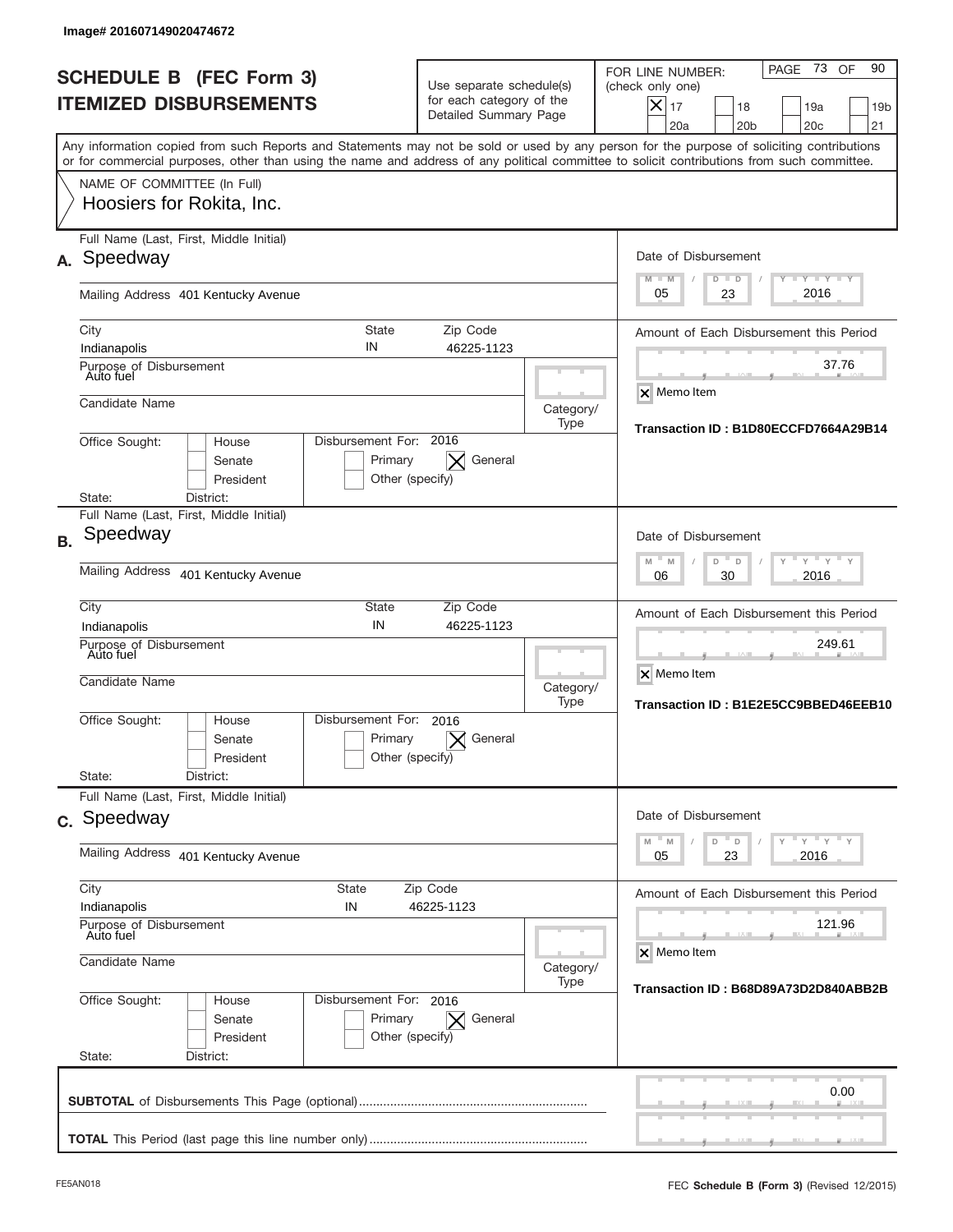Image# 201607149020474672

# SCHEDULE B (FEC Form 3)
# ITEMIZED DISBURSEMENTS

Use separate schedule(s) for each category of the Detailed Summary Page

FOR LINE NUMBER: (check only one)

- [x] 17
- [ ] 18
- [ ] 19a
- [ ] 19b
- [ ] 20a
- [ ] 20b
- [ ] 20c
- [ ] 21

Any information copied from such Reports and Statements may not be sold or used by any person for the purpose of soliciting contributions or for commercial purposes, other than using the name and address of any political committee to solicit contributions from such committee.

NAME OF COMMITTEE (In Full)
Hoosiers for Rokita, Inc.

---

**A.** Full Name (Last, First, Middle Initial): Speedway

Mailing Address: 401 Kentucky Avenue

City: Indianapolis | State: IN | Zip Code: 46225-1123

Purpose of Disbursement: Auto fuel

Candidate Name:

Category/Type:

Office Sought: [ ] House [ ] Senate [ ] President

State: District:

Disbursement For: 2016 [ ] Primary [x] General [ ] Other (specify)

Date of Disbursement: 05 / 23 / 2016

Amount of Each Disbursement this Period: 37.76

[x] Memo Item

Transaction ID : B1D80ECCFD7664A29B14

---

**B.** Full Name (Last, First, Middle Initial): Speedway

Mailing Address: 401 Kentucky Avenue

City: Indianapolis | State: IN | Zip Code: 46225-1123

Purpose of Disbursement: Auto fuel

Candidate Name:

Category/Type:

Office Sought: [ ] House [ ] Senate [ ] President

State: District:

Disbursement For: 2016 [ ] Primary [x] General [ ] Other (specify)

Date of Disbursement: 06 / 30 / 2016

Amount of Each Disbursement this Period: 249.61

[x] Memo Item

Transaction ID : B1E2E5CC9BBED46EEB10

---

**C.** Full Name (Last, First, Middle Initial): Speedway

Mailing Address: 401 Kentucky Avenue

City: Indianapolis | State: IN | Zip Code: 46225-1123

Purpose of Disbursement: Auto fuel

Candidate Name:

Category/Type:

Office Sought: [ ] House [ ] Senate [ ] President

State: District:

Disbursement For: 2016 [ ] Primary [x] General [ ] Other (specify)

Date of Disbursement: 05 / 23 / 2016

Amount of Each Disbursement this Period: 121.96

[x] Memo Item

Transaction ID : B68D89A73D2D840ABB2B

---

**SUBTOTAL** of Disbursements This Page (optional): 0.00

**TOTAL** This Period (last page this line number only):

FE5AN018

FEC **Schedule B** (Form 3) (Revised 12/2015)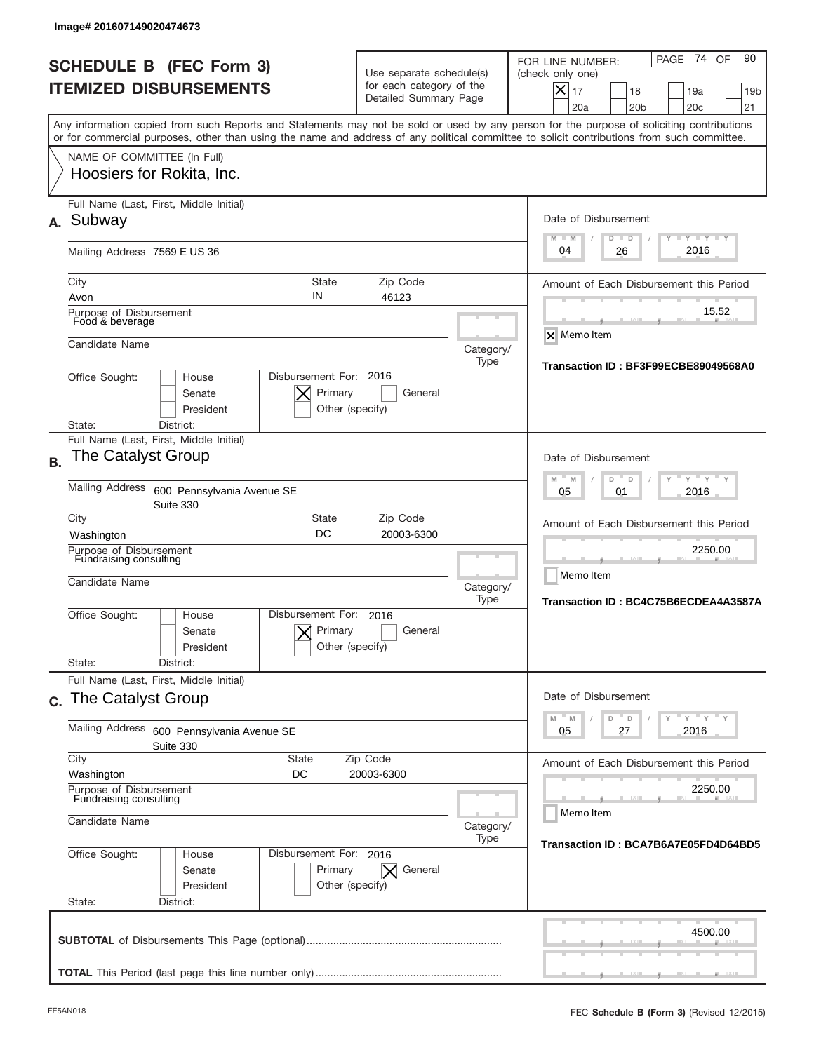Image# 201607149020474673

# SCHEDULE B (FEC Form 3)
## ITEMIZED DISBURSEMENTS

Use separate schedule(s) for each category of the Detailed Summary Page

FOR LINE NUMBER: (check only one)

- [x] 17
- [ ] 18
- [ ] 19a
- [ ] 19b
- [ ] 20a
- [ ] 20b
- [ ] 20c
- [ ] 21

Any information copied from such Reports and Statements may not be sold or used by any person for the purpose of soliciting contributions or for commercial purposes, other than using the name and address of any political committee to solicit contributions from such committee.

NAME OF COMMITTEE (In Full)
Hoosiers for Rokita, Inc.

---

**A.** Full Name (Last, First, Middle Initial): Subway

Mailing Address: 7569 E US 36

City: Avon | State: IN | Zip Code: 46123

Purpose of Disbursement: Food & beverage

Candidate Name:

Category/Type:

Office Sought: [ ] House [ ] Senate [ ] President

State: District:

Disbursement For: 2016 [x] Primary [ ] General [ ] Other (specify)

Date of Disbursement: 04 / 26 / 2016

Amount of Each Disbursement this Period: 15.52

[x] Memo Item

Transaction ID : BF3F99ECBE89049568A0

---

**B.** Full Name (Last, First, Middle Initial): The Catalyst Group

Mailing Address: 600 Pennsylvania Avenue SE, Suite 330

City: Washington | State: DC | Zip Code: 20003-6300

Purpose of Disbursement: Fundraising consulting

Candidate Name:

Category/Type:

Office Sought: [ ] House [ ] Senate [ ] President

State: District:

Disbursement For: 2016 [x] Primary [ ] General [ ] Other (specify)

Date of Disbursement: 05 / 01 / 2016

Amount of Each Disbursement this Period: 2250.00

[ ] Memo Item

Transaction ID : BC4C75B6ECDEA4A3587A

---

**C.** Full Name (Last, First, Middle Initial): The Catalyst Group

Mailing Address: 600 Pennsylvania Avenue SE, Suite 330

City: Washington | State: DC | Zip Code: 20003-6300

Purpose of Disbursement: Fundraising consulting

Candidate Name:

Category/Type:

Office Sought: [ ] House [ ] Senate [ ] President

State: District:

Disbursement For: 2016 [ ] Primary [x] General [ ] Other (specify)

Date of Disbursement: 05 / 27 / 2016

Amount of Each Disbursement this Period: 2250.00

[ ] Memo Item

Transaction ID : BCA7B6A7E05FD4D64BD5

---

**SUBTOTAL** of Disbursements This Page (optional): 4500.00

**TOTAL** This Period (last page this line number only):

FE5AN018 — FEC **Schedule B** (Form 3) (Revised 12/2015)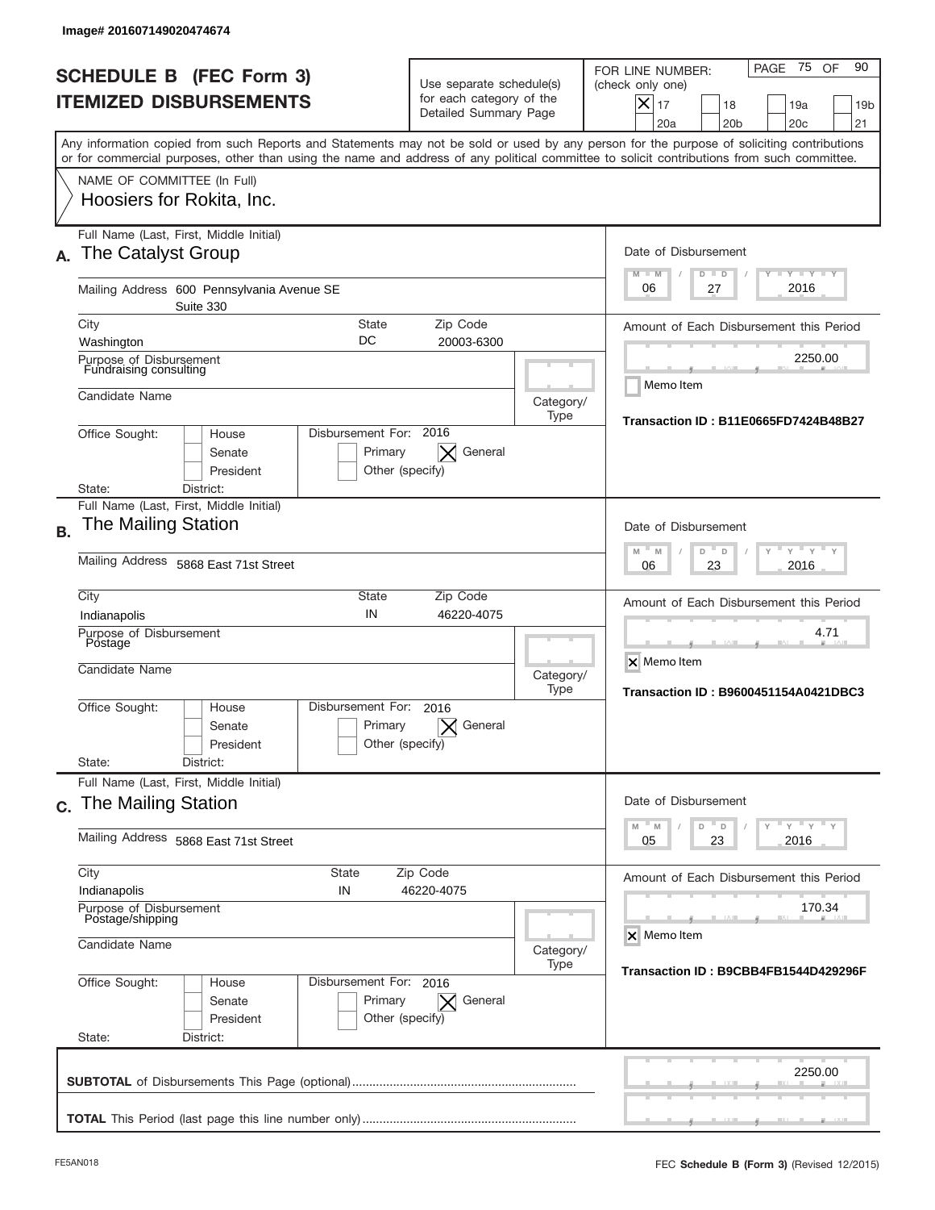Image# 201607149020474674

# SCHEDULE B (FEC Form 3)
## ITEMIZED DISBURSEMENTS

Use separate schedule(s) for each category of the Detailed Summary Page

FOR LINE NUMBER: (check only one)
[X] 17 [ ] 18 [ ] 19a [ ] 19b [ ] 20a [ ] 20b [ ] 20c [ ] 21

PAGE 75 OF 90

Any information copied from such Reports and Statements may not be sold or used by any person for the purpose of soliciting contributions or for commercial purposes, other than using the name and address of any political committee to solicit contributions from such committee.

NAME OF COMMITTEE (In Full)
Hoosiers for Rokita, Inc.

---

**A.** Full Name (Last, First, Middle Initial): The Catalyst Group

Mailing Address: 600 Pennsylvania Avenue SE, Suite 330

City: Washington | State: DC | Zip Code: 20003-6300

Purpose of Disbursement: Fundraising consulting

Candidate Name:

Category/Type:

Office Sought: [ ] House [ ] Senate [ ] President
State: District:

Disbursement For: 2016 [ ] Primary [X] General [ ] Other (specify)

Date of Disbursement: 06 / 27 / 2016

Amount of Each Disbursement this Period: 2250.00

[ ] Memo Item

Transaction ID : B11E0665FD7424B48B27

---

**B.** Full Name (Last, First, Middle Initial): The Mailing Station

Mailing Address: 5868 East 71st Street

City: Indianapolis | State: IN | Zip Code: 46220-4075

Purpose of Disbursement: Postage

Candidate Name:

Category/Type:

Office Sought: [ ] House [ ] Senate [ ] President
State: District:

Disbursement For: 2016 [ ] Primary [X] General [ ] Other (specify)

Date of Disbursement: 06 / 23 / 2016

Amount of Each Disbursement this Period: 4.71

[X] Memo Item

Transaction ID : B9600451154A0421DBC3

---

**C.** Full Name (Last, First, Middle Initial): The Mailing Station

Mailing Address: 5868 East 71st Street

City: Indianapolis | State: IN | Zip Code: 46220-4075

Purpose of Disbursement: Postage/shipping

Candidate Name:

Category/Type:

Office Sought: [ ] House [ ] Senate [ ] President
State: District:

Disbursement For: 2016 [ ] Primary [X] General [ ] Other (specify)

Date of Disbursement: 05 / 23 / 2016

Amount of Each Disbursement this Period: 170.34

[X] Memo Item

Transaction ID : B9CBB4FB1544D429296F

---

**SUBTOTAL** of Disbursements This Page (optional): 2250.00

**TOTAL** This Period (last page this line number only):

FE5AN018 — FEC **Schedule B** (Form 3) (Revised 12/2015)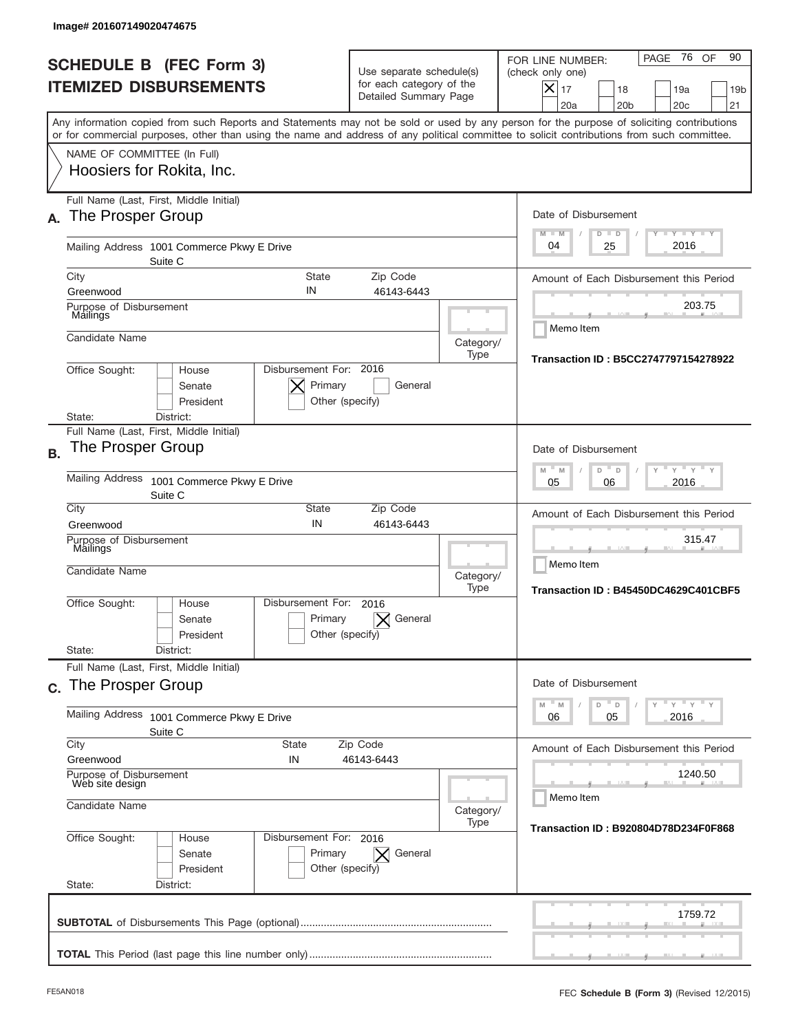Image# 201607149020474675

# SCHEDULE B (FEC Form 3)
## ITEMIZED DISBURSEMENTS

Use separate schedule(s) for each category of the Detailed Summary Page

FOR LINE NUMBER: (check only one)
[X] 17 [ ] 18 [ ] 19a [ ] 19b [ ] 20a [ ] 20b [ ] 20c [ ] 21

PAGE 76 OF 90

Any information copied from such Reports and Statements may not be sold or used by any person for the purpose of soliciting contributions or for commercial purposes, other than using the name and address of any political committee to solicit contributions from such committee.

NAME OF COMMITTEE (In Full)
Hoosiers for Rokita, Inc.

---

**A.** Full Name (Last, First, Middle Initial): The Prosper Group

Mailing Address: 1001 Commerce Pkwy E Drive, Suite C

City: Greenwood | State: IN | Zip Code: 46143-6443

Purpose of Disbursement: Mailings

Candidate Name:

Category/Type:

Office Sought: [ ] House [ ] Senate [ ] President

State: District:

Disbursement For: 2016 [X] Primary [ ] General [ ] Other (specify)

Date of Disbursement: 04 / 25 / 2016

Amount of Each Disbursement this Period: 203.75

[ ] Memo Item

Transaction ID : B5CC2747797154278922

---

**B.** Full Name (Last, First, Middle Initial): The Prosper Group

Mailing Address: 1001 Commerce Pkwy E Drive, Suite C

City: Greenwood | State: IN | Zip Code: 46143-6443

Purpose of Disbursement: Mailings

Candidate Name:

Category/Type:

Office Sought: [ ] House [ ] Senate [ ] President

State: District:

Disbursement For: 2016 [ ] Primary [X] General [ ] Other (specify)

Date of Disbursement: 05 / 06 / 2016

Amount of Each Disbursement this Period: 315.47

[ ] Memo Item

Transaction ID : B45450DC4629C401CBF5

---

**C.** Full Name (Last, First, Middle Initial): The Prosper Group

Mailing Address: 1001 Commerce Pkwy E Drive, Suite C

City: Greenwood | State: IN | Zip Code: 46143-6443

Purpose of Disbursement: Web site design

Candidate Name:

Category/Type:

Office Sought: [ ] House [ ] Senate [ ] President

State: District:

Disbursement For: 2016 [ ] Primary [X] General [ ] Other (specify)

Date of Disbursement: 06 / 05 / 2016

Amount of Each Disbursement this Period: 1240.50

[ ] Memo Item

Transaction ID : B920804D78D234F0F868

---

**SUBTOTAL** of Disbursements This Page (optional): 1759.72

**TOTAL** This Period (last page this line number only):

FE5AN018 — FEC **Schedule B** (Form 3) (Revised 12/2015)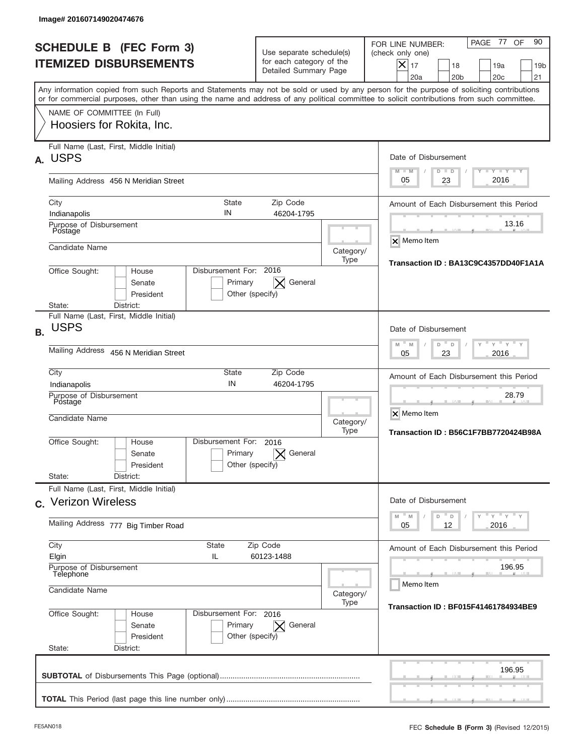Image# 201607149020474676

# SCHEDULE B (FEC Form 3)
# ITEMIZED DISBURSEMENTS

Use separate schedule(s) for each category of the Detailed Summary Page

FOR LINE NUMBER: (check only one)

- [x] 17
- [ ] 18
- [ ] 19a
- [ ] 19b
- [ ] 20a
- [ ] 20b
- [ ] 20c
- [ ] 21

PAGE 77 OF 90

Any information copied from such Reports and Statements may not be sold or used by any person for the purpose of soliciting contributions or for commercial purposes, other than using the name and address of any political committee to solicit contributions from such committee.

NAME OF COMMITTEE (In Full)
Hoosiers for Rokita, Inc.

---

**A.** Full Name (Last, First, Middle Initial): USPS

Mailing Address: 456 N Meridian Street

City: Indianapolis | State: IN | Zip Code: 46204-1795

Purpose of Disbursement: Postage

Candidate Name:

Category/Type:

Office Sought: [ ] House [ ] Senate [ ] President

State: District:

Disbursement For: 2016 [ ] Primary [x] General [ ] Other (specify)

Date of Disbursement: 05/23/2016

Amount of Each Disbursement this Period: 13.16

[x] Memo Item

Transaction ID : BA13C9C4357DD40F1A1A

---

**B.** Full Name (Last, First, Middle Initial): USPS

Mailing Address: 456 N Meridian Street

City: Indianapolis | State: IN | Zip Code: 46204-1795

Purpose of Disbursement: Postage

Candidate Name:

Category/Type:

Office Sought: [ ] House [ ] Senate [ ] President

State: District:

Disbursement For: 2016 [ ] Primary [x] General [ ] Other (specify)

Date of Disbursement: 05/23/2016

Amount of Each Disbursement this Period: 28.79

[x] Memo Item

Transaction ID : B56C1F7BB7720424B98A

---

**C.** Full Name (Last, First, Middle Initial): Verizon Wireless

Mailing Address: 777 Big Timber Road

City: Elgin | State: IL | Zip Code: 60123-1488

Purpose of Disbursement: Telephone

Candidate Name:

Category/Type:

Office Sought: [ ] House [ ] Senate [ ] President

State: District:

Disbursement For: 2016 [ ] Primary [x] General [ ] Other (specify)

Date of Disbursement: 05/12/2016

Amount of Each Disbursement this Period: 196.95

[ ] Memo Item

Transaction ID : BF015F41461784934BE9

---

**SUBTOTAL** of Disbursements This Page (optional): 196.95

**TOTAL** This Period (last page this line number only):

FE5AN018

FEC **Schedule B** (Form 3) (Revised 12/2015)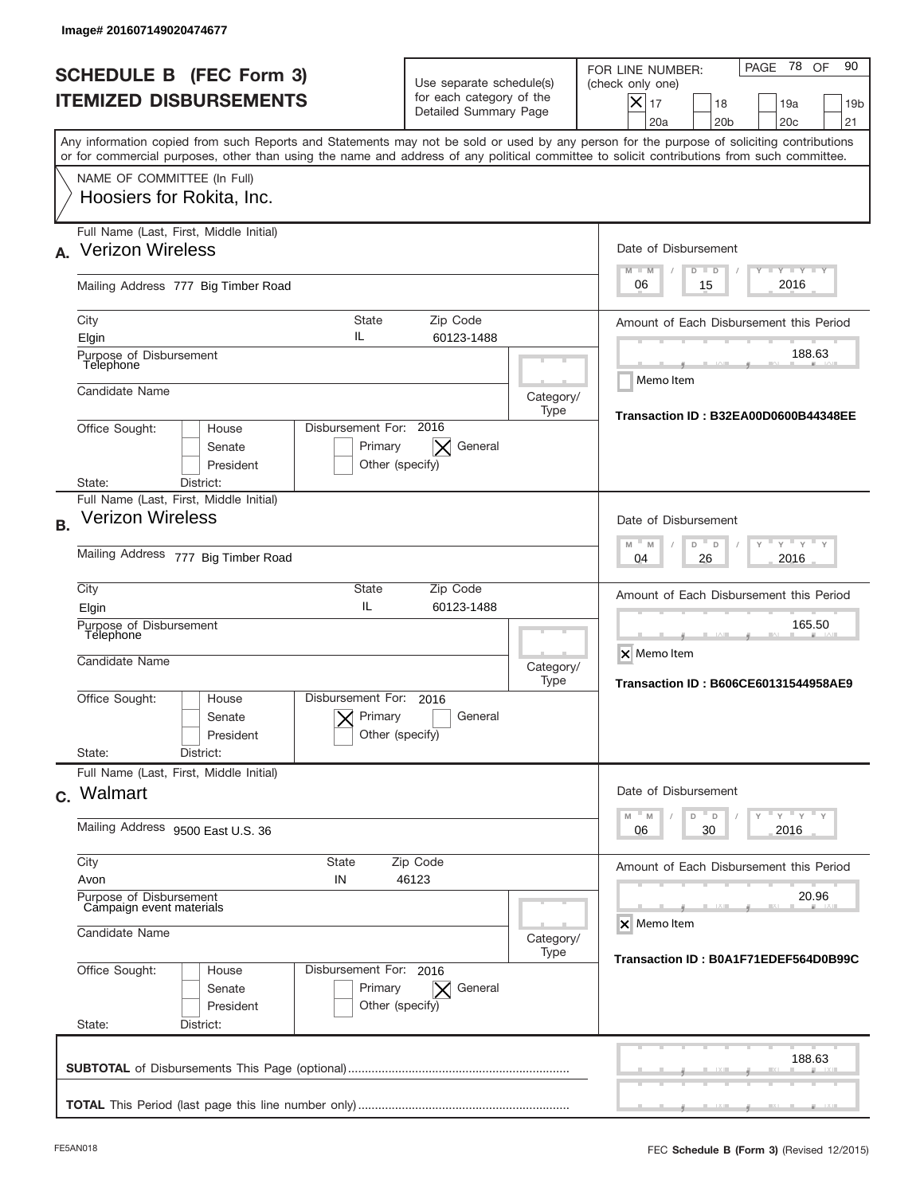Image# 201607149020474677

# SCHEDULE B (FEC Form 3)
## ITEMIZED DISBURSEMENTS

Use separate schedule(s) for each category of the Detailed Summary Page

FOR LINE NUMBER: (check only one)

- [X] 17
- [ ] 18
- [ ] 19a
- [ ] 19b
- [ ] 20a
- [ ] 20b
- [ ] 20c
- [ ] 21

Any information copied from such Reports and Statements may not be sold or used by any person for the purpose of soliciting contributions or for commercial purposes, other than using the name and address of any political committee to solicit contributions from such committee.

NAME OF COMMITTEE (In Full)
Hoosiers for Rokita, Inc.

---

**A.** Full Name (Last, First, Middle Initial): Verizon Wireless

Mailing Address: 777 Big Timber Road

City: Elgin | State: IL | Zip Code: 60123-1488

Purpose of Disbursement: Telephone

Candidate Name:

Category/Type:

Office Sought: [ ] House [ ] Senate [ ] President

State: District:

Disbursement For: 2016 [ ] Primary [X] General [ ] Other (specify)

Date of Disbursement: 06 / 15 / 2016

Amount of Each Disbursement this Period: 188.63

[ ] Memo Item

Transaction ID : B32EA00D0600B44348EE

---

**B.** Full Name (Last, First, Middle Initial): Verizon Wireless

Mailing Address: 777 Big Timber Road

City: Elgin | State: IL | Zip Code: 60123-1488

Purpose of Disbursement: Telephone

Candidate Name:

Category/Type:

Office Sought: [ ] House [ ] Senate [ ] President

State: District:

Disbursement For: 2016 [X] Primary [ ] General [ ] Other (specify)

Date of Disbursement: 04 / 26 / 2016

Amount of Each Disbursement this Period: 165.50

[X] Memo Item

Transaction ID : B606CE60131544958AE9

---

**C.** Full Name (Last, First, Middle Initial): Walmart

Mailing Address: 9500 East U.S. 36

City: Avon | State: IN | Zip Code: 46123

Purpose of Disbursement: Campaign event materials

Candidate Name:

Category/Type:

Office Sought: [ ] House [ ] Senate [ ] President

State: District:

Disbursement For: 2016 [ ] Primary [X] General [ ] Other (specify)

Date of Disbursement: 06 / 30 / 2016

Amount of Each Disbursement this Period: 20.96

[X] Memo Item

Transaction ID : B0A1F71EDEF564D0B99C

---

**SUBTOTAL** of Disbursements This Page (optional): 188.63

**TOTAL** This Period (last page this line number only):

FE5AN018 — FEC **Schedule B (Form 3)** (Revised 12/2015)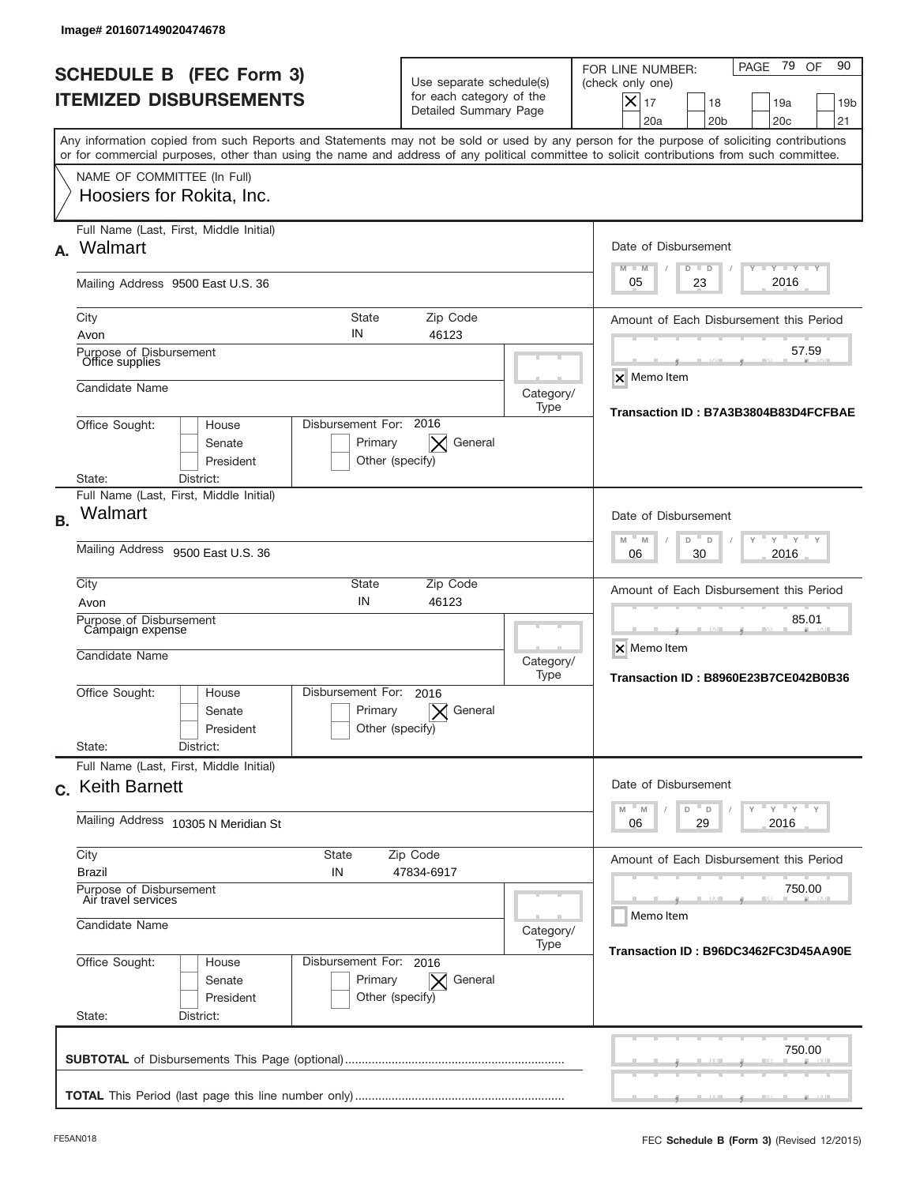Image# 201607149020474678

# SCHEDULE B (FEC Form 3)
## ITEMIZED DISBURSEMENTS

Use separate schedule(s) for each category of the Detailed Summary Page

FOR LINE NUMBER: (check only one)

- [x] 17
- [ ] 18
- [ ] 19a
- [ ] 19b
- [ ] 20a
- [ ] 20b
- [ ] 20c
- [ ] 21

Any information copied from such Reports and Statements may not be sold or used by any person for the purpose of soliciting contributions or for commercial purposes, other than using the name and address of any political committee to solicit contributions from such committee.

NAME OF COMMITTEE (In Full)
Hoosiers for Rokita, Inc.

---

**A.** Full Name (Last, First, Middle Initial): Walmart

Mailing Address: 9500 East U.S. 36

City: Avon | State: IN | Zip Code: 46123

Purpose of Disbursement: Office supplies

Candidate Name:

Category/Type:

Office Sought: [ ] House [ ] Senate [ ] President

State: District:

Disbursement For: 2016 [ ] Primary [x] General [ ] Other (specify)

Date of Disbursement: 05 / 23 / 2016

Amount of Each Disbursement this Period: 57.59

[x] Memo Item

Transaction ID : B7A3B3804B83D4FCFBAE

---

**B.** Full Name (Last, First, Middle Initial): Walmart

Mailing Address: 9500 East U.S. 36

City: Avon | State: IN | Zip Code: 46123

Purpose of Disbursement: Campaign expense

Candidate Name:

Category/Type:

Office Sought: [ ] House [ ] Senate [ ] President

State: District:

Disbursement For: 2016 [ ] Primary [x] General [ ] Other (specify)

Date of Disbursement: 06 / 30 / 2016

Amount of Each Disbursement this Period: 85.01

[x] Memo Item

Transaction ID : B8960E23B7CE042B0B36

---

**C.** Full Name (Last, First, Middle Initial): Keith Barnett

Mailing Address: 10305 N Meridian St

City: Brazil | State: IN | Zip Code: 47834-6917

Purpose of Disbursement: Air travel services

Candidate Name:

Category/Type:

Office Sought: [ ] House [ ] Senate [ ] President

State: District:

Disbursement For: 2016 [ ] Primary [x] General [ ] Other (specify)

Date of Disbursement: 06 / 29 / 2016

Amount of Each Disbursement this Period: 750.00

[ ] Memo Item

Transaction ID : B96DC3462FC3D45AA90E

---

**SUBTOTAL** of Disbursements This Page (optional): 750.00

**TOTAL** This Period (last page this line number only):

FE5AN018

FEC **Schedule B (Form 3)** (Revised 12/2015)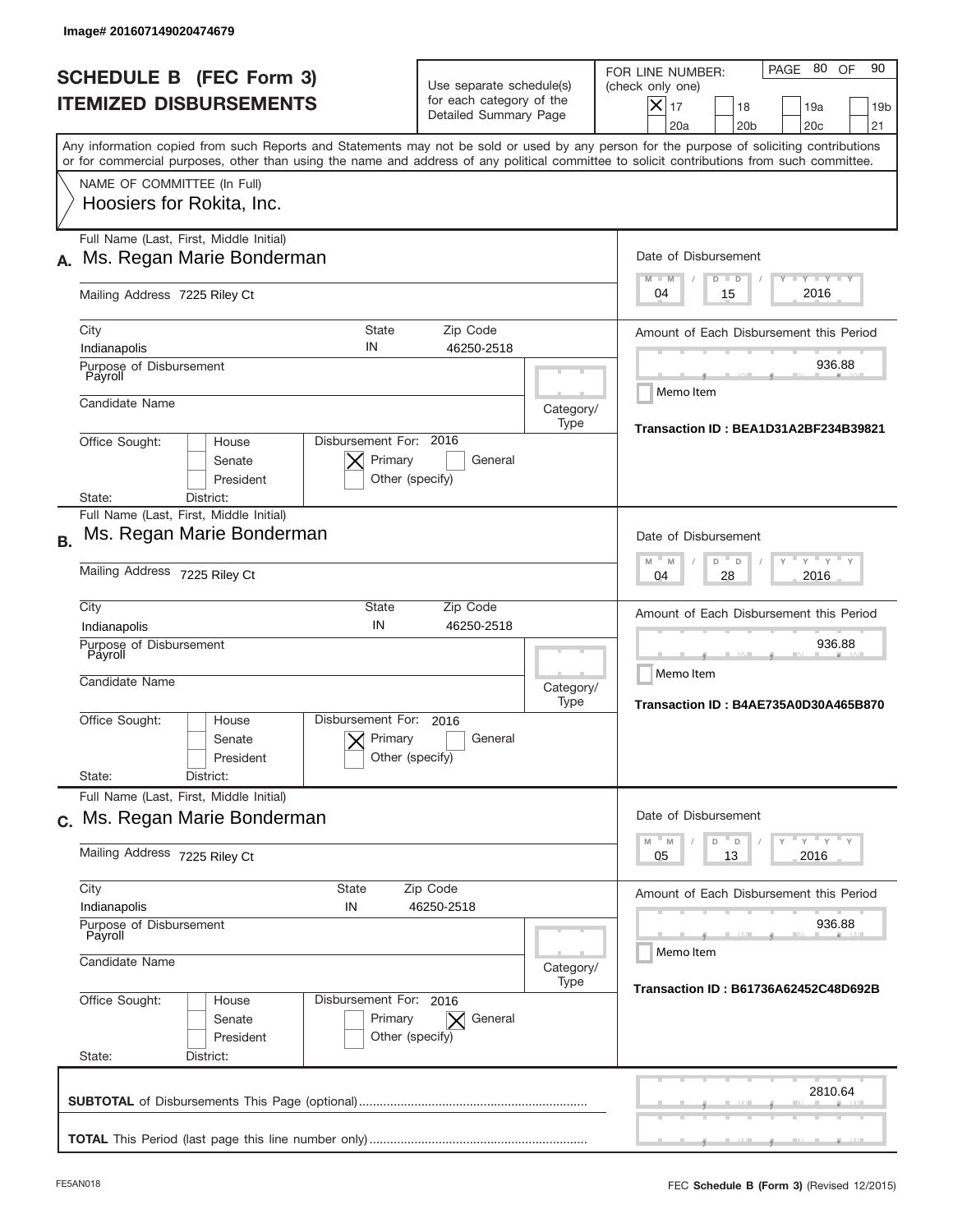Image# 201607149020474679

# SCHEDULE B (FEC Form 3)
## ITEMIZED DISBURSEMENTS

Use separate schedule(s) for each category of the Detailed Summary Page

FOR LINE NUMBER: (check only one)

- [X] 17
- [ ] 18
- [ ] 19a
- [ ] 19b
- [ ] 20a
- [ ] 20b
- [ ] 20c
- [ ] 21

Any information copied from such Reports and Statements may not be sold or used by any person for the purpose of soliciting contributions or for commercial purposes, other than using the name and address of any political committee to solicit contributions from such committee.

NAME OF COMMITTEE (In Full)
Hoosiers for Rokita, Inc.

---

**A.** Full Name (Last, First, Middle Initial): Ms. Regan Marie Bonderman

Mailing Address: 7225 Riley Ct

City: Indianapolis | State: IN | Zip Code: 46250-2518

Purpose of Disbursement: Payroll

Candidate Name:

Category/Type:

Office Sought: [ ] House [ ] Senate [ ] President

State: District:

Disbursement For: 2016 [X] Primary [ ] General [ ] Other (specify)

Date of Disbursement: 04/15/2016

Amount of Each Disbursement this Period: 936.88

[ ] Memo Item

Transaction ID : BEA1D31A2BF234B39821

---

**B.** Full Name (Last, First, Middle Initial): Ms. Regan Marie Bonderman

Mailing Address: 7225 Riley Ct

City: Indianapolis | State: IN | Zip Code: 46250-2518

Purpose of Disbursement: Payroll

Candidate Name:

Category/Type:

Office Sought: [ ] House [ ] Senate [ ] President

State: District:

Disbursement For: 2016 [X] Primary [ ] General [ ] Other (specify)

Date of Disbursement: 04/28/2016

Amount of Each Disbursement this Period: 936.88

[ ] Memo Item

Transaction ID : B4AE735A0D30A465B870

---

**C.** Full Name (Last, First, Middle Initial): Ms. Regan Marie Bonderman

Mailing Address: 7225 Riley Ct

City: Indianapolis | State: IN | Zip Code: 46250-2518

Purpose of Disbursement: Payroll

Candidate Name:

Category/Type:

Office Sought: [ ] House [ ] Senate [ ] President

State: District:

Disbursement For: 2016 [ ] Primary [X] General [ ] Other (specify)

Date of Disbursement: 05/13/2016

Amount of Each Disbursement this Period: 936.88

[ ] Memo Item

Transaction ID : B61736A62452C48D692B

---

**SUBTOTAL** of Disbursements This Page (optional): 2810.64

**TOTAL** This Period (last page this line number only):

FE5AN018 FEC **Schedule B (Form 3)** (Revised 12/2015)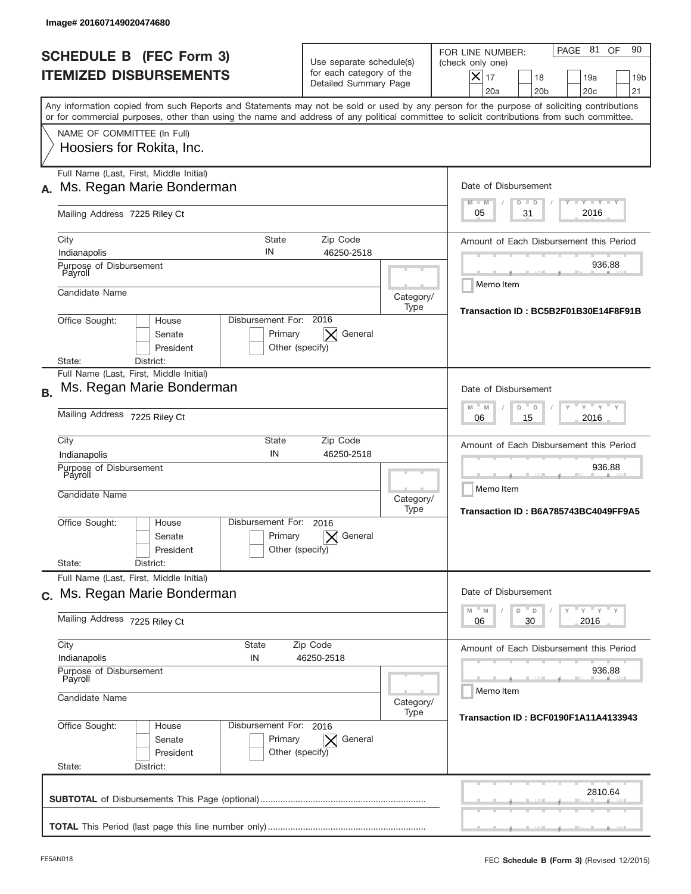Image# 201607149020474680

# SCHEDULE B (FEC Form 3)
# ITEMIZED DISBURSEMENTS

Use separate schedule(s) for each category of the Detailed Summary Page

FOR LINE NUMBER: (check only one)

- [x] 17
- [ ] 18
- [ ] 19a
- [ ] 19b
- [ ] 20a
- [ ] 20b
- [ ] 20c
- [ ] 21

Any information copied from such Reports and Statements may not be sold or used by any person for the purpose of soliciting contributions or for commercial purposes, other than using the name and address of any political committee to solicit contributions from such committee.

NAME OF COMMITTEE (In Full)
Hoosiers for Rokita, Inc.

---

**A.** Full Name (Last, First, Middle Initial): Ms. Regan Marie Bonderman

Mailing Address: 7225 Riley Ct

City: Indianapolis | State: IN | Zip Code: 46250-2518

Purpose of Disbursement: Payroll

Candidate Name:

Category/Type:

Office Sought: House / Senate / President

State: District:

Disbursement For: 2016 — Primary [ ] General [X] Other (specify)

Date of Disbursement: 05 / 31 / 2016

Amount of Each Disbursement this Period: 936.88

Memo Item

Transaction ID : BC5B2F01B30E14F8F91B

---

**B.** Full Name (Last, First, Middle Initial): Ms. Regan Marie Bonderman

Mailing Address: 7225 Riley Ct

City: Indianapolis | State: IN | Zip Code: 46250-2518

Purpose of Disbursement: Payroll

Candidate Name:

Category/Type:

Office Sought: House / Senate / President

State: District:

Disbursement For: 2016 — Primary [ ] General [X] Other (specify)

Date of Disbursement: 06 / 15 / 2016

Amount of Each Disbursement this Period: 936.88

Memo Item

Transaction ID : B6A785743BC4049FF9A5

---

**C.** Full Name (Last, First, Middle Initial): Ms. Regan Marie Bonderman

Mailing Address: 7225 Riley Ct

City: Indianapolis | State: IN | Zip Code: 46250-2518

Purpose of Disbursement: Payroll

Candidate Name:

Category/Type:

Office Sought: House / Senate / President

State: District:

Disbursement For: 2016 — Primary [ ] General [X] Other (specify)

Date of Disbursement: 06 / 30 / 2016

Amount of Each Disbursement this Period: 936.88

Memo Item

Transaction ID : BCF0190F1A11A4133943

---

**SUBTOTAL** of Disbursements This Page (optional): 2810.64

**TOTAL** This Period (last page this line number only):

FE5AN018 — FEC **Schedule B** (Form 3) (Revised 12/2015)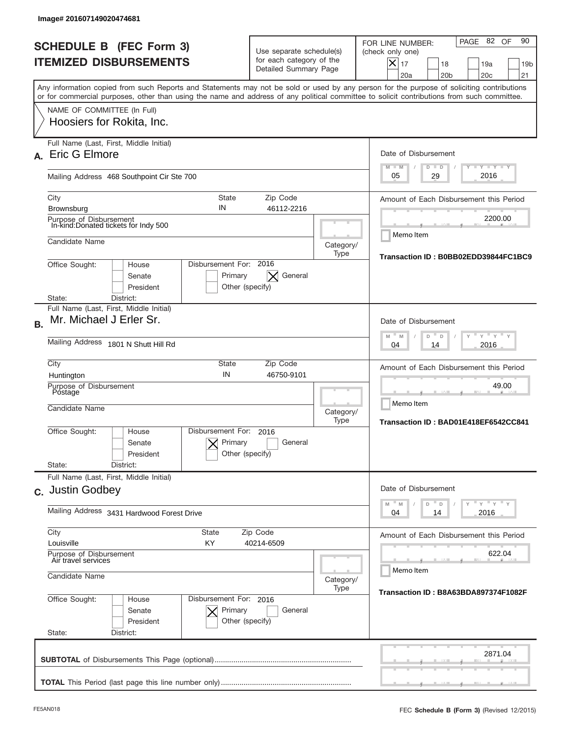Image# 201607149020474681

# SCHEDULE B (FEC Form 3)
## ITEMIZED DISBURSEMENTS

Use separate schedule(s) for each category of the Detailed Summary Page

FOR LINE NUMBER: (check only one)
[X] 17 [ ] 18 [ ] 19a [ ] 19b [ ] 20a [ ] 20b [ ] 20c [ ] 21

PAGE 82 OF 90

Any information copied from such Reports and Statements may not be sold or used by any person for the purpose of soliciting contributions or for commercial purposes, other than using the name and address of any political committee to solicit contributions from such committee.

NAME OF COMMITTEE (In Full)
Hoosiers for Rokita, Inc.

---

**A.** Full Name (Last, First, Middle Initial): Eric G Elmore

Mailing Address: 468 Southpoint Cir Ste 700

City: Brownsburg | State: IN | Zip Code: 46112-2216

Purpose of Disbursement: In-kind:Donated tickets for Indy 500

Candidate Name:

Category/Type:

Office Sought: [ ] House [ ] Senate [ ] President

Disbursement For: 2016 [ ] Primary [X] General [ ] Other (specify)

State: District:

Date of Disbursement: 05 / 29 / 2016

Amount of Each Disbursement this Period: 2200.00

Memo Item

Transaction ID : B0BB02EDD39844FC1BC9

---

**B.** Full Name (Last, First, Middle Initial): Mr. Michael J Erler Sr.

Mailing Address: 1801 N Shutt Hill Rd

City: Huntington | State: IN | Zip Code: 46750-9101

Purpose of Disbursement: Postage

Candidate Name:

Category/Type:

Office Sought: [ ] House [ ] Senate [ ] President

Disbursement For: 2016 [X] Primary [ ] General [ ] Other (specify)

State: District:

Date of Disbursement: 04 / 14 / 2016

Amount of Each Disbursement this Period: 49.00

Memo Item

Transaction ID : BAD01E418EF6542CC841

---

**C.** Full Name (Last, First, Middle Initial): Justin Godbey

Mailing Address: 3431 Hardwood Forest Drive

City: Louisville | State: KY | Zip Code: 40214-6509

Purpose of Disbursement: Air travel services

Candidate Name:

Category/Type:

Office Sought: [ ] House [ ] Senate [ ] President

Disbursement For: 2016 [X] Primary [ ] General [ ] Other (specify)

State: District:

Date of Disbursement: 04 / 14 / 2016

Amount of Each Disbursement this Period: 622.04

Memo Item

Transaction ID : B8A63BDA897374F1082F

---

**SUBTOTAL** of Disbursements This Page (optional): 2871.04

**TOTAL** This Period (last page this line number only):

FE5AN018 FEC **Schedule B** (Form 3) (Revised 12/2015)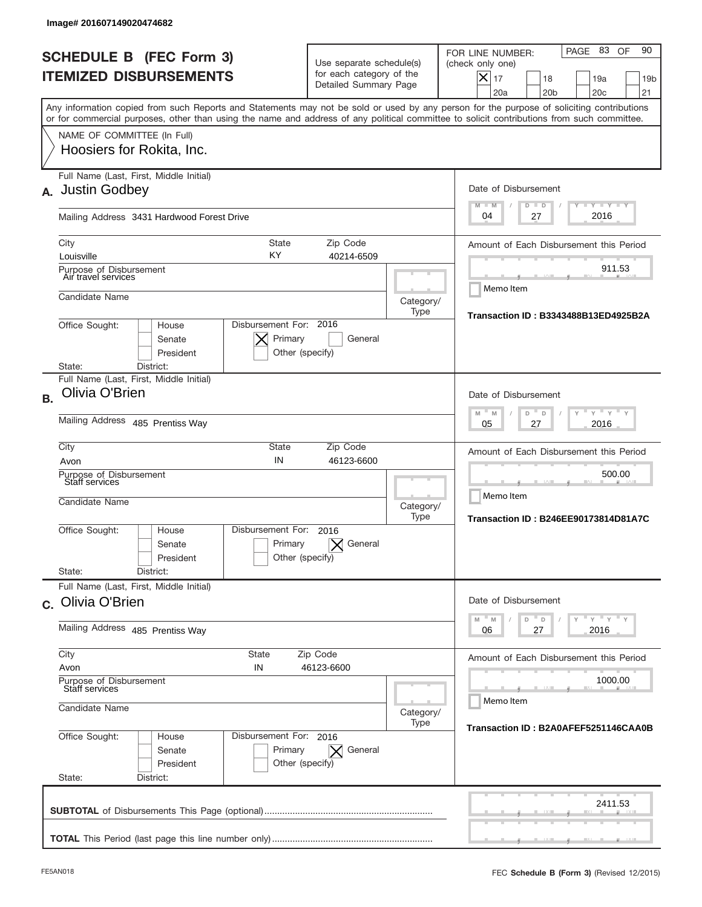Image# 201607149020474682

# SCHEDULE B (FEC Form 3)
# ITEMIZED DISBURSEMENTS

Use separate schedule(s) for each category of the Detailed Summary Page

FOR LINE NUMBER: (check only one)

- [X] 17
- [ ] 18
- [ ] 19a
- [ ] 19b
- [ ] 20a
- [ ] 20b
- [ ] 20c
- [ ] 21

PAGE 83 OF 90

Any information copied from such Reports and Statements may not be sold or used by any person for the purpose of soliciting contributions or for commercial purposes, other than using the name and address of any political committee to solicit contributions from such committee.

NAME OF COMMITTEE (In Full)
Hoosiers for Rokita, Inc.

---

**A.** Full Name (Last, First, Middle Initial): Justin Godbey

Mailing Address: 3431 Hardwood Forest Drive

City: Louisville | State: KY | Zip Code: 40214-6509

Purpose of Disbursement: Air travel services

Candidate Name:

Category/Type:

Office Sought: [ ] House [ ] Senate [ ] President

State: District:

Disbursement For: 2016 [X] Primary [ ] General [ ] Other (specify)

Date of Disbursement: 04 / 27 / 2016

Amount of Each Disbursement this Period: 911.53

[ ] Memo Item

Transaction ID : B3343488B13ED4925B2A

---

**B.** Full Name (Last, First, Middle Initial): Olivia O'Brien

Mailing Address: 485 Prentiss Way

City: Avon | State: IN | Zip Code: 46123-6600

Purpose of Disbursement: Staff services

Candidate Name:

Category/Type:

Office Sought: [ ] House [ ] Senate [ ] President

State: District:

Disbursement For: 2016 [ ] Primary [X] General [ ] Other (specify)

Date of Disbursement: 05 / 27 / 2016

Amount of Each Disbursement this Period: 500.00

[ ] Memo Item

Transaction ID : B246EE90173814D81A7C

---

**C.** Full Name (Last, First, Middle Initial): Olivia O'Brien

Mailing Address: 485 Prentiss Way

City: Avon | State: IN | Zip Code: 46123-6600

Purpose of Disbursement: Staff services

Candidate Name:

Category/Type:

Office Sought: [ ] House [ ] Senate [ ] President

State: District:

Disbursement For: 2016 [ ] Primary [X] General [ ] Other (specify)

Date of Disbursement: 06 / 27 / 2016

Amount of Each Disbursement this Period: 1000.00

[ ] Memo Item

Transaction ID : B2A0AFEF5251146CAA0B

---

**SUBTOTAL** of Disbursements This Page (optional) ........ 2411.53

**TOTAL** This Period (last page this line number only) ........

FE5AN018

FEC **Schedule B** (Form 3) (Revised 12/2015)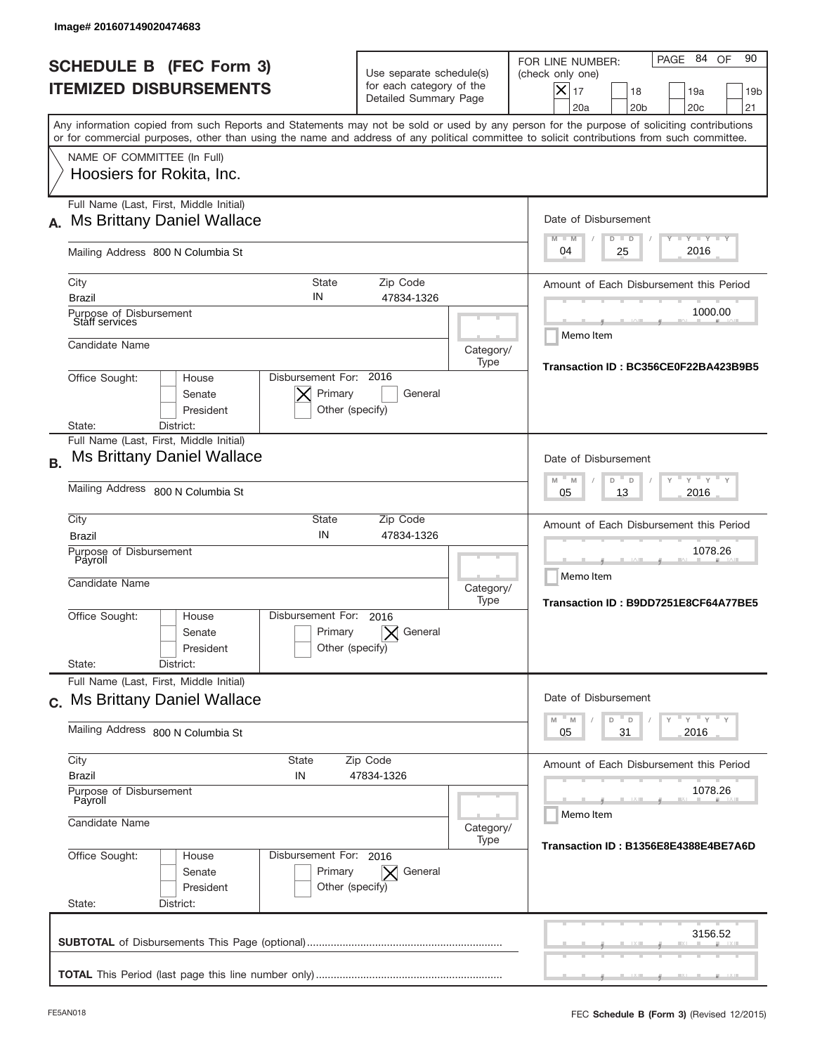Image# 201607149020474683

# SCHEDULE B (FEC Form 3)
# ITEMIZED DISBURSEMENTS

Use separate schedule(s) for each category of the Detailed Summary Page

FOR LINE NUMBER: (check only one)

- [X] 17
- [ ] 18
- [ ] 19a
- [ ] 19b
- [ ] 20a
- [ ] 20b
- [ ] 20c
- [ ] 21

PAGE 84 OF 90

Any information copied from such Reports and Statements may not be sold or used by any person for the purpose of soliciting contributions or for commercial purposes, other than using the name and address of any political committee to solicit contributions from such committee.

NAME OF COMMITTEE (In Full)
Hoosiers for Rokita, Inc.

---

**A.** Full Name (Last, First, Middle Initial): Ms Brittany Daniel Wallace

Mailing Address: 800 N Columbia St

City: Brazil | State: IN | Zip Code: 47834-1326

Purpose of Disbursement: Staff services

Candidate Name:

Category/Type:

Office Sought: [ ] House [ ] Senate [ ] President

State: District:

Disbursement For: 2016 [X] Primary [ ] General [ ] Other (specify)

Date of Disbursement: 04 / 25 / 2016

Amount of Each Disbursement this Period: 1000.00

Memo Item

Transaction ID : BC356CE0F22BA423B9B5

---

**B.** Full Name (Last, First, Middle Initial): Ms Brittany Daniel Wallace

Mailing Address: 800 N Columbia St

City: Brazil | State: IN | Zip Code: 47834-1326

Purpose of Disbursement: Payroll

Candidate Name:

Category/Type:

Office Sought: [ ] House [ ] Senate [ ] President

State: District:

Disbursement For: 2016 [ ] Primary [X] General [ ] Other (specify)

Date of Disbursement: 05 / 13 / 2016

Amount of Each Disbursement this Period: 1078.26

Memo Item

Transaction ID : B9DD7251E8CF64A77BE5

---

**C.** Full Name (Last, First, Middle Initial): Ms Brittany Daniel Wallace

Mailing Address: 800 N Columbia St

City: Brazil | State: IN | Zip Code: 47834-1326

Purpose of Disbursement: Payroll

Candidate Name:

Category/Type:

Office Sought: [ ] House [ ] Senate [ ] President

State: District:

Disbursement For: 2016 [ ] Primary [X] General [ ] Other (specify)

Date of Disbursement: 05 / 31 / 2016

Amount of Each Disbursement this Period: 1078.26

Memo Item

Transaction ID : B1356E8E4388E4BE7A6D

---

**SUBTOTAL** of Disbursements This Page (optional): 3156.52

**TOTAL** This Period (last page this line number only):

FE5AN018

FEC **Schedule B (Form 3)** (Revised 12/2015)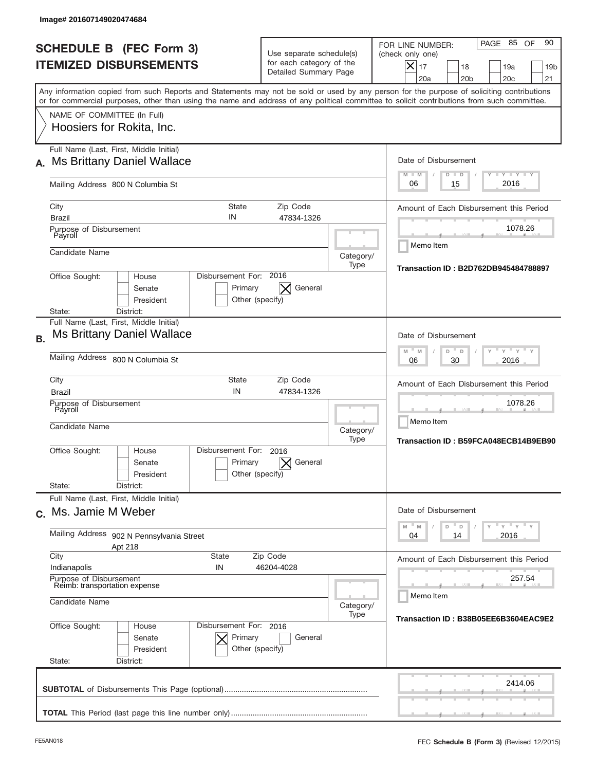Image# 201607149020474684

# SCHEDULE B (FEC Form 3)
# ITEMIZED DISBURSEMENTS

Use separate schedule(s) for each category of the Detailed Summary Page

FOR LINE NUMBER: (check only one)
[X] 17 [ ] 18 [ ] 19a [ ] 19b [ ] 20a [ ] 20b [ ] 20c [ ] 21

PAGE 85 OF 90

Any information copied from such Reports and Statements may not be sold or used by any person for the purpose of soliciting contributions or for commercial purposes, other than using the name and address of any political committee to solicit contributions from such committee.

NAME OF COMMITTEE (In Full)
Hoosiers for Rokita, Inc.

## A.

Full Name (Last, First, Middle Initial): Ms Brittany Daniel Wallace

Mailing Address: 800 N Columbia St

City: Brazil | State: IN | Zip Code: 47834-1326

Purpose of Disbursement: Payroll

Candidate Name:

Category/Type:

Office Sought: [ ] House [ ] Senate [ ] President

State: District:

Disbursement For: 2016 [ ] Primary [X] General [ ] Other (specify)

Date of Disbursement: 06 / 15 / 2016

Amount of Each Disbursement this Period: 1078.26

[ ] Memo Item

Transaction ID : B2D762DB945484788897

## B.

Full Name (Last, First, Middle Initial): Ms Brittany Daniel Wallace

Mailing Address: 800 N Columbia St

City: Brazil | State: IN | Zip Code: 47834-1326

Purpose of Disbursement: Payroll

Candidate Name:

Category/Type:

Office Sought: [ ] House [ ] Senate [ ] President

State: District:

Disbursement For: 2016 [ ] Primary [X] General [ ] Other (specify)

Date of Disbursement: 06 / 30 / 2016

Amount of Each Disbursement this Period: 1078.26

[ ] Memo Item

Transaction ID : B59FCA048ECB14B9EB90

## C.

Full Name (Last, First, Middle Initial): Ms. Jamie M Weber

Mailing Address: 902 N Pennsylvania Street Apt 218

City: Indianapolis | State: IN | Zip Code: 46204-4028

Purpose of Disbursement: Reimb: transportation expense

Candidate Name:

Category/Type:

Office Sought: [ ] House [ ] Senate [ ] President

State: District:

Disbursement For: 2016 [X] Primary [ ] General [ ] Other (specify)

Date of Disbursement: 04 / 14 / 2016

Amount of Each Disbursement this Period: 257.54

[ ] Memo Item

Transaction ID : B38B05EE6B3604EAC9E2

**SUBTOTAL** of Disbursements This Page (optional): 2414.06

**TOTAL** This Period (last page this line number only):

FE5AN018

FEC **Schedule B** (Form 3) (Revised 12/2015)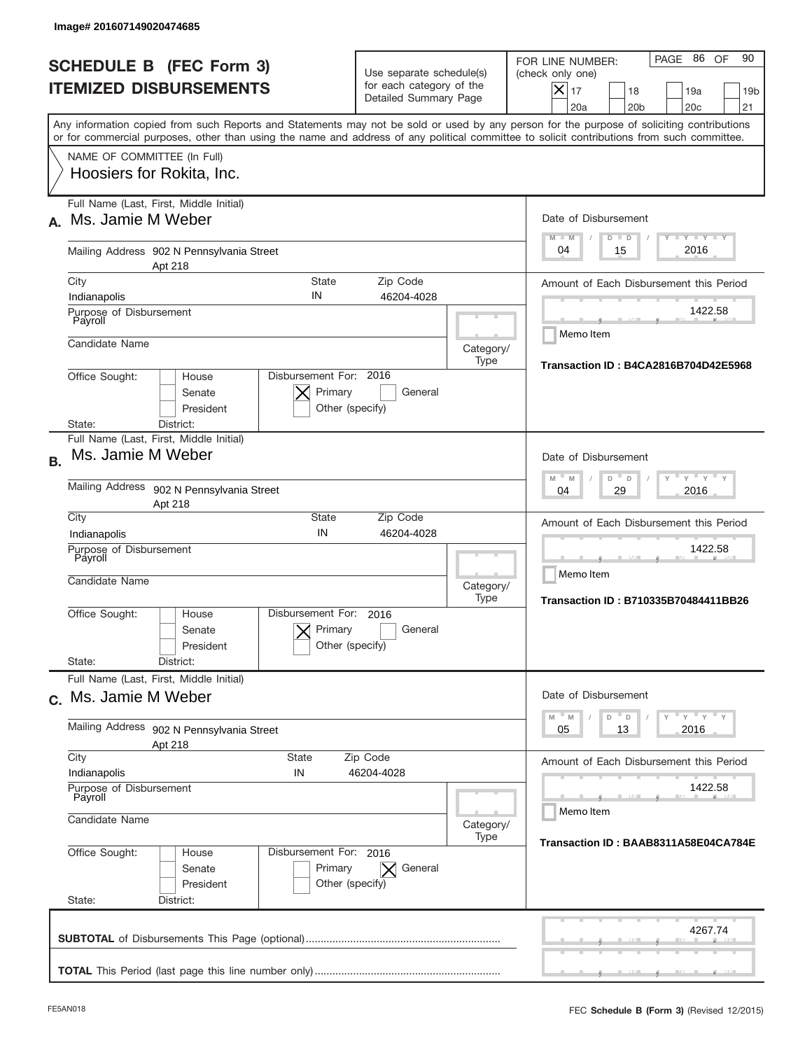Image# 201607149020474685

# SCHEDULE B (FEC Form 3)
## ITEMIZED DISBURSEMENTS

Use separate schedule(s) for each category of the Detailed Summary Page

FOR LINE NUMBER: (check only one)
[X] 17 [ ] 18 [ ] 19a [ ] 19b [ ] 20a [ ] 20b [ ] 20c [ ] 21

PAGE 86 OF 90

Any information copied from such Reports and Statements may not be sold or used by any person for the purpose of soliciting contributions or for commercial purposes, other than using the name and address of any political committee to solicit contributions from such committee.

NAME OF COMMITTEE (In Full)
Hoosiers for Rokita, Inc.

---

**A.** Full Name (Last, First, Middle Initial): Ms. Jamie M Weber

Mailing Address: 902 N Pennsylvania Street, Apt 218

City: Indianapolis | State: IN | Zip Code: 46204-4028

Purpose of Disbursement: Payroll

Candidate Name:

Category/Type:

Office Sought: [ ] House [ ] Senate [ ] President

State: District:

Disbursement For: 2016 [X] Primary [ ] General [ ] Other (specify)

Date of Disbursement: 04/15/2016

Amount of Each Disbursement this Period: 1422.58

[ ] Memo Item

Transaction ID : B4CA2816B704D42E5968

---

**B.** Full Name (Last, First, Middle Initial): Ms. Jamie M Weber

Mailing Address: 902 N Pennsylvania Street, Apt 218

City: Indianapolis | State: IN | Zip Code: 46204-4028

Purpose of Disbursement: Payroll

Candidate Name:

Category/Type:

Office Sought: [ ] House [ ] Senate [ ] President

State: District:

Disbursement For: 2016 [X] Primary [ ] General [ ] Other (specify)

Date of Disbursement: 04/29/2016

Amount of Each Disbursement this Period: 1422.58

[ ] Memo Item

Transaction ID : B710335B70484411BB26

---

**C.** Full Name (Last, First, Middle Initial): Ms. Jamie M Weber

Mailing Address: 902 N Pennsylvania Street, Apt 218

City: Indianapolis | State: IN | Zip Code: 46204-4028

Purpose of Disbursement: Payroll

Candidate Name:

Category/Type:

Office Sought: [ ] House [ ] Senate [ ] President

State: District:

Disbursement For: 2016 [ ] Primary [X] General [ ] Other (specify)

Date of Disbursement: 05/13/2016

Amount of Each Disbursement this Period: 1422.58

[ ] Memo Item

Transaction ID : BAAB8311A58E04CA784E

---

**SUBTOTAL** of Disbursements This Page (optional): 4267.74

**TOTAL** This Period (last page this line number only):

FE5AN018 — FEC **Schedule B (Form 3)** (Revised 12/2015)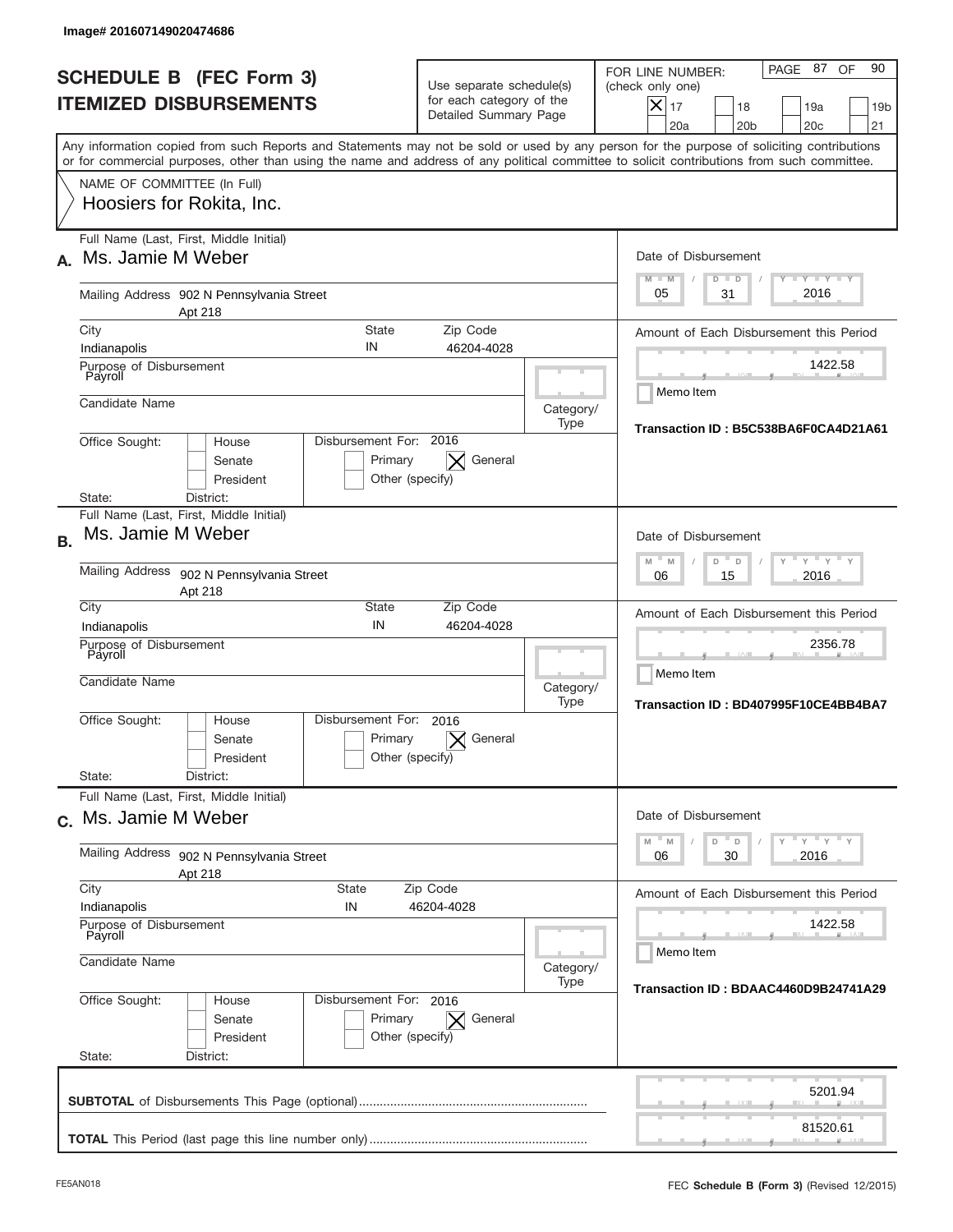Image# 201607149020474686

# SCHEDULE B (FEC Form 3)
## ITEMIZED DISBURSEMENTS

Use separate schedule(s) for each category of the Detailed Summary Page

FOR LINE NUMBER: (check only one)

- [x] 17
- [ ] 18
- [ ] 19a
- [ ] 19b
- [ ] 20a
- [ ] 20b
- [ ] 20c
- [ ] 21

PAGE 87 OF 90

Any information copied from such Reports and Statements may not be sold or used by any person for the purpose of soliciting contributions or for commercial purposes, other than using the name and address of any political committee to solicit contributions from such committee.

NAME OF COMMITTEE (In Full)
Hoosiers for Rokita, Inc.

---

**A.** Full Name (Last, First, Middle Initial): Ms. Jamie M Weber

Mailing Address: 902 N Pennsylvania Street Apt 218

City: Indianapolis | State: IN | Zip Code: 46204-4028

Purpose of Disbursement: Payroll

Candidate Name:

Category/Type:

Office Sought: [ ] House [ ] Senate [ ] President

State: District:

Disbursement For: 2016 [ ] Primary [x] General [ ] Other (specify)

Date of Disbursement: 05 / 31 / 2016

Amount of Each Disbursement this Period: 1422.58

[ ] Memo Item

Transaction ID : B5C538BA6F0CA4D21A61

---

**B.** Full Name (Last, First, Middle Initial): Ms. Jamie M Weber

Mailing Address: 902 N Pennsylvania Street Apt 218

City: Indianapolis | State: IN | Zip Code: 46204-4028

Purpose of Disbursement: Payroll

Candidate Name:

Category/Type:

Office Sought: [ ] House [ ] Senate [ ] President

State: District:

Disbursement For: 2016 [ ] Primary [x] General [ ] Other (specify)

Date of Disbursement: 06 / 15 / 2016

Amount of Each Disbursement this Period: 2356.78

[ ] Memo Item

Transaction ID : BD407995F10CE4BB4BA7

---

**C.** Full Name (Last, First, Middle Initial): Ms. Jamie M Weber

Mailing Address: 902 N Pennsylvania Street Apt 218

City: Indianapolis | State: IN | Zip Code: 46204-4028

Purpose of Disbursement: Payroll

Candidate Name:

Category/Type:

Office Sought: [ ] House [ ] Senate [ ] President

State: District:

Disbursement For: 2016 [ ] Primary [x] General [ ] Other (specify)

Date of Disbursement: 06 / 30 / 2016

Amount of Each Disbursement this Period: 1422.58

[ ] Memo Item

Transaction ID : BDAAC4460D9B24741A29

---

**SUBTOTAL** of Disbursements This Page (optional): 5201.94

**TOTAL** This Period (last page this line number only): 81520.61

FE5AN018

FEC **Schedule B (Form 3)** (Revised 12/2015)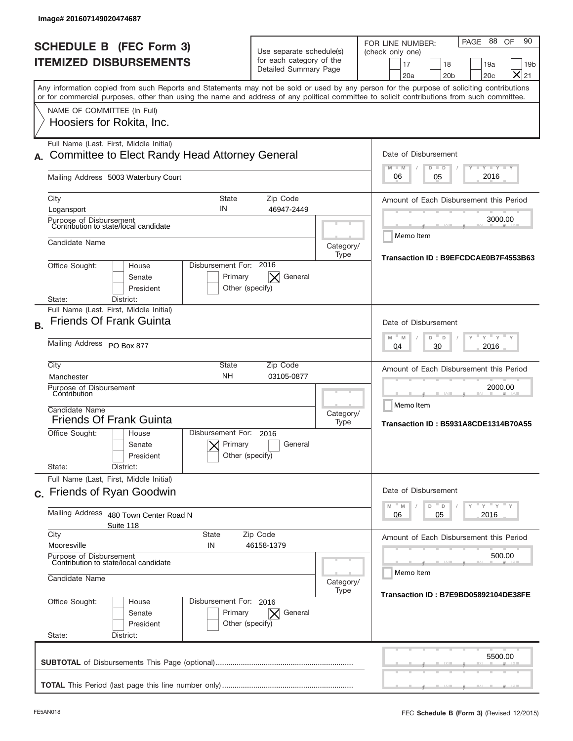Image# 201607149020474687

# SCHEDULE B (FEC Form 3)
## ITEMIZED DISBURSEMENTS

Use separate schedule(s) for each category of the Detailed Summary Page

FOR LINE NUMBER: (check only one)

17 | 18 | 19a | 19b | 20a | 20b | 20c | [X] 21

PAGE 88 OF 90

Any information copied from such Reports and Statements may not be sold or used by any person for the purpose of soliciting contributions or for commercial purposes, other than using the name and address of any political committee to solicit contributions from such committee.

NAME OF COMMITTEE (In Full)
Hoosiers for Rokita, Inc.

---

**A.** Full Name (Last, First, Middle Initial): Committee to Elect Randy Head Attorney General

Mailing Address: 5003 Waterbury Court

City: Logansport | State: IN | Zip Code: 46947-2449

Purpose of Disbursement: Contribution to state/local candidate

Candidate Name:

Category/Type:

Office Sought: House / Senate / President

Disbursement For: 2016 — Primary / [X] General / Other (specify)

State: District:

Date of Disbursement: 06 / 05 / 2016

Amount of Each Disbursement this Period: 3000.00

Memo Item

Transaction ID : B9EFCDCAE0B7F4553B63

---

**B.** Full Name (Last, First, Middle Initial): Friends Of Frank Guinta

Mailing Address: PO Box 877

City: Manchester | State: NH | Zip Code: 03105-0877

Purpose of Disbursement: Contribution

Candidate Name: Friends Of Frank Guinta

Category/Type:

Office Sought: House / Senate / President

Disbursement For: 2016 — [X] Primary / General / Other (specify)

State: District:

Date of Disbursement: 04 / 30 / 2016

Amount of Each Disbursement this Period: 2000.00

Memo Item

Transaction ID : B5931A8CDE1314B70A55

---

**C.** Full Name (Last, First, Middle Initial): Friends of Ryan Goodwin

Mailing Address: 480 Town Center Road N, Suite 118

City: Mooresville | State: IN | Zip Code: 46158-1379

Purpose of Disbursement: Contribution to state/local candidate

Candidate Name:

Category/Type:

Office Sought: House / Senate / President

Disbursement For: 2016 — Primary / [X] General / Other (specify)

State: District:

Date of Disbursement: 06 / 05 / 2016

Amount of Each Disbursement this Period: 500.00

Memo Item

Transaction ID : B7E9BD05892104DE38FE

---

**SUBTOTAL** of Disbursements This Page (optional): 5500.00

**TOTAL** This Period (last page this line number only):

FE5AN018 — FEC **Schedule B** (Form 3) (Revised 12/2015)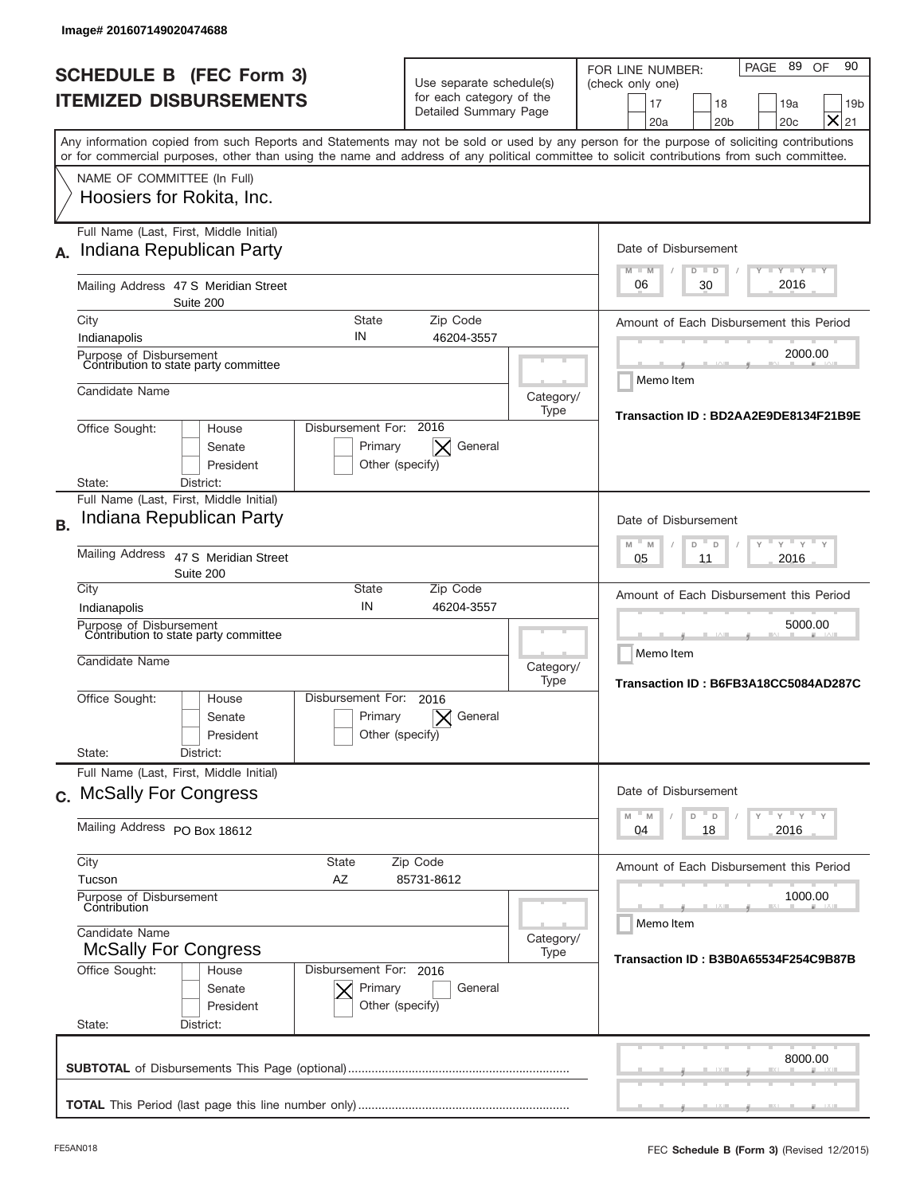Image# 201607149020474688

# SCHEDULE B (FEC Form 3)
# ITEMIZED DISBURSEMENTS

Use separate schedule(s) for each category of the Detailed Summary Page

FOR LINE NUMBER: (check only one)

PAGE 89 OF 90

17 | 18 | 19a | 19b | 20a | 20b | 20c | **X** 21

Any information copied from such Reports and Statements may not be sold or used by any person for the purpose of soliciting contributions or for commercial purposes, other than using the name and address of any political committee to solicit contributions from such committee.

NAME OF COMMITTEE (In Full)
Hoosiers for Rokita, Inc.

---

**A.** Full Name (Last, First, Middle Initial): Indiana Republican Party

Mailing Address: 47 S Meridian Street, Suite 200

City: Indianapolis | State: IN | Zip Code: 46204-3557

Purpose of Disbursement: Contribution to state party committee

Candidate Name:

Category/Type:

Office Sought: House / Senate / President

State: District:

Disbursement For: 2016 — Primary / **X** General / Other (specify)

Date of Disbursement: 06/30/2016

Amount of Each Disbursement this Period: 2000.00

Memo Item

Transaction ID : BD2AA2E9DE8134F21B9E

---

**B.** Full Name (Last, First, Middle Initial): Indiana Republican Party

Mailing Address: 47 S Meridian Street, Suite 200

City: Indianapolis | State: IN | Zip Code: 46204-3557

Purpose of Disbursement: Contribution to state party committee

Candidate Name:

Category/Type:

Office Sought: House / Senate / President

State: District:

Disbursement For: 2016 — Primary / **X** General / Other (specify)

Date of Disbursement: 05/11/2016

Amount of Each Disbursement this Period: 5000.00

Memo Item

Transaction ID : B6FB3A18CC5084AD287C

---

**C.** Full Name (Last, First, Middle Initial): McSally For Congress

Mailing Address: PO Box 18612

City: Tucson | State: AZ | Zip Code: 85731-8612

Purpose of Disbursement: Contribution

Candidate Name: McSally For Congress

Category/Type:

Office Sought: House / Senate / President

State: District:

Disbursement For: 2016 — **X** Primary / General / Other (specify)

Date of Disbursement: 04/18/2016

Amount of Each Disbursement this Period: 1000.00

Memo Item

Transaction ID : B3B0A65534F254C9B87B

---

**SUBTOTAL** of Disbursements This Page (optional): 8000.00

**TOTAL** This Period (last page this line number only):

FE5AN018 — FEC **Schedule B** (Form 3) (Revised 12/2015)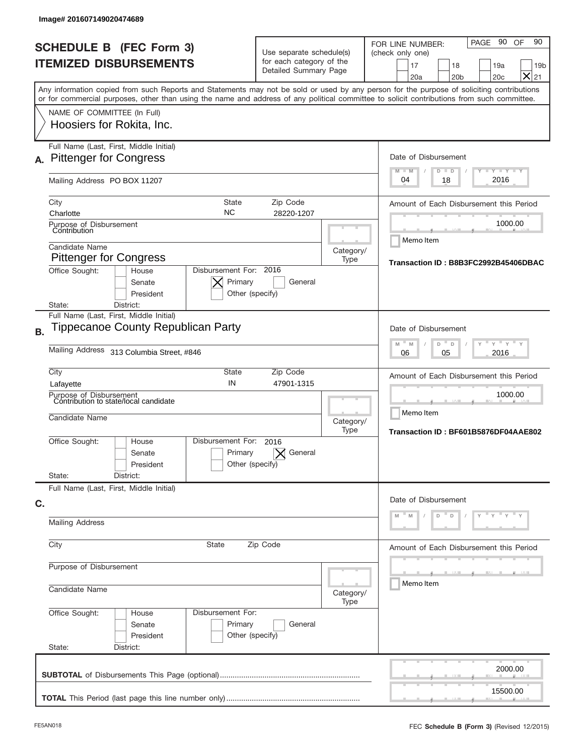Image# 201607149020474689

# SCHEDULE B (FEC Form 3)
## ITEMIZED DISBURSEMENTS

Use separate schedule(s) for each category of the Detailed Summary Page

FOR LINE NUMBER: (check only one)

[ ] 17 [ ] 18 [ ] 19a [ ] 19b [ ] 20a [ ] 20b [ ] 20c [X] 21

Any information copied from such Reports and Statements may not be sold or used by any person for the purpose of soliciting contributions or for commercial purposes, other than using the name and address of any political committee to solicit contributions from such committee.

NAME OF COMMITTEE (In Full)
Hoosiers for Rokita, Inc.

---

**A.** Full Name (Last, First, Middle Initial): Pittenger for Congress

Mailing Address: PO BOX 11207

City: Charlotte | State: NC | Zip Code: 28220-1207

Purpose of Disbursement: Contribution

Candidate Name: Pittenger for Congress

Category/Type:

Office Sought: [ ] House [ ] Senate [ ] President

Disbursement For: 2016 [X] Primary [ ] General [ ] Other (specify)

State: District:

Date of Disbursement: 04 / 18 / 2016

Amount of Each Disbursement this Period: 1000.00

[ ] Memo Item

Transaction ID : B8B3FC2992B45406DBAC

---

**B.** Full Name (Last, First, Middle Initial): Tippecanoe County Republican Party

Mailing Address: 313 Columbia Street, #846

City: Lafayette | State: IN | Zip Code: 47901-1315

Purpose of Disbursement: Contribution to state/local candidate

Candidate Name:

Category/Type:

Office Sought: [ ] House [ ] Senate [ ] President

Disbursement For: 2016 [ ] Primary [X] General [ ] Other (specify)

State: District:

Date of Disbursement: 06 / 05 / 2016

Amount of Each Disbursement this Period: 1000.00

[ ] Memo Item

Transaction ID : BF601B5876DF04AAE802

---

**C.** Full Name (Last, First, Middle Initial):

Mailing Address:

City: | State: | Zip Code:

Purpose of Disbursement:

Candidate Name:

Category/Type:

Office Sought: [ ] House [ ] Senate [ ] President

Disbursement For: [ ] Primary [ ] General [ ] Other (specify)

State: District:

Date of Disbursement: M M / D D / Y Y Y Y

Amount of Each Disbursement this Period:

[ ] Memo Item

---

**SUBTOTAL** of Disbursements This Page (optional): 2000.00

**TOTAL** This Period (last page this line number only): 15500.00

FE5AN018

FEC **Schedule B** (Form 3) (Revised 12/2015)